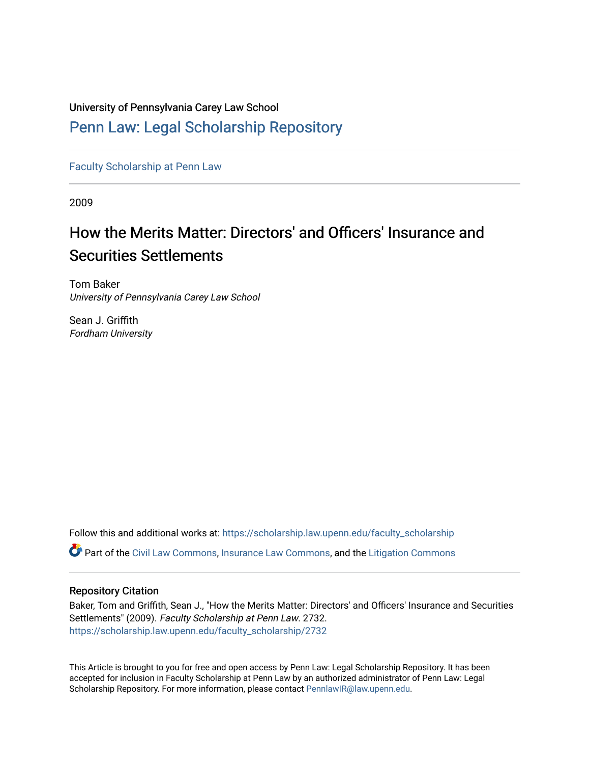University of Pennsylvania Carey Law School

# Penn Law: Legal Scholarship Repository

Faculty Scholarship at Penn Law

2009

# How the Merits Matter: Directors' and Officers' Insurance and Securities Settlements

Tom Baker
*University of Pennsylvania Carey Law School*

Sean J. Griffith
*Fordham University*

Follow this and additional works at: https://scholarship.law.upenn.edu/faculty_scholarship

Part of the Civil Law Commons, Insurance Law Commons, and the Litigation Commons

## Repository Citation

Baker, Tom and Griffith, Sean J., "How the Merits Matter: Directors' and Officers' Insurance and Securities Settlements" (2009). *Faculty Scholarship at Penn Law*. 2732.
https://scholarship.law.upenn.edu/faculty_scholarship/2732

This Article is brought to you for free and open access by Penn Law: Legal Scholarship Repository. It has been accepted for inclusion in Faculty Scholarship at Penn Law by an authorized administrator of Penn Law: Legal Scholarship Repository. For more information, please contact PennlawIR@law.upenn.edu.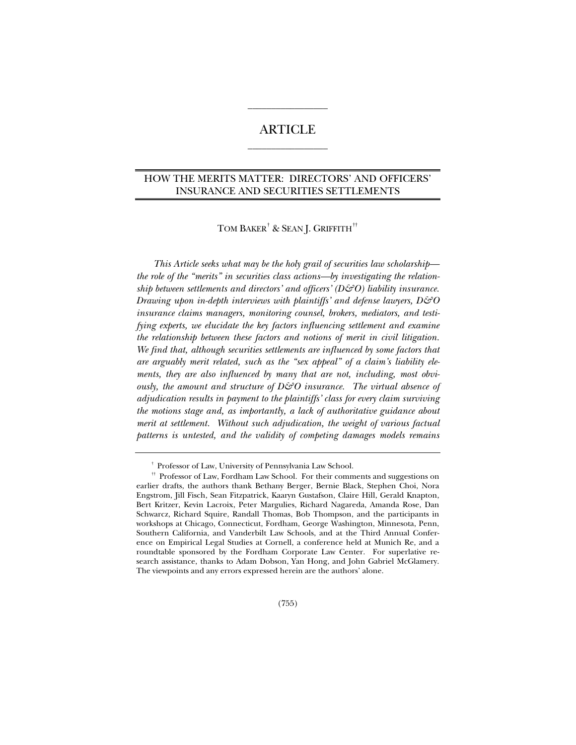# ARTICLE

## HOW THE MERITS MATTER: DIRECTORS' AND OFFICERS' INSURANCE AND SECURITIES SETTLEMENTS

TOM BAKER[†] & SEAN J. GRIFFITH[††]

*This Article seeks what may be the holy grail of securities law scholarship—the role of the "merits" in securities class actions—by investigating the relationship between settlements and directors' and officers' (D&O) liability insurance. Drawing upon in-depth interviews with plaintiffs' and defense lawyers, D&O insurance claims managers, monitoring counsel, brokers, mediators, and testifying experts, we elucidate the key factors influencing settlement and examine the relationship between these factors and notions of merit in civil litigation. We find that, although securities settlements are influenced by some factors that are arguably merit related, such as the "sex appeal" of a claim's liability elements, they are also influenced by many that are not, including, most obviously, the amount and structure of D&O insurance. The virtual absence of adjudication results in payment to the plaintiffs' class for every claim surviving the motions stage and, as importantly, a lack of authoritative guidance about merit at settlement. Without such adjudication, the weight of various factual patterns is untested, and the validity of competing damages models remains*

---

[†] Professor of Law, University of Pennsylvania Law School.

[††] Professor of Law, Fordham Law School. For their comments and suggestions on earlier drafts, the authors thank Bethany Berger, Bernie Black, Stephen Choi, Nora Engstrom, Jill Fisch, Sean Fitzpatrick, Kaaryn Gustafson, Claire Hill, Gerald Knapton, Bert Kritzer, Kevin Lacroix, Peter Margulies, Richard Nagareda, Amanda Rose, Dan Schwarcz, Richard Squire, Randall Thomas, Bob Thompson, and the participants in workshops at Chicago, Connecticut, Fordham, George Washington, Minnesota, Penn, Southern California, and Vanderbilt Law Schools, and at the Third Annual Conference on Empirical Legal Studies at Cornell, a conference held at Munich Re, and a roundtable sponsored by the Fordham Corporate Law Center. For superlative research assistance, thanks to Adam Dobson, Yan Hong, and John Gabriel McGlamery. The viewpoints and any errors expressed herein are the authors' alone.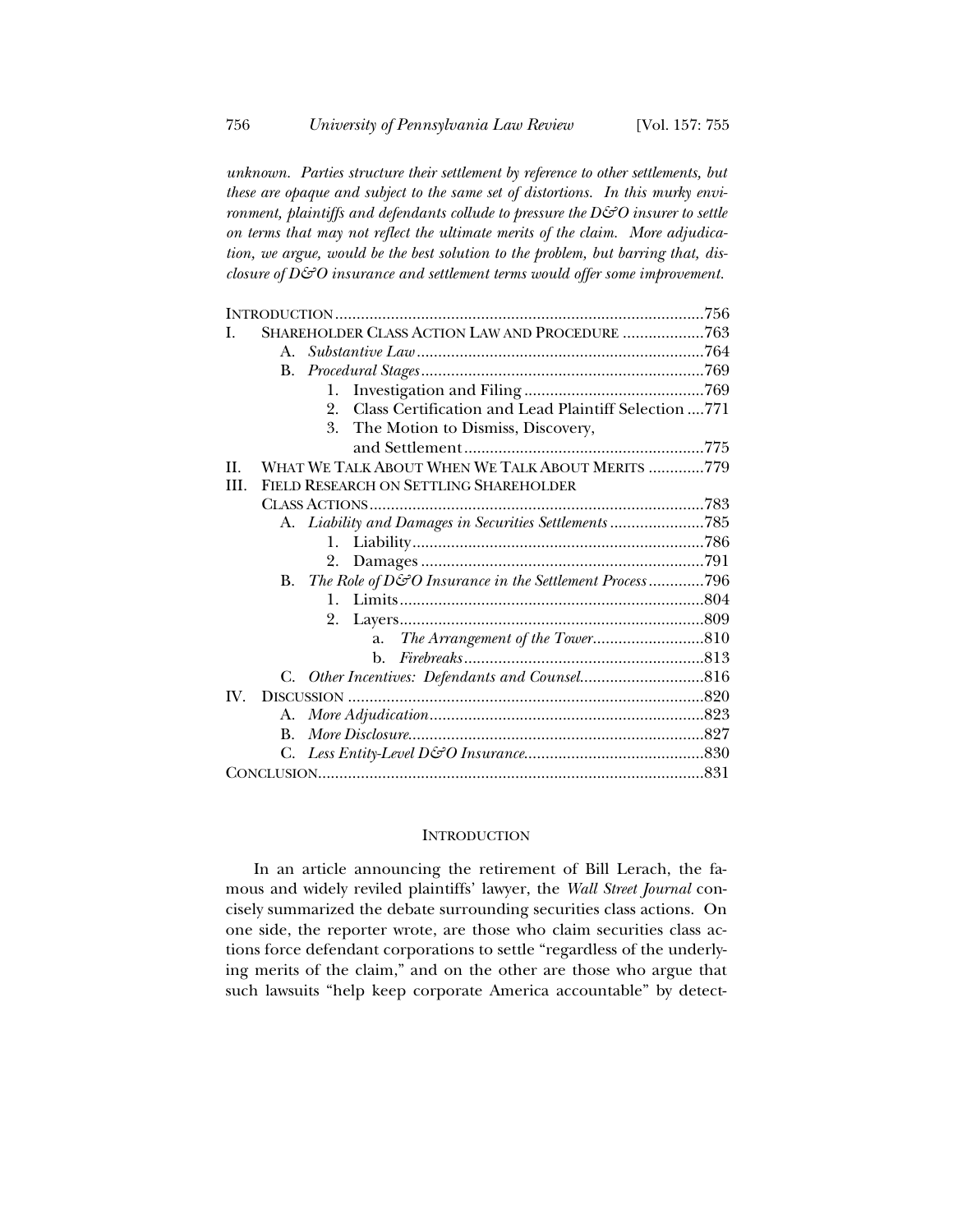*unknown. Parties structure their settlement by reference to other settlements, but these are opaque and subject to the same set of distortions. In this murky environment, plaintiffs and defendants collude to pressure the D&O insurer to settle on terms that may not reflect the ultimate merits of the claim. More adjudication, we argue, would be the best solution to the problem, but barring that, disclosure of D&O insurance and settlement terms would offer some improvement.*

| | |
|---|---|
| INTRODUCTION | 756 |
| I. SHAREHOLDER CLASS ACTION LAW AND PROCEDURE | 763 |
| A. *Substantive Law* | 764 |
| B. *Procedural Stages* | 769 |
| 1. Investigation and Filing | 769 |
| 2. Class Certification and Lead Plaintiff Selection | 771 |
| 3. The Motion to Dismiss, Discovery, and Settlement | 775 |
| II. WHAT WE TALK ABOUT WHEN WE TALK ABOUT MERITS | 779 |
| III. FIELD RESEARCH ON SETTLING SHAREHOLDER CLASS ACTIONS | 783 |
| A. *Liability and Damages in Securities Settlements* | 785 |
| 1. Liability | 786 |
| 2. Damages | 791 |
| B. *The Role of D&O Insurance in the Settlement Process* | 796 |
| 1. Limits | 804 |
| 2. Layers | 809 |
| a. *The Arrangement of the Tower* | 810 |
| b. *Firebreaks* | 813 |
| C. *Other Incentives: Defendants and Counsel* | 816 |
| IV. DISCUSSION | 820 |
| A. *More Adjudication* | 823 |
| B. *More Disclosure* | 827 |
| C. *Less Entity-Level D&O Insurance* | 830 |
| CONCLUSION | 831 |

## INTRODUCTION

In an article announcing the retirement of Bill Lerach, the famous and widely reviled plaintiffs' lawyer, the *Wall Street Journal* concisely summarized the debate surrounding securities class actions. On one side, the reporter wrote, are those who claim securities class actions force defendant corporations to settle "regardless of the underlying merits of the claim," and on the other are those who argue that such lawsuits "help keep corporate America accountable" by detect-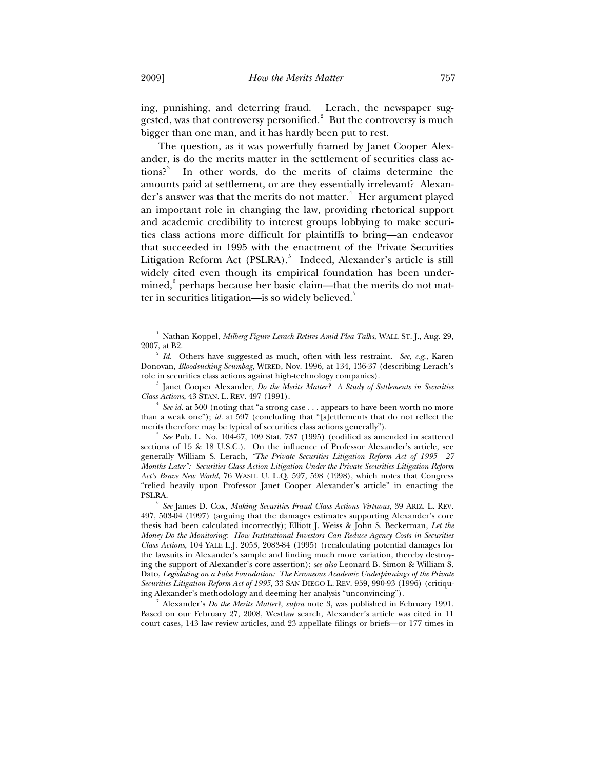ing, punishing, and deterring fraud.[1] Lerach, the newspaper suggested, was that controversy personified.[2] But the controversy is much bigger than one man, and it has hardly been put to rest.

The question, as it was powerfully framed by Janet Cooper Alexander, is do the merits matter in the settlement of securities class actions?[3] In other words, do the merits of claims determine the amounts paid at settlement, or are they essentially irrelevant? Alexander's answer was that the merits do not matter.[4] Her argument played an important role in changing the law, providing rhetorical support and academic credibility to interest groups lobbying to make securities class actions more difficult for plaintiffs to bring—an endeavor that succeeded in 1995 with the enactment of the Private Securities Litigation Reform Act (PSLRA).[5] Indeed, Alexander's article is still widely cited even though its empirical foundation has been undermined,[6] perhaps because her basic claim—that the merits do not matter in securities litigation—is so widely believed.[7]

---

[1] Nathan Koppel, *Milberg Figure Lerach Retires Amid Plea Talks*, WALL ST. J., Aug. 29, 2007, at B2.

[2] *Id.* Others have suggested as much, often with less restraint. *See, e.g.*, Karen Donovan, *Bloodsucking Scumbag*, WIRED, Nov. 1996, at 134, 136-37 (describing Lerach's role in securities class actions against high-technology companies).

[3] Janet Cooper Alexander, *Do the Merits Matter? A Study of Settlements in Securities Class Actions*, 43 STAN. L. REV. 497 (1991).

[4] *See id.* at 500 (noting that "a strong case . . . appears to have been worth no more than a weak one"); *id.* at 597 (concluding that "[s]ettlements that do not reflect the merits therefore may be typical of securities class actions generally").

[5] *See* Pub. L. No. 104-67, 109 Stat. 737 (1995) (codified as amended in scattered sections of 15 & 18 U.S.C.). On the influence of Professor Alexander's article, see generally William S. Lerach, *"The Private Securities Litigation Reform Act of 1995—27 Months Later": Securities Class Action Litigation Under the Private Securities Litigation Reform Act's Brave New World*, 76 WASH. U. L.Q. 597, 598 (1998), which notes that Congress "relied heavily upon Professor Janet Cooper Alexander's article" in enacting the PSLRA.

[6] *See* James D. Cox, *Making Securities Fraud Class Actions Virtuous*, 39 ARIZ. L. REV. 497, 503-04 (1997) (arguing that the damages estimates supporting Alexander's core thesis had been calculated incorrectly); Elliott J. Weiss & John S. Beckerman, *Let the Money Do the Monitoring: How Institutional Investors Can Reduce Agency Costs in Securities Class Actions*, 104 YALE L.J. 2053, 2083-84 (1995) (recalculating potential damages for the lawsuits in Alexander's sample and finding much more variation, thereby destroying the support of Alexander's core assertion); *see also* Leonard B. Simon & William S. Dato, *Legislating on a False Foundation: The Erroneous Academic Underpinnings of the Private Securities Litigation Reform Act of 1995*, 33 SAN DIEGO L. REV. 959, 990-93 (1996) (critiquing Alexander's methodology and deeming her analysis "unconvincing").

[7] Alexander's *Do the Merits Matter?*, *supra* note 3, was published in February 1991. Based on our February 27, 2008, Westlaw search, Alexander's article was cited in 11 court cases, 143 law review articles, and 23 appellate filings or briefs—or 177 times in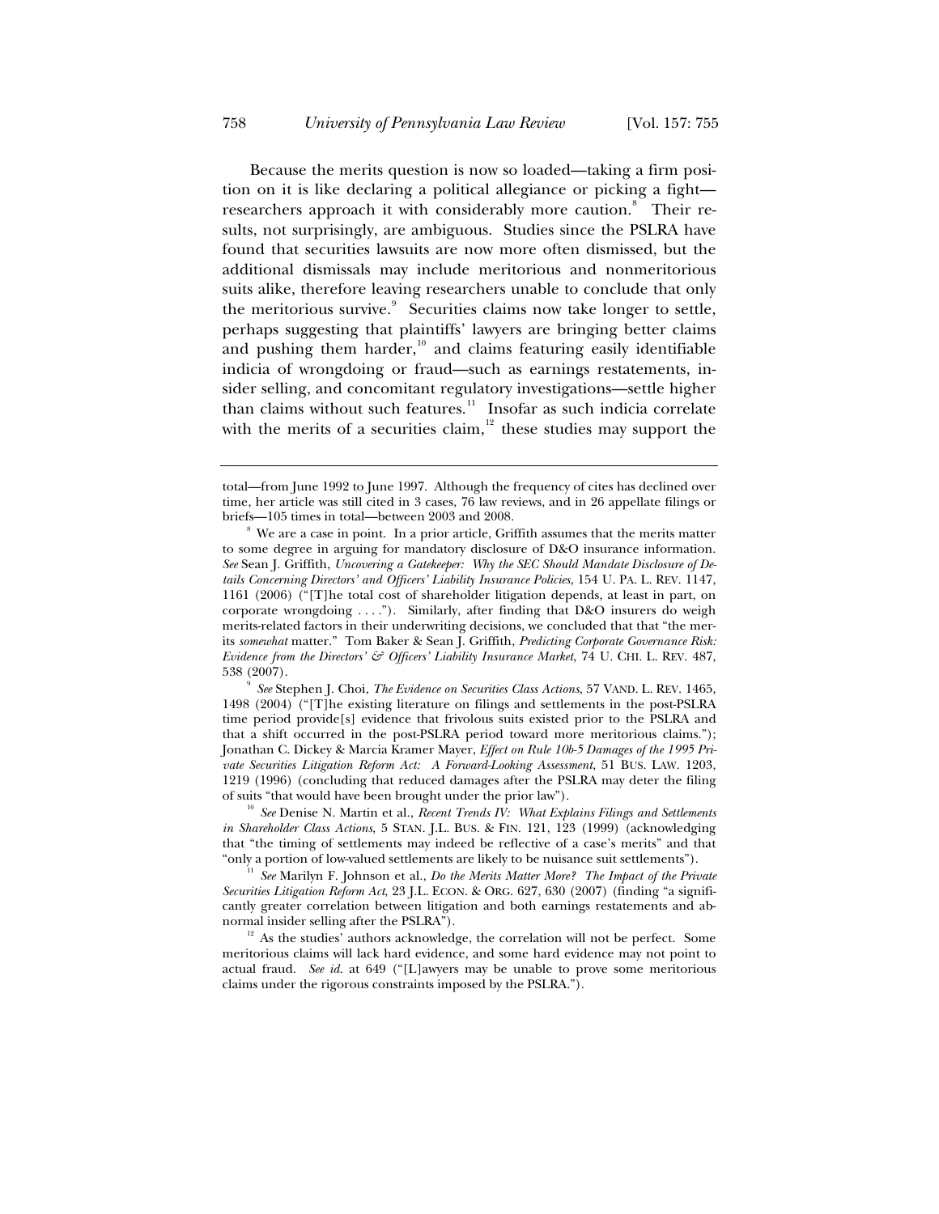Because the merits question is now so loaded—taking a firm position on it is like declaring a political allegiance or picking a fight—researchers approach it with considerably more caution.[8] Their results, not surprisingly, are ambiguous. Studies since the PSLRA have found that securities lawsuits are now more often dismissed, but the additional dismissals may include meritorious and nonmeritorious suits alike, therefore leaving researchers unable to conclude that only the meritorious survive.[9] Securities claims now take longer to settle, perhaps suggesting that plaintiffs' lawyers are bringing better claims and pushing them harder,[10] and claims featuring easily identifiable indicia of wrongdoing or fraud—such as earnings restatements, insider selling, and concomitant regulatory investigations—settle higher than claims without such features.[11] Insofar as such indicia correlate with the merits of a securities claim,[12] these studies may support the

---

total—from June 1992 to June 1997. Although the frequency of cites has declined over time, her article was still cited in 3 cases, 76 law reviews, and in 26 appellate filings or briefs—105 times in total—between 2003 and 2008.

[8] We are a case in point. In a prior article, Griffith assumes that the merits matter to some degree in arguing for mandatory disclosure of D&O insurance information. *See* Sean J. Griffith, *Uncovering a Gatekeeper: Why the SEC Should Mandate Disclosure of Details Concerning Directors' and Officers' Liability Insurance Policies*, 154 U. PA. L. REV. 1147, 1161 (2006) ("[T]he total cost of shareholder litigation depends, at least in part, on corporate wrongdoing . . . ."). Similarly, after finding that D&O insurers do weigh merits-related factors in their underwriting decisions, we concluded that that "the merits *somewhat* matter." Tom Baker & Sean J. Griffith, *Predicting Corporate Governance Risk: Evidence from the Directors' & Officers' Liability Insurance Market*, 74 U. CHI. L. REV. 487, 538 (2007).

[9] *See* Stephen J. Choi, *The Evidence on Securities Class Actions*, 57 VAND. L. REV. 1465, 1498 (2004) ("[T]he existing literature on filings and settlements in the post-PSLRA time period provide[s] evidence that frivolous suits existed prior to the PSLRA and that a shift occurred in the post-PSLRA period toward more meritorious claims."); Jonathan C. Dickey & Marcia Kramer Mayer, *Effect on Rule 10b-5 Damages of the 1995 Private Securities Litigation Reform Act: A Forward-Looking Assessment*, 51 BUS. LAW. 1203, 1219 (1996) (concluding that reduced damages after the PSLRA may deter the filing of suits "that would have been brought under the prior law").

[10] *See* Denise N. Martin et al., *Recent Trends IV: What Explains Filings and Settlements in Shareholder Class Actions*, 5 STAN. J.L. BUS. & FIN. 121, 123 (1999) (acknowledging that "the timing of settlements may indeed be reflective of a case's merits" and that "only a portion of low-valued settlements are likely to be nuisance suit settlements").

[11] *See* Marilyn F. Johnson et al., *Do the Merits Matter More? The Impact of the Private Securities Litigation Reform Act*, 23 J.L. ECON. & ORG. 627, 630 (2007) (finding "a significantly greater correlation between litigation and both earnings restatements and abnormal insider selling after the PSLRA").

[12] As the studies' authors acknowledge, the correlation will not be perfect. Some meritorious claims will lack hard evidence, and some hard evidence may not point to actual fraud. *See id.* at 649 ("[L]awyers may be unable to prove some meritorious claims under the rigorous constraints imposed by the PSLRA.").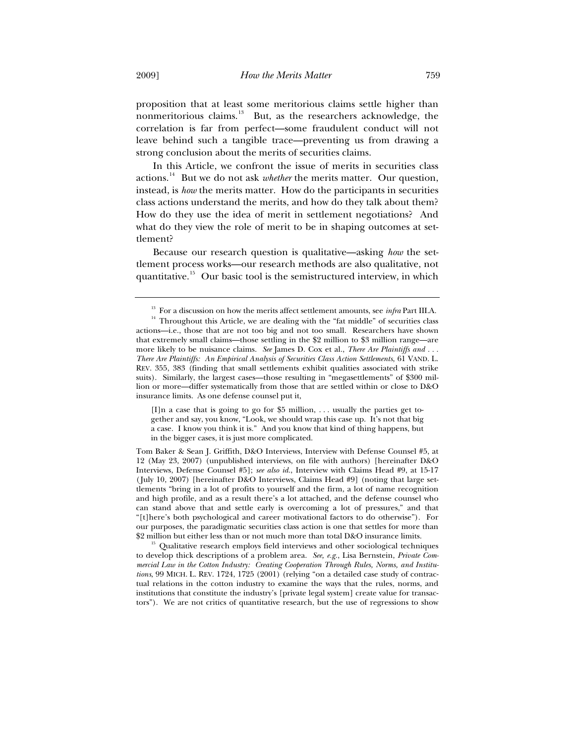proposition that at least some meritorious claims settle higher than nonmeritorious claims.[13] But, as the researchers acknowledge, the correlation is far from perfect—some fraudulent conduct will not leave behind such a tangible trace—preventing us from drawing a strong conclusion about the merits of securities claims.

In this Article, we confront the issue of merits in securities class actions.[14] But we do not ask *whether* the merits matter. Our question, instead, is *how* the merits matter. How do the participants in securities class actions understand the merits, and how do they talk about them? How do they use the idea of merit in settlement negotiations? And what do they view the role of merit to be in shaping outcomes at settlement?

Because our research question is qualitative—asking *how* the settlement process works—our research methods are also qualitative, not quantitative.[15] Our basic tool is the semistructured interview, in which

---

[13] For a discussion on how the merits affect settlement amounts, see *infra* Part III.A.

[14] Throughout this Article, we are dealing with the "fat middle" of securities class actions—i.e., those that are not too big and not too small. Researchers have shown that extremely small claims—those settling in the $2 million to $3 million range—are more likely to be nuisance claims. *See* James D. Cox et al., *There Are Plaintiffs and . . . There Are Plaintiffs: An Empirical Analysis of Securities Class Action Settlements*, 61 VAND. L. REV. 355, 383 (finding that small settlements exhibit qualities associated with strike suits). Similarly, the largest cases—those resulting in "megasettlements" of $300 million or more—differ systematically from those that are settled within or close to D&O insurance limits. As one defense counsel put it,

> [I]n a case that is going to go for $5 million, . . . usually the parties get together and say, you know, "Look, we should wrap this case up. It's not that big a case. I know you think it is." And you know that kind of thing happens, but in the bigger cases, it is just more complicated.

Tom Baker & Sean J. Griffith, D&O Interviews, Interview with Defense Counsel #5, at 12 (May 23, 2007) (unpublished interviews, on file with authors) [hereinafter D&O Interviews, Defense Counsel #5]; *see also id.*, Interview with Claims Head #9, at 15-17 (July 10, 2007) [hereinafter D&O Interviews, Claims Head #9] (noting that large settlements "bring in a lot of profits to yourself and the firm, a lot of name recognition and high profile, and as a result there's a lot attached, and the defense counsel who can stand above that and settle early is overcoming a lot of pressures," and that "[t]here's both psychological and career motivational factors to do otherwise"). For our purposes, the paradigmatic securities class action is one that settles for more than $2 million but either less than or not much more than total D&O insurance limits.

[15] Qualitative research employs field interviews and other sociological techniques to develop thick descriptions of a problem area. *See, e.g.*, Lisa Bernstein, *Private Commercial Law in the Cotton Industry: Creating Cooperation Through Rules, Norms, and Institutions*, 99 MICH. L. REV. 1724, 1725 (2001) (relying "on a detailed case study of contractual relations in the cotton industry to examine the ways that the rules, norms, and institutions that constitute the industry's [private legal system] create value for transactors"). We are not critics of quantitative research, but the use of regressions to show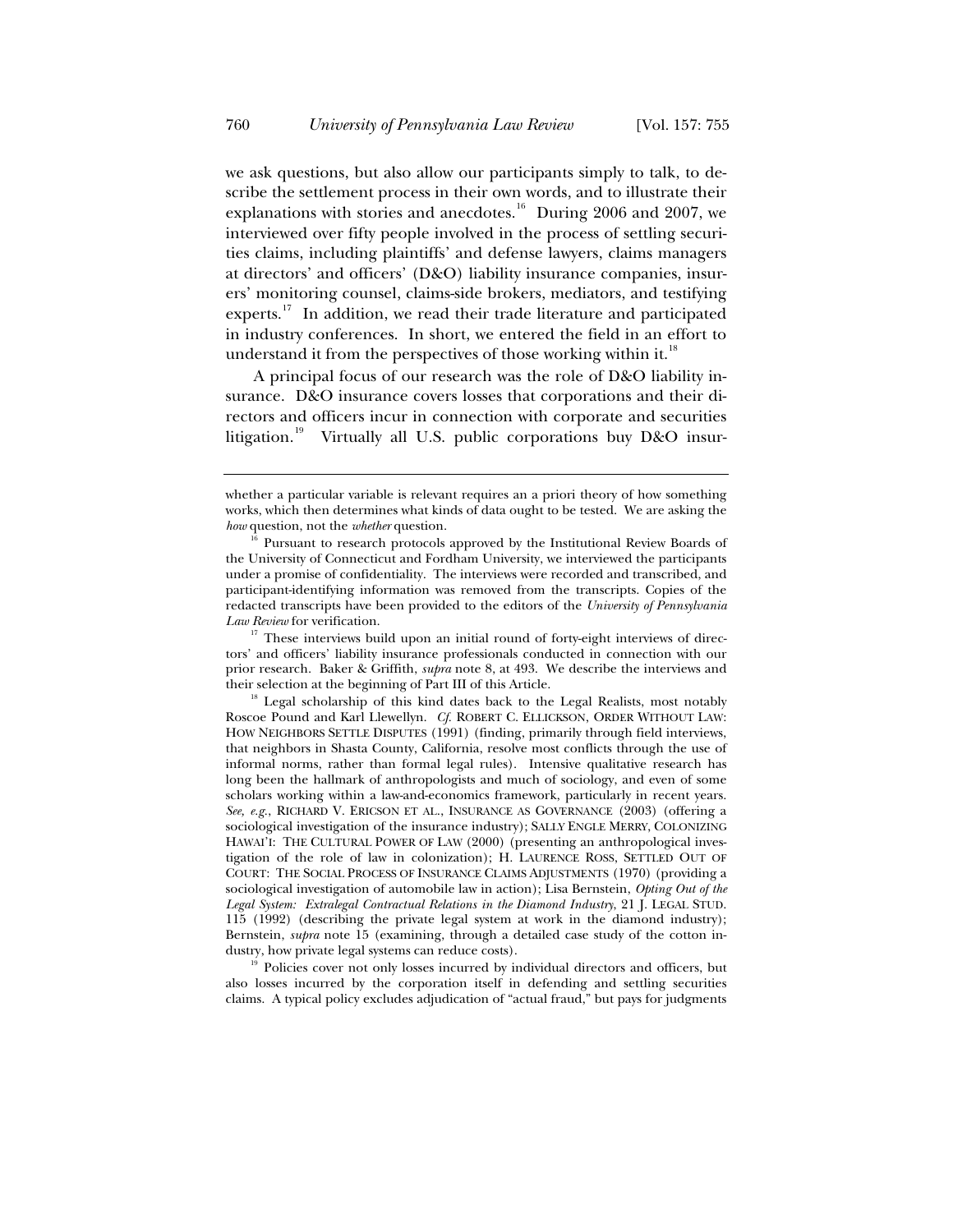we ask questions, but also allow our participants simply to talk, to describe the settlement process in their own words, and to illustrate their explanations with stories and anecdotes.[16] During 2006 and 2007, we interviewed over fifty people involved in the process of settling securities claims, including plaintiffs' and defense lawyers, claims managers at directors' and officers' (D&O) liability insurance companies, insurers' monitoring counsel, claims-side brokers, mediators, and testifying experts.[17] In addition, we read their trade literature and participated in industry conferences. In short, we entered the field in an effort to understand it from the perspectives of those working within it.[18]

A principal focus of our research was the role of D&O liability insurance. D&O insurance covers losses that corporations and their directors and officers incur in connection with corporate and securities litigation.[19] Virtually all U.S. public corporations buy D&O insur-

---

whether a particular variable is relevant requires an a priori theory of how something works, which then determines what kinds of data ought to be tested. We are asking the *how* question, not the *whether* question.

[16] Pursuant to research protocols approved by the Institutional Review Boards of the University of Connecticut and Fordham University, we interviewed the participants under a promise of confidentiality. The interviews were recorded and transcribed, and participant-identifying information was removed from the transcripts. Copies of the redacted transcripts have been provided to the editors of the *University of Pennsylvania Law Review* for verification.

[17] These interviews build upon an initial round of forty-eight interviews of directors' and officers' liability insurance professionals conducted in connection with our prior research. Baker & Griffith, *supra* note 8, at 493. We describe the interviews and their selection at the beginning of Part III of this Article.

[18] Legal scholarship of this kind dates back to the Legal Realists, most notably Roscoe Pound and Karl Llewellyn. *Cf.* ROBERT C. ELLICKSON, ORDER WITHOUT LAW: HOW NEIGHBORS SETTLE DISPUTES (1991) (finding, primarily through field interviews, that neighbors in Shasta County, California, resolve most conflicts through the use of informal norms, rather than formal legal rules). Intensive qualitative research has long been the hallmark of anthropologists and much of sociology, and even of some scholars working within a law-and-economics framework, particularly in recent years. *See, e.g.*, RICHARD V. ERICSON ET AL., INSURANCE AS GOVERNANCE (2003) (offering a sociological investigation of the insurance industry); SALLY ENGLE MERRY, COLONIZING HAWAI'I: THE CULTURAL POWER OF LAW (2000) (presenting an anthropological investigation of the role of law in colonization); H. LAURENCE ROSS, SETTLED OUT OF COURT: THE SOCIAL PROCESS OF INSURANCE CLAIMS ADJUSTMENTS (1970) (providing a sociological investigation of automobile law in action); Lisa Bernstein, *Opting Out of the Legal System: Extralegal Contractual Relations in the Diamond Industry*, 21 J. LEGAL STUD. 115 (1992) (describing the private legal system at work in the diamond industry); Bernstein, *supra* note 15 (examining, through a detailed case study of the cotton industry, how private legal systems can reduce costs).

[19] Policies cover not only losses incurred by individual directors and officers, but also losses incurred by the corporation itself in defending and settling securities claims. A typical policy excludes adjudication of "actual fraud," but pays for judgments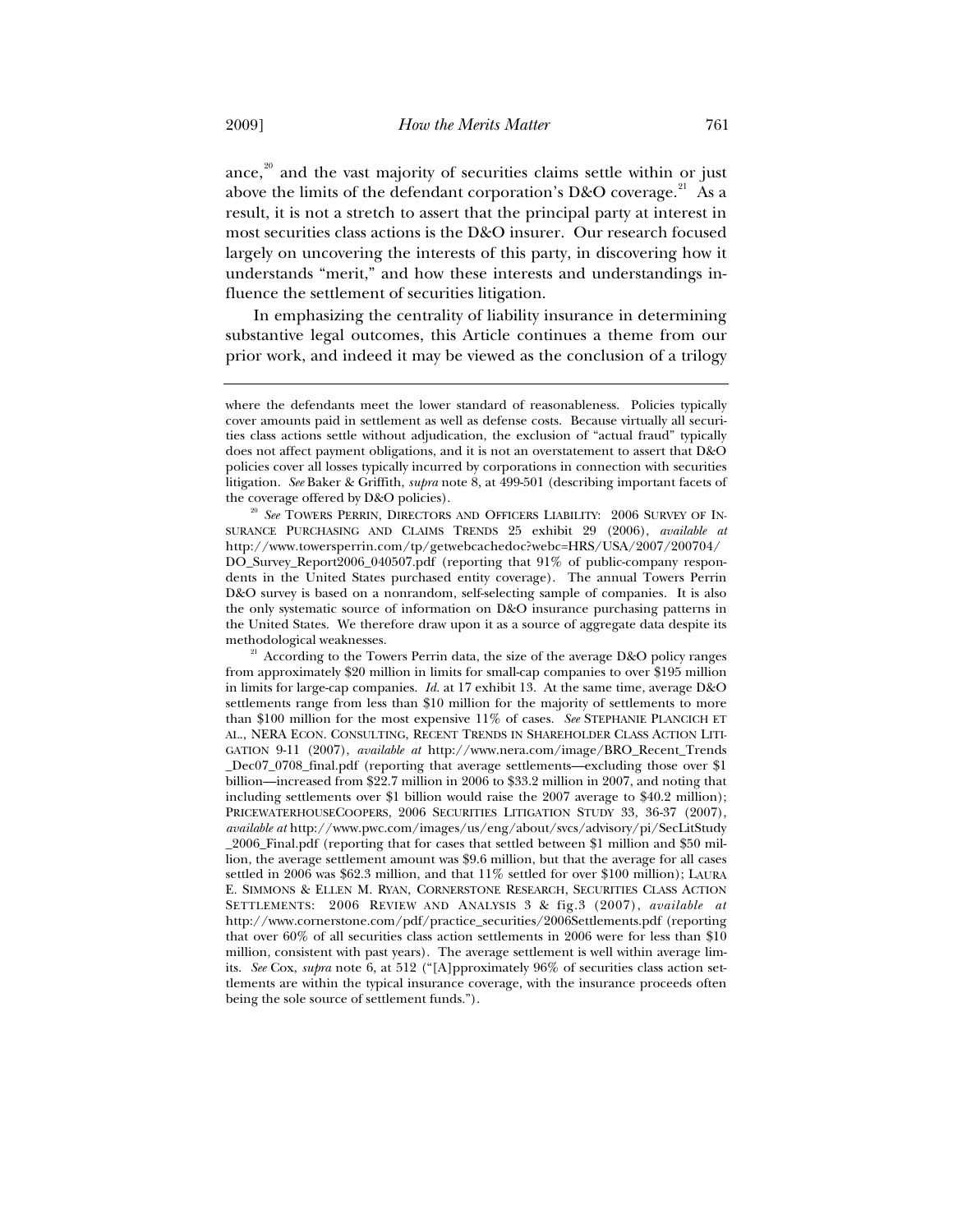ance,[20] and the vast majority of securities claims settle within or just above the limits of the defendant corporation's D&O coverage.[21] As a result, it is not a stretch to assert that the principal party at interest in most securities class actions is the D&O insurer. Our research focused largely on uncovering the interests of this party, in discovering how it understands "merit," and how these interests and understandings influence the settlement of securities litigation.

In emphasizing the centrality of liability insurance in determining substantive legal outcomes, this Article continues a theme from our prior work, and indeed it may be viewed as the conclusion of a trilogy

---

where the defendants meet the lower standard of reasonableness. Policies typically cover amounts paid in settlement as well as defense costs. Because virtually all securities class actions settle without adjudication, the exclusion of "actual fraud" typically does not affect payment obligations, and it is not an overstatement to assert that D&O policies cover all losses typically incurred by corporations in connection with securities litigation. *See* Baker & Griffith, *supra* note 8, at 499-501 (describing important facets of the coverage offered by D&O policies).

[20] *See* TOWERS PERRIN, DIRECTORS AND OFFICERS LIABILITY: 2006 SURVEY OF INSURANCE PURCHASING AND CLAIMS TRENDS 25 exhibit 29 (2006), *available at* http://www.towersperrin.com/tp/getwebcachedoc?webc=HRS/USA/2007/200704/DO_Survey_Report2006_040507.pdf (reporting that 91% of public-company respondents in the United States purchased entity coverage). The annual Towers Perrin D&O survey is based on a nonrandom, self-selecting sample of companies. It is also the only systematic source of information on D&O insurance purchasing patterns in the United States. We therefore draw upon it as a source of aggregate data despite its methodological weaknesses.

[21] According to the Towers Perrin data, the size of the average D&O policy ranges from approximately $20 million in limits for small-cap companies to over $195 million in limits for large-cap companies. *Id.* at 17 exhibit 13. At the same time, average D&O settlements range from less than $10 million for the majority of settlements to more than $100 million for the most expensive 11% of cases. *See* STEPHANIE PLANCICH ET AL., NERA ECON. CONSULTING, RECENT TRENDS IN SHAREHOLDER CLASS ACTION LITIGATION 9-11 (2007), *available at* http://www.nera.com/image/BRO_Recent_Trends_Dec07_0708_final.pdf (reporting that average settlements—excluding those over $1 billion—increased from $22.7 million in 2006 to $33.2 million in 2007, and noting that including settlements over $1 billion would raise the 2007 average to $40.2 million); PRICEWATERHOUSECOOPERS, 2006 SECURITIES LITIGATION STUDY 33, 36-37 (2007), *available at* http://www.pwc.com/images/us/eng/about/svcs/advisory/pi/SecLitStudy_2006_Final.pdf (reporting that for cases that settled between $1 million and $50 million, the average settlement amount was $9.6 million, but that the average for all cases settled in 2006 was $62.3 million, and that 11% settled for over $100 million); LAURA E. SIMMONS & ELLEN M. RYAN, CORNERSTONE RESEARCH, SECURITIES CLASS ACTION SETTLEMENTS: 2006 REVIEW AND ANALYSIS 3 & fig.3 (2007), *available at* http://www.cornerstone.com/pdf/practice_securities/2006Settlements.pdf (reporting that over 60% of all securities class action settlements in 2006 were for less than $10 million, consistent with past years). The average settlement is well within average limits. *See* Cox, *supra* note 6, at 512 ("[A]pproximately 96% of securities class action settlements are within the typical insurance coverage, with the insurance proceeds often being the sole source of settlement funds.").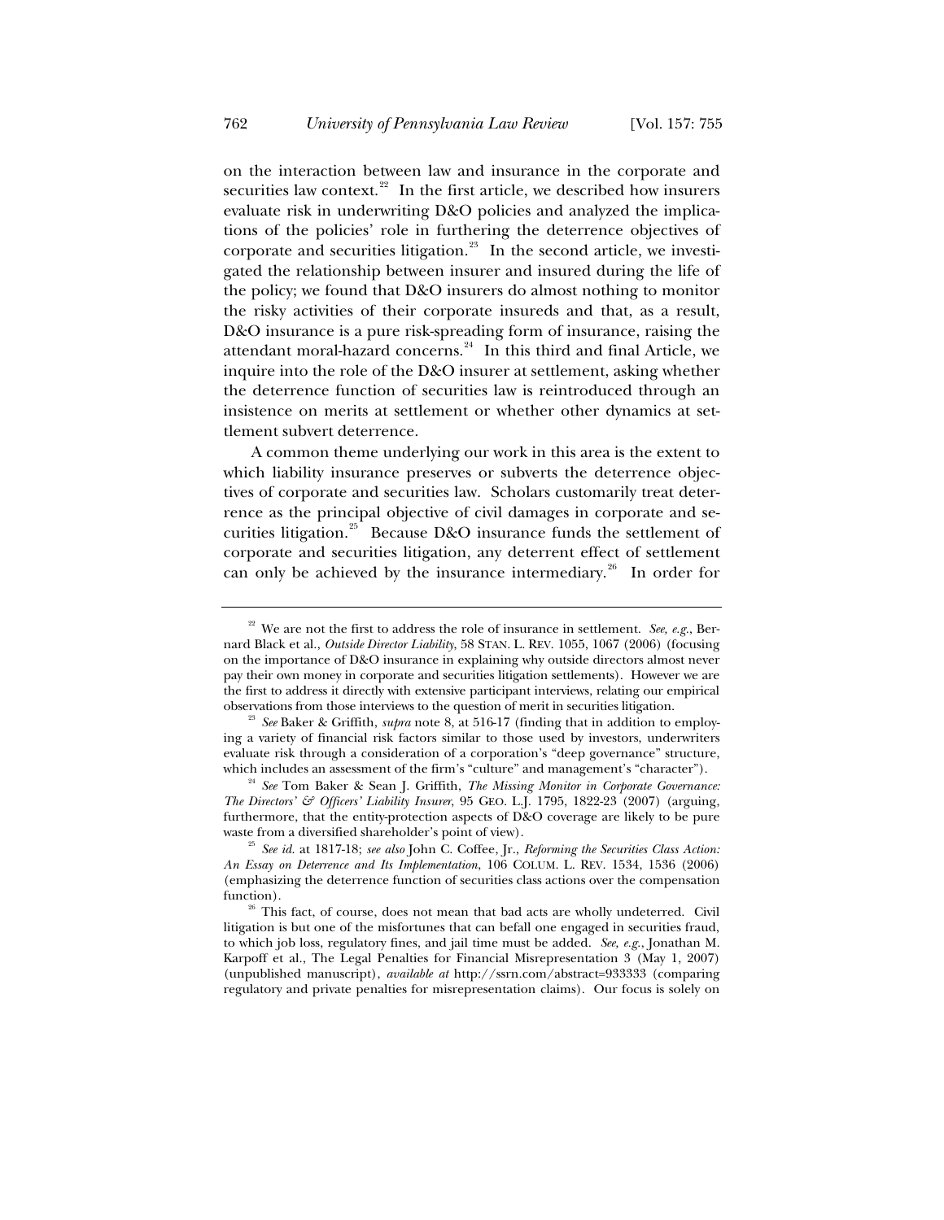on the interaction between law and insurance in the corporate and securities law context.[22] In the first article, we described how insurers evaluate risk in underwriting D&O policies and analyzed the implications of the policies' role in furthering the deterrence objectives of corporate and securities litigation.[23] In the second article, we investigated the relationship between insurer and insured during the life of the policy; we found that D&O insurers do almost nothing to monitor the risky activities of their corporate insureds and that, as a result, D&O insurance is a pure risk-spreading form of insurance, raising the attendant moral-hazard concerns.[24] In this third and final Article, we inquire into the role of the D&O insurer at settlement, asking whether the deterrence function of securities law is reintroduced through an insistence on merits at settlement or whether other dynamics at settlement subvert deterrence.

A common theme underlying our work in this area is the extent to which liability insurance preserves or subverts the deterrence objectives of corporate and securities law. Scholars customarily treat deterrence as the principal objective of civil damages in corporate and securities litigation.[25] Because D&O insurance funds the settlement of corporate and securities litigation, any deterrent effect of settlement can only be achieved by the insurance intermediary.[26] In order for

---

[22] We are not the first to address the role of insurance in settlement. *See, e.g.*, Bernard Black et al., *Outside Director Liability*, 58 STAN. L. REV. 1055, 1067 (2006) (focusing on the importance of D&O insurance in explaining why outside directors almost never pay their own money in corporate and securities litigation settlements). However we are the first to address it directly with extensive participant interviews, relating our empirical observations from those interviews to the question of merit in securities litigation.

[23] *See* Baker & Griffith, *supra* note 8, at 516-17 (finding that in addition to employing a variety of financial risk factors similar to those used by investors, underwriters evaluate risk through a consideration of a corporation's "deep governance" structure, which includes an assessment of the firm's "culture" and management's "character").

[24] *See* Tom Baker & Sean J. Griffith, *The Missing Monitor in Corporate Governance: The Directors' & Officers' Liability Insurer*, 95 GEO. L.J. 1795, 1822-23 (2007) (arguing, furthermore, that the entity-protection aspects of D&O coverage are likely to be pure waste from a diversified shareholder's point of view).

[25] *See id.* at 1817-18; *see also* John C. Coffee, Jr., *Reforming the Securities Class Action: An Essay on Deterrence and Its Implementation*, 106 COLUM. L. REV. 1534, 1536 (2006) (emphasizing the deterrence function of securities class actions over the compensation function).

[26] This fact, of course, does not mean that bad acts are wholly undeterred. Civil litigation is but one of the misfortunes that can befall one engaged in securities fraud, to which job loss, regulatory fines, and jail time must be added. *See, e.g.*, Jonathan M. Karpoff et al., The Legal Penalties for Financial Misrepresentation 3 (May 1, 2007) (unpublished manuscript), *available at* http://ssrn.com/abstract=933333 (comparing regulatory and private penalties for misrepresentation claims). Our focus is solely on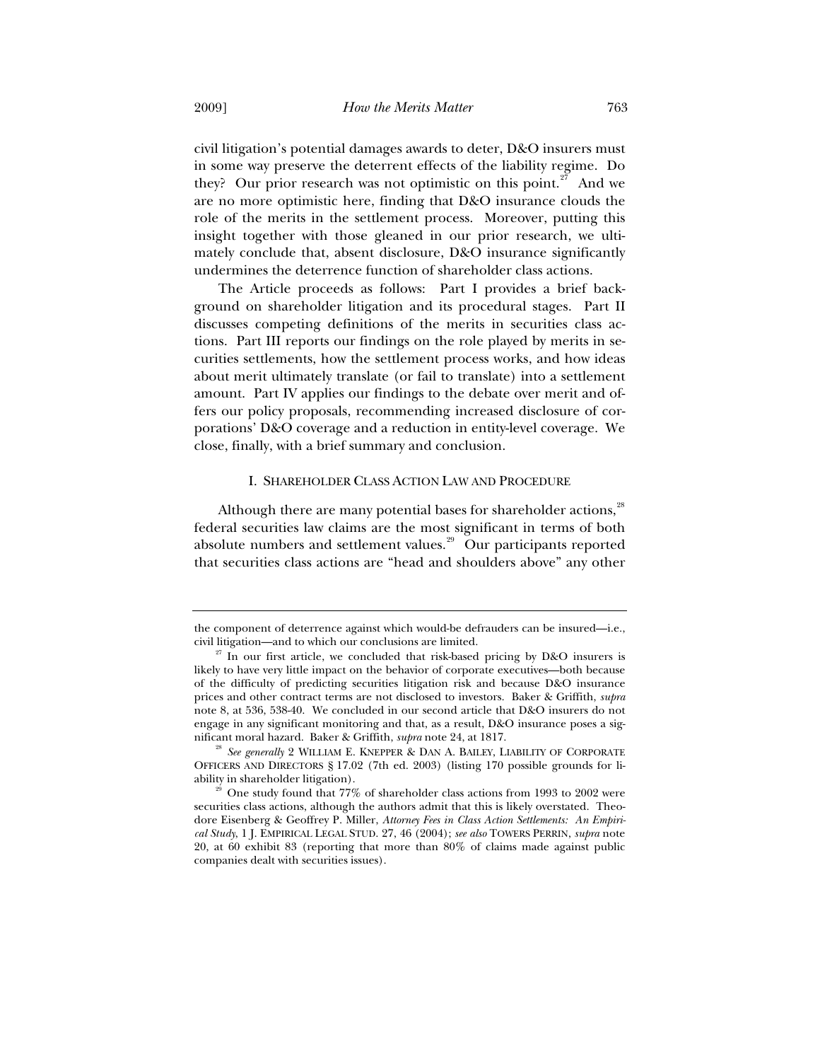civil litigation's potential damages awards to deter, D&O insurers must in some way preserve the deterrent effects of the liability regime. Do they? Our prior research was not optimistic on this point.[27] And we are no more optimistic here, finding that D&O insurance clouds the role of the merits in the settlement process. Moreover, putting this insight together with those gleaned in our prior research, we ultimately conclude that, absent disclosure, D&O insurance significantly undermines the deterrence function of shareholder class actions.

The Article proceeds as follows: Part I provides a brief background on shareholder litigation and its procedural stages. Part II discusses competing definitions of the merits in securities class actions. Part III reports our findings on the role played by merits in securities settlements, how the settlement process works, and how ideas about merit ultimately translate (or fail to translate) into a settlement amount. Part IV applies our findings to the debate over merit and offers our policy proposals, recommending increased disclosure of corporations' D&O coverage and a reduction in entity-level coverage. We close, finally, with a brief summary and conclusion.

## I. SHAREHOLDER CLASS ACTION LAW AND PROCEDURE

Although there are many potential bases for shareholder actions,[28] federal securities law claims are the most significant in terms of both absolute numbers and settlement values.[29] Our participants reported that securities class actions are "head and shoulders above" any other

---

the component of deterrence against which would-be defrauders can be insured—i.e., civil litigation—and to which our conclusions are limited.

[27] In our first article, we concluded that risk-based pricing by D&O insurers is likely to have very little impact on the behavior of corporate executives—both because of the difficulty of predicting securities litigation risk and because D&O insurance prices and other contract terms are not disclosed to investors. Baker & Griffith, *supra* note 8, at 536, 538-40. We concluded in our second article that D&O insurers do not engage in any significant monitoring and that, as a result, D&O insurance poses a significant moral hazard. Baker & Griffith, *supra* note 24, at 1817.

[28] *See generally* 2 WILLIAM E. KNEPPER & DAN A. BAILEY, LIABILITY OF CORPORATE OFFICERS AND DIRECTORS § 17.02 (7th ed. 2003) (listing 170 possible grounds for liability in shareholder litigation).

[29] One study found that 77% of shareholder class actions from 1993 to 2002 were securities class actions, although the authors admit that this is likely overstated. Theodore Eisenberg & Geoffrey P. Miller, *Attorney Fees in Class Action Settlements: An Empirical Study*, 1 J. EMPIRICAL LEGAL STUD. 27, 46 (2004); *see also* TOWERS PERRIN, *supra* note 20, at 60 exhibit 83 (reporting that more than 80% of claims made against public companies dealt with securities issues).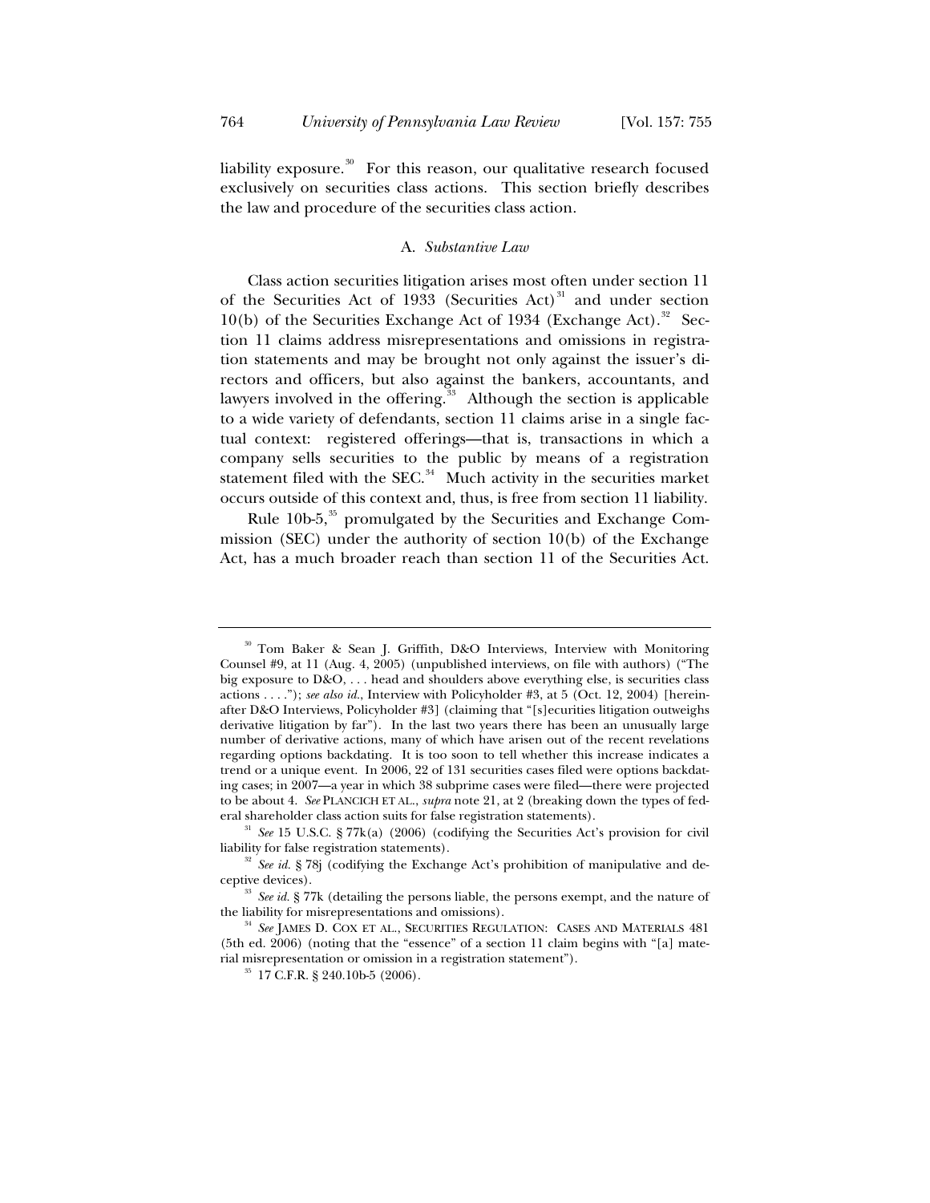liability exposure.[30] For this reason, our qualitative research focused exclusively on securities class actions. This section briefly describes the law and procedure of the securities class action.

### A. *Substantive Law*

Class action securities litigation arises most often under section 11 of the Securities Act of 1933 (Securities Act)[31] and under section 10(b) of the Securities Exchange Act of 1934 (Exchange Act).[32] Section 11 claims address misrepresentations and omissions in registration statements and may be brought not only against the issuer's directors and officers, but also against the bankers, accountants, and lawyers involved in the offering.[33] Although the section is applicable to a wide variety of defendants, section 11 claims arise in a single factual context: registered offerings—that is, transactions in which a company sells securities to the public by means of a registration statement filed with the SEC.[34] Much activity in the securities market occurs outside of this context and, thus, is free from section 11 liability.

Rule 10b-5,[35] promulgated by the Securities and Exchange Commission (SEC) under the authority of section 10(b) of the Exchange Act, has a much broader reach than section 11 of the Securities Act.

---

[30] Tom Baker & Sean J. Griffith, D&O Interviews, Interview with Monitoring Counsel #9, at 11 (Aug. 4, 2005) (unpublished interviews, on file with authors) ("The big exposure to D&O, . . . head and shoulders above everything else, is securities class actions . . . ."); *see also id.*, Interview with Policyholder #3, at 5 (Oct. 12, 2004) [hereinafter D&O Interviews, Policyholder #3] (claiming that "[s]ecurities litigation outweighs derivative litigation by far"). In the last two years there has been an unusually large number of derivative actions, many of which have arisen out of the recent revelations regarding options backdating. It is too soon to tell whether this increase indicates a trend or a unique event. In 2006, 22 of 131 securities cases filed were options backdating cases; in 2007—a year in which 38 subprime cases were filed—there were projected to be about 4. *See* PLANCICH ET AL., *supra* note 21, at 2 (breaking down the types of federal shareholder class action suits for false registration statements).

[31] *See* 15 U.S.C. § 77k(a) (2006) (codifying the Securities Act's provision for civil liability for false registration statements).

[32] *See id.* § 78j (codifying the Exchange Act's prohibition of manipulative and deceptive devices).

[33] *See id.* § 77k (detailing the persons liable, the persons exempt, and the nature of the liability for misrepresentations and omissions).

[34] *See* JAMES D. COX ET AL., SECURITIES REGULATION: CASES AND MATERIALS 481 (5th ed. 2006) (noting that the "essence" of a section 11 claim begins with "[a] material misrepresentation or omission in a registration statement").

[35] 17 C.F.R. § 240.10b-5 (2006).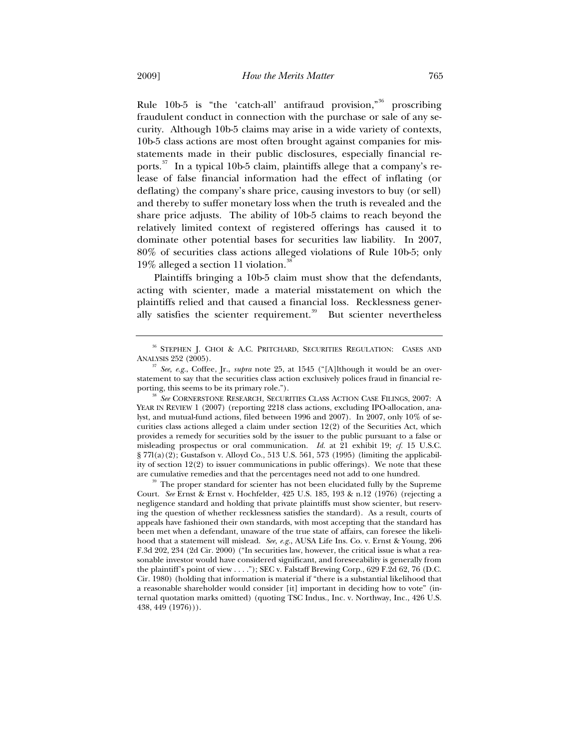Rule 10b-5 is "the 'catch-all' antifraud provision,"[36] proscribing fraudulent conduct in connection with the purchase or sale of any security. Although 10b-5 claims may arise in a wide variety of contexts, 10b-5 class actions are most often brought against companies for misstatements made in their public disclosures, especially financial reports.[37] In a typical 10b-5 claim, plaintiffs allege that a company's release of false financial information had the effect of inflating (or deflating) the company's share price, causing investors to buy (or sell) and thereby to suffer monetary loss when the truth is revealed and the share price adjusts. The ability of 10b-5 claims to reach beyond the relatively limited context of registered offerings has caused it to dominate other potential bases for securities law liability. In 2007, 80% of securities class actions alleged violations of Rule 10b-5; only 19% alleged a section 11 violation.[38]

Plaintiffs bringing a 10b-5 claim must show that the defendants, acting with scienter, made a material misstatement on which the plaintiffs relied and that caused a financial loss. Recklessness generally satisfies the scienter requirement.[39] But scienter nevertheless

---

[36] STEPHEN J. CHOI & A.C. PRITCHARD, SECURITIES REGULATION: CASES AND ANALYSIS 252 (2005).

[37] *See, e.g.*, Coffee, Jr., *supra* note 25, at 1545 ("[A]lthough it would be an overstatement to say that the securities class action exclusively polices fraud in financial reporting, this seems to be its primary role.").

[38] *See* CORNERSTONE RESEARCH, SECURITIES CLASS ACTION CASE FILINGS, 2007: A YEAR IN REVIEW 1 (2007) (reporting 2218 class actions, excluding IPO-allocation, analyst, and mutual-fund actions, filed between 1996 and 2007). In 2007, only 10% of securities class actions alleged a claim under section 12(2) of the Securities Act, which provides a remedy for securities sold by the issuer to the public pursuant to a false or misleading prospectus or oral communication. *Id.* at 21 exhibit 19; *cf.* 15 U.S.C. § 77l(a)(2); Gustafson v. Alloyd Co., 513 U.S. 561, 573 (1995) (limiting the applicability of section 12(2) to issuer communications in public offerings). We note that these are cumulative remedies and that the percentages need not add to one hundred.

[39] The proper standard for scienter has not been elucidated fully by the Supreme Court. *See* Ernst & Ernst v. Hochfelder, 425 U.S. 185, 193 & n.12 (1976) (rejecting a negligence standard and holding that private plaintiffs must show scienter, but reserving the question of whether recklessness satisfies the standard). As a result, courts of appeals have fashioned their own standards, with most accepting that the standard has been met when a defendant, unaware of the true state of affairs, can foresee the likelihood that a statement will mislead. *See, e.g.*, AUSA Life Ins. Co. v. Ernst & Young, 206 F.3d 202, 234 (2d Cir. 2000) ("In securities law, however, the critical issue is what a reasonable investor would have considered significant, and foreseeability is generally from the plaintiff's point of view . . . ."); SEC v. Falstaff Brewing Corp., 629 F.2d 62, 76 (D.C. Cir. 1980) (holding that information is material if "there is a substantial likelihood that a reasonable shareholder would consider [it] important in deciding how to vote" (internal quotation marks omitted) (quoting TSC Indus., Inc. v. Northway, Inc., 426 U.S. 438, 449 (1976))).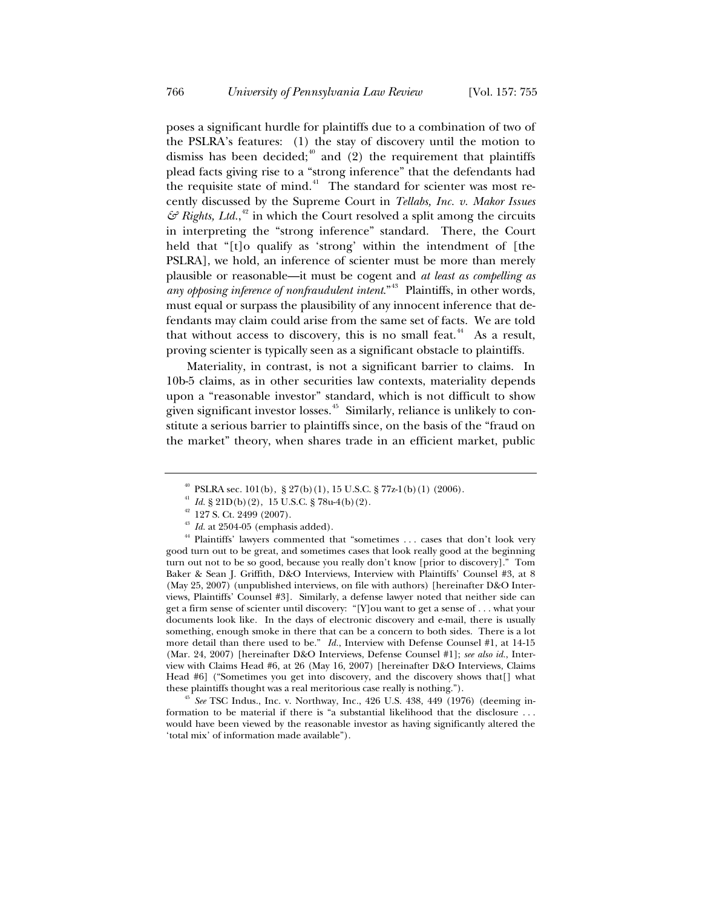poses a significant hurdle for plaintiffs due to a combination of two of the PSLRA's features: (1) the stay of discovery until the motion to dismiss has been decided;[40] and (2) the requirement that plaintiffs plead facts giving rise to a "strong inference" that the defendants had the requisite state of mind.[41] The standard for scienter was most recently discussed by the Supreme Court in *Tellabs, Inc. v. Makor Issues & Rights, Ltd.*,[42] in which the Court resolved a split among the circuits in interpreting the "strong inference" standard. There, the Court held that "[t]o qualify as 'strong' within the intendment of [the PSLRA], we hold, an inference of scienter must be more than merely plausible or reasonable—it must be cogent and *at least as compelling as any opposing inference of nonfraudulent intent*."[43] Plaintiffs, in other words, must equal or surpass the plausibility of any innocent inference that defendants may claim could arise from the same set of facts. We are told that without access to discovery, this is no small feat.[44] As a result, proving scienter is typically seen as a significant obstacle to plaintiffs.

Materiality, in contrast, is not a significant barrier to claims. In 10b-5 claims, as in other securities law contexts, materiality depends upon a "reasonable investor" standard, which is not difficult to show given significant investor losses.[45] Similarly, reliance is unlikely to constitute a serious barrier to plaintiffs since, on the basis of the "fraud on the market" theory, when shares trade in an efficient market, public

---

[40] PSLRA sec. 101(b), § 27(b)(1), 15 U.S.C. § 77z-1(b)(1) (2006).

[41] *Id.* § 21D(b)(2), 15 U.S.C. § 78u-4(b)(2).

[42] 127 S. Ct. 2499 (2007).

[43] *Id.* at 2504-05 (emphasis added).

[44] Plaintiffs' lawyers commented that "sometimes . . . cases that don't look very good turn out to be great, and sometimes cases that look really good at the beginning turn out not to be so good, because you really don't know [prior to discovery]." Tom Baker & Sean J. Griffith, D&O Interviews, Interview with Plaintiffs' Counsel #3, at 8 (May 25, 2007) (unpublished interviews, on file with authors) [hereinafter D&O Interviews, Plaintiffs' Counsel #3]. Similarly, a defense lawyer noted that neither side can get a firm sense of scienter until discovery: "[Y]ou want to get a sense of . . . what your documents look like. In the days of electronic discovery and e-mail, there is usually something, enough smoke in there that can be a concern to both sides. There is a lot more detail than there used to be." *Id.*, Interview with Defense Counsel #1, at 14-15 (Mar. 24, 2007) [hereinafter D&O Interviews, Defense Counsel #1]; *see also id.*, Interview with Claims Head #6, at 26 (May 16, 2007) [hereinafter D&O Interviews, Claims Head #6] ("Sometimes you get into discovery, and the discovery shows that[] what these plaintiffs thought was a real meritorious case really is nothing.").

[45] *See* TSC Indus., Inc. v. Northway, Inc., 426 U.S. 438, 449 (1976) (deeming information to be material if there is "a substantial likelihood that the disclosure . . . would have been viewed by the reasonable investor as having significantly altered the 'total mix' of information made available").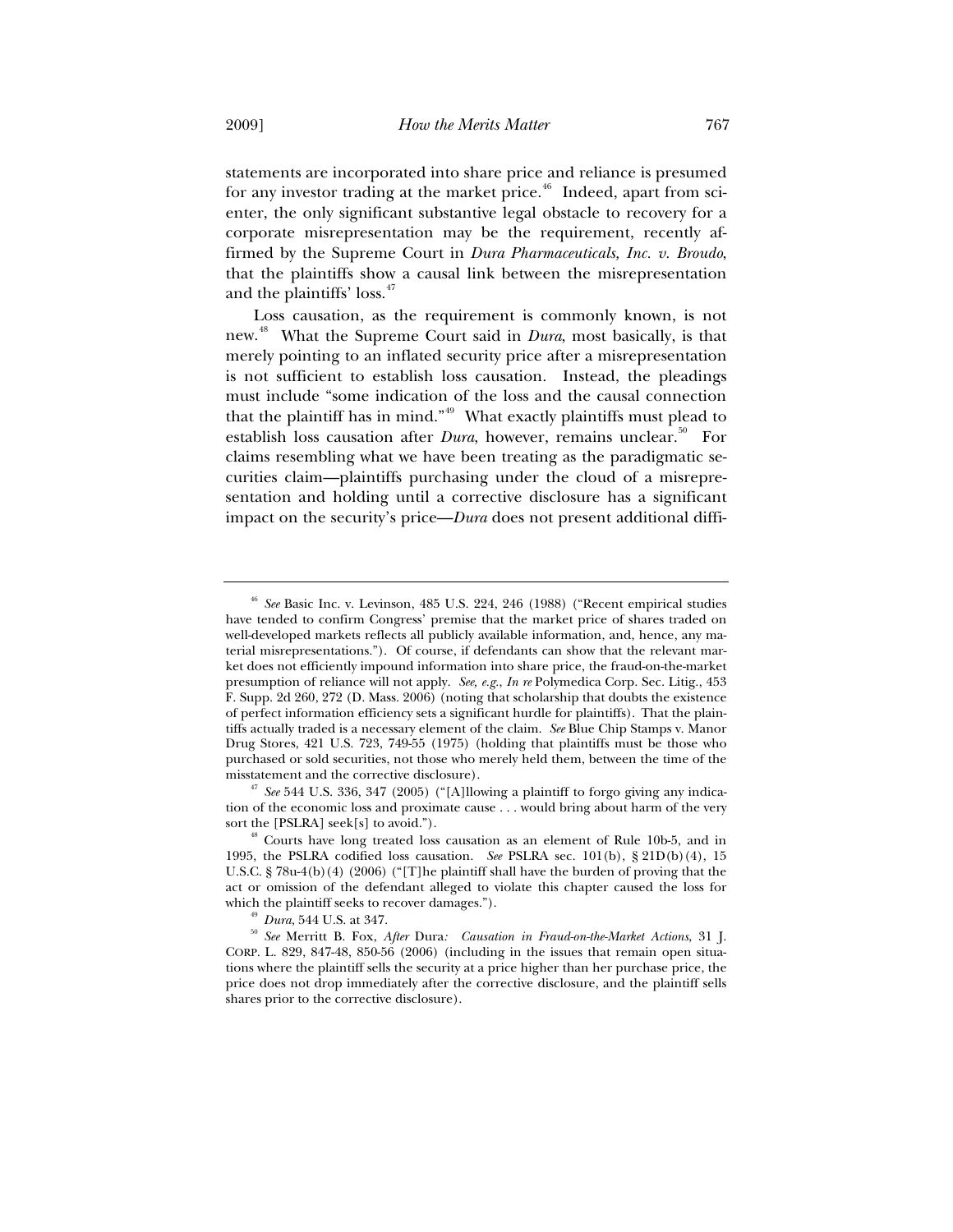statements are incorporated into share price and reliance is presumed for any investor trading at the market price.[46] Indeed, apart from scienter, the only significant substantive legal obstacle to recovery for a corporate misrepresentation may be the requirement, recently affirmed by the Supreme Court in *Dura Pharmaceuticals, Inc. v. Broudo*, that the plaintiffs show a causal link between the misrepresentation and the plaintiffs' loss.[47]

Loss causation, as the requirement is commonly known, is not new.[48] What the Supreme Court said in *Dura*, most basically, is that merely pointing to an inflated security price after a misrepresentation is not sufficient to establish loss causation. Instead, the pleadings must include "some indication of the loss and the causal connection that the plaintiff has in mind."[49] What exactly plaintiffs must plead to establish loss causation after *Dura*, however, remains unclear.[50] For claims resembling what we have been treating as the paradigmatic securities claim—plaintiffs purchasing under the cloud of a misrepresentation and holding until a corrective disclosure has a significant impact on the security's price—*Dura* does not present additional diffi-

---

[46] *See* Basic Inc. v. Levinson, 485 U.S. 224, 246 (1988) ("Recent empirical studies have tended to confirm Congress' premise that the market price of shares traded on well-developed markets reflects all publicly available information, and, hence, any material misrepresentations."). Of course, if defendants can show that the relevant market does not efficiently impound information into share price, the fraud-on-the-market presumption of reliance will not apply. *See, e.g.*, *In re* Polymedica Corp. Sec. Litig., 453 F. Supp. 2d 260, 272 (D. Mass. 2006) (noting that scholarship that doubts the existence of perfect information efficiency sets a significant hurdle for plaintiffs). That the plaintiffs actually traded is a necessary element of the claim. *See* Blue Chip Stamps v. Manor Drug Stores, 421 U.S. 723, 749-55 (1975) (holding that plaintiffs must be those who purchased or sold securities, not those who merely held them, between the time of the misstatement and the corrective disclosure).

[47] *See* 544 U.S. 336, 347 (2005) ("[A]llowing a plaintiff to forgo giving any indication of the economic loss and proximate cause . . . would bring about harm of the very sort the [PSLRA] seek[s] to avoid.").

[48] Courts have long treated loss causation as an element of Rule 10b-5, and in 1995, the PSLRA codified loss causation. *See* PSLRA sec. 101(b), § 21D(b)(4), 15 U.S.C. § 78u-4(b)(4) (2006) ("[T]he plaintiff shall have the burden of proving that the act or omission of the defendant alleged to violate this chapter caused the loss for which the plaintiff seeks to recover damages.").

[49] *Dura*, 544 U.S. at 347.

[50] *See* Merritt B. Fox, *After* Dura*: Causation in Fraud-on-the-Market Actions*, 31 J. CORP. L. 829, 847-48, 850-56 (2006) (including in the issues that remain open situations where the plaintiff sells the security at a price higher than her purchase price, the price does not drop immediately after the corrective disclosure, and the plaintiff sells shares prior to the corrective disclosure).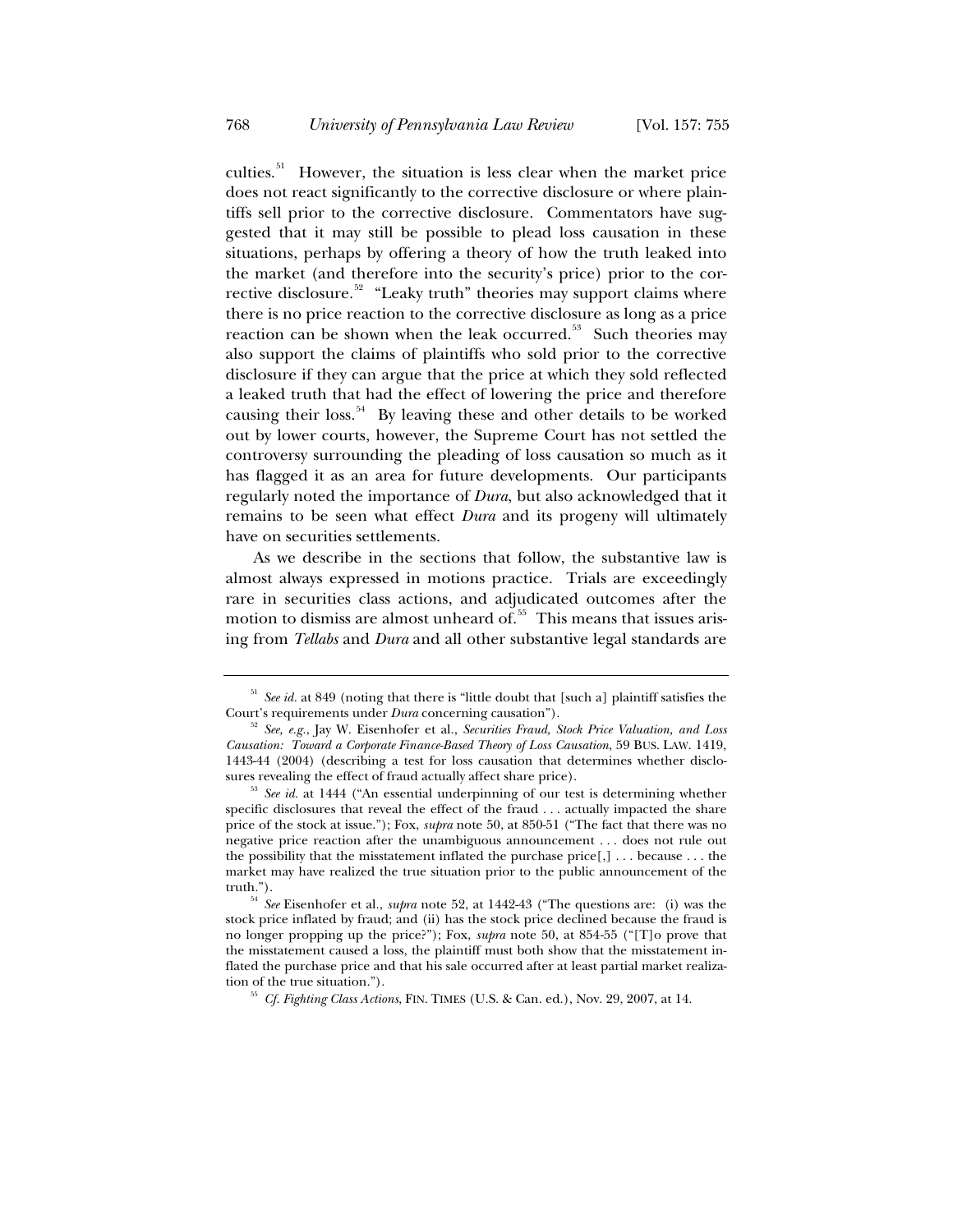culties.[51] However, the situation is less clear when the market price does not react significantly to the corrective disclosure or where plaintiffs sell prior to the corrective disclosure. Commentators have suggested that it may still be possible to plead loss causation in these situations, perhaps by offering a theory of how the truth leaked into the market (and therefore into the security's price) prior to the corrective disclosure.[52] "Leaky truth" theories may support claims where there is no price reaction to the corrective disclosure as long as a price reaction can be shown when the leak occurred.[53] Such theories may also support the claims of plaintiffs who sold prior to the corrective disclosure if they can argue that the price at which they sold reflected a leaked truth that had the effect of lowering the price and therefore causing their loss.[54] By leaving these and other details to be worked out by lower courts, however, the Supreme Court has not settled the controversy surrounding the pleading of loss causation so much as it has flagged it as an area for future developments. Our participants regularly noted the importance of *Dura*, but also acknowledged that it remains to be seen what effect *Dura* and its progeny will ultimately have on securities settlements.

As we describe in the sections that follow, the substantive law is almost always expressed in motions practice. Trials are exceedingly rare in securities class actions, and adjudicated outcomes after the motion to dismiss are almost unheard of.[55] This means that issues arising from *Tellabs* and *Dura* and all other substantive legal standards are

---

[51] *See id.* at 849 (noting that there is "little doubt that [such a] plaintiff satisfies the Court's requirements under *Dura* concerning causation").

[52] *See, e.g.*, Jay W. Eisenhofer et al., *Securities Fraud, Stock Price Valuation, and Loss Causation: Toward a Corporate Finance-Based Theory of Loss Causation*, 59 BUS. LAW. 1419, 1443-44 (2004) (describing a test for loss causation that determines whether disclosures revealing the effect of fraud actually affect share price).

[53] *See id.* at 1444 ("An essential underpinning of our test is determining whether specific disclosures that reveal the effect of the fraud . . . actually impacted the share price of the stock at issue."); Fox, *supra* note 50, at 850-51 ("The fact that there was no negative price reaction after the unambiguous announcement . . . does not rule out the possibility that the misstatement inflated the purchase price[,] . . . because . . . the market may have realized the true situation prior to the public announcement of the truth.").

[54] *See* Eisenhofer et al., *supra* note 52, at 1442-43 ("The questions are: (i) was the stock price inflated by fraud; and (ii) has the stock price declined because the fraud is no longer propping up the price?"); Fox, *supra* note 50, at 854-55 ("[T]o prove that the misstatement caused a loss, the plaintiff must both show that the misstatement inflated the purchase price and that his sale occurred after at least partial market realization of the true situation.").

[55] *Cf. Fighting Class Actions*, FIN. TIMES (U.S. & Can. ed.), Nov. 29, 2007, at 14.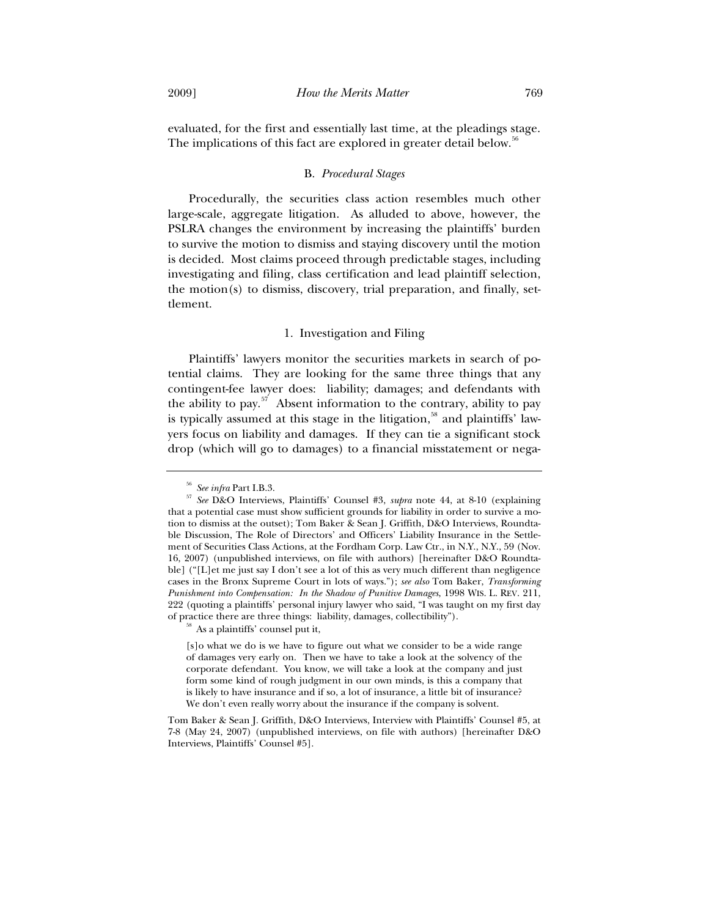evaluated, for the first and essentially last time, at the pleadings stage. The implications of this fact are explored in greater detail below.[56]

### B. *Procedural Stages*

Procedurally, the securities class action resembles much other large-scale, aggregate litigation. As alluded to above, however, the PSLRA changes the environment by increasing the plaintiffs' burden to survive the motion to dismiss and staying discovery until the motion is decided. Most claims proceed through predictable stages, including investigating and filing, class certification and lead plaintiff selection, the motion(s) to dismiss, discovery, trial preparation, and finally, settlement.

#### 1. Investigation and Filing

Plaintiffs' lawyers monitor the securities markets in search of potential claims. They are looking for the same three things that any contingent-fee lawyer does: liability; damages; and defendants with the ability to pay.[57] Absent information to the contrary, ability to pay is typically assumed at this stage in the litigation,[58] and plaintiffs' lawyers focus on liability and damages. If they can tie a significant stock drop (which will go to damages) to a financial misstatement or nega-

---

[56] *See infra* Part I.B.3.

[57] *See* D&O Interviews, Plaintiffs' Counsel #3, *supra* note 44, at 8-10 (explaining that a potential case must show sufficient grounds for liability in order to survive a motion to dismiss at the outset); Tom Baker & Sean J. Griffith, D&O Interviews, Roundtable Discussion, The Role of Directors' and Officers' Liability Insurance in the Settlement of Securities Class Actions, at the Fordham Corp. Law Ctr., in N.Y., N.Y., 59 (Nov. 16, 2007) (unpublished interviews, on file with authors) [hereinafter D&O Roundtable] ("[L]et me just say I don't see a lot of this as very much different than negligence cases in the Bronx Supreme Court in lots of ways."); *see also* Tom Baker, *Transforming Punishment into Compensation: In the Shadow of Punitive Damages*, 1998 WIS. L. REV. 211, 222 (quoting a plaintiffs' personal injury lawyer who said, "I was taught on my first day of practice there are three things: liability, damages, collectibility").

[58] As a plaintiffs' counsel put it,

> [s]o what we do is we have to figure out what we consider to be a wide range of damages very early on. Then we have to take a look at the solvency of the corporate defendant. You know, we will take a look at the company and just form some kind of rough judgment in our own minds, is this a company that is likely to have insurance and if so, a lot of insurance, a little bit of insurance? We don't even really worry about the insurance if the company is solvent.

Tom Baker & Sean J. Griffith, D&O Interviews, Interview with Plaintiffs' Counsel #5, at 7-8 (May 24, 2007) (unpublished interviews, on file with authors) [hereinafter D&O Interviews, Plaintiffs' Counsel #5].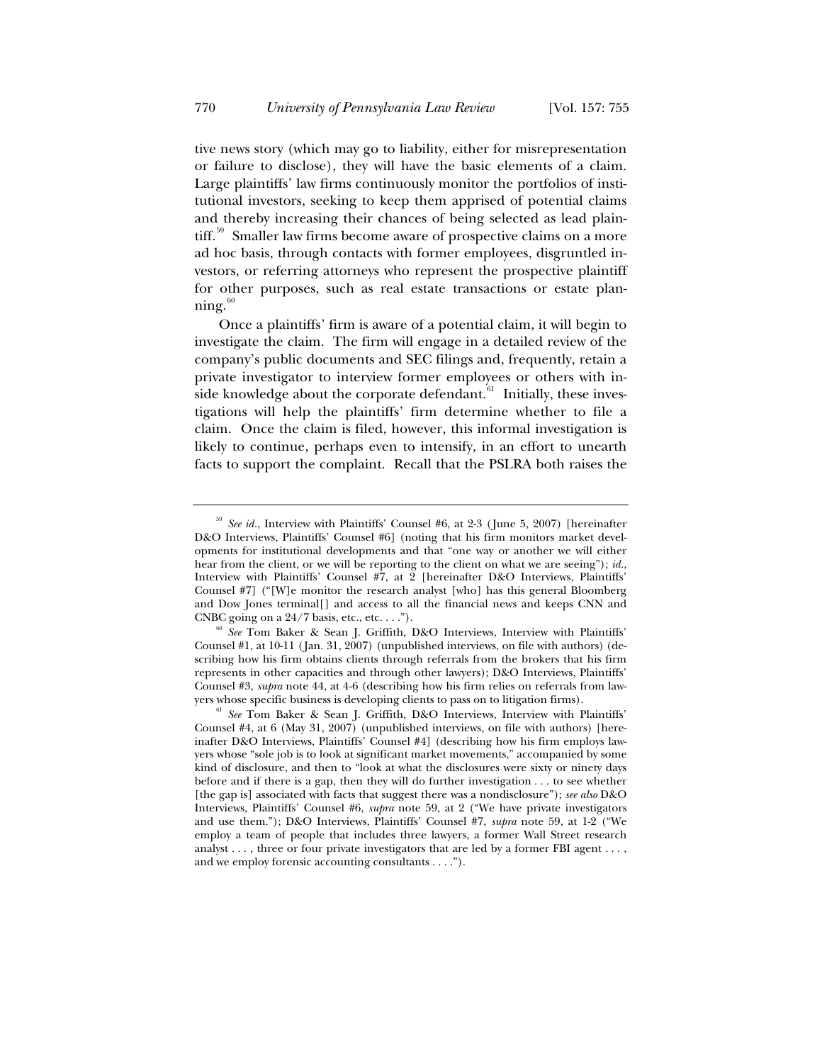tive news story (which may go to liability, either for misrepresentation or failure to disclose), they will have the basic elements of a claim. Large plaintiffs' law firms continuously monitor the portfolios of institutional investors, seeking to keep them apprised of potential claims and thereby increasing their chances of being selected as lead plaintiff.[59] Smaller law firms become aware of prospective claims on a more ad hoc basis, through contacts with former employees, disgruntled investors, or referring attorneys who represent the prospective plaintiff for other purposes, such as real estate transactions or estate planning.[60]

Once a plaintiffs' firm is aware of a potential claim, it will begin to investigate the claim. The firm will engage in a detailed review of the company's public documents and SEC filings and, frequently, retain a private investigator to interview former employees or others with inside knowledge about the corporate defendant.[61] Initially, these investigations will help the plaintiffs' firm determine whether to file a claim. Once the claim is filed, however, this informal investigation is likely to continue, perhaps even to intensify, in an effort to unearth facts to support the complaint. Recall that the PSLRA both raises the

---

[59] *See id.*, Interview with Plaintiffs' Counsel #6, at 2-3 (June 5, 2007) [hereinafter D&O Interviews, Plaintiffs' Counsel #6] (noting that his firm monitors market developments for institutional developments and that "one way or another we will either hear from the client, or we will be reporting to the client on what we are seeing"); *id.*, Interview with Plaintiffs' Counsel #7, at 2 [hereinafter D&O Interviews, Plaintiffs' Counsel #7] ("[W]e monitor the research analyst [who] has this general Bloomberg and Dow Jones terminal[] and access to all the financial news and keeps CNN and CNBC going on a 24/7 basis, etc., etc. . . .").

[60] *See* Tom Baker & Sean J. Griffith, D&O Interviews, Interview with Plaintiffs' Counsel #1, at 10-11 (Jan. 31, 2007) (unpublished interviews, on file with authors) (describing how his firm obtains clients through referrals from the brokers that his firm represents in other capacities and through other lawyers); D&O Interviews, Plaintiffs' Counsel #3, *supra* note 44, at 4-6 (describing how his firm relies on referrals from lawyers whose specific business is developing clients to pass on to litigation firms).

[61] *See* Tom Baker & Sean J. Griffith, D&O Interviews, Interview with Plaintiffs' Counsel #4, at 6 (May 31, 2007) (unpublished interviews, on file with authors) [hereinafter D&O Interviews, Plaintiffs' Counsel #4] (describing how his firm employs lawyers whose "sole job is to look at significant market movements," accompanied by some kind of disclosure, and then to "look at what the disclosures were sixty or ninety days before and if there is a gap, then they will do further investigation . . . to see whether [the gap is] associated with facts that suggest there was a nondisclosure"); *see also* D&O Interviews, Plaintiffs' Counsel #6, *supra* note 59, at 2 ("We have private investigators and use them."); D&O Interviews, Plaintiffs' Counsel #7, *supra* note 59, at 1-2 ("We employ a team of people that includes three lawyers, a former Wall Street research analyst . . . , three or four private investigators that are led by a former FBI agent . . . , and we employ forensic accounting consultants . . . .").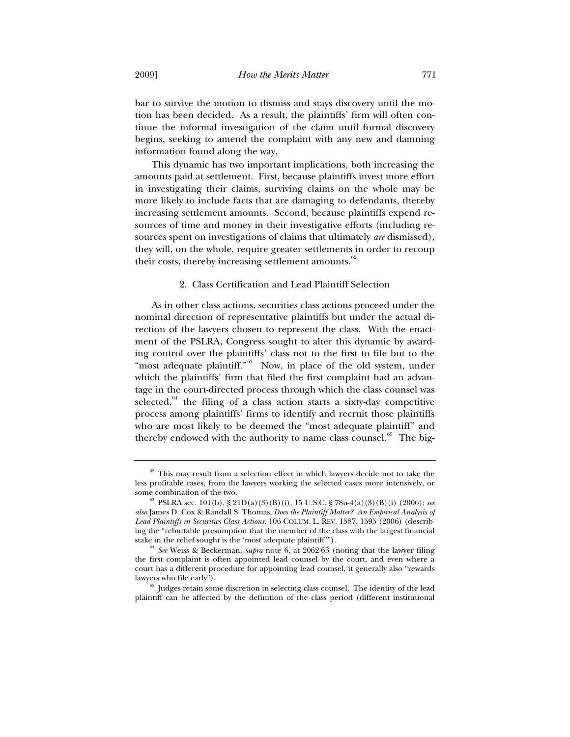bar to survive the motion to dismiss and stays discovery until the motion has been decided. As a result, the plaintiffs' firm will often continue the informal investigation of the claim until formal discovery begins, seeking to amend the complaint with any new and damning information found along the way.

This dynamic has two important implications, both increasing the amounts paid at settlement. First, because plaintiffs invest more effort in investigating their claims, surviving claims on the whole may be more likely to include facts that are damaging to defendants, thereby increasing settlement amounts. Second, because plaintiffs expend resources of time and money in their investigative efforts (including resources spent on investigations of claims that ultimately *are* dismissed), they will, on the whole, require greater settlements in order to recoup their costs, thereby increasing settlement amounts.[62]

### 2. Class Certification and Lead Plaintiff Selection

As in other class actions, securities class actions proceed under the nominal direction of representative plaintiffs but under the actual direction of the lawyers chosen to represent the class. With the enactment of the PSLRA, Congress sought to alter this dynamic by awarding control over the plaintiffs' class not to the first to file but to the "most adequate plaintiff."[63] Now, in place of the old system, under which the plaintiffs' firm that filed the first complaint had an advantage in the court-directed process through which the class counsel was selected,[64] the filing of a class action starts a sixty-day competitive process among plaintiffs' firms to identify and recruit those plaintiffs who are most likely to be deemed the "most adequate plaintiff" and thereby endowed with the authority to name class counsel.[65] The big-

---

[62] This may result from a selection effect in which lawyers decide not to take the less profitable cases, from the lawyers working the selected cases more intensively, or some combination of the two.

[63] PSLRA sec. 101(b), § 21D(a)(3)(B)(i), 15 U.S.C. § 78u-4(a)(3)(B)(i) (2006); *see also* James D. Cox & Randall S. Thomas, *Does the Plaintiff Matter? An Empirical Analysis of Lead Plaintiffs in Securities Class Actions*, 106 COLUM. L. REV. 1587, 1595 (2006) (describing the "rebuttable presumption that the member of the class with the largest financial stake in the relief sought is the 'most adequate plaintiff'").

[64] *See* Weiss & Beckerman, *supra* note 6, at 2062-63 (noting that the lawyer filing the first complaint is often appointed lead counsel by the court, and even where a court has a different procedure for appointing lead counsel, it generally also "rewards lawyers who file early").

[65] Judges retain some discretion in selecting class counsel. The identity of the lead plaintiff can be affected by the definition of the class period (different institutional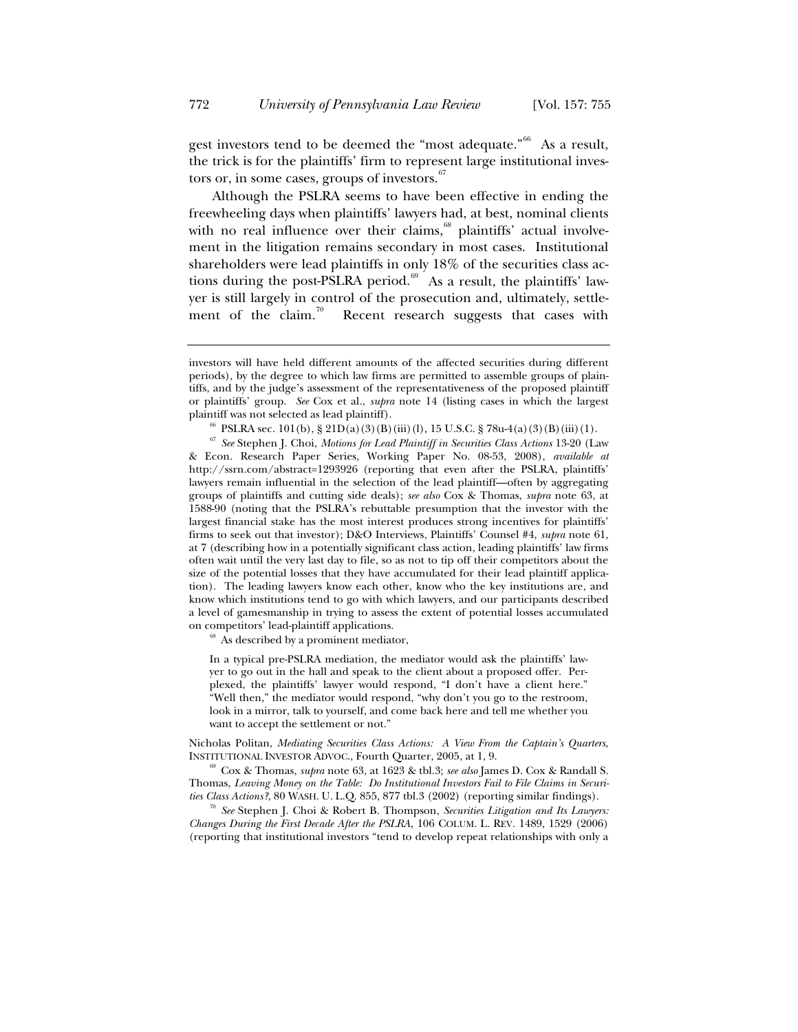gest investors tend to be deemed the "most adequate."[66] As a result, the trick is for the plaintiffs' firm to represent large institutional investors or, in some cases, groups of investors.[67]

Although the PSLRA seems to have been effective in ending the freewheeling days when plaintiffs' lawyers had, at best, nominal clients with no real influence over their claims,[68] plaintiffs' actual involvement in the litigation remains secondary in most cases. Institutional shareholders were lead plaintiffs in only 18% of the securities class actions during the post-PSLRA period.[69] As a result, the plaintiffs' lawyer is still largely in control of the prosecution and, ultimately, settlement of the claim.[70] Recent research suggests that cases with

---

investors will have held different amounts of the affected securities during different periods), by the degree to which law firms are permitted to assemble groups of plaintiffs, and by the judge's assessment of the representativeness of the proposed plaintiff or plaintiffs' group. *See* Cox et al., *supra* note 14 (listing cases in which the largest plaintiff was not selected as lead plaintiff).

[66] PSLRA sec. 101(b), § 21D(a)(3)(B)(iii)(I), 15 U.S.C. § 78u-4(a)(3)(B)(iii)(I).

[67] *See* Stephen J. Choi, *Motions for Lead Plaintiff in Securities Class Actions* 13-20 (Law & Econ. Research Paper Series, Working Paper No. 08-53, 2008), *available at* http://ssrn.com/abstract=1293926 (reporting that even after the PSLRA, plaintiffs' lawyers remain influential in the selection of the lead plaintiff—often by aggregating groups of plaintiffs and cutting side deals); *see also* Cox & Thomas, *supra* note 63, at 1588-90 (noting that the PSLRA's rebuttable presumption that the investor with the largest financial stake has the most interest produces strong incentives for plaintiffs' firms to seek out that investor); D&O Interviews, Plaintiffs' Counsel #4, *supra* note 61, at 7 (describing how in a potentially significant class action, leading plaintiffs' law firms often wait until the very last day to file, so as not to tip off their competitors about the size of the potential losses that they have accumulated for their lead plaintiff application). The leading lawyers know each other, know who the key institutions are, and know which institutions tend to go with which lawyers, and our participants described a level of gamesmanship in trying to assess the extent of potential losses accumulated on competitors' lead-plaintiff applications.

[68] As described by a prominent mediator,

> In a typical pre-PSLRA mediation, the mediator would ask the plaintiffs' lawyer to go out in the hall and speak to the client about a proposed offer. Perplexed, the plaintiffs' lawyer would respond, "I don't have a client here." "Well then," the mediator would respond, "why don't you go to the restroom, look in a mirror, talk to yourself, and come back here and tell me whether you want to accept the settlement or not."

Nicholas Politan, *Mediating Securities Class Actions: A View From the Captain's Quarters*, INSTITUTIONAL INVESTOR ADVOC., Fourth Quarter, 2005, at 1, 9.

[69] Cox & Thomas, *supra* note 63, at 1623 & tbl.3; *see also* James D. Cox & Randall S. Thomas, *Leaving Money on the Table: Do Institutional Investors Fail to File Claims in Securities Class Actions?*, 80 WASH. U. L.Q. 855, 877 tbl.3 (2002) (reporting similar findings).

[70] *See* Stephen J. Choi & Robert B. Thompson, *Securities Litigation and Its Lawyers: Changes During the First Decade After the PSLRA*, 106 COLUM. L. REV. 1489, 1529 (2006) (reporting that institutional investors "tend to develop repeat relationships with only a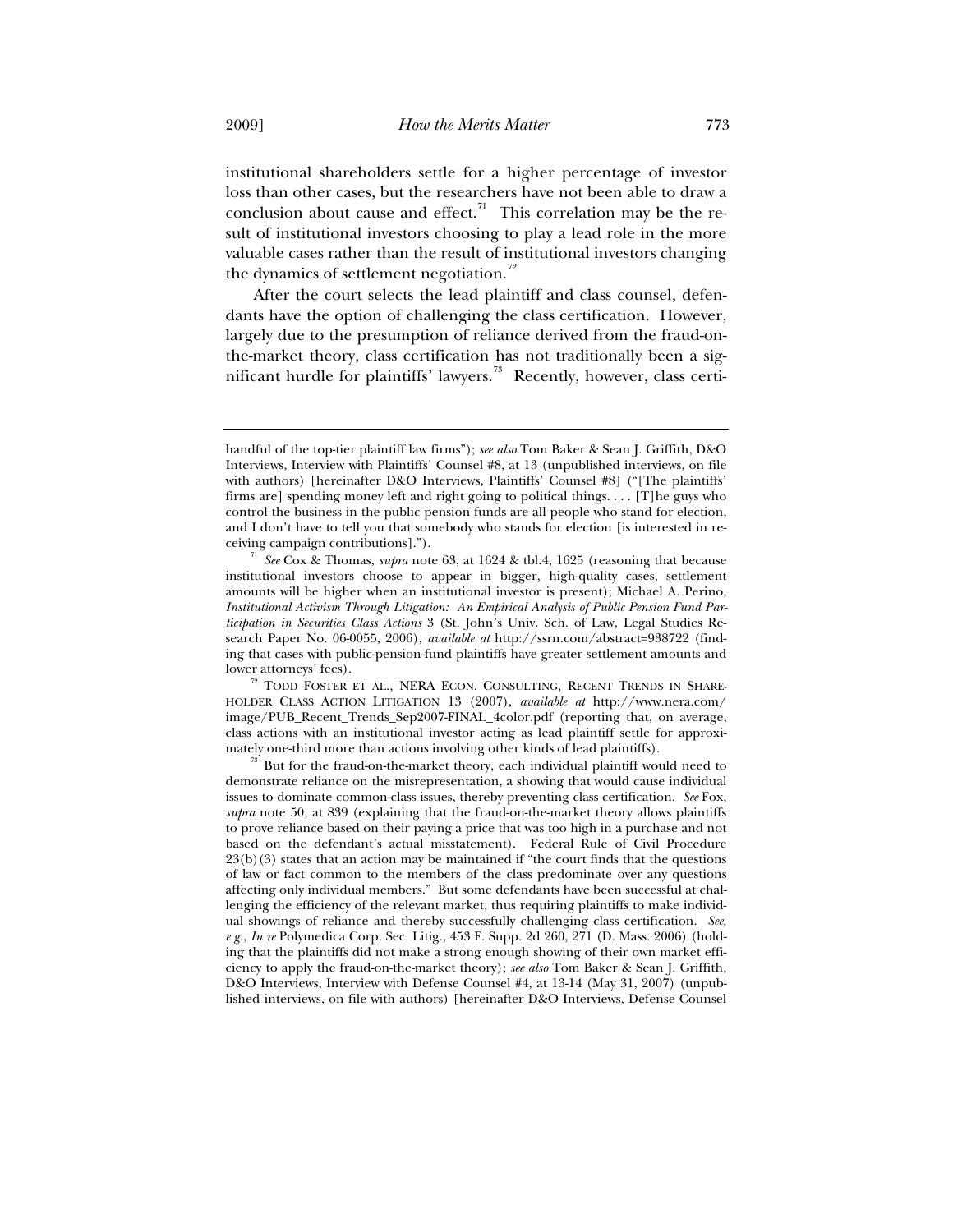institutional shareholders settle for a higher percentage of investor loss than other cases, but the researchers have not been able to draw a conclusion about cause and effect.[71] This correlation may be the result of institutional investors choosing to play a lead role in the more valuable cases rather than the result of institutional investors changing the dynamics of settlement negotiation.[72]

After the court selects the lead plaintiff and class counsel, defendants have the option of challenging the class certification. However, largely due to the presumption of reliance derived from the fraud-on-the-market theory, class certification has not traditionally been a significant hurdle for plaintiffs' lawyers.[73] Recently, however, class certi-

---

handful of the top-tier plaintiff law firms"); *see also* Tom Baker & Sean J. Griffith, D&O Interviews, Interview with Plaintiffs' Counsel #8, at 13 (unpublished interviews, on file with authors) [hereinafter D&O Interviews, Plaintiffs' Counsel #8] ("[The plaintiffs' firms are] spending money left and right going to political things. . . . [T]he guys who control the business in the public pension funds are all people who stand for election, and I don't have to tell you that somebody who stands for election [is interested in receiving campaign contributions].").

[71] *See* Cox & Thomas, *supra* note 63, at 1624 & tbl.4, 1625 (reasoning that because institutional investors choose to appear in bigger, high-quality cases, settlement amounts will be higher when an institutional investor is present); Michael A. Perino, *Institutional Activism Through Litigation: An Empirical Analysis of Public Pension Fund Participation in Securities Class Actions* 3 (St. John's Univ. Sch. of Law, Legal Studies Research Paper No. 06-0055, 2006), *available at* http://ssrn.com/abstract=938722 (finding that cases with public-pension-fund plaintiffs have greater settlement amounts and lower attorneys' fees).

[72] TODD FOSTER ET AL., NERA ECON. CONSULTING, RECENT TRENDS IN SHAREHOLDER CLASS ACTION LITIGATION 13 (2007), *available at* http://www.nera.com/image/PUB_Recent_Trends_Sep2007-FINAL_4color.pdf (reporting that, on average, class actions with an institutional investor acting as lead plaintiff settle for approximately one-third more than actions involving other kinds of lead plaintiffs).

[73] But for the fraud-on-the-market theory, each individual plaintiff would need to demonstrate reliance on the misrepresentation, a showing that would cause individual issues to dominate common-class issues, thereby preventing class certification. *See* Fox, *supra* note 50, at 839 (explaining that the fraud-on-the-market theory allows plaintiffs to prove reliance based on their paying a price that was too high in a purchase and not based on the defendant's actual misstatement). Federal Rule of Civil Procedure 23(b)(3) states that an action may be maintained if "the court finds that the questions of law or fact common to the members of the class predominate over any questions affecting only individual members." But some defendants have been successful at challenging the efficiency of the relevant market, thus requiring plaintiffs to make individual showings of reliance and thereby successfully challenging class certification. *See, e.g.*, *In re* Polymedica Corp. Sec. Litig., 453 F. Supp. 2d 260, 271 (D. Mass. 2006) (holding that the plaintiffs did not make a strong enough showing of their own market efficiency to apply the fraud-on-the-market theory); *see also* Tom Baker & Sean J. Griffith, D&O Interviews, Interview with Defense Counsel #4, at 13-14 (May 31, 2007) (unpublished interviews, on file with authors) [hereinafter D&O Interviews, Defense Counsel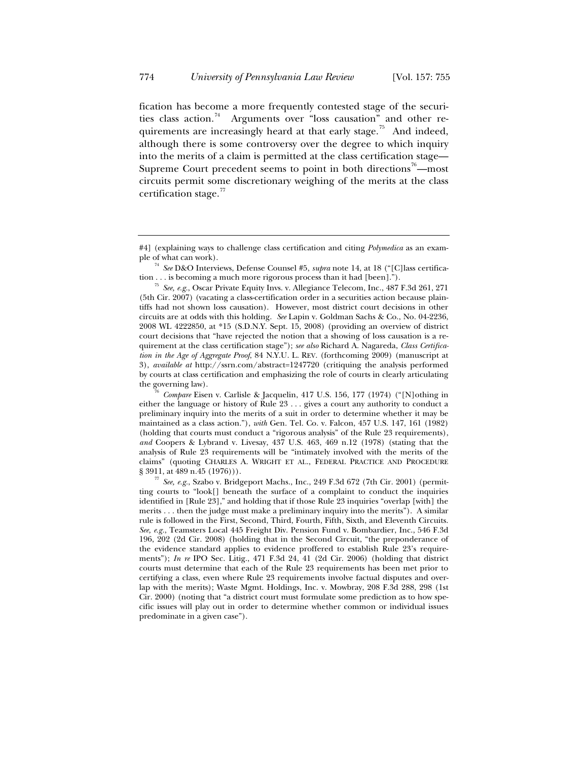fication has become a more frequently contested stage of the securities class action.[74] Arguments over "loss causation" and other requirements are increasingly heard at that early stage.[75] And indeed, although there is some controversy over the degree to which inquiry into the merits of a claim is permitted at the class certification stage—Supreme Court precedent seems to point in both directions[76]—most circuits permit some discretionary weighing of the merits at the class certification stage.[77]

---

#4] (explaining ways to challenge class certification and citing *Polymedica* as an example of what can work).

[74] *See* D&O Interviews, Defense Counsel #5, *supra* note 14, at 18 ("[C]lass certification . . . is becoming a much more rigorous process than it had [been].").

[75] *See, e.g.*, Oscar Private Equity Invs. v. Allegiance Telecom, Inc., 487 F.3d 261, 271 (5th Cir. 2007) (vacating a class-certification order in a securities action because plaintiffs had not shown loss causation). However, most district court decisions in other circuits are at odds with this holding. *See* Lapin v. Goldman Sachs & Co., No. 04-2236, 2008 WL 4222850, at *15 (S.D.N.Y. Sept. 15, 2008) (providing an overview of district court decisions that "have rejected the notion that a showing of loss causation is a requirement at the class certification stage"); *see also* Richard A. Nagareda, *Class Certification in the Age of Aggregate Proof*, 84 N.Y.U. L. REV. (forthcoming 2009) (manuscript at 3), *available at* http://ssrn.com/abstract=1247720 (critiquing the analysis performed by courts at class certification and emphasizing the role of courts in clearly articulating the governing law).

[76] *Compare* Eisen v. Carlisle & Jacquelin, 417 U.S. 156, 177 (1974) ("[N]othing in either the language or history of Rule 23 . . . gives a court any authority to conduct a preliminary inquiry into the merits of a suit in order to determine whether it may be maintained as a class action."), *with* Gen. Tel. Co. v. Falcon, 457 U.S. 147, 161 (1982) (holding that courts must conduct a "rigorous analysis" of the Rule 23 requirements), *and* Coopers & Lybrand v. Livesay, 437 U.S. 463, 469 n.12 (1978) (stating that the analysis of Rule 23 requirements will be "intimately involved with the merits of the claims" (quoting CHARLES A. WRIGHT ET AL., FEDERAL PRACTICE AND PROCEDURE § 3911, at 489 n.45 (1976))).

[77] *See, e.g.*, Szabo v. Bridgeport Machs., Inc., 249 F.3d 672 (7th Cir. 2001) (permitting courts to "look[] beneath the surface of a complaint to conduct the inquiries identified in [Rule 23]," and holding that if those Rule 23 inquiries "overlap [with] the merits . . . then the judge must make a preliminary inquiry into the merits"). A similar rule is followed in the First, Second, Third, Fourth, Fifth, Sixth, and Eleventh Circuits. *See, e.g.*, Teamsters Local 445 Freight Div. Pension Fund v. Bombardier, Inc., 546 F.3d 196, 202 (2d Cir. 2008) (holding that in the Second Circuit, "the preponderance of the evidence standard applies to evidence proffered to establish Rule 23's requirements"); *In re* IPO Sec. Litig., 471 F.3d 24, 41 (2d Cir. 2006) (holding that district courts must determine that each of the Rule 23 requirements has been met prior to certifying a class, even where Rule 23 requirements involve factual disputes and overlap with the merits); Waste Mgmt. Holdings, Inc. v. Mowbray, 208 F.3d 288, 298 (1st Cir. 2000) (noting that "a district court must formulate some prediction as to how specific issues will play out in order to determine whether common or individual issues predominate in a given case").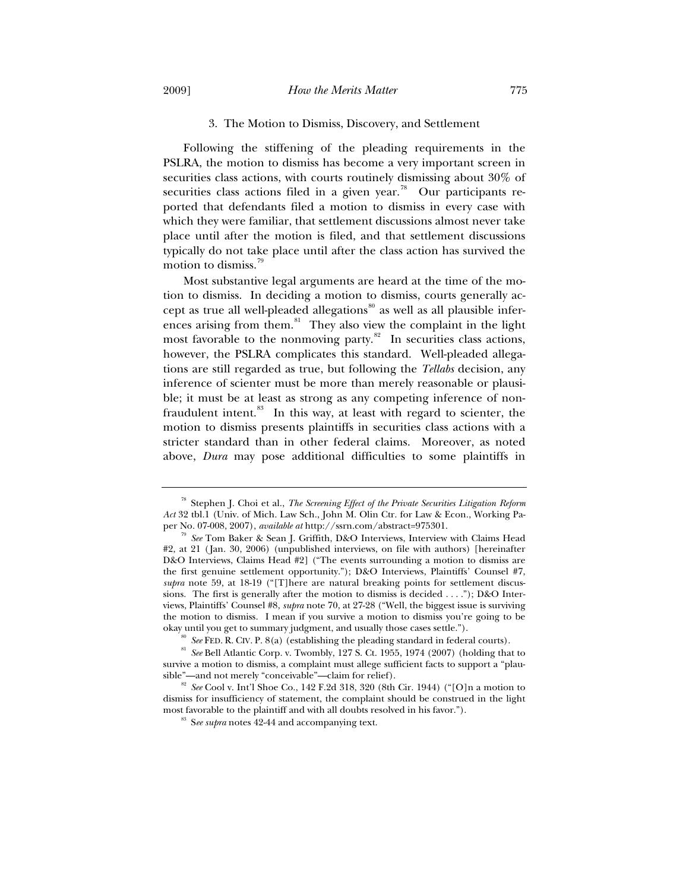### 3. The Motion to Dismiss, Discovery, and Settlement

Following the stiffening of the pleading requirements in the PSLRA, the motion to dismiss has become a very important screen in securities class actions, with courts routinely dismissing about 30% of securities class actions filed in a given year.[78] Our participants reported that defendants filed a motion to dismiss in every case with which they were familiar, that settlement discussions almost never take place until after the motion is filed, and that settlement discussions typically do not take place until after the class action has survived the motion to dismiss.[79]

Most substantive legal arguments are heard at the time of the motion to dismiss. In deciding a motion to dismiss, courts generally accept as true all well-pleaded allegations[80] as well as all plausible inferences arising from them.[81] They also view the complaint in the light most favorable to the nonmoving party.[82] In securities class actions, however, the PSLRA complicates this standard. Well-pleaded allegations are still regarded as true, but following the *Tellabs* decision, any inference of scienter must be more than merely reasonable or plausible; it must be at least as strong as any competing inference of nonfraudulent intent.[83] In this way, at least with regard to scienter, the motion to dismiss presents plaintiffs in securities class actions with a stricter standard than in other federal claims. Moreover, as noted above, *Dura* may pose additional difficulties to some plaintiffs in

---

[78] Stephen J. Choi et al., *The Screening Effect of the Private Securities Litigation Reform Act* 32 tbl.1 (Univ. of Mich. Law Sch., John M. Olin Ctr. for Law & Econ., Working Paper No. 07-008, 2007), *available at* http://ssrn.com/abstract=975301.

[79] *See* Tom Baker & Sean J. Griffith, D&O Interviews, Interview with Claims Head #2, at 21 (Jan. 30, 2006) (unpublished interviews, on file with authors) [hereinafter D&O Interviews, Claims Head #2] ("The events surrounding a motion to dismiss are the first genuine settlement opportunity."); D&O Interviews, Plaintiffs' Counsel #7, *supra* note 59, at 18-19 ("[T]here are natural breaking points for settlement discussions. The first is generally after the motion to dismiss is decided . . . ."); D&O Interviews, Plaintiffs' Counsel #8, *supra* note 70, at 27-28 ("Well, the biggest issue is surviving the motion to dismiss. I mean if you survive a motion to dismiss you're going to be okay until you get to summary judgment, and usually those cases settle.").

[80] *See* FED. R. CIV. P. 8(a) (establishing the pleading standard in federal courts).

[81] *See* Bell Atlantic Corp. v. Twombly, 127 S. Ct. 1955, 1974 (2007) (holding that to survive a motion to dismiss, a complaint must allege sufficient facts to support a "plausible"—and not merely "conceivable"—claim for relief).

[82] *See* Cool v. Int'l Shoe Co., 142 F.2d 318, 320 (8th Cir. 1944) ("[O]n a motion to dismiss for insufficiency of statement, the complaint should be construed in the light most favorable to the plaintiff and with all doubts resolved in his favor.").

[83] S*ee supra* notes 42-44 and accompanying text.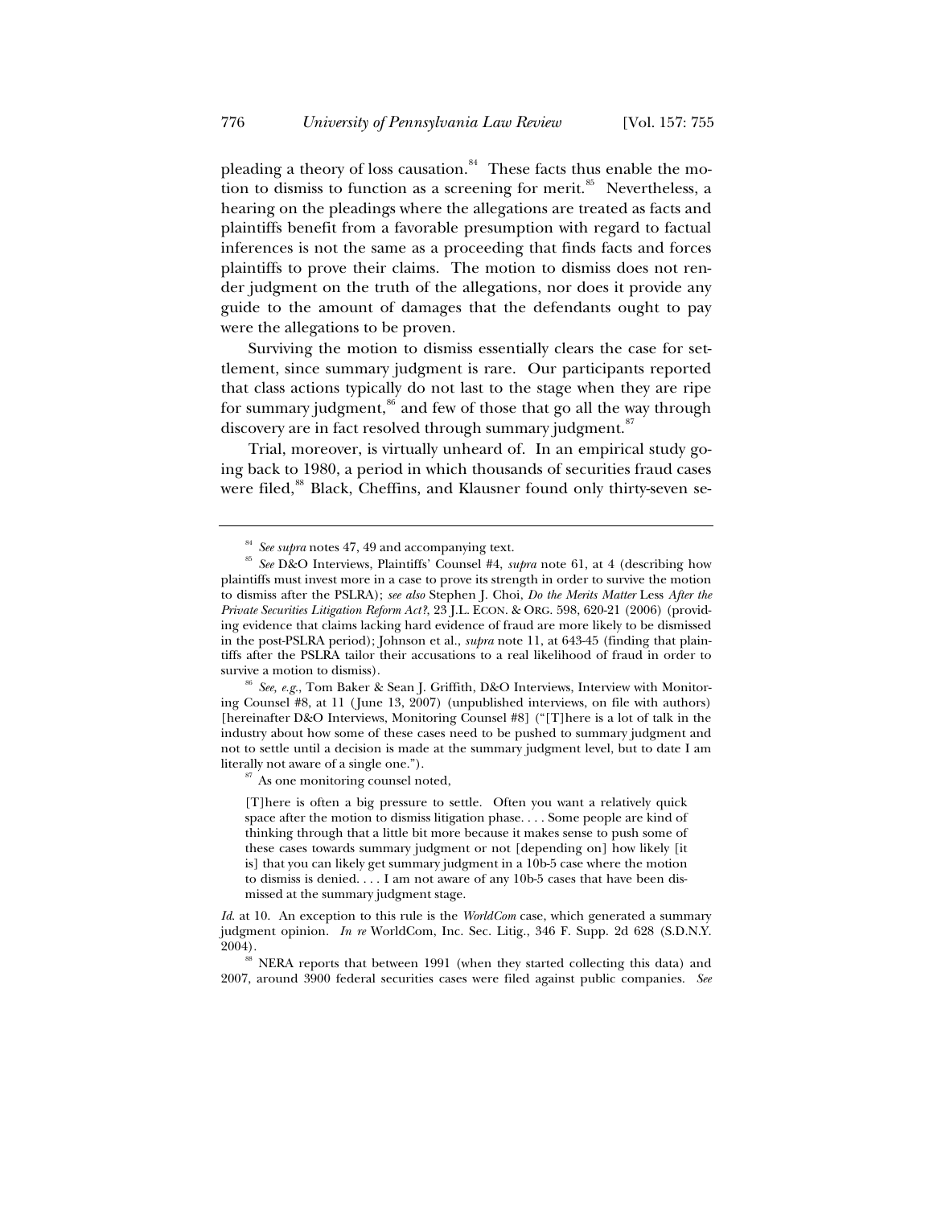pleading a theory of loss causation.[84] These facts thus enable the motion to dismiss to function as a screening for merit.[85] Nevertheless, a hearing on the pleadings where the allegations are treated as facts and plaintiffs benefit from a favorable presumption with regard to factual inferences is not the same as a proceeding that finds facts and forces plaintiffs to prove their claims. The motion to dismiss does not render judgment on the truth of the allegations, nor does it provide any guide to the amount of damages that the defendants ought to pay were the allegations to be proven.

Surviving the motion to dismiss essentially clears the case for settlement, since summary judgment is rare. Our participants reported that class actions typically do not last to the stage when they are ripe for summary judgment,[86] and few of those that go all the way through discovery are in fact resolved through summary judgment.[87]

Trial, moreover, is virtually unheard of. In an empirical study going back to 1980, a period in which thousands of securities fraud cases were filed,[88] Black, Cheffins, and Klausner found only thirty-seven se-

---

[84] *See supra* notes 47, 49 and accompanying text.

[85] *See* D&O Interviews, Plaintiffs' Counsel #4, *supra* note 61, at 4 (describing how plaintiffs must invest more in a case to prove its strength in order to survive the motion to dismiss after the PSLRA); *see also* Stephen J. Choi, *Do the Merits Matter* Less *After the Private Securities Litigation Reform Act?*, 23 J.L. ECON. & ORG. 598, 620-21 (2006) (providing evidence that claims lacking hard evidence of fraud are more likely to be dismissed in the post-PSLRA period); Johnson et al., *supra* note 11, at 643-45 (finding that plaintiffs after the PSLRA tailor their accusations to a real likelihood of fraud in order to survive a motion to dismiss).

[86] *See, e.g.*, Tom Baker & Sean J. Griffith, D&O Interviews, Interview with Monitoring Counsel #8, at 11 (June 13, 2007) (unpublished interviews, on file with authors) [hereinafter D&O Interviews, Monitoring Counsel #8] ("[T]here is a lot of talk in the industry about how some of these cases need to be pushed to summary judgment and not to settle until a decision is made at the summary judgment level, but to date I am literally not aware of a single one.").

[87] As one monitoring counsel noted,

> [T]here is often a big pressure to settle. Often you want a relatively quick space after the motion to dismiss litigation phase. . . . Some people are kind of thinking through that a little bit more because it makes sense to push some of these cases towards summary judgment or not [depending on] how likely [it is] that you can likely get summary judgment in a 10b-5 case where the motion to dismiss is denied. . . . I am not aware of any 10b-5 cases that have been dismissed at the summary judgment stage.

*Id.* at 10. An exception to this rule is the *WorldCom* case, which generated a summary judgment opinion. *In re* WorldCom, Inc. Sec. Litig., 346 F. Supp. 2d 628 (S.D.N.Y. 2004).

[88] NERA reports that between 1991 (when they started collecting this data) and 2007, around 3900 federal securities cases were filed against public companies. *See*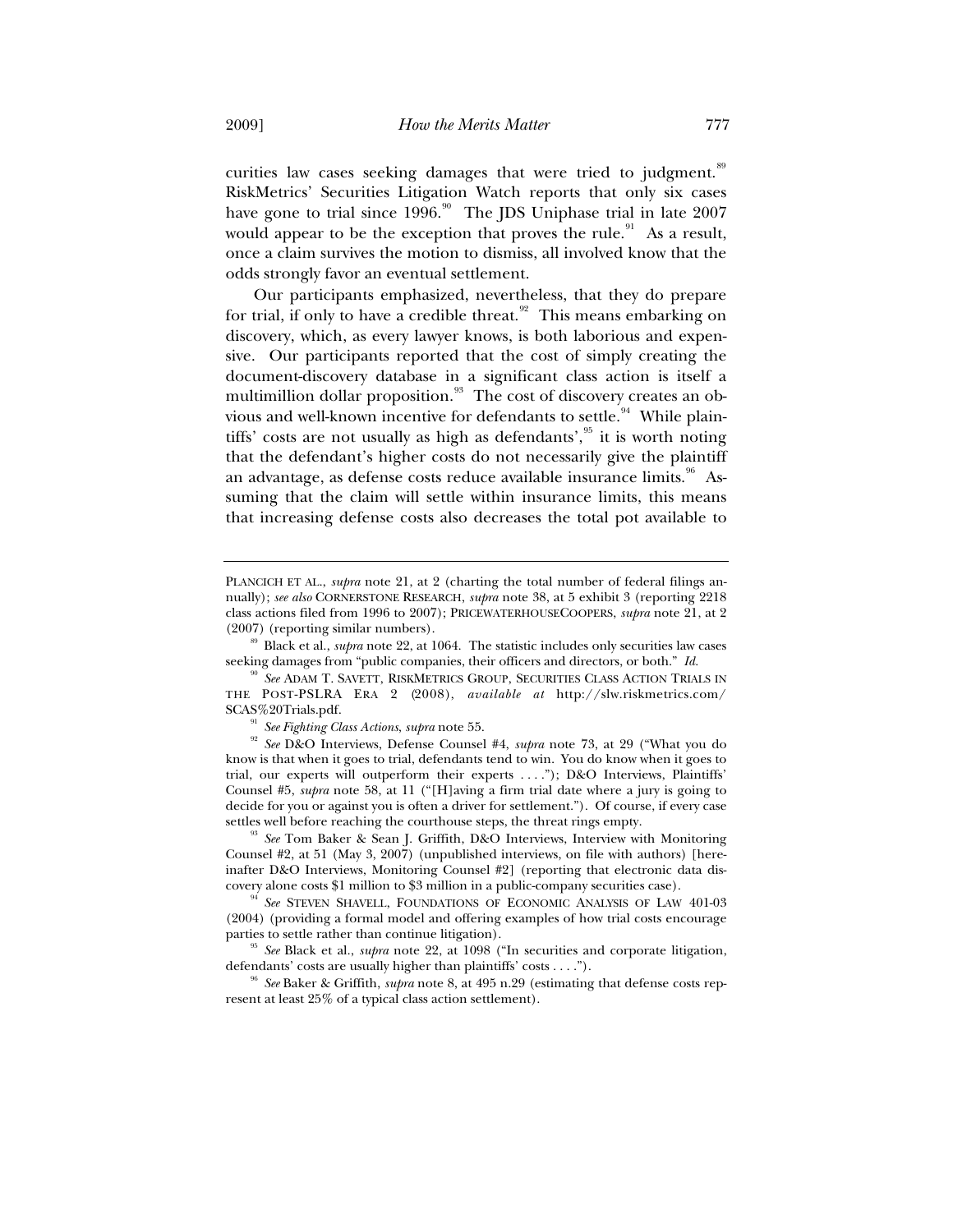curities law cases seeking damages that were tried to judgment.[89] RiskMetrics' Securities Litigation Watch reports that only six cases have gone to trial since 1996.[90] The JDS Uniphase trial in late 2007 would appear to be the exception that proves the rule.[91] As a result, once a claim survives the motion to dismiss, all involved know that the odds strongly favor an eventual settlement.

Our participants emphasized, nevertheless, that they do prepare for trial, if only to have a credible threat.[92] This means embarking on discovery, which, as every lawyer knows, is both laborious and expensive. Our participants reported that the cost of simply creating the document-discovery database in a significant class action is itself a multimillion dollar proposition.[93] The cost of discovery creates an obvious and well-known incentive for defendants to settle.[94] While plaintiffs' costs are not usually as high as defendants',[95] it is worth noting that the defendant's higher costs do not necessarily give the plaintiff an advantage, as defense costs reduce available insurance limits.[96] Assuming that the claim will settle within insurance limits, this means that increasing defense costs also decreases the total pot available to

---

PLANCICH ET AL., *supra* note 21, at 2 (charting the total number of federal filings annually); *see also* CORNERSTONE RESEARCH, *supra* note 38, at 5 exhibit 3 (reporting 2218 class actions filed from 1996 to 2007); PRICEWATERHOUSECOOPERS, *supra* note 21, at 2 (2007) (reporting similar numbers).

[89] Black et al., *supra* note 22, at 1064. The statistic includes only securities law cases seeking damages from "public companies, their officers and directors, or both." *Id.*

[90] *See* ADAM T. SAVETT, RISKMETRICS GROUP, SECURITIES CLASS ACTION TRIALS IN THE POST-PSLRA ERA 2 (2008), *available at* http://slw.riskmetrics.com/SCAS%20Trials.pdf.

[91] *See Fighting Class Actions*, *supra* note 55.

[92] *See* D&O Interviews, Defense Counsel #4, *supra* note 73, at 29 ("What you do know is that when it goes to trial, defendants tend to win. You do know when it goes to trial, our experts will outperform their experts . . . ."); D&O Interviews, Plaintiffs' Counsel #5, *supra* note 58, at 11 ("[H]aving a firm trial date where a jury is going to decide for you or against you is often a driver for settlement."). Of course, if every case settles well before reaching the courthouse steps, the threat rings empty.

[93] *See* Tom Baker & Sean J. Griffith, D&O Interviews, Interview with Monitoring Counsel #2, at 51 (May 3, 2007) (unpublished interviews, on file with authors) [hereinafter D&O Interviews, Monitoring Counsel #2] (reporting that electronic data discovery alone costs $1 million to $3 million in a public-company securities case).

[94] *See* STEVEN SHAVELL, FOUNDATIONS OF ECONOMIC ANALYSIS OF LAW 401-03 (2004) (providing a formal model and offering examples of how trial costs encourage parties to settle rather than continue litigation).

[95] *See* Black et al., *supra* note 22, at 1098 ("In securities and corporate litigation, defendants' costs are usually higher than plaintiffs' costs . . . .").

[96] *See* Baker & Griffith, *supra* note 8, at 495 n.29 (estimating that defense costs represent at least 25% of a typical class action settlement).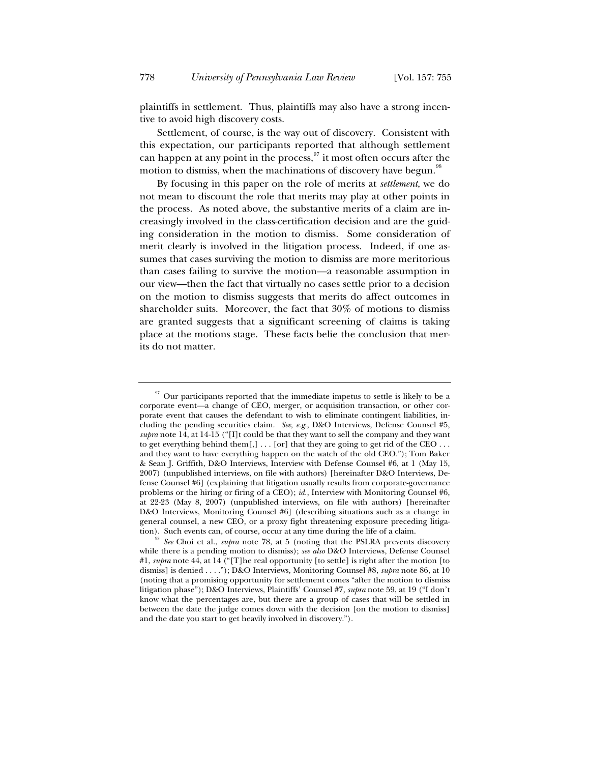plaintiffs in settlement. Thus, plaintiffs may also have a strong incentive to avoid high discovery costs.

Settlement, of course, is the way out of discovery. Consistent with this expectation, our participants reported that although settlement can happen at any point in the process,[97] it most often occurs after the motion to dismiss, when the machinations of discovery have begun.[98]

By focusing in this paper on the role of merits at *settlement*, we do not mean to discount the role that merits may play at other points in the process. As noted above, the substantive merits of a claim are increasingly involved in the class-certification decision and are the guiding consideration in the motion to dismiss. Some consideration of merit clearly is involved in the litigation process. Indeed, if one assumes that cases surviving the motion to dismiss are more meritorious than cases failing to survive the motion—a reasonable assumption in our view—then the fact that virtually no cases settle prior to a decision on the motion to dismiss suggests that merits do affect outcomes in shareholder suits. Moreover, the fact that 30% of motions to dismiss are granted suggests that a significant screening of claims is taking place at the motions stage. These facts belie the conclusion that merits do not matter.

---

[97] Our participants reported that the immediate impetus to settle is likely to be a corporate event—a change of CEO, merger, or acquisition transaction, or other corporate event that causes the defendant to wish to eliminate contingent liabilities, including the pending securities claim. *See, e.g.*, D&O Interviews, Defense Counsel #5, *supra* note 14, at 14-15 ("[I]t could be that they want to sell the company and they want to get everything behind them[,] . . . [or] that they are going to get rid of the CEO . . . and they want to have everything happen on the watch of the old CEO."); Tom Baker & Sean J. Griffith, D&O Interviews, Interview with Defense Counsel #6, at 1 (May 15, 2007) (unpublished interviews, on file with authors) [hereinafter D&O Interviews, Defense Counsel #6] (explaining that litigation usually results from corporate-governance problems or the hiring or firing of a CEO); *id.*, Interview with Monitoring Counsel #6, at 22-23 (May 8, 2007) (unpublished interviews, on file with authors) [hereinafter D&O Interviews, Monitoring Counsel #6] (describing situations such as a change in general counsel, a new CEO, or a proxy fight threatening exposure preceding litigation). Such events can, of course, occur at any time during the life of a claim.

[98] *See* Choi et al., *supra* note 78, at 5 (noting that the PSLRA prevents discovery while there is a pending motion to dismiss); *see also* D&O Interviews, Defense Counsel #1, *supra* note 44, at 14 ("[T]he real opportunity [to settle] is right after the motion [to dismiss] is denied . . . ."); D&O Interviews, Monitoring Counsel #8, *supra* note 86, at 10 (noting that a promising opportunity for settlement comes "after the motion to dismiss litigation phase"); D&O Interviews, Plaintiffs' Counsel #7, *supra* note 59, at 19 ("I don't know what the percentages are, but there are a group of cases that will be settled in between the date the judge comes down with the decision [on the motion to dismiss] and the date you start to get heavily involved in discovery.").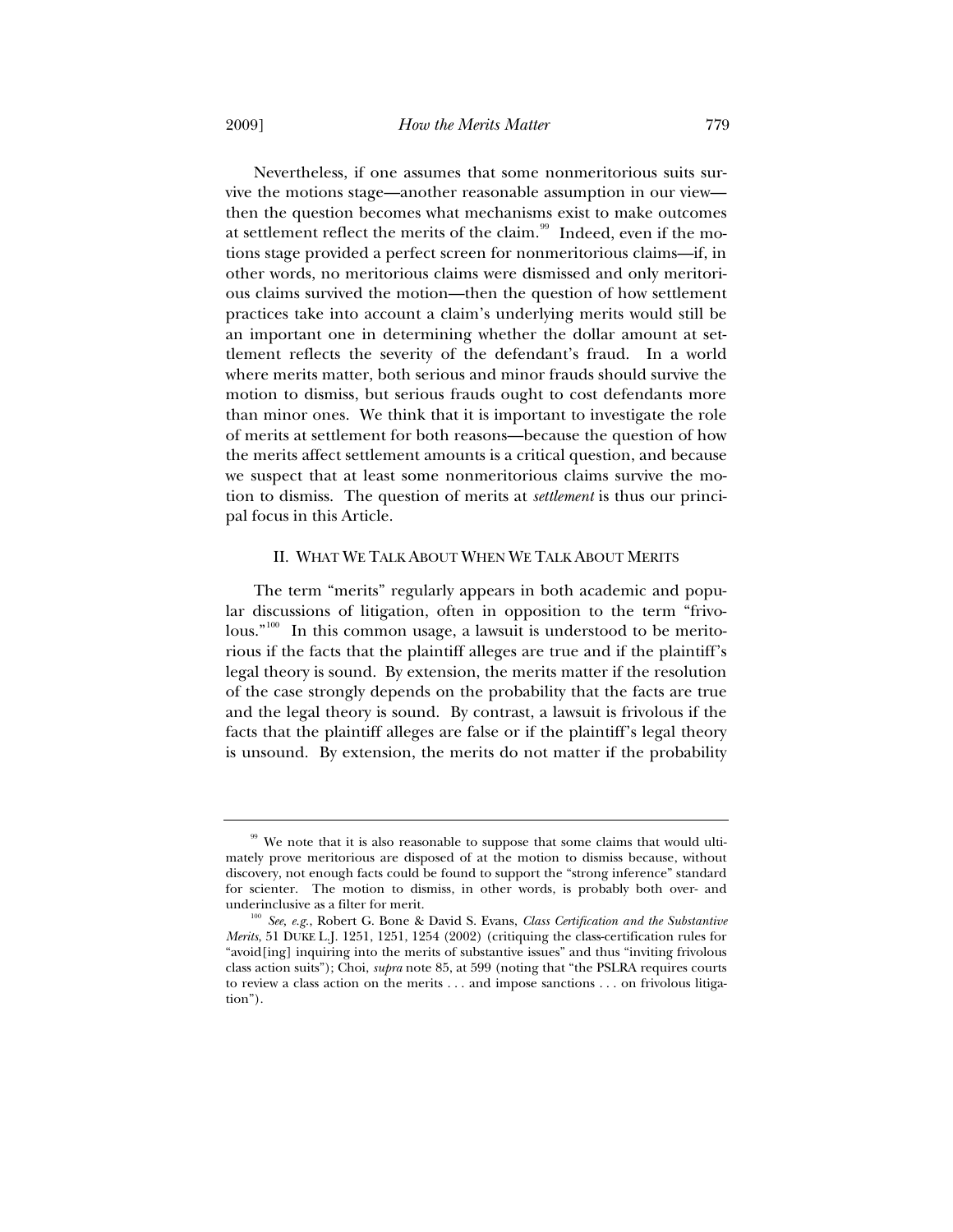Nevertheless, if one assumes that some nonmeritorious suits survive the motions stage—another reasonable assumption in our view—then the question becomes what mechanisms exist to make outcomes at settlement reflect the merits of the claim.[99] Indeed, even if the motions stage provided a perfect screen for nonmeritorious claims—if, in other words, no meritorious claims were dismissed and only meritorious claims survived the motion—then the question of how settlement practices take into account a claim's underlying merits would still be an important one in determining whether the dollar amount at settlement reflects the severity of the defendant's fraud. In a world where merits matter, both serious and minor frauds should survive the motion to dismiss, but serious frauds ought to cost defendants more than minor ones. We think that it is important to investigate the role of merits at settlement for both reasons—because the question of how the merits affect settlement amounts is a critical question, and because we suspect that at least some nonmeritorious claims survive the motion to dismiss. The question of merits at *settlement* is thus our principal focus in this Article.

## II. WHAT WE TALK ABOUT WHEN WE TALK ABOUT MERITS

The term "merits" regularly appears in both academic and popular discussions of litigation, often in opposition to the term "frivolous."[100] In this common usage, a lawsuit is understood to be meritorious if the facts that the plaintiff alleges are true and if the plaintiff's legal theory is sound. By extension, the merits matter if the resolution of the case strongly depends on the probability that the facts are true and the legal theory is sound. By contrast, a lawsuit is frivolous if the facts that the plaintiff alleges are false or if the plaintiff's legal theory is unsound. By extension, the merits do not matter if the probability

---

[99] We note that it is also reasonable to suppose that some claims that would ultimately prove meritorious are disposed of at the motion to dismiss because, without discovery, not enough facts could be found to support the "strong inference" standard for scienter. The motion to dismiss, in other words, is probably both over- and underinclusive as a filter for merit.

[100] *See, e.g.*, Robert G. Bone & David S. Evans, *Class Certification and the Substantive Merits*, 51 DUKE L.J. 1251, 1251, 1254 (2002) (critiquing the class-certification rules for "avoid[ing] inquiring into the merits of substantive issues" and thus "inviting frivolous class action suits"); Choi, *supra* note 85, at 599 (noting that "the PSLRA requires courts to review a class action on the merits . . . and impose sanctions . . . on frivolous litigation").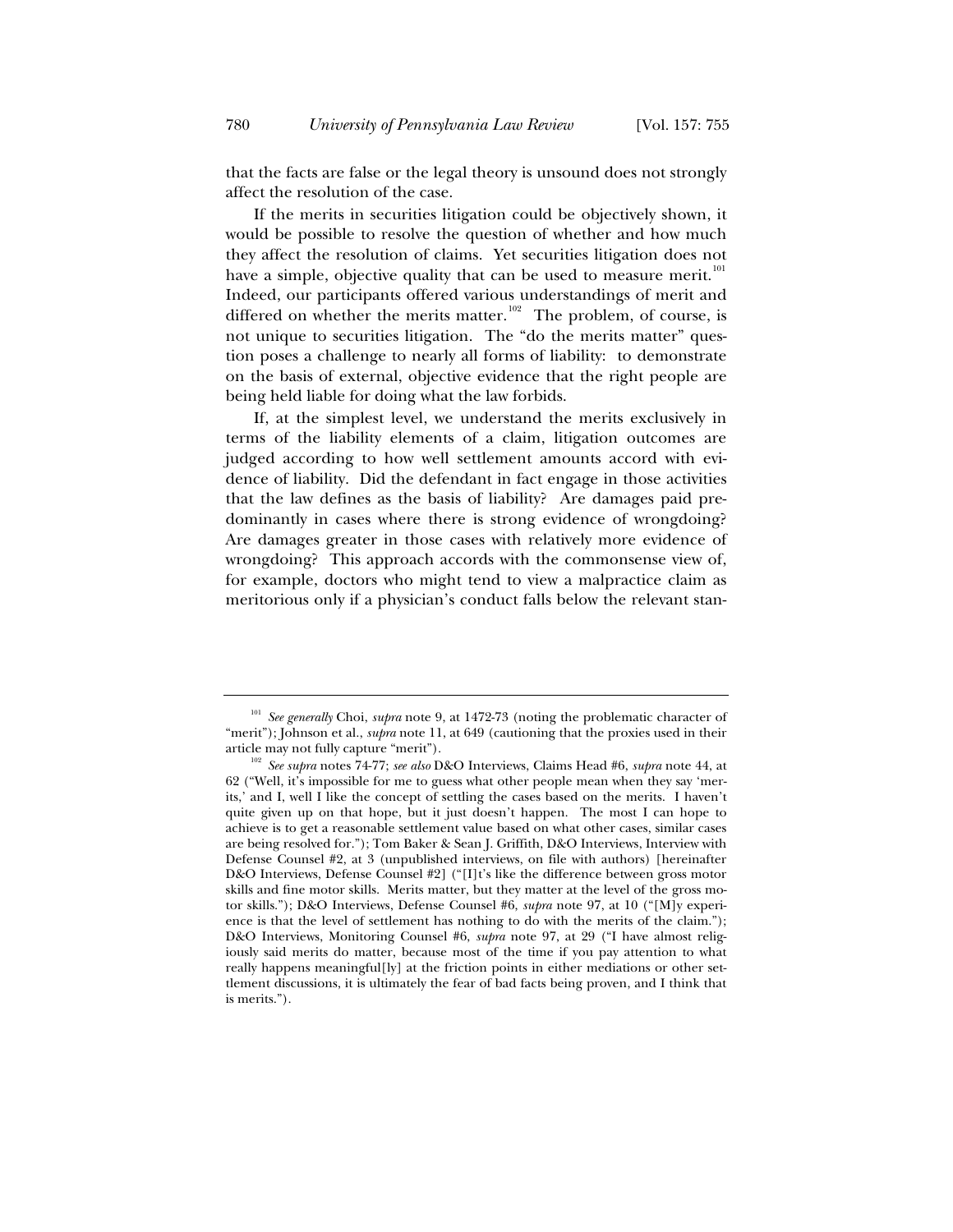that the facts are false or the legal theory is unsound does not strongly affect the resolution of the case.

If the merits in securities litigation could be objectively shown, it would be possible to resolve the question of whether and how much they affect the resolution of claims. Yet securities litigation does not have a simple, objective quality that can be used to measure merit.[101] Indeed, our participants offered various understandings of merit and differed on whether the merits matter.[102] The problem, of course, is not unique to securities litigation. The "do the merits matter" question poses a challenge to nearly all forms of liability: to demonstrate on the basis of external, objective evidence that the right people are being held liable for doing what the law forbids.

If, at the simplest level, we understand the merits exclusively in terms of the liability elements of a claim, litigation outcomes are judged according to how well settlement amounts accord with evidence of liability. Did the defendant in fact engage in those activities that the law defines as the basis of liability? Are damages paid predominantly in cases where there is strong evidence of wrongdoing? Are damages greater in those cases with relatively more evidence of wrongdoing? This approach accords with the commonsense view of, for example, doctors who might tend to view a malpractice claim as meritorious only if a physician's conduct falls below the relevant stan-

---

[101] *See generally* Choi, *supra* note 9, at 1472-73 (noting the problematic character of "merit"); Johnson et al., *supra* note 11, at 649 (cautioning that the proxies used in their article may not fully capture "merit").

[102] *See supra* notes 74-77; *see also* D&O Interviews, Claims Head #6, *supra* note 44, at 62 ("Well, it's impossible for me to guess what other people mean when they say 'merits,' and I, well I like the concept of settling the cases based on the merits. I haven't quite given up on that hope, but it just doesn't happen. The most I can hope to achieve is to get a reasonable settlement value based on what other cases, similar cases are being resolved for."); Tom Baker & Sean J. Griffith, D&O Interviews, Interview with Defense Counsel #2, at 3 (unpublished interviews, on file with authors) [hereinafter D&O Interviews, Defense Counsel #2] ("[I]t's like the difference between gross motor skills and fine motor skills. Merits matter, but they matter at the level of the gross motor skills."); D&O Interviews, Defense Counsel #6, *supra* note 97, at 10 ("[M]y experience is that the level of settlement has nothing to do with the merits of the claim."); D&O Interviews, Monitoring Counsel #6, *supra* note 97, at 29 ("I have almost religiously said merits do matter, because most of the time if you pay attention to what really happens meaningful[ly] at the friction points in either mediations or other settlement discussions, it is ultimately the fear of bad facts being proven, and I think that is merits.").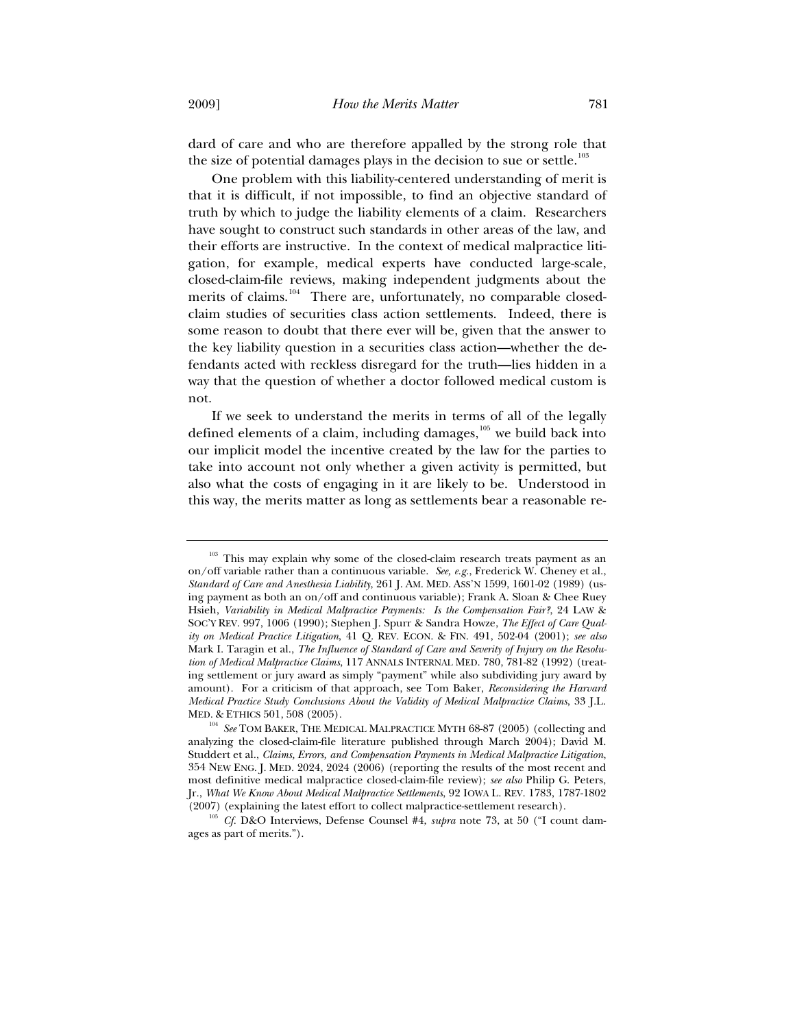dard of care and who are therefore appalled by the strong role that the size of potential damages plays in the decision to sue or settle.[103]

One problem with this liability-centered understanding of merit is that it is difficult, if not impossible, to find an objective standard of truth by which to judge the liability elements of a claim. Researchers have sought to construct such standards in other areas of the law, and their efforts are instructive. In the context of medical malpractice litigation, for example, medical experts have conducted large-scale, closed-claim-file reviews, making independent judgments about the merits of claims.[104] There are, unfortunately, no comparable closed-claim studies of securities class action settlements. Indeed, there is some reason to doubt that there ever will be, given that the answer to the key liability question in a securities class action—whether the defendants acted with reckless disregard for the truth—lies hidden in a way that the question of whether a doctor followed medical custom is not.

If we seek to understand the merits in terms of all of the legally defined elements of a claim, including damages,[105] we build back into our implicit model the incentive created by the law for the parties to take into account not only whether a given activity is permitted, but also what the costs of engaging in it are likely to be. Understood in this way, the merits matter as long as settlements bear a reasonable re-

---

[103] This may explain why some of the closed-claim research treats payment as an on/off variable rather than a continuous variable. *See, e.g.*, Frederick W. Cheney et al., *Standard of Care and Anesthesia Liability*, 261 J. AM. MED. ASS'N 1599, 1601-02 (1989) (using payment as both an on/off and continuous variable); Frank A. Sloan & Chee Ruey Hsieh, *Variability in Medical Malpractice Payments: Is the Compensation Fair?*, 24 LAW & SOC'Y REV. 997, 1006 (1990); Stephen J. Spurr & Sandra Howze, *The Effect of Care Quality on Medical Practice Litigation*, 41 Q. REV. ECON. & FIN. 491, 502-04 (2001); *see also* Mark I. Taragin et al., *The Influence of Standard of Care and Severity of Injury on the Resolution of Medical Malpractice Claims*, 117 ANNALS INTERNAL MED. 780, 781-82 (1992) (treating settlement or jury award as simply "payment" while also subdividing jury award by amount). For a criticism of that approach, see Tom Baker, *Reconsidering the Harvard Medical Practice Study Conclusions About the Validity of Medical Malpractice Claims*, 33 J.L. MED. & ETHICS 501, 508 (2005).

[104] *See* TOM BAKER, THE MEDICAL MALPRACTICE MYTH 68-87 (2005) (collecting and analyzing the closed-claim-file literature published through March 2004); David M. Studdert et al., *Claims, Errors, and Compensation Payments in Medical Malpractice Litigation*, 354 NEW ENG. J. MED. 2024, 2024 (2006) (reporting the results of the most recent and most definitive medical malpractice closed-claim-file review); *see also* Philip G. Peters, Jr., *What We Know About Medical Malpractice Settlements*, 92 IOWA L. REV. 1783, 1787-1802 (2007) (explaining the latest effort to collect malpractice-settlement research).

[105] *Cf.* D&O Interviews, Defense Counsel #4, *supra* note 73, at 50 ("I count damages as part of merits.").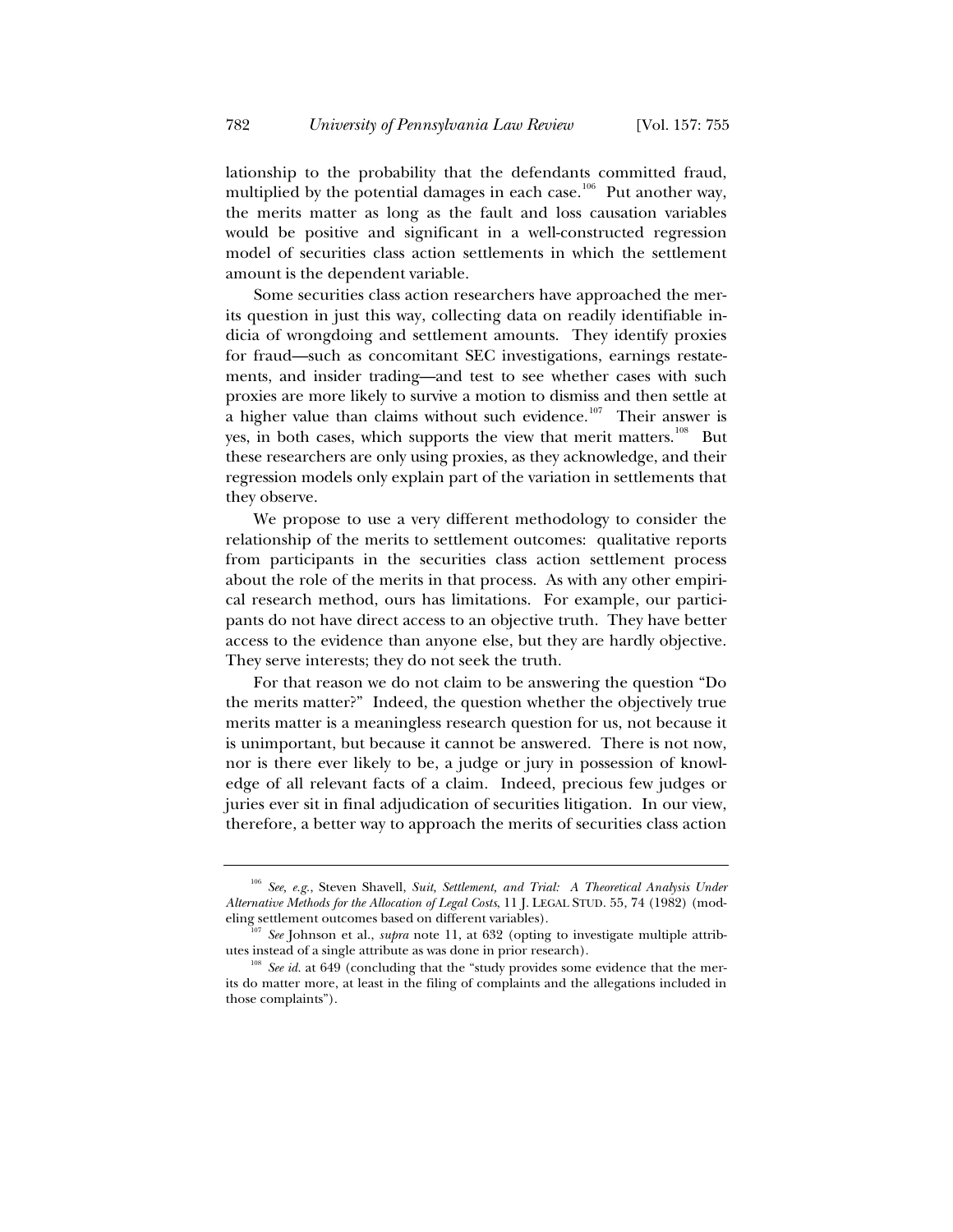lationship to the probability that the defendants committed fraud, multiplied by the potential damages in each case.[106] Put another way, the merits matter as long as the fault and loss causation variables would be positive and significant in a well-constructed regression model of securities class action settlements in which the settlement amount is the dependent variable.

Some securities class action researchers have approached the merits question in just this way, collecting data on readily identifiable indicia of wrongdoing and settlement amounts. They identify proxies for fraud—such as concomitant SEC investigations, earnings restatements, and insider trading—and test to see whether cases with such proxies are more likely to survive a motion to dismiss and then settle at a higher value than claims without such evidence.[107] Their answer is yes, in both cases, which supports the view that merit matters.[108] But these researchers are only using proxies, as they acknowledge, and their regression models only explain part of the variation in settlements that they observe.

We propose to use a very different methodology to consider the relationship of the merits to settlement outcomes: qualitative reports from participants in the securities class action settlement process about the role of the merits in that process. As with any other empirical research method, ours has limitations. For example, our participants do not have direct access to an objective truth. They have better access to the evidence than anyone else, but they are hardly objective. They serve interests; they do not seek the truth.

For that reason we do not claim to be answering the question "Do the merits matter?" Indeed, the question whether the objectively true merits matter is a meaningless research question for us, not because it is unimportant, but because it cannot be answered. There is not now, nor is there ever likely to be, a judge or jury in possession of knowledge of all relevant facts of a claim. Indeed, precious few judges or juries ever sit in final adjudication of securities litigation. In our view, therefore, a better way to approach the merits of securities class action

---

[106] *See, e.g.*, Steven Shavell, *Suit, Settlement, and Trial: A Theoretical Analysis Under Alternative Methods for the Allocation of Legal Costs*, 11 J. LEGAL STUD. 55, 74 (1982) (modeling settlement outcomes based on different variables).

[107] *See* Johnson et al., *supra* note 11, at 632 (opting to investigate multiple attributes instead of a single attribute as was done in prior research).

[108] *See id.* at 649 (concluding that the "study provides some evidence that the merits do matter more, at least in the filing of complaints and the allegations included in those complaints").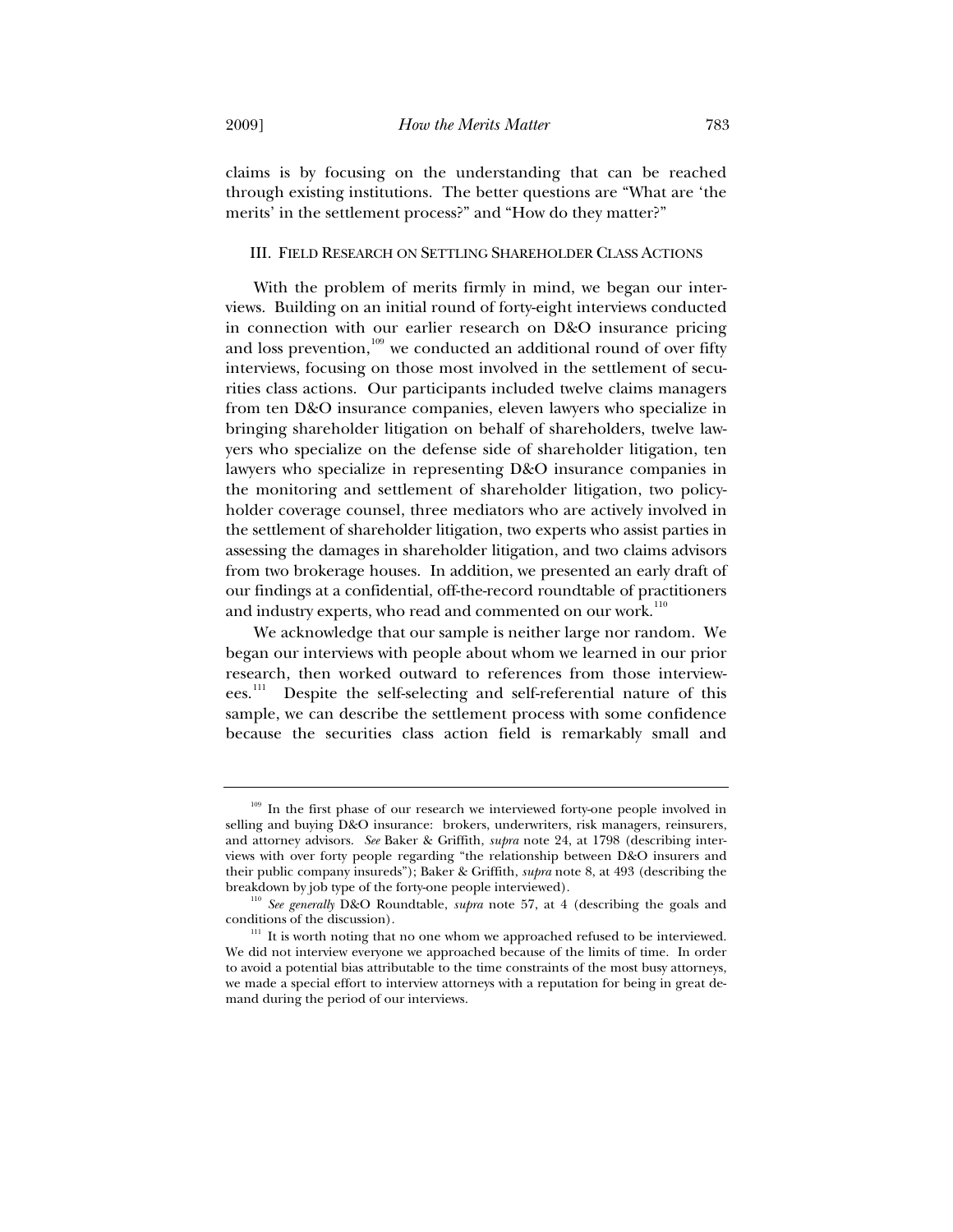claims is by focusing on the understanding that can be reached through existing institutions. The better questions are "What are 'the merits' in the settlement process?" and "How do they matter?"

## III. Field Research on Settling Shareholder Class Actions

With the problem of merits firmly in mind, we began our interviews. Building on an initial round of forty-eight interviews conducted in connection with our earlier research on D&O insurance pricing and loss prevention,[109] we conducted an additional round of over fifty interviews, focusing on those most involved in the settlement of securities class actions. Our participants included twelve claims managers from ten D&O insurance companies, eleven lawyers who specialize in bringing shareholder litigation on behalf of shareholders, twelve lawyers who specialize on the defense side of shareholder litigation, ten lawyers who specialize in representing D&O insurance companies in the monitoring and settlement of shareholder litigation, two policyholder coverage counsel, three mediators who are actively involved in the settlement of shareholder litigation, two experts who assist parties in assessing the damages in shareholder litigation, and two claims advisors from two brokerage houses. In addition, we presented an early draft of our findings at a confidential, off-the-record roundtable of practitioners and industry experts, who read and commented on our work.[110]

We acknowledge that our sample is neither large nor random. We began our interviews with people about whom we learned in our prior research, then worked outward to references from those interviewees.[111] Despite the self-selecting and self-referential nature of this sample, we can describe the settlement process with some confidence because the securities class action field is remarkably small and

---

[109] In the first phase of our research we interviewed forty-one people involved in selling and buying D&O insurance: brokers, underwriters, risk managers, reinsurers, and attorney advisors. *See* Baker & Griffith, *supra* note 24, at 1798 (describing interviews with over forty people regarding "the relationship between D&O insurers and their public company insureds"); Baker & Griffith, *supra* note 8, at 493 (describing the breakdown by job type of the forty-one people interviewed).

[110] *See generally* D&O Roundtable, *supra* note 57, at 4 (describing the goals and conditions of the discussion).

[111] It is worth noting that no one whom we approached refused to be interviewed. We did not interview everyone we approached because of the limits of time. In order to avoid a potential bias attributable to the time constraints of the most busy attorneys, we made a special effort to interview attorneys with a reputation for being in great demand during the period of our interviews.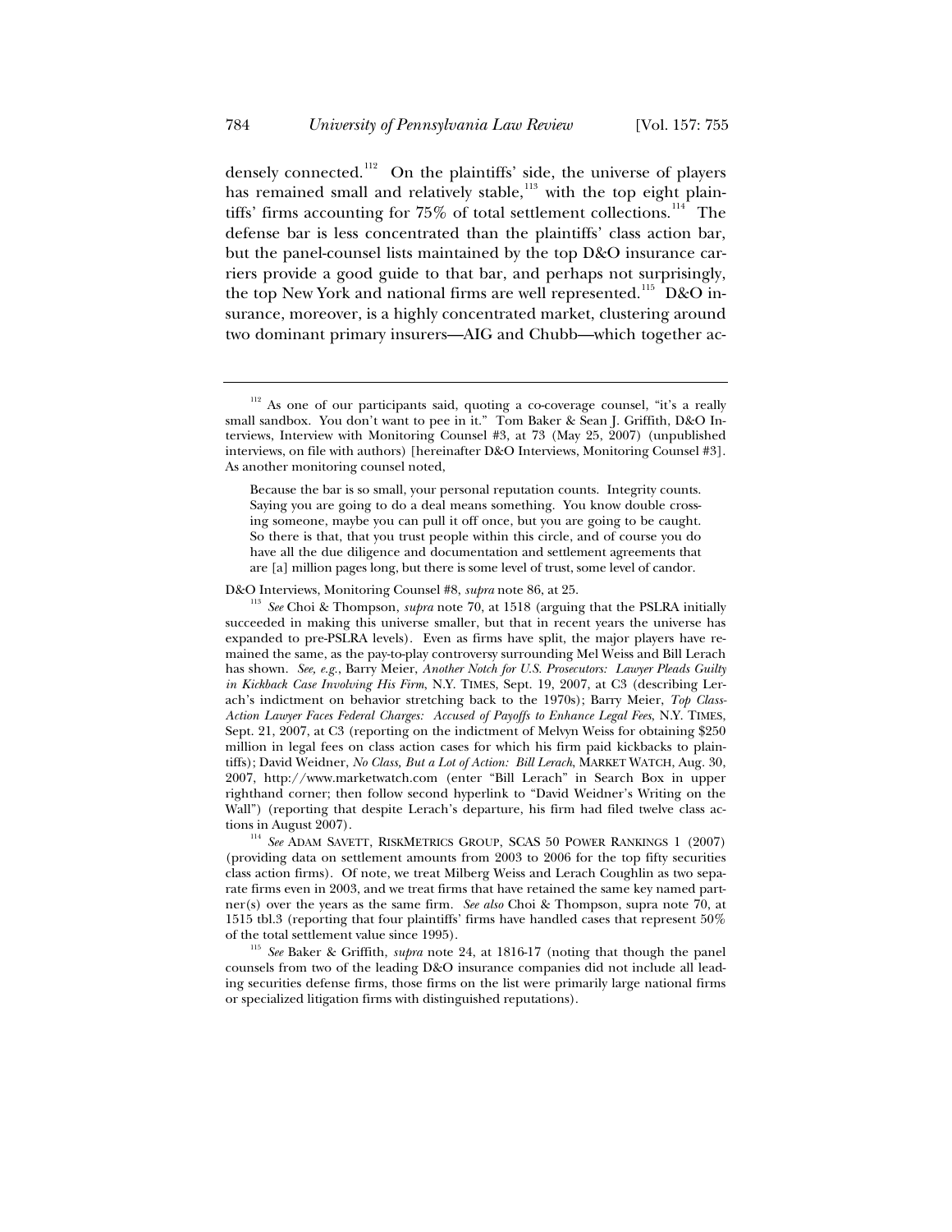densely connected.[112] On the plaintiffs' side, the universe of players has remained small and relatively stable,[113] with the top eight plaintiffs' firms accounting for 75% of total settlement collections.[114] The defense bar is less concentrated than the plaintiffs' class action bar, but the panel-counsel lists maintained by the top D&O insurance carriers provide a good guide to that bar, and perhaps not surprisingly, the top New York and national firms are well represented.[115] D&O insurance, moreover, is a highly concentrated market, clustering around two dominant primary insurers—AIG and Chubb—which together ac-

---

[112] As one of our participants said, quoting a co-coverage counsel, "it's a really small sandbox. You don't want to pee in it." Tom Baker & Sean J. Griffith, D&O Interviews, Interview with Monitoring Counsel #3, at 73 (May 25, 2007) (unpublished interviews, on file with authors) [hereinafter D&O Interviews, Monitoring Counsel #3]. As another monitoring counsel noted,

> Because the bar is so small, your personal reputation counts. Integrity counts. Saying you are going to do a deal means something. You know double crossing someone, maybe you can pull it off once, but you are going to be caught. So there is that, that you trust people within this circle, and of course you do have all the due diligence and documentation and settlement agreements that are [a] million pages long, but there is some level of trust, some level of candor.

D&O Interviews, Monitoring Counsel #8, *supra* note 86, at 25.

[113] *See* Choi & Thompson, *supra* note 70, at 1518 (arguing that the PSLRA initially succeeded in making this universe smaller, but that in recent years the universe has expanded to pre-PSLRA levels). Even as firms have split, the major players have remained the same, as the pay-to-play controversy surrounding Mel Weiss and Bill Lerach has shown. *See, e.g.*, Barry Meier, *Another Notch for U.S. Prosecutors: Lawyer Pleads Guilty in Kickback Case Involving His Firm*, N.Y. TIMES, Sept. 19, 2007, at C3 (describing Lerach's indictment on behavior stretching back to the 1970s); Barry Meier, *Top Class-Action Lawyer Faces Federal Charges: Accused of Payoffs to Enhance Legal Fees*, N.Y. TIMES, Sept. 21, 2007, at C3 (reporting on the indictment of Melvyn Weiss for obtaining $250 million in legal fees on class action cases for which his firm paid kickbacks to plaintiffs); David Weidner, *No Class, But a Lot of Action: Bill Lerach*, MARKET WATCH, Aug. 30, 2007, http://www.marketwatch.com (enter "Bill Lerach" in Search Box in upper righthand corner; then follow second hyperlink to "David Weidner's Writing on the Wall") (reporting that despite Lerach's departure, his firm had filed twelve class actions in August 2007).

[114] *See* ADAM SAVETT, RISKMETRICS GROUP, SCAS 50 POWER RANKINGS 1 (2007) (providing data on settlement amounts from 2003 to 2006 for the top fifty securities class action firms). Of note, we treat Milberg Weiss and Lerach Coughlin as two separate firms even in 2003, and we treat firms that have retained the same key named partner(s) over the years as the same firm. *See also* Choi & Thompson, supra note 70, at 1515 tbl.3 (reporting that four plaintiffs' firms have handled cases that represent 50% of the total settlement value since 1995).

[115] *See* Baker & Griffith, *supra* note 24, at 1816-17 (noting that though the panel counsels from two of the leading D&O insurance companies did not include all leading securities defense firms, those firms on the list were primarily large national firms or specialized litigation firms with distinguished reputations).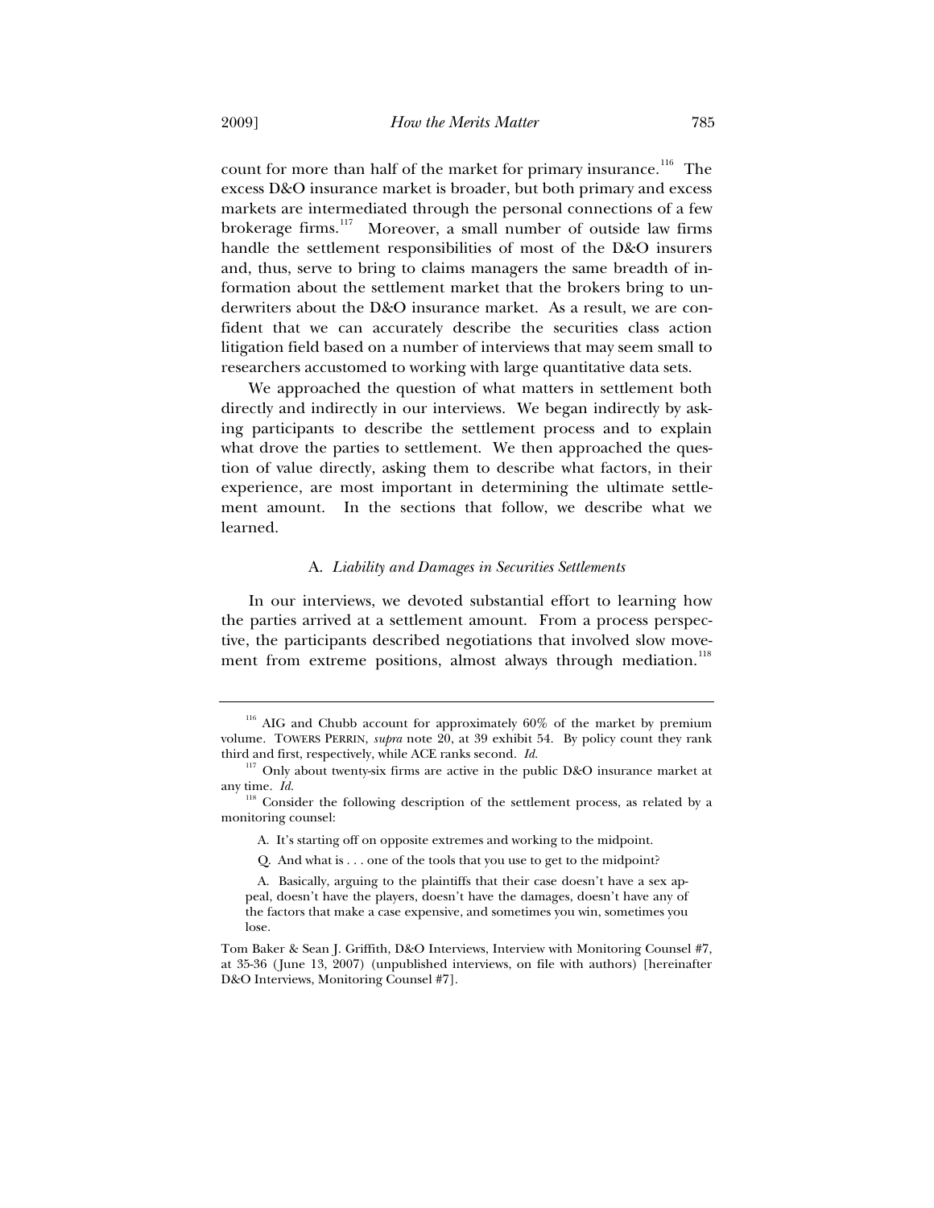count for more than half of the market for primary insurance.[116] The excess D&O insurance market is broader, but both primary and excess markets are intermediated through the personal connections of a few brokerage firms.[117] Moreover, a small number of outside law firms handle the settlement responsibilities of most of the D&O insurers and, thus, serve to bring to claims managers the same breadth of information about the settlement market that the brokers bring to underwriters about the D&O insurance market. As a result, we are confident that we can accurately describe the securities class action litigation field based on a number of interviews that may seem small to researchers accustomed to working with large quantitative data sets.

We approached the question of what matters in settlement both directly and indirectly in our interviews. We began indirectly by asking participants to describe the settlement process and to explain what drove the parties to settlement. We then approached the question of value directly, asking them to describe what factors, in their experience, are most important in determining the ultimate settlement amount. In the sections that follow, we describe what we learned.

### A. *Liability and Damages in Securities Settlements*

In our interviews, we devoted substantial effort to learning how the parties arrived at a settlement amount. From a process perspective, the participants described negotiations that involved slow movement from extreme positions, almost always through mediation.[118]

---

[116] AIG and Chubb account for approximately 60% of the market by premium volume. TOWERS PERRIN, *supra* note 20, at 39 exhibit 54. By policy count they rank third and first, respectively, while ACE ranks second. *Id.*

[117] Only about twenty-six firms are active in the public D&O insurance market at any time. *Id.*

[118] Consider the following description of the settlement process, as related by a monitoring counsel:

> A. It's starting off on opposite extremes and working to the midpoint.
>
> Q. And what is . . . one of the tools that you use to get to the midpoint?
>
> A. Basically, arguing to the plaintiffs that their case doesn't have a sex appeal, doesn't have the players, doesn't have the damages, doesn't have any of the factors that make a case expensive, and sometimes you win, sometimes you lose.

Tom Baker & Sean J. Griffith, D&O Interviews, Interview with Monitoring Counsel #7, at 35-36 (June 13, 2007) (unpublished interviews, on file with authors) [hereinafter D&O Interviews, Monitoring Counsel #7].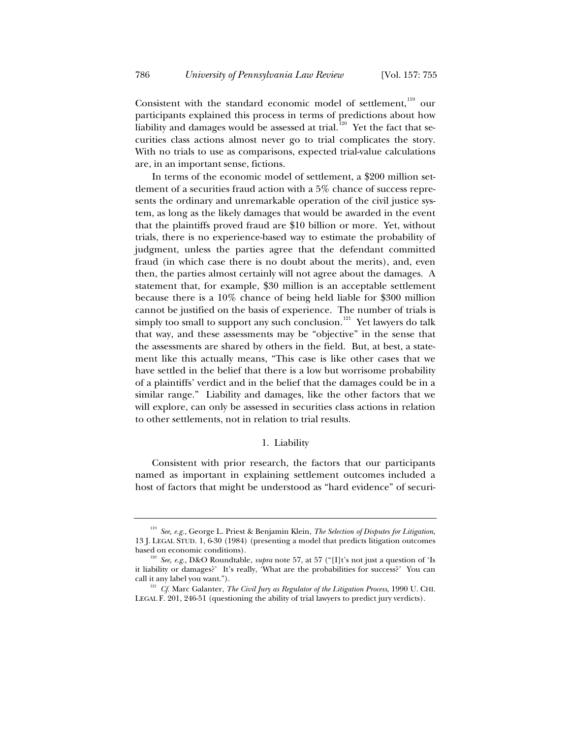Consistent with the standard economic model of settlement,[119] our participants explained this process in terms of predictions about how liability and damages would be assessed at trial.[120] Yet the fact that securities class actions almost never go to trial complicates the story. With no trials to use as comparisons, expected trial-value calculations are, in an important sense, fictions.

In terms of the economic model of settlement, a $200 million settlement of a securities fraud action with a 5% chance of success represents the ordinary and unremarkable operation of the civil justice system, as long as the likely damages that would be awarded in the event that the plaintiffs proved fraud are $10 billion or more. Yet, without trials, there is no experience-based way to estimate the probability of judgment, unless the parties agree that the defendant committed fraud (in which case there is no doubt about the merits), and, even then, the parties almost certainly will not agree about the damages. A statement that, for example, $30 million is an acceptable settlement because there is a 10% chance of being held liable for $300 million cannot be justified on the basis of experience. The number of trials is simply too small to support any such conclusion.[121] Yet lawyers do talk that way, and these assessments may be "objective" in the sense that the assessments are shared by others in the field. But, at best, a statement like this actually means, "This case is like other cases that we have settled in the belief that there is a low but worrisome probability of a plaintiffs' verdict and in the belief that the damages could be in a similar range." Liability and damages, like the other factors that we will explore, can only be assessed in securities class actions in relation to other settlements, not in relation to trial results.

### 1. Liability

Consistent with prior research, the factors that our participants named as important in explaining settlement outcomes included a host of factors that might be understood as "hard evidence" of securi-

---

[119] *See, e.g.*, George L. Priest & Benjamin Klein, *The Selection of Disputes for Litigation*, 13 J. LEGAL STUD. 1, 6-30 (1984) (presenting a model that predicts litigation outcomes based on economic conditions).

[120] *See, e.g.*, D&O Roundtable, *supra* note 57, at 57 ("[I]t's not just a question of 'Is it liability or damages?' It's really, 'What are the probabilities for success?' You can call it any label you want.").

[121] *Cf.* Marc Galanter, *The Civil Jury as Regulator of the Litigation Process*, 1990 U. CHI. LEGAL F. 201, 246-51 (questioning the ability of trial lawyers to predict jury verdicts).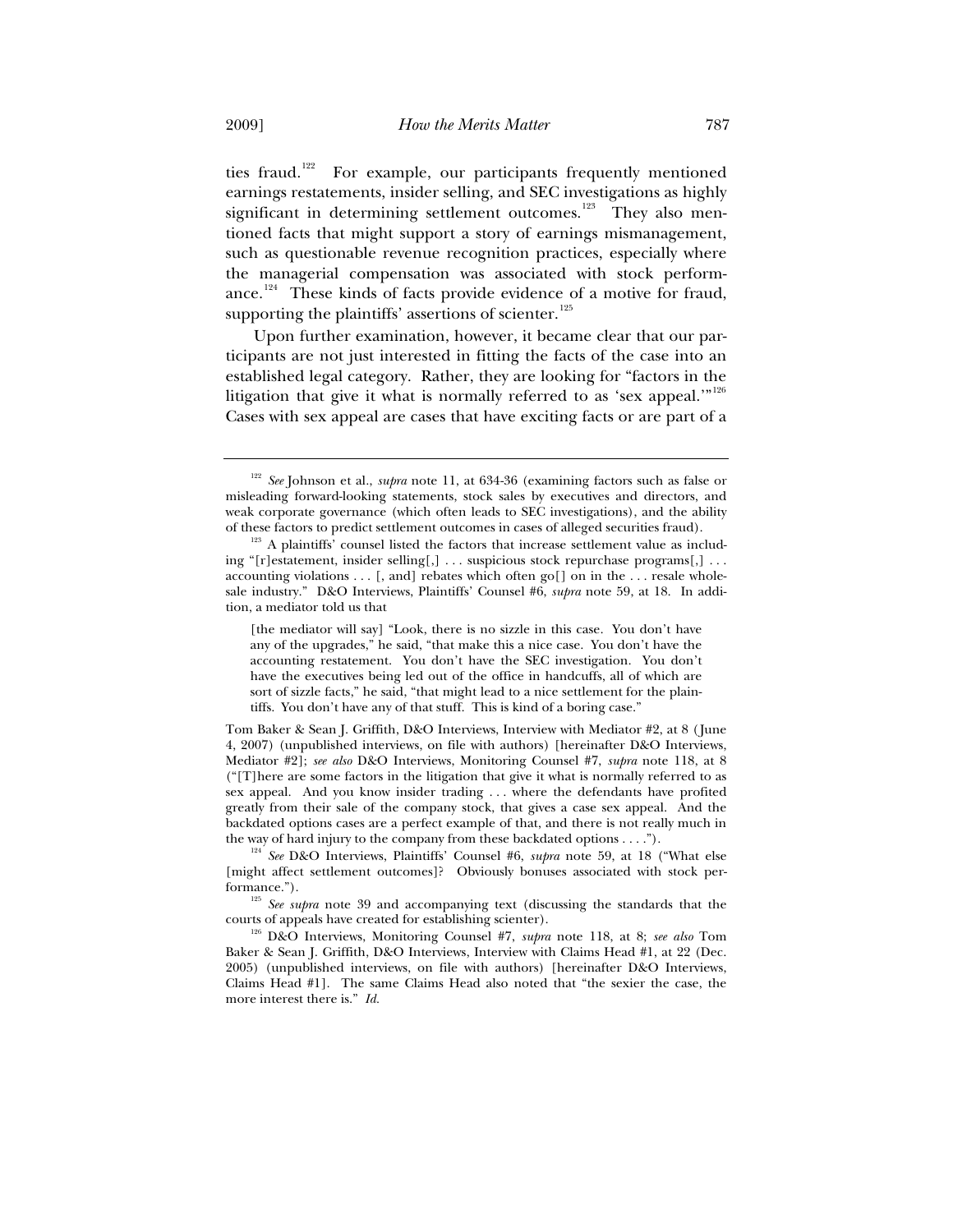ties fraud.[122] For example, our participants frequently mentioned earnings restatements, insider selling, and SEC investigations as highly significant in determining settlement outcomes.[123] They also mentioned facts that might support a story of earnings mismanagement, such as questionable revenue recognition practices, especially where the managerial compensation was associated with stock performance.[124] These kinds of facts provide evidence of a motive for fraud, supporting the plaintiffs' assertions of scienter.[125]

Upon further examination, however, it became clear that our participants are not just interested in fitting the facts of the case into an established legal category. Rather, they are looking for "factors in the litigation that give it what is normally referred to as 'sex appeal.'"[126] Cases with sex appeal are cases that have exciting facts or are part of a

---

[122] *See* Johnson et al., *supra* note 11, at 634-36 (examining factors such as false or misleading forward-looking statements, stock sales by executives and directors, and weak corporate governance (which often leads to SEC investigations), and the ability of these factors to predict settlement outcomes in cases of alleged securities fraud).

[123] A plaintiffs' counsel listed the factors that increase settlement value as including "[r]estatement, insider selling[,] . . . suspicious stock repurchase programs[,] . . . accounting violations . . . [, and] rebates which often go[] on in the . . . resale wholesale industry." D&O Interviews, Plaintiffs' Counsel #6, *supra* note 59, at 18. In addition, a mediator told us that

> [the mediator will say] "Look, there is no sizzle in this case. You don't have any of the upgrades," he said, "that make this a nice case. You don't have the accounting restatement. You don't have the SEC investigation. You don't have the executives being led out of the office in handcuffs, all of which are sort of sizzle facts," he said, "that might lead to a nice settlement for the plaintiffs. You don't have any of that stuff. This is kind of a boring case."

Tom Baker & Sean J. Griffith, D&O Interviews, Interview with Mediator #2, at 8 (June 4, 2007) (unpublished interviews, on file with authors) [hereinafter D&O Interviews, Mediator #2]; *see also* D&O Interviews, Monitoring Counsel #7, *supra* note 118, at 8 ("[T]here are some factors in the litigation that give it what is normally referred to as sex appeal. And you know insider trading . . . where the defendants have profited greatly from their sale of the company stock, that gives a case sex appeal. And the backdated options cases are a perfect example of that, and there is not really much in the way of hard injury to the company from these backdated options . . . .").

[124] *See* D&O Interviews, Plaintiffs' Counsel #6, *supra* note 59, at 18 ("What else [might affect settlement outcomes]? Obviously bonuses associated with stock performance.").

[125] *See supra* note 39 and accompanying text (discussing the standards that the courts of appeals have created for establishing scienter).

[126] D&O Interviews, Monitoring Counsel #7, *supra* note 118, at 8; *see also* Tom Baker & Sean J. Griffith, D&O Interviews, Interview with Claims Head #1, at 22 (Dec. 2005) (unpublished interviews, on file with authors) [hereinafter D&O Interviews, Claims Head #1]. The same Claims Head also noted that "the sexier the case, the more interest there is." *Id.*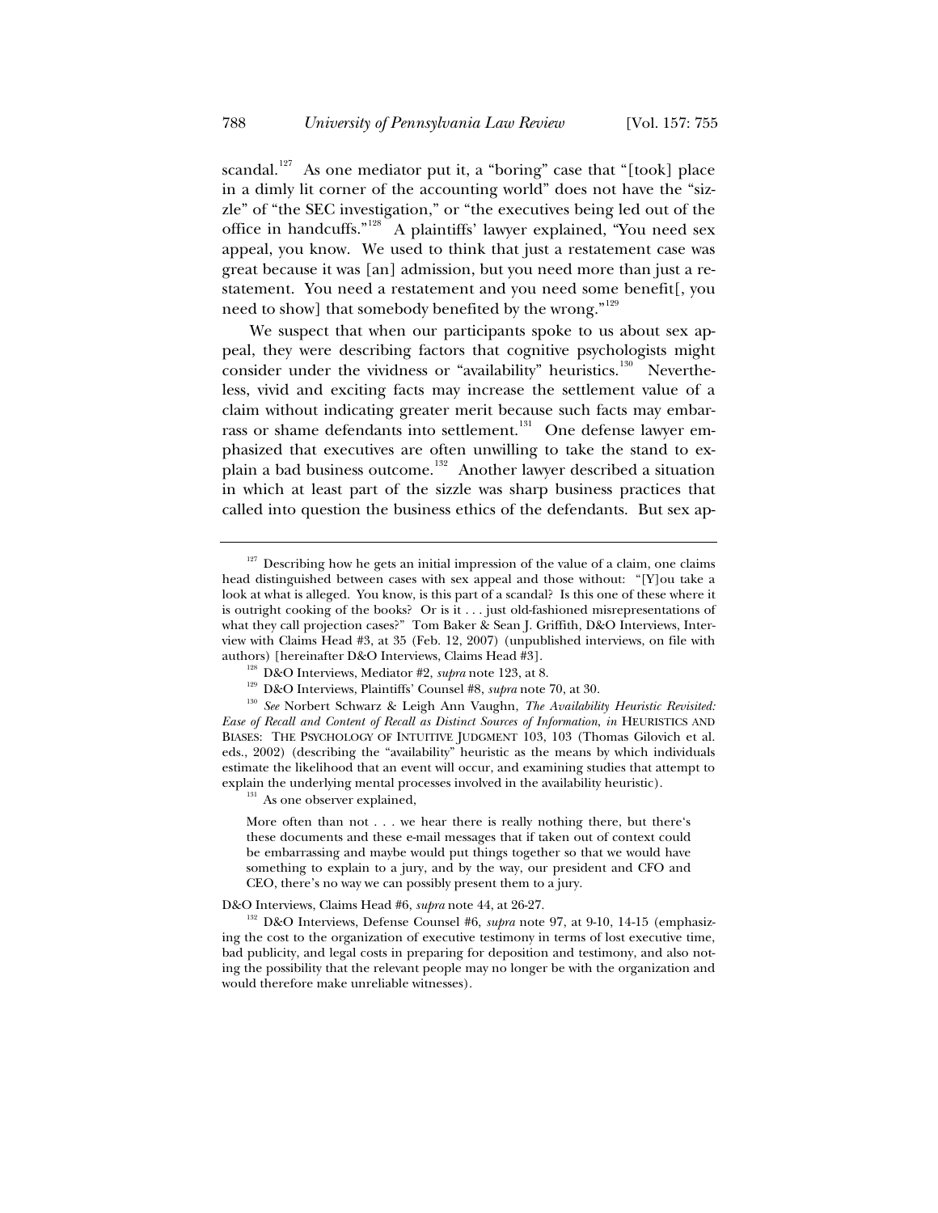scandal.[127] As one mediator put it, a "boring" case that "[took] place in a dimly lit corner of the accounting world" does not have the "sizzle" of "the SEC investigation," or "the executives being led out of the office in handcuffs."[128] A plaintiffs' lawyer explained, "You need sex appeal, you know. We used to think that just a restatement case was great because it was [an] admission, but you need more than just a restatement. You need a restatement and you need some benefit[, you need to show] that somebody benefited by the wrong."[129]

We suspect that when our participants spoke to us about sex appeal, they were describing factors that cognitive psychologists might consider under the vividness or "availability" heuristics.[130] Nevertheless, vivid and exciting facts may increase the settlement value of a claim without indicating greater merit because such facts may embarrass or shame defendants into settlement.[131] One defense lawyer emphasized that executives are often unwilling to take the stand to explain a bad business outcome.[132] Another lawyer described a situation in which at least part of the sizzle was sharp business practices that called into question the business ethics of the defendants. But sex ap-

---

[127] Describing how he gets an initial impression of the value of a claim, one claims head distinguished between cases with sex appeal and those without: "[Y]ou take a look at what is alleged. You know, is this part of a scandal? Is this one of these where it is outright cooking of the books? Or is it . . . just old-fashioned misrepresentations of what they call projection cases?" Tom Baker & Sean J. Griffith, D&O Interviews, Interview with Claims Head #3, at 35 (Feb. 12, 2007) (unpublished interviews, on file with authors) [hereinafter D&O Interviews, Claims Head #3].

[128] D&O Interviews, Mediator #2, *supra* note 123, at 8.

[129] D&O Interviews, Plaintiffs' Counsel #8, *supra* note 70, at 30.

[130] *See* Norbert Schwarz & Leigh Ann Vaughn, *The Availability Heuristic Revisited: Ease of Recall and Content of Recall as Distinct Sources of Information*, *in* HEURISTICS AND BIASES: THE PSYCHOLOGY OF INTUITIVE JUDGMENT 103, 103 (Thomas Gilovich et al. eds., 2002) (describing the "availability" heuristic as the means by which individuals estimate the likelihood that an event will occur, and examining studies that attempt to explain the underlying mental processes involved in the availability heuristic).

[131] As one observer explained,

> More often than not . . . we hear there is really nothing there, but there's these documents and these e-mail messages that if taken out of context could be embarrassing and maybe would put things together so that we would have something to explain to a jury, and by the way, our president and CFO and CEO, there's no way we can possibly present them to a jury.

D&O Interviews, Claims Head #6, *supra* note 44, at 26-27.

[132] D&O Interviews, Defense Counsel #6, *supra* note 97, at 9-10, 14-15 (emphasizing the cost to the organization of executive testimony in terms of lost executive time, bad publicity, and legal costs in preparing for deposition and testimony, and also noting the possibility that the relevant people may no longer be with the organization and would therefore make unreliable witnesses).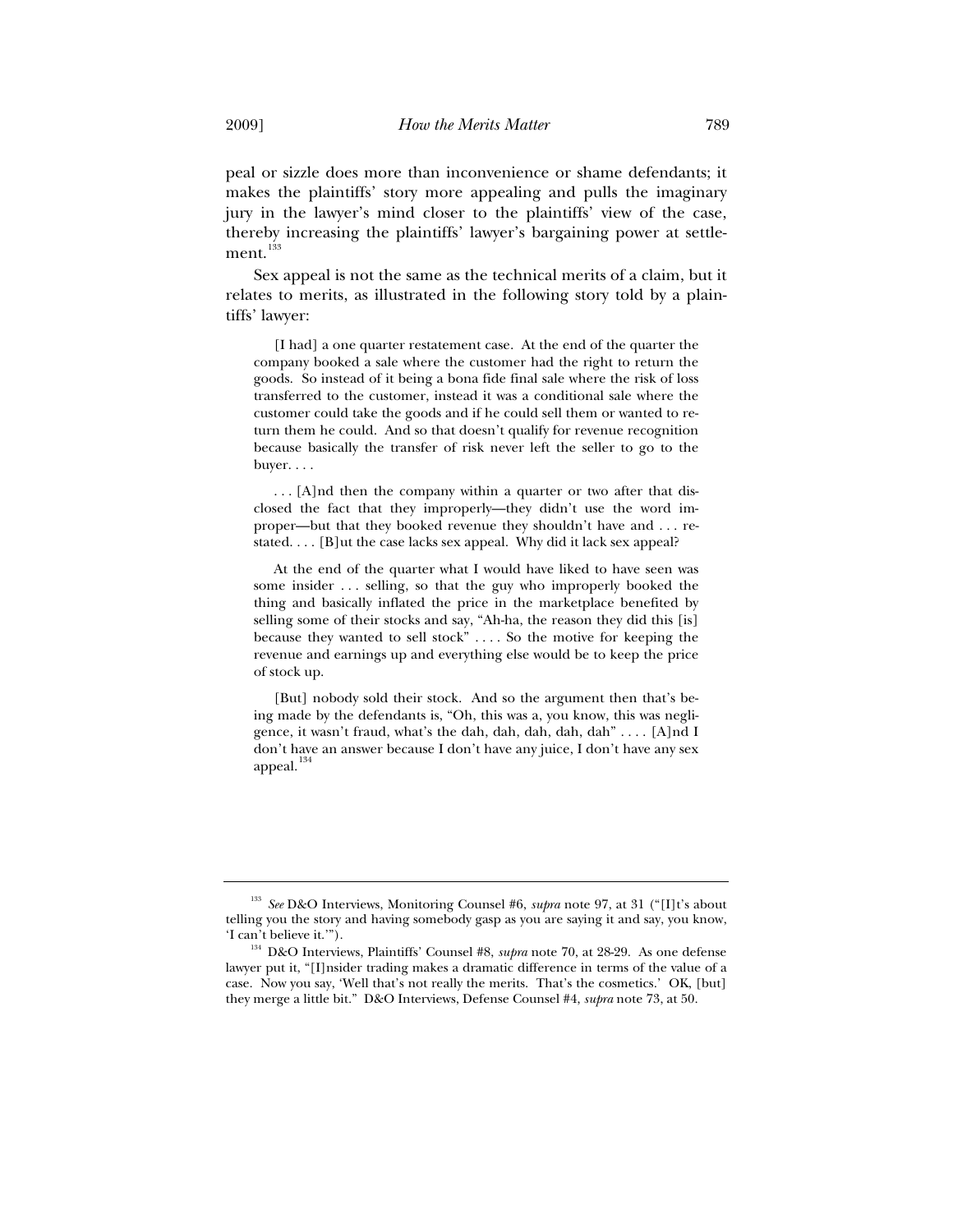peal or sizzle does more than inconvenience or shame defendants; it makes the plaintiffs' story more appealing and pulls the imaginary jury in the lawyer's mind closer to the plaintiffs' view of the case, thereby increasing the plaintiffs' lawyer's bargaining power at settlement.[133]

Sex appeal is not the same as the technical merits of a claim, but it relates to merits, as illustrated in the following story told by a plaintiffs' lawyer:

> [I had] a one quarter restatement case. At the end of the quarter the company booked a sale where the customer had the right to return the goods. So instead of it being a bona fide final sale where the risk of loss transferred to the customer, instead it was a conditional sale where the customer could take the goods and if he could sell them or wanted to return them he could. And so that doesn't qualify for revenue recognition because basically the transfer of risk never left the seller to go to the buyer. . . .
>
> . . . [A]nd then the company within a quarter or two after that disclosed the fact that they improperly—they didn't use the word improper—but that they booked revenue they shouldn't have and . . . restated. . . . [B]ut the case lacks sex appeal. Why did it lack sex appeal?
>
> At the end of the quarter what I would have liked to have seen was some insider . . . selling, so that the guy who improperly booked the thing and basically inflated the price in the marketplace benefited by selling some of their stocks and say, "Ah-ha, the reason they did this [is] because they wanted to sell stock" . . . . So the motive for keeping the revenue and earnings up and everything else would be to keep the price of stock up.
>
> [But] nobody sold their stock. And so the argument then that's being made by the defendants is, "Oh, this was a, you know, this was negligence, it wasn't fraud, what's the dah, dah, dah, dah, dah" . . . . [A]nd I don't have an answer because I don't have any juice, I don't have any sex appeal.[134]

---

[133] *See* D&O Interviews, Monitoring Counsel #6, *supra* note 97, at 31 ("[I]t's about telling you the story and having somebody gasp as you are saying it and say, you know, 'I can't believe it.'").

[134] D&O Interviews, Plaintiffs' Counsel #8, *supra* note 70, at 28-29. As one defense lawyer put it, "[I]nsider trading makes a dramatic difference in terms of the value of a case. Now you say, 'Well that's not really the merits. That's the cosmetics.' OK, [but] they merge a little bit." D&O Interviews, Defense Counsel #4, *supra* note 73, at 50.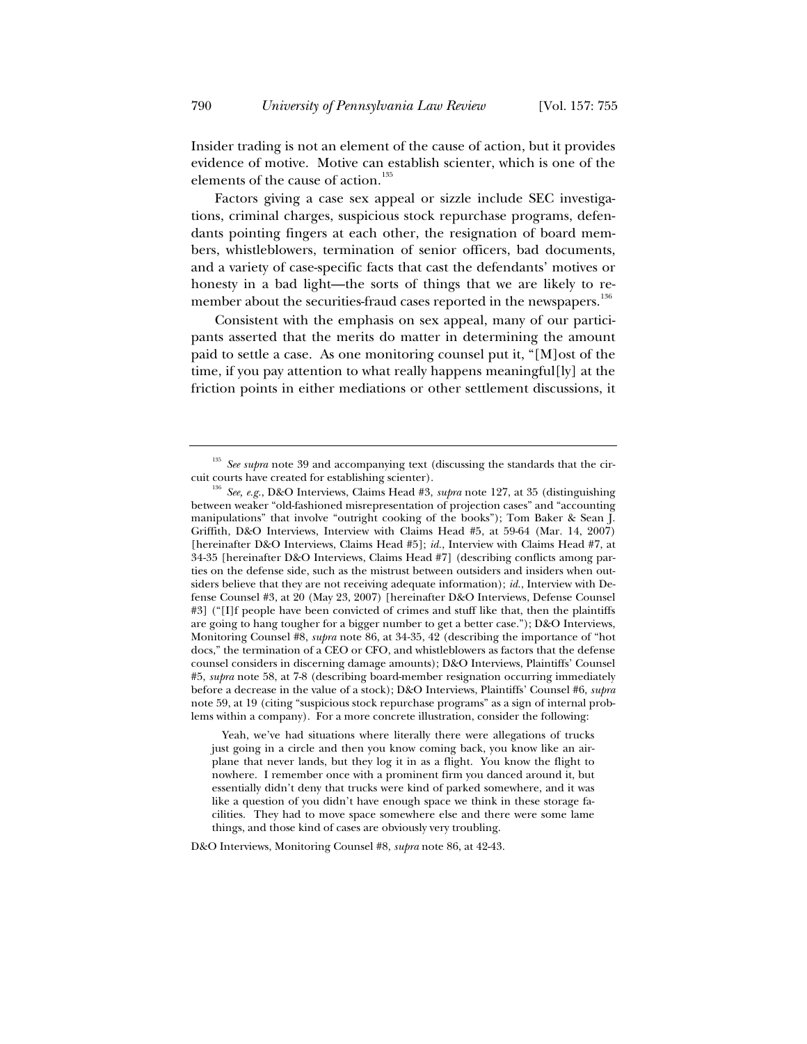Insider trading is not an element of the cause of action, but it provides evidence of motive. Motive can establish scienter, which is one of the elements of the cause of action.[135]

Factors giving a case sex appeal or sizzle include SEC investigations, criminal charges, suspicious stock repurchase programs, defendants pointing fingers at each other, the resignation of board members, whistleblowers, termination of senior officers, bad documents, and a variety of case-specific facts that cast the defendants' motives or honesty in a bad light—the sorts of things that we are likely to remember about the securities-fraud cases reported in the newspapers.[136]

Consistent with the emphasis on sex appeal, many of our participants asserted that the merits do matter in determining the amount paid to settle a case. As one monitoring counsel put it, "[M]ost of the time, if you pay attention to what really happens meaningful[ly] at the friction points in either mediations or other settlement discussions, it

---

[135] *See supra* note 39 and accompanying text (discussing the standards that the circuit courts have created for establishing scienter).

[136] *See, e.g.*, D&O Interviews, Claims Head #3, *supra* note 127, at 35 (distinguishing between weaker "old-fashioned misrepresentation of projection cases" and "accounting manipulations" that involve "outright cooking of the books"); Tom Baker & Sean J. Griffith, D&O Interviews, Interview with Claims Head #5, at 59-64 (Mar. 14, 2007) [hereinafter D&O Interviews, Claims Head #5]; *id.*, Interview with Claims Head #7, at 34-35 [hereinafter D&O Interviews, Claims Head #7] (describing conflicts among parties on the defense side, such as the mistrust between outsiders and insiders when outsiders believe that they are not receiving adequate information); *id.*, Interview with Defense Counsel #3, at 20 (May 23, 2007) [hereinafter D&O Interviews, Defense Counsel #3] ("[I]f people have been convicted of crimes and stuff like that, then the plaintiffs are going to hang tougher for a bigger number to get a better case."); D&O Interviews, Monitoring Counsel #8, *supra* note 86, at 34-35, 42 (describing the importance of "hot docs," the termination of a CEO or CFO, and whistleblowers as factors that the defense counsel considers in discerning damage amounts); D&O Interviews, Plaintiffs' Counsel #5, *supra* note 58, at 7-8 (describing board-member resignation occurring immediately before a decrease in the value of a stock); D&O Interviews, Plaintiffs' Counsel #6, *supra* note 59, at 19 (citing "suspicious stock repurchase programs" as a sign of internal problems within a company). For a more concrete illustration, consider the following:

> Yeah, we've had situations where literally there were allegations of trucks just going in a circle and then you know coming back, you know like an airplane that never lands, but they log it in as a flight. You know the flight to nowhere. I remember once with a prominent firm you danced around it, but essentially didn't deny that trucks were kind of parked somewhere, and it was like a question of you didn't have enough space we think in these storage facilities. They had to move space somewhere else and there were some lame things, and those kind of cases are obviously very troubling.

D&O Interviews, Monitoring Counsel #8, *supra* note 86, at 42-43.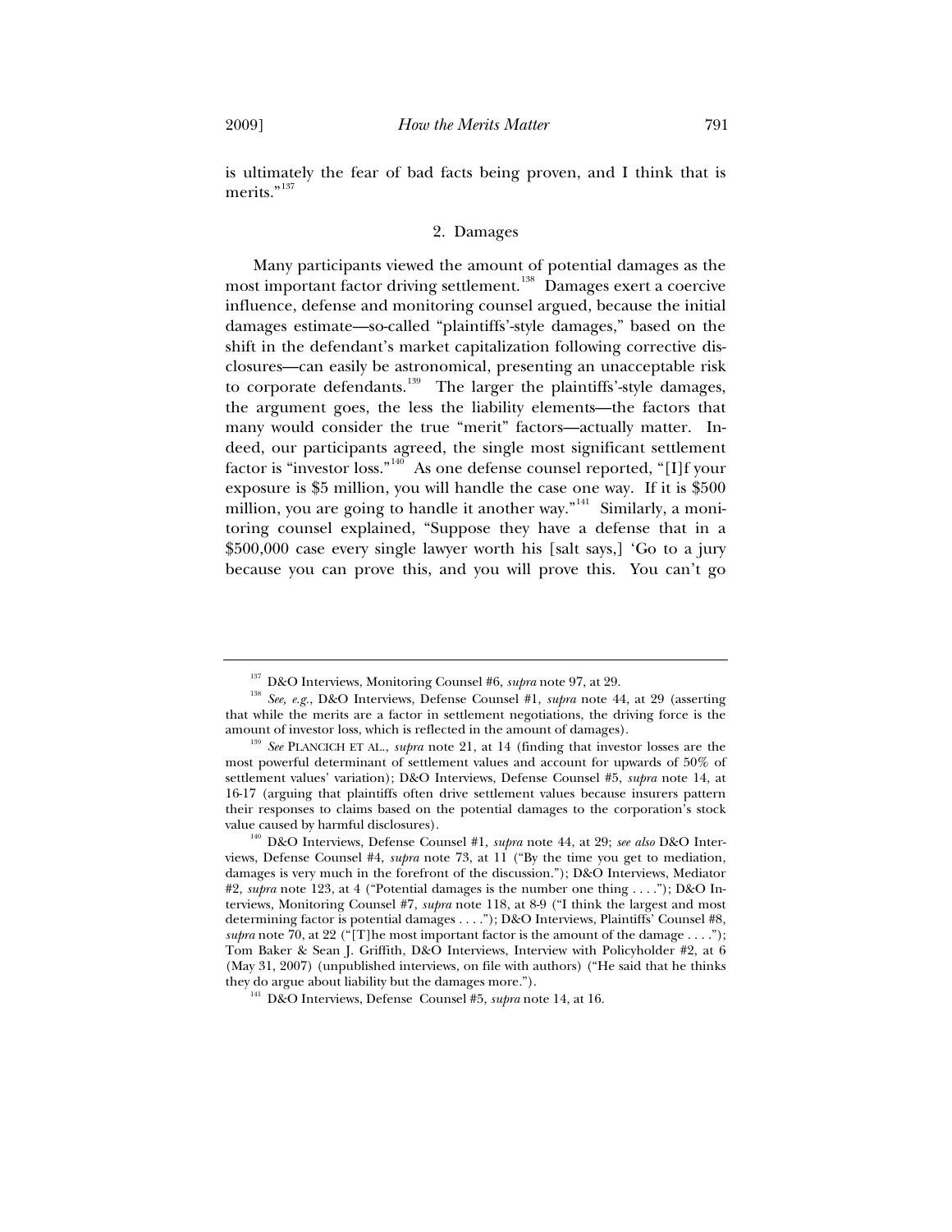is ultimately the fear of bad facts being proven, and I think that is merits."[137]

### 2. Damages

Many participants viewed the amount of potential damages as the most important factor driving settlement.[138] Damages exert a coercive influence, defense and monitoring counsel argued, because the initial damages estimate—so-called "plaintiffs'-style damages," based on the shift in the defendant's market capitalization following corrective disclosures—can easily be astronomical, presenting an unacceptable risk to corporate defendants.[139] The larger the plaintiffs'-style damages, the argument goes, the less the liability elements—the factors that many would consider the true "merit" factors—actually matter. Indeed, our participants agreed, the single most significant settlement factor is "investor loss."[140] As one defense counsel reported, "[I]f your exposure is $5 million, you will handle the case one way. If it is $500 million, you are going to handle it another way."[141] Similarly, a monitoring counsel explained, "Suppose they have a defense that in a $500,000 case every single lawyer worth his [salt says,] 'Go to a jury because you can prove this, and you will prove this. You can't go

---

[137] D&O Interviews, Monitoring Counsel #6, *supra* note 97, at 29.

[138] *See, e.g.*, D&O Interviews, Defense Counsel #1, *supra* note 44, at 29 (asserting that while the merits are a factor in settlement negotiations, the driving force is the amount of investor loss, which is reflected in the amount of damages).

[139] *See* PLANCICH ET AL., *supra* note 21, at 14 (finding that investor losses are the most powerful determinant of settlement values and account for upwards of 50% of settlement values' variation); D&O Interviews, Defense Counsel #5, *supra* note 14, at 16-17 (arguing that plaintiffs often drive settlement values because insurers pattern their responses to claims based on the potential damages to the corporation's stock value caused by harmful disclosures).

[140] D&O Interviews, Defense Counsel #1, *supra* note 44, at 29; *see also* D&O Interviews, Defense Counsel #4, *supra* note 73, at 11 ("By the time you get to mediation, damages is very much in the forefront of the discussion."); D&O Interviews, Mediator #2, *supra* note 123, at 4 ("Potential damages is the number one thing . . . ."); D&O Interviews, Monitoring Counsel #7, *supra* note 118, at 8-9 ("I think the largest and most determining factor is potential damages . . . ."); D&O Interviews, Plaintiffs' Counsel #8, *supra* note 70, at 22 ("[T]he most important factor is the amount of the damage . . . ."); Tom Baker & Sean J. Griffith, D&O Interviews, Interview with Policyholder #2, at 6 (May 31, 2007) (unpublished interviews, on file with authors) ("He said that he thinks they do argue about liability but the damages more.").

[141] D&O Interviews, Defense Counsel #5, *supra* note 14, at 16.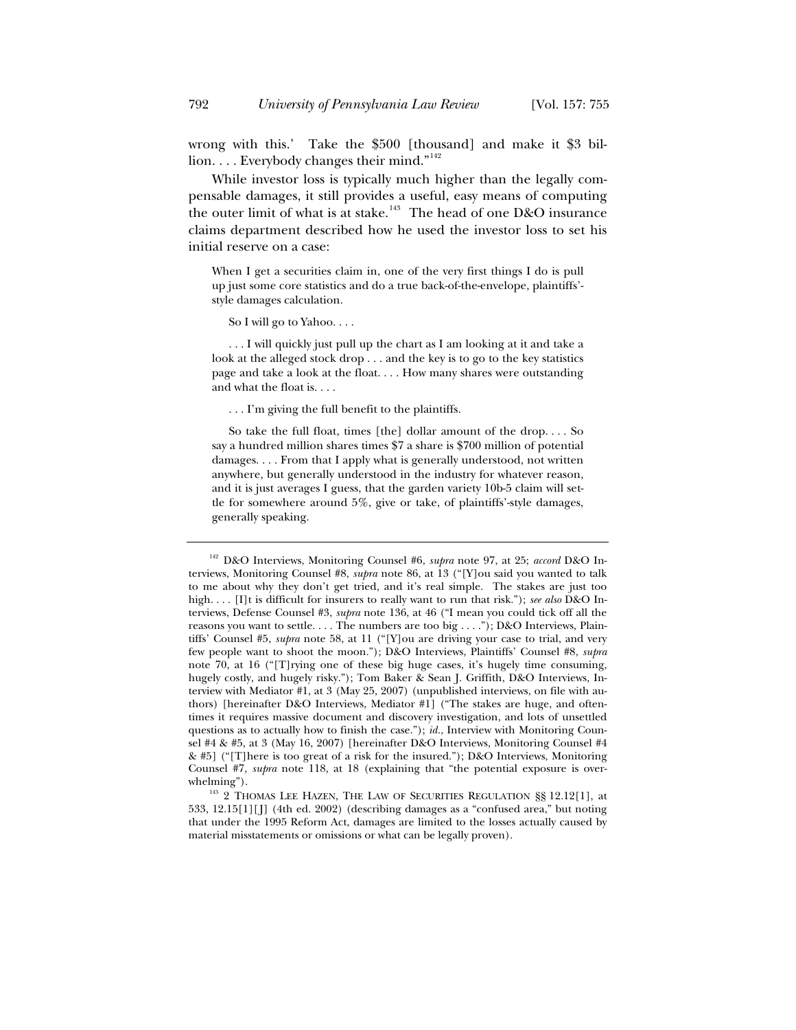wrong with this.' Take the $500 [thousand] and make it $3 billion. . . . Everybody changes their mind."[142]

While investor loss is typically much higher than the legally compensable damages, it still provides a useful, easy means of computing the outer limit of what is at stake.[143] The head of one D&O insurance claims department described how he used the investor loss to set his initial reserve on a case:

> When I get a securities claim in, one of the very first things I do is pull up just some core statistics and do a true back-of-the-envelope, plaintiffs'-style damages calculation.
>
> So I will go to Yahoo. . . .
>
> . . . I will quickly just pull up the chart as I am looking at it and take a look at the alleged stock drop . . . and the key is to go to the key statistics page and take a look at the float. . . . How many shares were outstanding and what the float is. . . .
>
> . . . I'm giving the full benefit to the plaintiffs.
>
> So take the full float, times [the] dollar amount of the drop. . . . So say a hundred million shares times $7 a share is $700 million of potential damages. . . . From that I apply what is generally understood, not written anywhere, but generally understood in the industry for whatever reason, and it is just averages I guess, that the garden variety 10b-5 claim will settle for somewhere around 5%, give or take, of plaintiffs'-style damages, generally speaking.

---

[142] D&O Interviews, Monitoring Counsel #6, *supra* note 97, at 25; *accord* D&O Interviews, Monitoring Counsel #8, *supra* note 86, at 13 ("[Y]ou said you wanted to talk to me about why they don't get tried, and it's real simple. The stakes are just too high. . . . [I]t is difficult for insurers to really want to run that risk."); *see also* D&O Interviews, Defense Counsel #3, *supra* note 136, at 46 ("I mean you could tick off all the reasons you want to settle. . . . The numbers are too big . . . ."); D&O Interviews, Plaintiffs' Counsel #5, *supra* note 58, at 11 ("[Y]ou are driving your case to trial, and very few people want to shoot the moon."); D&O Interviews, Plaintiffs' Counsel #8, *supra* note 70, at 16 ("[T]rying one of these big huge cases, it's hugely time consuming, hugely costly, and hugely risky."); Tom Baker & Sean J. Griffith, D&O Interviews, Interview with Mediator #1, at 3 (May 25, 2007) (unpublished interviews, on file with authors) [hereinafter D&O Interviews, Mediator #1] ("The stakes are huge, and oftentimes it requires massive document and discovery investigation, and lots of unsettled questions as to actually how to finish the case."); *id.*, Interview with Monitoring Counsel #4 & #5, at 3 (May 16, 2007) [hereinafter D&O Interviews, Monitoring Counsel #4 & #5] ("[T]here is too great of a risk for the insured."); D&O Interviews, Monitoring Counsel #7, *supra* note 118, at 18 (explaining that "the potential exposure is overwhelming").

[143] 2 THOMAS LEE HAZEN, THE LAW OF SECURITIES REGULATION §§ 12.12[1], at 533, 12.15[1][J] (4th ed. 2002) (describing damages as a "confused area," but noting that under the 1995 Reform Act, damages are limited to the losses actually caused by material misstatements or omissions or what can be legally proven).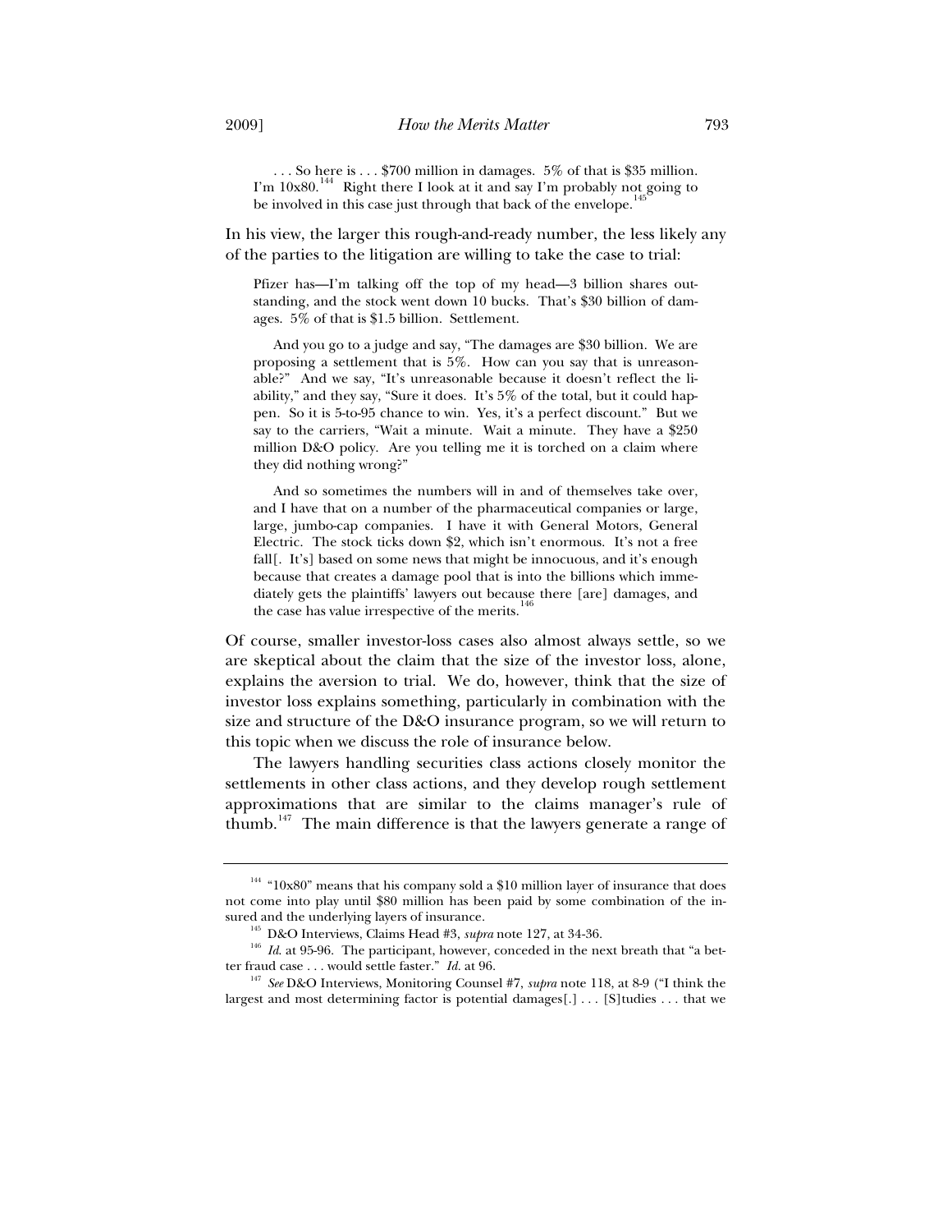> . . . So here is . . . $700 million in damages. 5% of that is $35 million. I'm 10x80.[144] Right there I look at it and say I'm probably not going to be involved in this case just through that back of the envelope.[145]

In his view, the larger this rough-and-ready number, the less likely any of the parties to the litigation are willing to take the case to trial:

> Pfizer has—I'm talking off the top of my head—3 billion shares outstanding, and the stock went down 10 bucks. That's $30 billion of damages. 5% of that is $1.5 billion. Settlement.
>
> And you go to a judge and say, "The damages are $30 billion. We are proposing a settlement that is 5%. How can you say that is unreasonable?" And we say, "It's unreasonable because it doesn't reflect the liability," and they say, "Sure it does. It's 5% of the total, but it could happen. So it is 5-to-95 chance to win. Yes, it's a perfect discount." But we say to the carriers, "Wait a minute. Wait a minute. They have a $250 million D&O policy. Are you telling me it is torched on a claim where they did nothing wrong?"
>
> And so sometimes the numbers will in and of themselves take over, and I have that on a number of the pharmaceutical companies or large, large, jumbo-cap companies. I have it with General Motors, General Electric. The stock ticks down $2, which isn't enormous. It's not a free fall[. It's] based on some news that might be innocuous, and it's enough because that creates a damage pool that is into the billions which immediately gets the plaintiffs' lawyers out because there [are] damages, and the case has value irrespective of the merits.[146]

Of course, smaller investor-loss cases also almost always settle, so we are skeptical about the claim that the size of the investor loss, alone, explains the aversion to trial. We do, however, think that the size of investor loss explains something, particularly in combination with the size and structure of the D&O insurance program, so we will return to this topic when we discuss the role of insurance below.

The lawyers handling securities class actions closely monitor the settlements in other class actions, and they develop rough settlement approximations that are similar to the claims manager's rule of thumb.[147] The main difference is that the lawyers generate a range of

---

[144] "10x80" means that his company sold a $10 million layer of insurance that does not come into play until $80 million has been paid by some combination of the insured and the underlying layers of insurance.

[145] D&O Interviews, Claims Head #3, *supra* note 127, at 34-36.

[146] *Id.* at 95-96. The participant, however, conceded in the next breath that "a better fraud case . . . would settle faster." *Id.* at 96.

[147] *See* D&O Interviews, Monitoring Counsel #7, *supra* note 118, at 8-9 ("I think the largest and most determining factor is potential damages[.] . . . [S]tudies . . . that we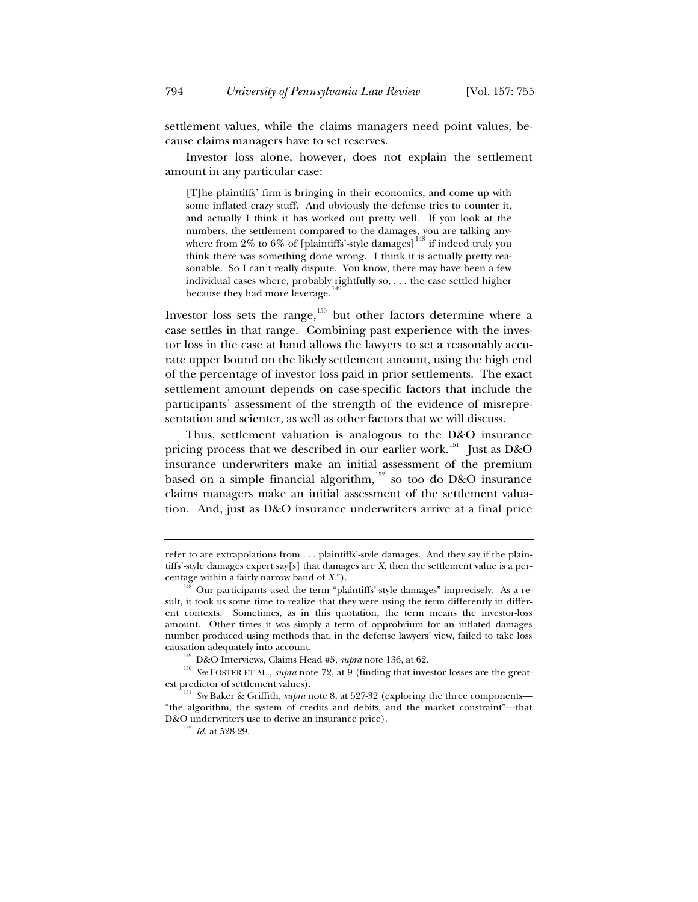settlement values, while the claims managers need point values, because claims managers have to set reserves.

Investor loss alone, however, does not explain the settlement amount in any particular case:

> [T]he plaintiffs' firm is bringing in their economics, and come up with some inflated crazy stuff. And obviously the defense tries to counter it, and actually I think it has worked out pretty well. If you look at the numbers, the settlement compared to the damages, you are talking anywhere from 2% to 6% of [plaintiffs'-style damages][148] if indeed truly you think there was something done wrong. I think it is actually pretty reasonable. So I can't really dispute. You know, there may have been a few individual cases where, probably rightfully so, . . . the case settled higher because they had more leverage.[149]

Investor loss sets the range,[150] but other factors determine where a case settles in that range. Combining past experience with the investor loss in the case at hand allows the lawyers to set a reasonably accurate upper bound on the likely settlement amount, using the high end of the percentage of investor loss paid in prior settlements. The exact settlement amount depends on case-specific factors that include the participants' assessment of the strength of the evidence of misrepresentation and scienter, as well as other factors that we will discuss.

Thus, settlement valuation is analogous to the D&O insurance pricing process that we described in our earlier work.[151] Just as D&O insurance underwriters make an initial assessment of the premium based on a simple financial algorithm,[152] so too do D&O insurance claims managers make an initial assessment of the settlement valuation. And, just as D&O insurance underwriters arrive at a final price

---

refer to are extrapolations from . . . plaintiffs'-style damages. And they say if the plaintiffs'-style damages expert say[s] that damages are *X*, then the settlement value is a percentage within a fairly narrow band of *X*.").

[148] Our participants used the term "plaintiffs'-style damages" imprecisely. As a result, it took us some time to realize that they were using the term differently in different contexts. Sometimes, as in this quotation, the term means the investor-loss amount. Other times it was simply a term of opprobrium for an inflated damages number produced using methods that, in the defense lawyers' view, failed to take loss causation adequately into account.

[149] D&O Interviews, Claims Head #5, *supra* note 136, at 62.

[150] *See* FOSTER ET AL., *supra* note 72, at 9 (finding that investor losses are the greatest predictor of settlement values).

[151] *See* Baker & Griffith, *supra* note 8, at 527-32 (exploring the three components—"the algorithm, the system of credits and debits, and the market constraint"—that D&O underwriters use to derive an insurance price).

[152] *Id.* at 528-29.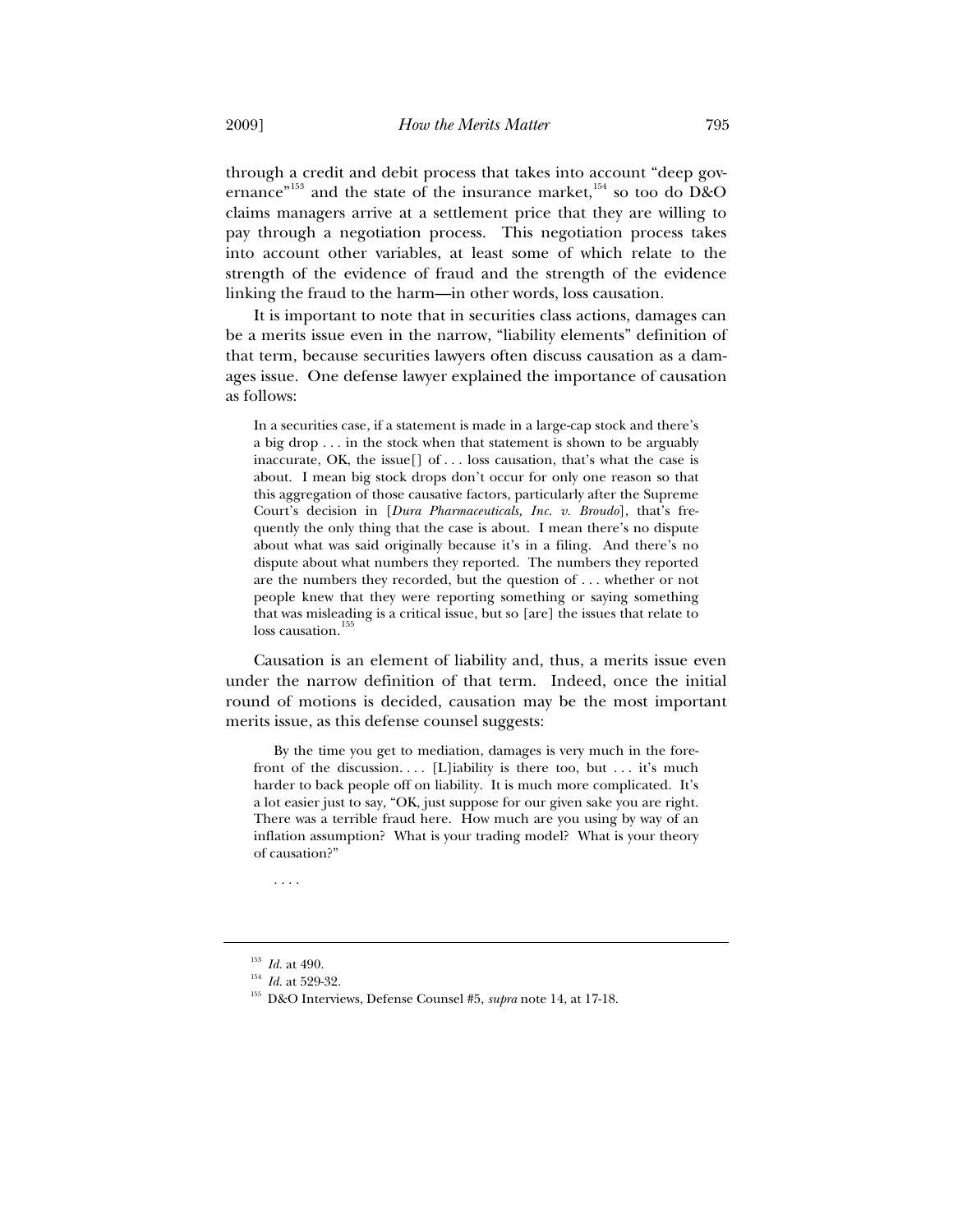through a credit and debit process that takes into account "deep governance"[153] and the state of the insurance market,[154] so too do D&O claims managers arrive at a settlement price that they are willing to pay through a negotiation process. This negotiation process takes into account other variables, at least some of which relate to the strength of the evidence of fraud and the strength of the evidence linking the fraud to the harm—in other words, loss causation.

It is important to note that in securities class actions, damages can be a merits issue even in the narrow, "liability elements" definition of that term, because securities lawyers often discuss causation as a damages issue. One defense lawyer explained the importance of causation as follows:

> In a securities case, if a statement is made in a large-cap stock and there's a big drop . . . in the stock when that statement is shown to be arguably inaccurate, OK, the issue[] of . . . loss causation, that's what the case is about. I mean big stock drops don't occur for only one reason so that this aggregation of those causative factors, particularly after the Supreme Court's decision in [*Dura Pharmaceuticals, Inc. v. Broudo*], that's frequently the only thing that the case is about. I mean there's no dispute about what was said originally because it's in a filing. And there's no dispute about what numbers they reported. The numbers they reported are the numbers they recorded, but the question of . . . whether or not people knew that they were reporting something or saying something that was misleading is a critical issue, but so [are] the issues that relate to loss causation.[155]

Causation is an element of liability and, thus, a merits issue even under the narrow definition of that term. Indeed, once the initial round of motions is decided, causation may be the most important merits issue, as this defense counsel suggests:

> By the time you get to mediation, damages is very much in the forefront of the discussion. . . . [L]iability is there too, but . . . it's much harder to back people off on liability. It is much more complicated. It's a lot easier just to say, "OK, just suppose for our given sake you are right. There was a terrible fraud here. How much are you using by way of an inflation assumption? What is your trading model? What is your theory of causation?"
>
> . . . .

---

[153] *Id.* at 490.

[154] *Id.* at 529-32.

[155] D&O Interviews, Defense Counsel #5, *supra* note 14, at 17-18.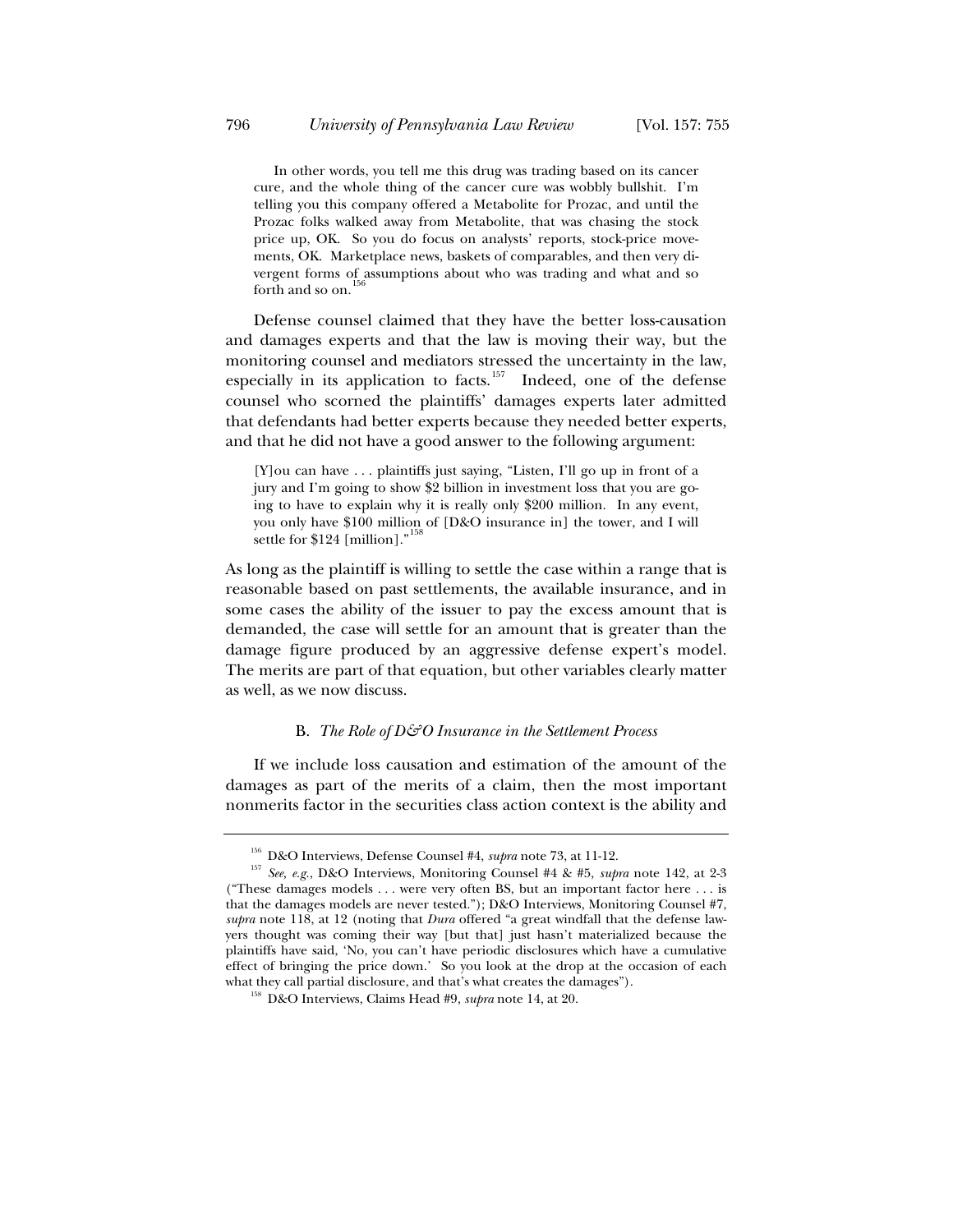> In other words, you tell me this drug was trading based on its cancer cure, and the whole thing of the cancer cure was wobbly bullshit. I'm telling you this company offered a Metabolite for Prozac, and until the Prozac folks walked away from Metabolite, that was chasing the stock price up, OK. So you do focus on analysts' reports, stock-price movements, OK. Marketplace news, baskets of comparables, and then very divergent forms of assumptions about who was trading and what and so forth and so on.[156]

Defense counsel claimed that they have the better loss-causation and damages experts and that the law is moving their way, but the monitoring counsel and mediators stressed the uncertainty in the law, especially in its application to facts.[157] Indeed, one of the defense counsel who scorned the plaintiffs' damages experts later admitted that defendants had better experts because they needed better experts, and that he did not have a good answer to the following argument:

> [Y]ou can have . . . plaintiffs just saying, "Listen, I'll go up in front of a jury and I'm going to show $2 billion in investment loss that you are going to have to explain why it is really only $200 million. In any event, you only have $100 million of [D&O insurance in] the tower, and I will settle for $124 [million]."[158]

As long as the plaintiff is willing to settle the case within a range that is reasonable based on past settlements, the available insurance, and in some cases the ability of the issuer to pay the excess amount that is demanded, the case will settle for an amount that is greater than the damage figure produced by an aggressive defense expert's model. The merits are part of that equation, but other variables clearly matter as well, as we now discuss.

### B. *The Role of D&O Insurance in the Settlement Process*

If we include loss causation and estimation of the amount of the damages as part of the merits of a claim, then the most important nonmerits factor in the securities class action context is the ability and

---

[156] D&O Interviews, Defense Counsel #4, *supra* note 73, at 11-12.

[157] *See, e.g.*, D&O Interviews, Monitoring Counsel #4 & #5, *supra* note 142, at 2-3 ("These damages models . . . were very often BS, but an important factor here . . . is that the damages models are never tested."); D&O Interviews, Monitoring Counsel #7, *supra* note 118, at 12 (noting that *Dura* offered "a great windfall that the defense lawyers thought was coming their way [but that] just hasn't materialized because the plaintiffs have said, 'No, you can't have periodic disclosures which have a cumulative effect of bringing the price down.' So you look at the drop at the occasion of each what they call partial disclosure, and that's what creates the damages").

[158] D&O Interviews, Claims Head #9, *supra* note 14, at 20.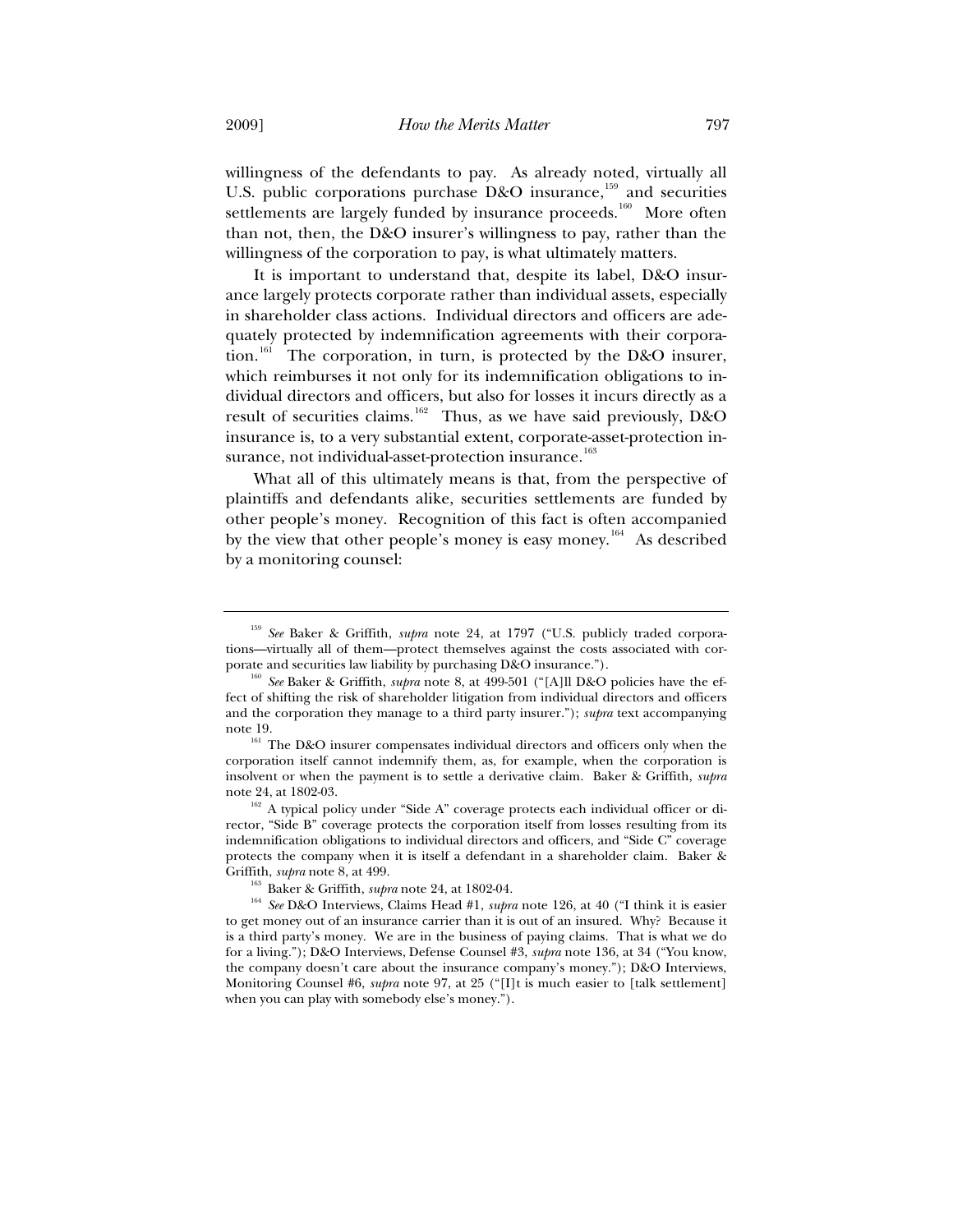willingness of the defendants to pay. As already noted, virtually all U.S. public corporations purchase D&O insurance,[159] and securities settlements are largely funded by insurance proceeds.[160] More often than not, then, the D&O insurer's willingness to pay, rather than the willingness of the corporation to pay, is what ultimately matters.

It is important to understand that, despite its label, D&O insurance largely protects corporate rather than individual assets, especially in shareholder class actions. Individual directors and officers are adequately protected by indemnification agreements with their corporation.[161] The corporation, in turn, is protected by the D&O insurer, which reimburses it not only for its indemnification obligations to individual directors and officers, but also for losses it incurs directly as a result of securities claims.[162] Thus, as we have said previously, D&O insurance is, to a very substantial extent, corporate-asset-protection insurance, not individual-asset-protection insurance.[163]

What all of this ultimately means is that, from the perspective of plaintiffs and defendants alike, securities settlements are funded by other people's money. Recognition of this fact is often accompanied by the view that other people's money is easy money.[164] As described by a monitoring counsel:

---

[159] *See* Baker & Griffith, *supra* note 24, at 1797 ("U.S. publicly traded corporations—virtually all of them—protect themselves against the costs associated with corporate and securities law liability by purchasing D&O insurance.").

[160] *See* Baker & Griffith, *supra* note 8, at 499-501 ("[A]ll D&O policies have the effect of shifting the risk of shareholder litigation from individual directors and officers and the corporation they manage to a third party insurer."); *supra* text accompanying note 19.

[161] The D&O insurer compensates individual directors and officers only when the corporation itself cannot indemnify them, as, for example, when the corporation is insolvent or when the payment is to settle a derivative claim. Baker & Griffith, *supra* note 24, at 1802-03.

[162] A typical policy under "Side A" coverage protects each individual officer or director, "Side B" coverage protects the corporation itself from losses resulting from its indemnification obligations to individual directors and officers, and "Side C" coverage protects the company when it is itself a defendant in a shareholder claim. Baker & Griffith, *supra* note 8, at 499.

[163] Baker & Griffith, *supra* note 24, at 1802-04.

[164] *See* D&O Interviews, Claims Head #1, *supra* note 126, at 40 ("I think it is easier to get money out of an insurance carrier than it is out of an insured. Why? Because it is a third party's money. We are in the business of paying claims. That is what we do for a living."); D&O Interviews, Defense Counsel #3, *supra* note 136, at 34 ("You know, the company doesn't care about the insurance company's money."); D&O Interviews, Monitoring Counsel #6, *supra* note 97, at 25 ("[I]t is much easier to [talk settlement] when you can play with somebody else's money.").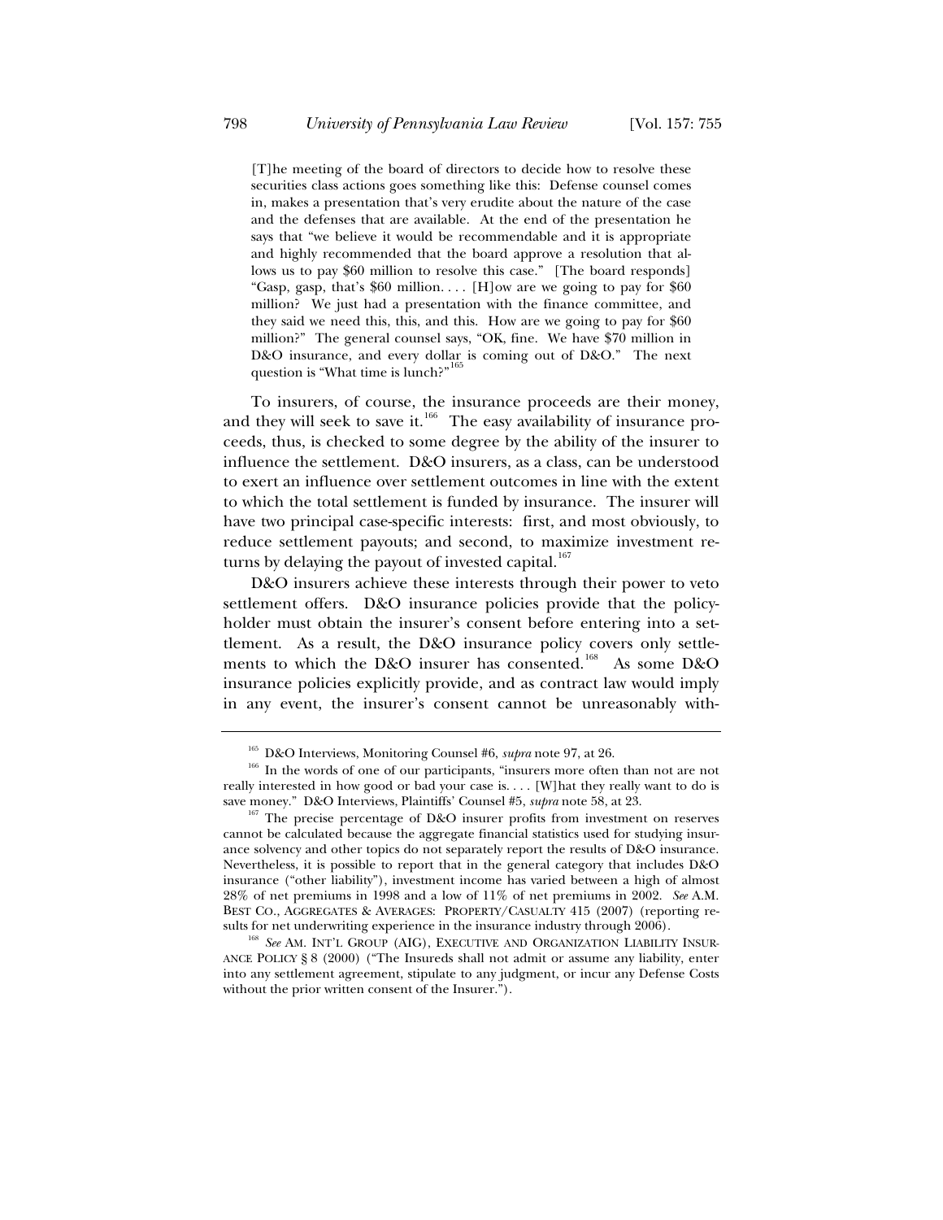> [T]he meeting of the board of directors to decide how to resolve these securities class actions goes something like this: Defense counsel comes in, makes a presentation that's very erudite about the nature of the case and the defenses that are available. At the end of the presentation he says that "we believe it would be recommendable and it is appropriate and highly recommended that the board approve a resolution that allows us to pay $60 million to resolve this case." [The board responds] "Gasp, gasp, that's $60 million. . . . [H]ow are we going to pay for $60 million? We just had a presentation with the finance committee, and they said we need this, this, and this. How are we going to pay for $60 million?" The general counsel says, "OK, fine. We have $70 million in D&O insurance, and every dollar is coming out of D&O." The next question is "What time is lunch?"[165]

To insurers, of course, the insurance proceeds are their money, and they will seek to save it.[166] The easy availability of insurance proceeds, thus, is checked to some degree by the ability of the insurer to influence the settlement. D&O insurers, as a class, can be understood to exert an influence over settlement outcomes in line with the extent to which the total settlement is funded by insurance. The insurer will have two principal case-specific interests: first, and most obviously, to reduce settlement payouts; and second, to maximize investment returns by delaying the payout of invested capital.[167]

D&O insurers achieve these interests through their power to veto settlement offers. D&O insurance policies provide that the policyholder must obtain the insurer's consent before entering into a settlement. As a result, the D&O insurance policy covers only settlements to which the D&O insurer has consented.[168] As some D&O insurance policies explicitly provide, and as contract law would imply in any event, the insurer's consent cannot be unreasonably with-

---

[165] D&O Interviews, Monitoring Counsel #6, *supra* note 97, at 26.

[166] In the words of one of our participants, "insurers more often than not are not really interested in how good or bad your case is. . . . [W]hat they really want to do is save money." D&O Interviews, Plaintiffs' Counsel #5, *supra* note 58, at 23.

[167] The precise percentage of D&O insurer profits from investment on reserves cannot be calculated because the aggregate financial statistics used for studying insurance solvency and other topics do not separately report the results of D&O insurance. Nevertheless, it is possible to report that in the general category that includes D&O insurance ("other liability"), investment income has varied between a high of almost 28% of net premiums in 1998 and a low of 11% of net premiums in 2002. *See* A.M. BEST CO., AGGREGATES & AVERAGES: PROPERTY/CASUALTY 415 (2007) (reporting results for net underwriting experience in the insurance industry through 2006).

[168] *See* AM. INT'L GROUP (AIG), EXECUTIVE AND ORGANIZATION LIABILITY INSURANCE POLICY § 8 (2000) ("The Insureds shall not admit or assume any liability, enter into any settlement agreement, stipulate to any judgment, or incur any Defense Costs without the prior written consent of the Insurer.").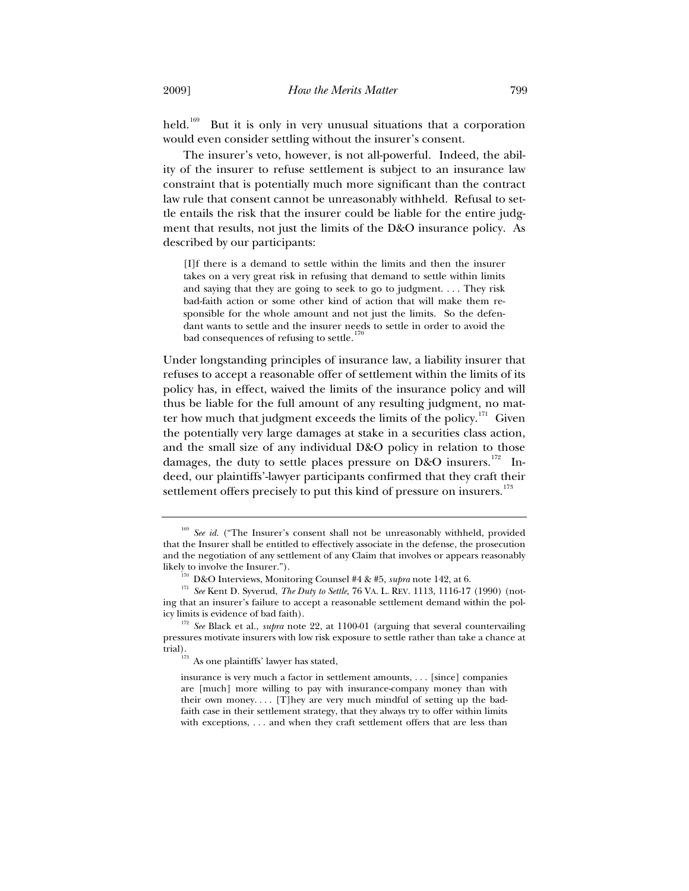held.[169] But it is only in very unusual situations that a corporation would even consider settling without the insurer's consent.

The insurer's veto, however, is not all-powerful. Indeed, the ability of the insurer to refuse settlement is subject to an insurance law constraint that is potentially much more significant than the contract law rule that consent cannot be unreasonably withheld. Refusal to settle entails the risk that the insurer could be liable for the entire judgment that results, not just the limits of the D&O insurance policy. As described by our participants:

> [I]f there is a demand to settle within the limits and then the insurer takes on a very great risk in refusing that demand to settle within limits and saying that they are going to seek to go to judgment. . . . They risk bad-faith action or some other kind of action that will make them responsible for the whole amount and not just the limits. So the defendant wants to settle and the insurer needs to settle in order to avoid the bad consequences of refusing to settle.[170]

Under longstanding principles of insurance law, a liability insurer that refuses to accept a reasonable offer of settlement within the limits of its policy has, in effect, waived the limits of the insurance policy and will thus be liable for the full amount of any resulting judgment, no matter how much that judgment exceeds the limits of the policy.[171] Given the potentially very large damages at stake in a securities class action, and the small size of any individual D&O policy in relation to those damages, the duty to settle places pressure on D&O insurers.[172] Indeed, our plaintiffs'-lawyer participants confirmed that they craft their settlement offers precisely to put this kind of pressure on insurers.[173]

---

[169] *See id.* ("The Insurer's consent shall not be unreasonably withheld, provided that the Insurer shall be entitled to effectively associate in the defense, the prosecution and the negotiation of any settlement of any Claim that involves or appears reasonably likely to involve the Insurer.").

[170] D&O Interviews, Monitoring Counsel #4 & #5, *supra* note 142, at 6.

[171] *See* Kent D. Syverud, *The Duty to Settle*, 76 VA. L. REV. 1113, 1116-17 (1990) (noting that an insurer's failure to accept a reasonable settlement demand within the policy limits is evidence of bad faith).

[172] *See* Black et al., *supra* note 22, at 1100-01 (arguing that several countervailing pressures motivate insurers with low risk exposure to settle rather than take a chance at trial).

[173] As one plaintiffs' lawyer has stated,

> insurance is very much a factor in settlement amounts, . . . [since] companies are [much] more willing to pay with insurance-company money than with their own money. . . . [T]hey are very much mindful of setting up the bad-faith case in their settlement strategy, that they always try to offer within limits with exceptions, . . . and when they craft settlement offers that are less than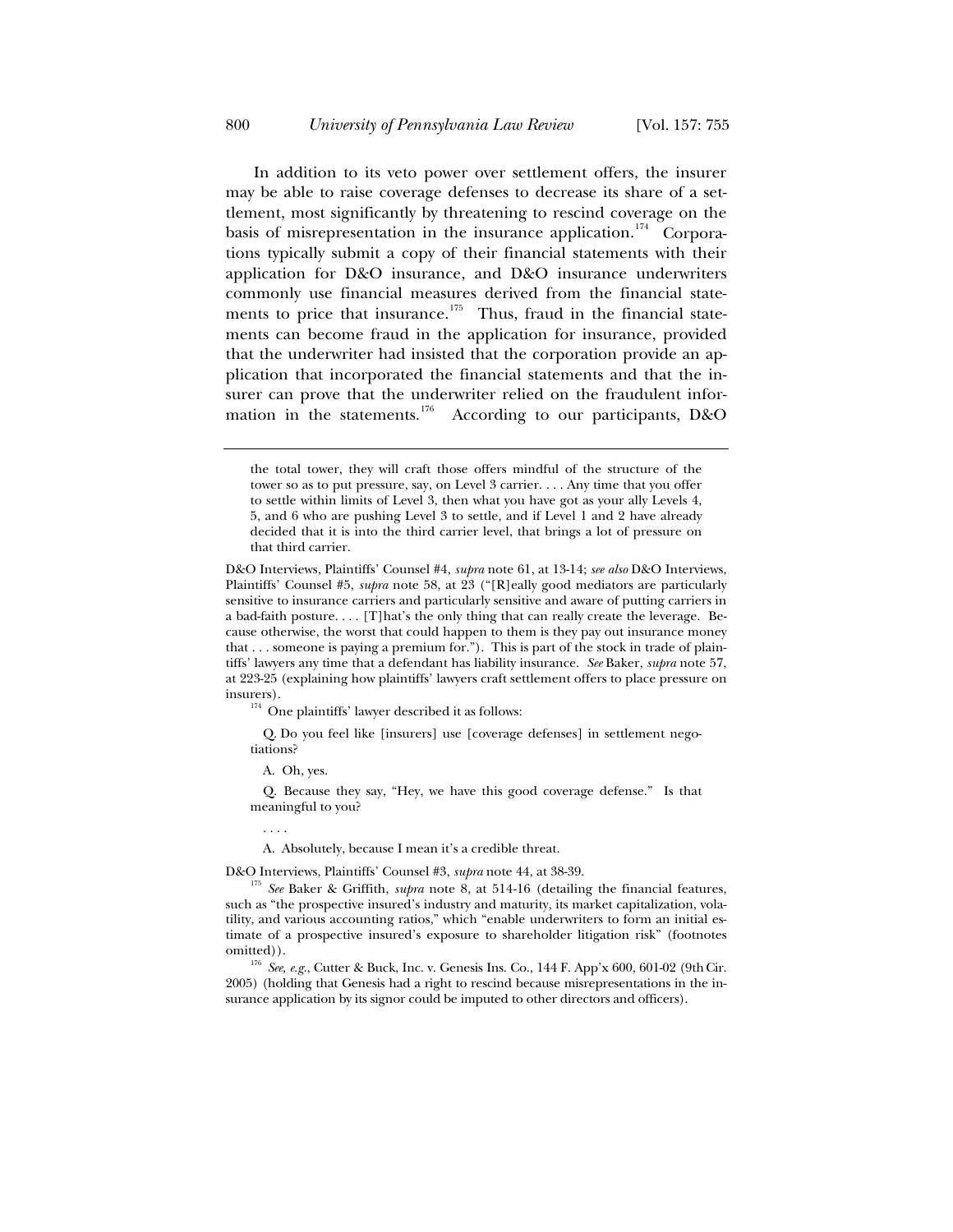In addition to its veto power over settlement offers, the insurer may be able to raise coverage defenses to decrease its share of a settlement, most significantly by threatening to rescind coverage on the basis of misrepresentation in the insurance application.[174] Corporations typically submit a copy of their financial statements with their application for D&O insurance, and D&O insurance underwriters commonly use financial measures derived from the financial statements to price that insurance.[175] Thus, fraud in the financial statements can become fraud in the application for insurance, provided that the underwriter had insisted that the corporation provide an application that incorporated the financial statements and that the insurer can prove that the underwriter relied on the fraudulent information in the statements.[176] According to our participants, D&O

---

> the total tower, they will craft those offers mindful of the structure of the tower so as to put pressure, say, on Level 3 carrier. . . . Any time that you offer to settle within limits of Level 3, then what you have got as your ally Levels 4, 5, and 6 who are pushing Level 3 to settle, and if Level 1 and 2 have already decided that it is into the third carrier level, that brings a lot of pressure on that third carrier.

D&O Interviews, Plaintiffs' Counsel #4, *supra* note 61, at 13-14; *see also* D&O Interviews, Plaintiffs' Counsel #5, *supra* note 58, at 23 ("[R]eally good mediators are particularly sensitive to insurance carriers and particularly sensitive and aware of putting carriers in a bad-faith posture. . . . [T]hat's the only thing that can really create the leverage. Because otherwise, the worst that could happen to them is they pay out insurance money that . . . someone is paying a premium for."). This is part of the stock in trade of plaintiffs' lawyers any time that a defendant has liability insurance. *See* Baker, *supra* note 57, at 223-25 (explaining how plaintiffs' lawyers craft settlement offers to place pressure on insurers).

[174] One plaintiffs' lawyer described it as follows:

> Q. Do you feel like [insurers] use [coverage defenses] in settlement negotiations?
>
> A. Oh, yes.
>
> Q. Because they say, "Hey, we have this good coverage defense." Is that meaningful to you?
>
> . . . .
>
> A. Absolutely, because I mean it's a credible threat.

D&O Interviews, Plaintiffs' Counsel #3, *supra* note 44, at 38-39.

[175] *See* Baker & Griffith, *supra* note 8, at 514-16 (detailing the financial features, such as "the prospective insured's industry and maturity, its market capitalization, volatility, and various accounting ratios," which "enable underwriters to form an initial estimate of a prospective insured's exposure to shareholder litigation risk" (footnotes omitted)).

[176] *See, e.g.*, Cutter & Buck, Inc. v. Genesis Ins. Co., 144 F. App'x 600, 601-02 (9th Cir. 2005) (holding that Genesis had a right to rescind because misrepresentations in the insurance application by its signor could be imputed to other directors and officers).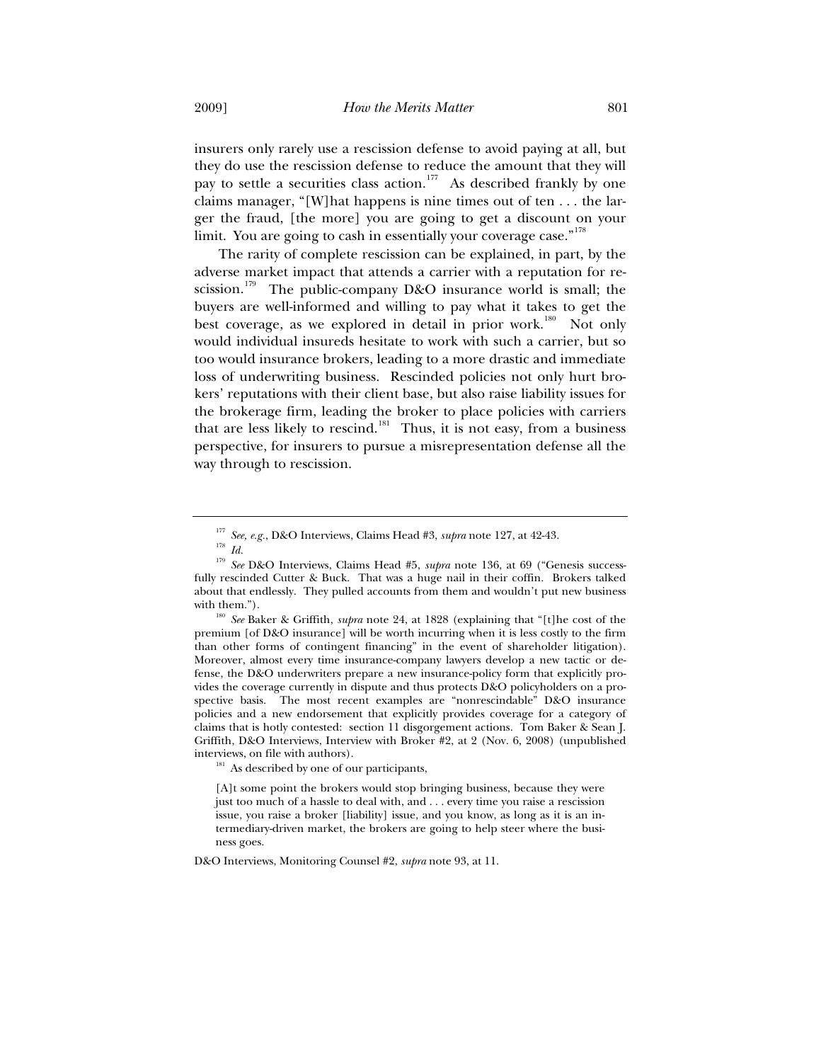insurers only rarely use a rescission defense to avoid paying at all, but they do use the rescission defense to reduce the amount that they will pay to settle a securities class action.[177] As described frankly by one claims manager, "[W]hat happens is nine times out of ten . . . the larger the fraud, [the more] you are going to get a discount on your limit. You are going to cash in essentially your coverage case."[178]

The rarity of complete rescission can be explained, in part, by the adverse market impact that attends a carrier with a reputation for rescission.[179] The public-company D&O insurance world is small; the buyers are well-informed and willing to pay what it takes to get the best coverage, as we explored in detail in prior work.[180] Not only would individual insureds hesitate to work with such a carrier, but so too would insurance brokers, leading to a more drastic and immediate loss of underwriting business. Rescinded policies not only hurt brokers' reputations with their client base, but also raise liability issues for the brokerage firm, leading the broker to place policies with carriers that are less likely to rescind.[181] Thus, it is not easy, from a business perspective, for insurers to pursue a misrepresentation defense all the way through to rescission.

---

[177] *See, e.g.*, D&O Interviews, Claims Head #3, *supra* note 127, at 42-43.

[178] *Id.*

[179] *See* D&O Interviews, Claims Head #5, *supra* note 136, at 69 ("Genesis successfully rescinded Cutter & Buck. That was a huge nail in their coffin. Brokers talked about that endlessly. They pulled accounts from them and wouldn't put new business with them.").

[180] *See* Baker & Griffith, *supra* note 24, at 1828 (explaining that "[t]he cost of the premium [of D&O insurance] will be worth incurring when it is less costly to the firm than other forms of contingent financing" in the event of shareholder litigation). Moreover, almost every time insurance-company lawyers develop a new tactic or defense, the D&O underwriters prepare a new insurance-policy form that explicitly provides the coverage currently in dispute and thus protects D&O policyholders on a prospective basis. The most recent examples are "nonrescindable" D&O insurance policies and a new endorsement that explicitly provides coverage for a category of claims that is hotly contested: section 11 disgorgement actions. Tom Baker & Sean J. Griffith, D&O Interviews, Interview with Broker #2, at 2 (Nov. 6, 2008) (unpublished interviews, on file with authors).

[181] As described by one of our participants,

> [A]t some point the brokers would stop bringing business, because they were just too much of a hassle to deal with, and . . . every time you raise a rescission issue, you raise a broker [liability] issue, and you know, as long as it is an intermediary-driven market, the brokers are going to help steer where the business goes.

D&O Interviews, Monitoring Counsel #2, *supra* note 93, at 11.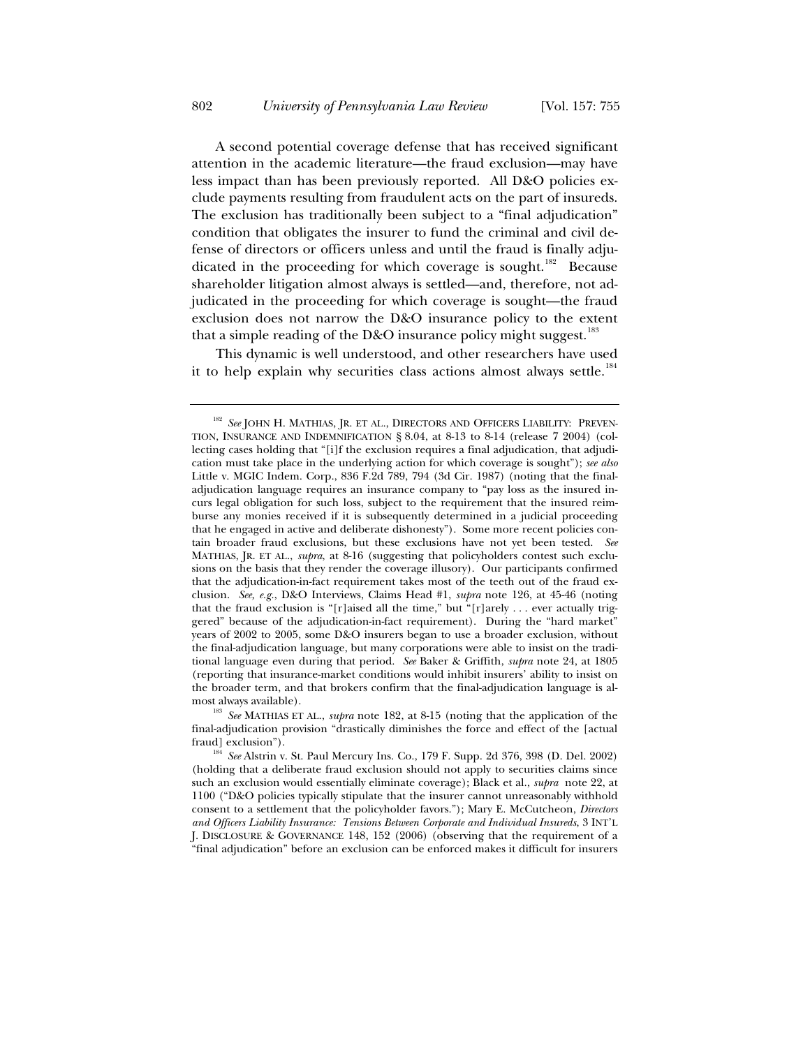A second potential coverage defense that has received significant attention in the academic literature—the fraud exclusion—may have less impact than has been previously reported. All D&O policies exclude payments resulting from fraudulent acts on the part of insureds. The exclusion has traditionally been subject to a "final adjudication" condition that obligates the insurer to fund the criminal and civil defense of directors or officers unless and until the fraud is finally adjudicated in the proceeding for which coverage is sought.[182] Because shareholder litigation almost always is settled—and, therefore, not adjudicated in the proceeding for which coverage is sought—the fraud exclusion does not narrow the D&O insurance policy to the extent that a simple reading of the D&O insurance policy might suggest.[183]

This dynamic is well understood, and other researchers have used it to help explain why securities class actions almost always settle.[184]

---

[182] *See* JOHN H. MATHIAS, JR. ET AL., DIRECTORS AND OFFICERS LIABILITY: PREVENTION, INSURANCE AND INDEMNIFICATION § 8.04, at 8-13 to 8-14 (release 7 2004) (collecting cases holding that "[i]f the exclusion requires a final adjudication, that adjudication must take place in the underlying action for which coverage is sought"); *see also* Little v. MGIC Indem. Corp., 836 F.2d 789, 794 (3d Cir. 1987) (noting that the final-adjudication language requires an insurance company to "pay loss as the insured incurs legal obligation for such loss, subject to the requirement that the insured reimburse any monies received if it is subsequently determined in a judicial proceeding that he engaged in active and deliberate dishonesty"). Some more recent policies contain broader fraud exclusions, but these exclusions have not yet been tested. *See* MATHIAS, JR. ET AL., *supra*, at 8-16 (suggesting that policyholders contest such exclusions on the basis that they render the coverage illusory). Our participants confirmed that the adjudication-in-fact requirement takes most of the teeth out of the fraud exclusion. *See, e.g.*, D&O Interviews, Claims Head #1, *supra* note 126, at 45-46 (noting that the fraud exclusion is "[r]aised all the time," but "[r]arely . . . ever actually triggered" because of the adjudication-in-fact requirement). During the "hard market" years of 2002 to 2005, some D&O insurers began to use a broader exclusion, without the final-adjudication language, but many corporations were able to insist on the traditional language even during that period. *See* Baker & Griffith, *supra* note 24, at 1805 (reporting that insurance-market conditions would inhibit insurers' ability to insist on the broader term, and that brokers confirm that the final-adjudication language is almost always available).

[183] *See* MATHIAS ET AL., *supra* note 182, at 8-15 (noting that the application of the final-adjudication provision "drastically diminishes the force and effect of the [actual fraud] exclusion").

[184] *See* Alstrin v. St. Paul Mercury Ins. Co., 179 F. Supp. 2d 376, 398 (D. Del. 2002) (holding that a deliberate fraud exclusion should not apply to securities claims since such an exclusion would essentially eliminate coverage); Black et al., *supra* note 22, at 1100 ("D&O policies typically stipulate that the insurer cannot unreasonably withhold consent to a settlement that the policyholder favors."); Mary E. McCutcheon, *Directors and Officers Liability Insurance: Tensions Between Corporate and Individual Insureds*, 3 INT'L J. DISCLOSURE & GOVERNANCE 148, 152 (2006) (observing that the requirement of a "final adjudication" before an exclusion can be enforced makes it difficult for insurers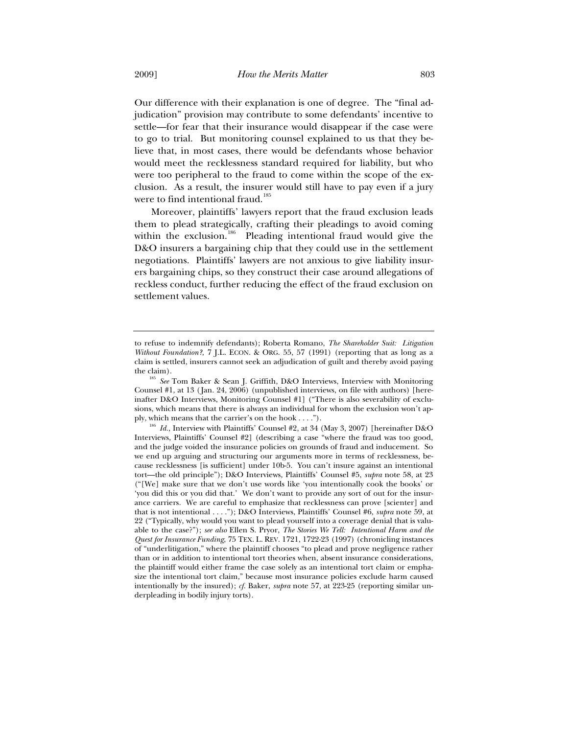Our difference with their explanation is one of degree. The "final adjudication" provision may contribute to some defendants' incentive to settle—for fear that their insurance would disappear if the case were to go to trial. But monitoring counsel explained to us that they believe that, in most cases, there would be defendants whose behavior would meet the recklessness standard required for liability, but who were too peripheral to the fraud to come within the scope of the exclusion. As a result, the insurer would still have to pay even if a jury were to find intentional fraud.[185]

Moreover, plaintiffs' lawyers report that the fraud exclusion leads them to plead strategically, crafting their pleadings to avoid coming within the exclusion.[186] Pleading intentional fraud would give the D&O insurers a bargaining chip that they could use in the settlement negotiations. Plaintiffs' lawyers are not anxious to give liability insurers bargaining chips, so they construct their case around allegations of reckless conduct, further reducing the effect of the fraud exclusion on settlement values.

---

to refuse to indemnify defendants); Roberta Romano, *The Shareholder Suit: Litigation Without Foundation?*, 7 J.L. ECON. & ORG. 55, 57 (1991) (reporting that as long as a claim is settled, insurers cannot seek an adjudication of guilt and thereby avoid paying the claim).

[185] *See* Tom Baker & Sean J. Griffith, D&O Interviews, Interview with Monitoring Counsel #1, at 13 (Jan. 24, 2006) (unpublished interviews, on file with authors) [hereinafter D&O Interviews, Monitoring Counsel #1] ("There is also severability of exclusions, which means that there is always an individual for whom the exclusion won't apply, which means that the carrier's on the hook . . . .").

[186] *Id.*, Interview with Plaintiffs' Counsel #2, at 34 (May 3, 2007) [hereinafter D&O Interviews, Plaintiffs' Counsel #2] (describing a case "where the fraud was too good, and the judge voided the insurance policies on grounds of fraud and inducement. So we end up arguing and structuring our arguments more in terms of recklessness, because recklessness [is sufficient] under 10b-5. You can't insure against an intentional tort—the old principle"); D&O Interviews, Plaintiffs' Counsel #5, *supra* note 58, at 23 ("[We] make sure that we don't use words like 'you intentionally cook the books' or 'you did this or you did that.' We don't want to provide any sort of out for the insurance carriers. We are careful to emphasize that recklessness can prove [scienter] and that is not intentional . . . ."); D&O Interviews, Plaintiffs' Counsel #6, *supra* note 59, at 22 ("Typically, why would you want to plead yourself into a coverage denial that is valuable to the case?"); *see also* Ellen S. Pryor, *The Stories We Tell: Intentional Harm and the Quest for Insurance Funding*, 75 TEX. L. REV. 1721, 1722-23 (1997) (chronicling instances of "underlitigation," where the plaintiff chooses "to plead and prove negligence rather than or in addition to intentional tort theories when, absent insurance considerations, the plaintiff would either frame the case solely as an intentional tort claim or emphasize the intentional tort claim," because most insurance policies exclude harm caused intentionally by the insured); *cf.* Baker, *supra* note 57, at 223-25 (reporting similar underpleading in bodily injury torts).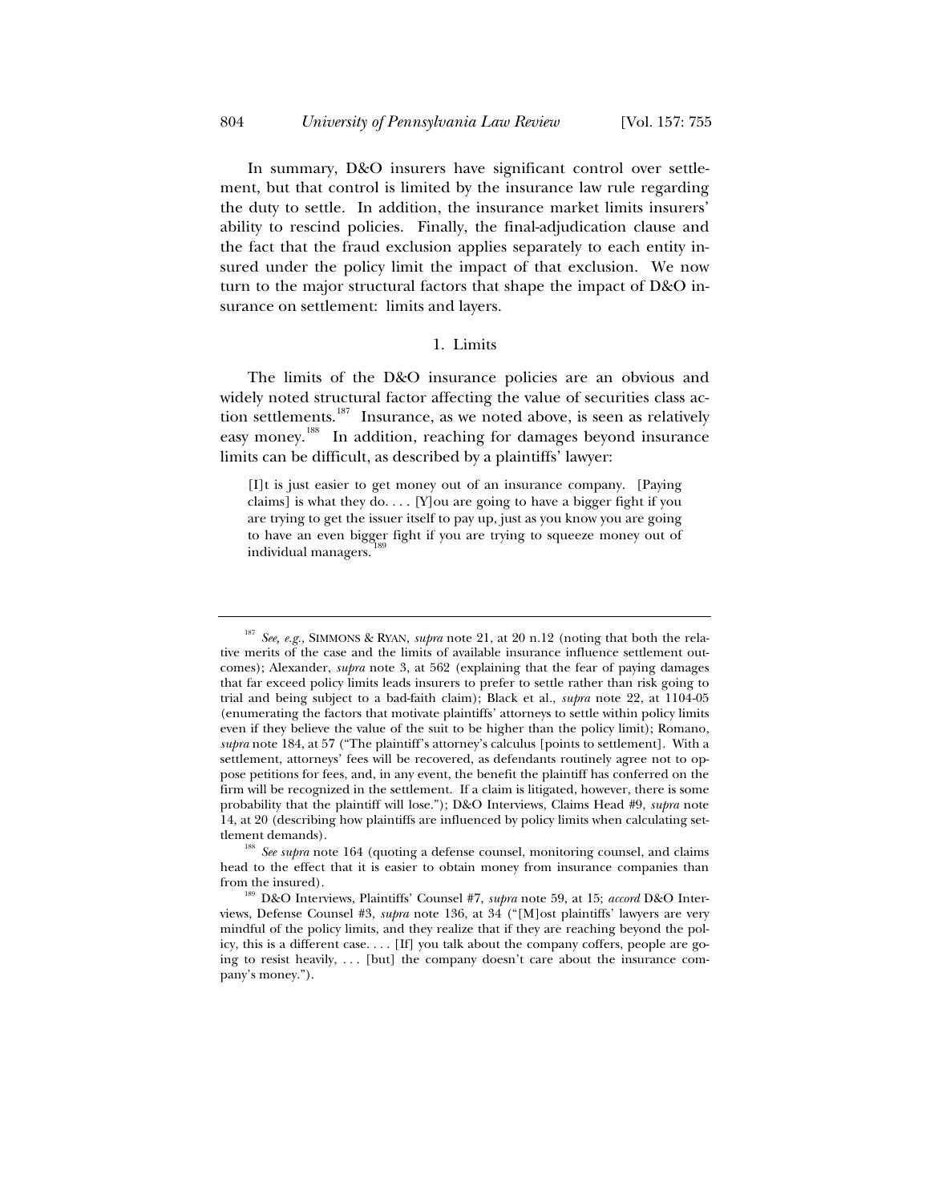In summary, D&O insurers have significant control over settlement, but that control is limited by the insurance law rule regarding the duty to settle. In addition, the insurance market limits insurers' ability to rescind policies. Finally, the final-adjudication clause and the fact that the fraud exclusion applies separately to each entity insured under the policy limit the impact of that exclusion. We now turn to the major structural factors that shape the impact of D&O insurance on settlement: limits and layers.

### 1. Limits

The limits of the D&O insurance policies are an obvious and widely noted structural factor affecting the value of securities class action settlements.[187] Insurance, as we noted above, is seen as relatively easy money.[188] In addition, reaching for damages beyond insurance limits can be difficult, as described by a plaintiffs' lawyer:

> [I]t is just easier to get money out of an insurance company. [Paying claims] is what they do. . . . [Y]ou are going to have a bigger fight if you are trying to get the issuer itself to pay up, just as you know you are going to have an even bigger fight if you are trying to squeeze money out of individual managers.[189]

---

[187] *See, e.g.*, SIMMONS & RYAN, *supra* note 21, at 20 n.12 (noting that both the relative merits of the case and the limits of available insurance influence settlement outcomes); Alexander, *supra* note 3, at 562 (explaining that the fear of paying damages that far exceed policy limits leads insurers to prefer to settle rather than risk going to trial and being subject to a bad-faith claim); Black et al., *supra* note 22, at 1104-05 (enumerating the factors that motivate plaintiffs' attorneys to settle within policy limits even if they believe the value of the suit to be higher than the policy limit); Romano, *supra* note 184, at 57 ("The plaintiff's attorney's calculus [points to settlement]. With a settlement, attorneys' fees will be recovered, as defendants routinely agree not to oppose petitions for fees, and, in any event, the benefit the plaintiff has conferred on the firm will be recognized in the settlement. If a claim is litigated, however, there is some probability that the plaintiff will lose."); D&O Interviews, Claims Head #9, *supra* note 14, at 20 (describing how plaintiffs are influenced by policy limits when calculating settlement demands).

[188] *See supra* note 164 (quoting a defense counsel, monitoring counsel, and claims head to the effect that it is easier to obtain money from insurance companies than from the insured).

[189] D&O Interviews, Plaintiffs' Counsel #7, *supra* note 59, at 15; *accord* D&O Interviews, Defense Counsel #3, *supra* note 136, at 34 ("[M]ost plaintiffs' lawyers are very mindful of the policy limits, and they realize that if they are reaching beyond the policy, this is a different case. . . . [If] you talk about the company coffers, people are going to resist heavily, . . . [but] the company doesn't care about the insurance company's money.").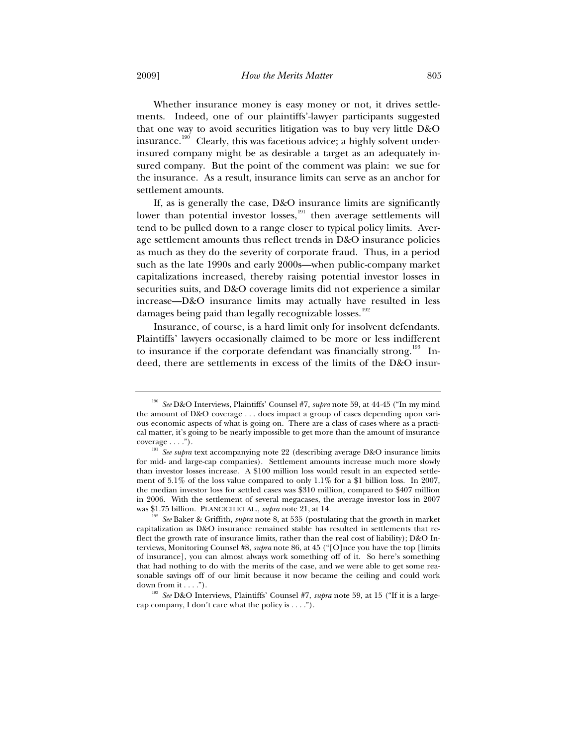Whether insurance money is easy money or not, it drives settlements. Indeed, one of our plaintiffs'-lawyer participants suggested that one way to avoid securities litigation was to buy very little D&O insurance.[190] Clearly, this was facetious advice; a highly solvent underinsured company might be as desirable a target as an adequately insured company. But the point of the comment was plain: we sue for the insurance. As a result, insurance limits can serve as an anchor for settlement amounts.

If, as is generally the case, D&O insurance limits are significantly lower than potential investor losses,[191] then average settlements will tend to be pulled down to a range closer to typical policy limits. Average settlement amounts thus reflect trends in D&O insurance policies as much as they do the severity of corporate fraud. Thus, in a period such as the late 1990s and early 2000s—when public-company market capitalizations increased, thereby raising potential investor losses in securities suits, and D&O coverage limits did not experience a similar increase—D&O insurance limits may actually have resulted in less damages being paid than legally recognizable losses.[192]

Insurance, of course, is a hard limit only for insolvent defendants. Plaintiffs' lawyers occasionally claimed to be more or less indifferent to insurance if the corporate defendant was financially strong.[193] Indeed, there are settlements in excess of the limits of the D&O insur-

---

[190] *See* D&O Interviews, Plaintiffs' Counsel #7, *supra* note 59, at 44-45 ("In my mind the amount of D&O coverage . . . does impact a group of cases depending upon various economic aspects of what is going on. There are a class of cases where as a practical matter, it's going to be nearly impossible to get more than the amount of insurance coverage . . . .").

[191] *See supra* text accompanying note 22 (describing average D&O insurance limits for mid- and large-cap companies). Settlement amounts increase much more slowly than investor losses increase. A $100 million loss would result in an expected settlement of 5.1% of the loss value compared to only 1.1% for a $1 billion loss. In 2007, the median investor loss for settled cases was $310 million, compared to $407 million in 2006. With the settlement of several megacases, the average investor loss in 2007 was $1.75 billion. PLANCICH ET AL., *supra* note 21, at 14.

[192] *See* Baker & Griffith, *supra* note 8, at 535 (postulating that the growth in market capitalization as D&O insurance remained stable has resulted in settlements that reflect the growth rate of insurance limits, rather than the real cost of liability); D&O Interviews, Monitoring Counsel #8, *supra* note 86, at 45 ("[O]nce you have the top [limits of insurance], you can almost always work something off of it. So here's something that had nothing to do with the merits of the case, and we were able to get some reasonable savings off of our limit because it now became the ceiling and could work down from it . . . .").

[193] *See* D&O Interviews, Plaintiffs' Counsel #7, *supra* note 59, at 15 ("If it is a large-cap company, I don't care what the policy is . . . .").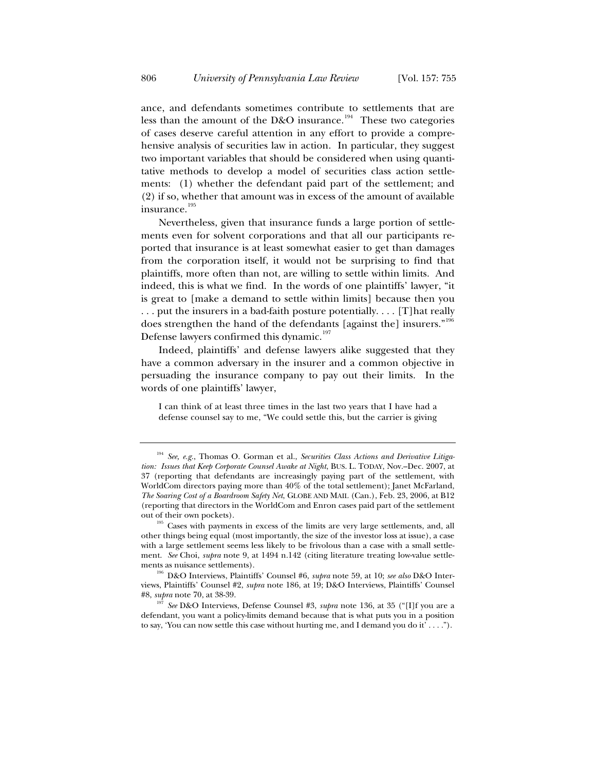ance, and defendants sometimes contribute to settlements that are less than the amount of the D&O insurance.[194] These two categories of cases deserve careful attention in any effort to provide a comprehensive analysis of securities law in action. In particular, they suggest two important variables that should be considered when using quantitative methods to develop a model of securities class action settlements: (1) whether the defendant paid part of the settlement; and (2) if so, whether that amount was in excess of the amount of available insurance.[195]

Nevertheless, given that insurance funds a large portion of settlements even for solvent corporations and that all our participants reported that insurance is at least somewhat easier to get than damages from the corporation itself, it would not be surprising to find that plaintiffs, more often than not, are willing to settle within limits. And indeed, this is what we find. In the words of one plaintiffs' lawyer, "it is great to [make a demand to settle within limits] because then you . . . put the insurers in a bad-faith posture potentially. . . . [T]hat really does strengthen the hand of the defendants [against the] insurers."[196] Defense lawyers confirmed this dynamic.[197]

Indeed, plaintiffs' and defense lawyers alike suggested that they have a common adversary in the insurer and a common objective in persuading the insurance company to pay out their limits. In the words of one plaintiffs' lawyer,

> I can think of at least three times in the last two years that I have had a defense counsel say to me, "We could settle this, but the carrier is giving

---

[194] *See, e.g.*, Thomas O. Gorman et al., *Securities Class Actions and Derivative Litigation: Issues that Keep Corporate Counsel Awake at Night*, BUS. L. TODAY, Nov.–Dec. 2007, at 37 (reporting that defendants are increasingly paying part of the settlement, with WorldCom directors paying more than 40% of the total settlement); Janet McFarland, *The Soaring Cost of a Boardroom Safety Net*, GLOBE AND MAIL (Can.), Feb. 23, 2006, at B12 (reporting that directors in the WorldCom and Enron cases paid part of the settlement out of their own pockets).

[195] Cases with payments in excess of the limits are very large settlements, and, all other things being equal (most importantly, the size of the investor loss at issue), a case with a large settlement seems less likely to be frivolous than a case with a small settlement. *See* Choi, *supra* note 9, at 1494 n.142 (citing literature treating low-value settlements as nuisance settlements).

[196] D&O Interviews, Plaintiffs' Counsel #6, *supra* note 59, at 10; *see also* D&O Interviews, Plaintiffs' Counsel #2, *supra* note 186, at 19; D&O Interviews, Plaintiffs' Counsel #8, *supra* note 70, at 38-39.

[197] *See* D&O Interviews, Defense Counsel #3, *supra* note 136, at 35 ("[I]f you are a defendant, you want a policy-limits demand because that is what puts you in a position to say, 'You can now settle this case without hurting me, and I demand you do it' . . . .").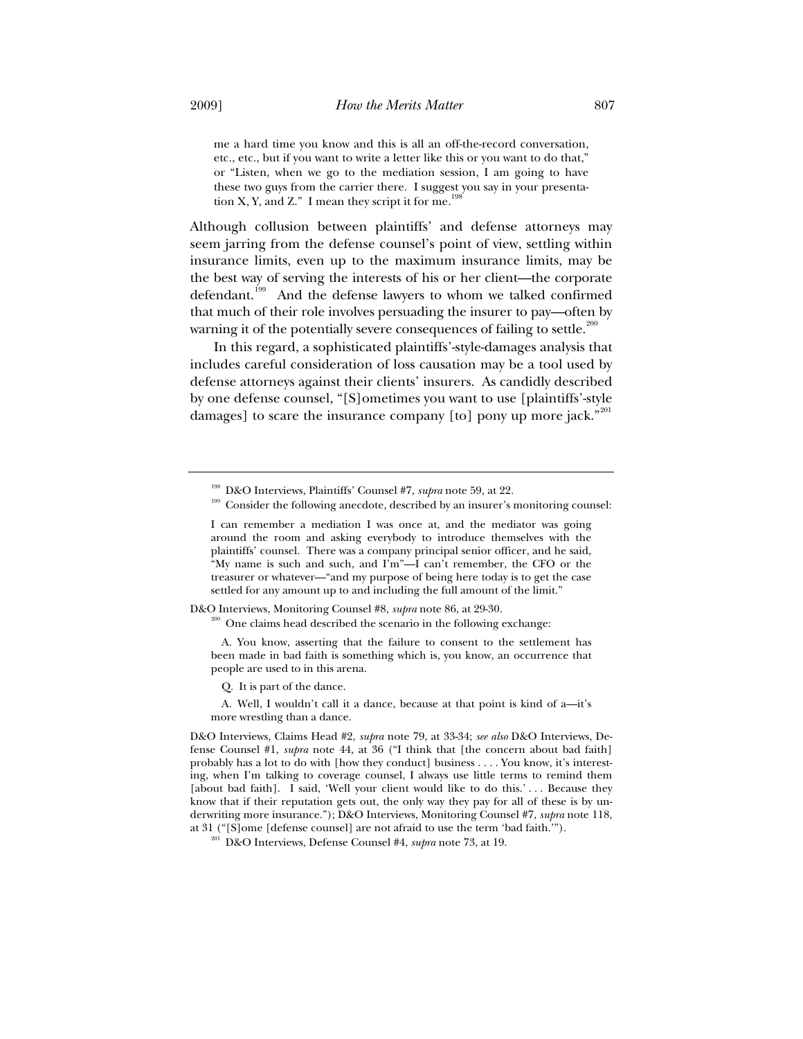me a hard time you know and this is all an off-the-record conversation, etc., etc., but if you want to write a letter like this or you want to do that," or "Listen, when we go to the mediation session, I am going to have these two guys from the carrier there. I suggest you say in your presentation X, Y, and Z." I mean they script it for me.[198]

Although collusion between plaintiffs' and defense attorneys may seem jarring from the defense counsel's point of view, settling within insurance limits, even up to the maximum insurance limits, may be the best way of serving the interests of his or her client—the corporate defendant.[199] And the defense lawyers to whom we talked confirmed that much of their role involves persuading the insurer to pay—often by warning it of the potentially severe consequences of failing to settle.[200]

In this regard, a sophisticated plaintiffs'-style-damages analysis that includes careful consideration of loss causation may be a tool used by defense attorneys against their clients' insurers. As candidly described by one defense counsel, "[S]ometimes you want to use [plaintiffs'-style damages] to scare the insurance company [to] pony up more jack."[201]

---

[198] D&O Interviews, Plaintiffs' Counsel #7, *supra* note 59, at 22.

[199] Consider the following anecdote, described by an insurer's monitoring counsel:

> I can remember a mediation I was once at, and the mediator was going around the room and asking everybody to introduce themselves with the plaintiffs' counsel. There was a company principal senior officer, and he said, "My name is such and such, and I'm"—I can't remember, the CFO or the treasurer or whatever—"and my purpose of being here today is to get the case settled for any amount up to and including the full amount of the limit."

D&O Interviews, Monitoring Counsel #8, *supra* note 86, at 29-30.

[200] One claims head described the scenario in the following exchange:

> A. You know, asserting that the failure to consent to the settlement has been made in bad faith is something which is, you know, an occurrence that people are used to in this arena.
>
> Q. It is part of the dance.
>
> A. Well, I wouldn't call it a dance, because at that point is kind of a—it's more wrestling than a dance.

D&O Interviews, Claims Head #2, *supra* note 79, at 33-34; *see also* D&O Interviews, Defense Counsel #1, *supra* note 44, at 36 ("I think that [the concern about bad faith] probably has a lot to do with [how they conduct] business . . . . You know, it's interesting, when I'm talking to coverage counsel, I always use little terms to remind them [about bad faith]. I said, 'Well your client would like to do this.' . . . Because they know that if their reputation gets out, the only way they pay for all of these is by underwriting more insurance."); D&O Interviews, Monitoring Counsel #7, *supra* note 118, at 31 ("[S]ome [defense counsel] are not afraid to use the term 'bad faith.'").

[201] D&O Interviews, Defense Counsel #4, *supra* note 73, at 19.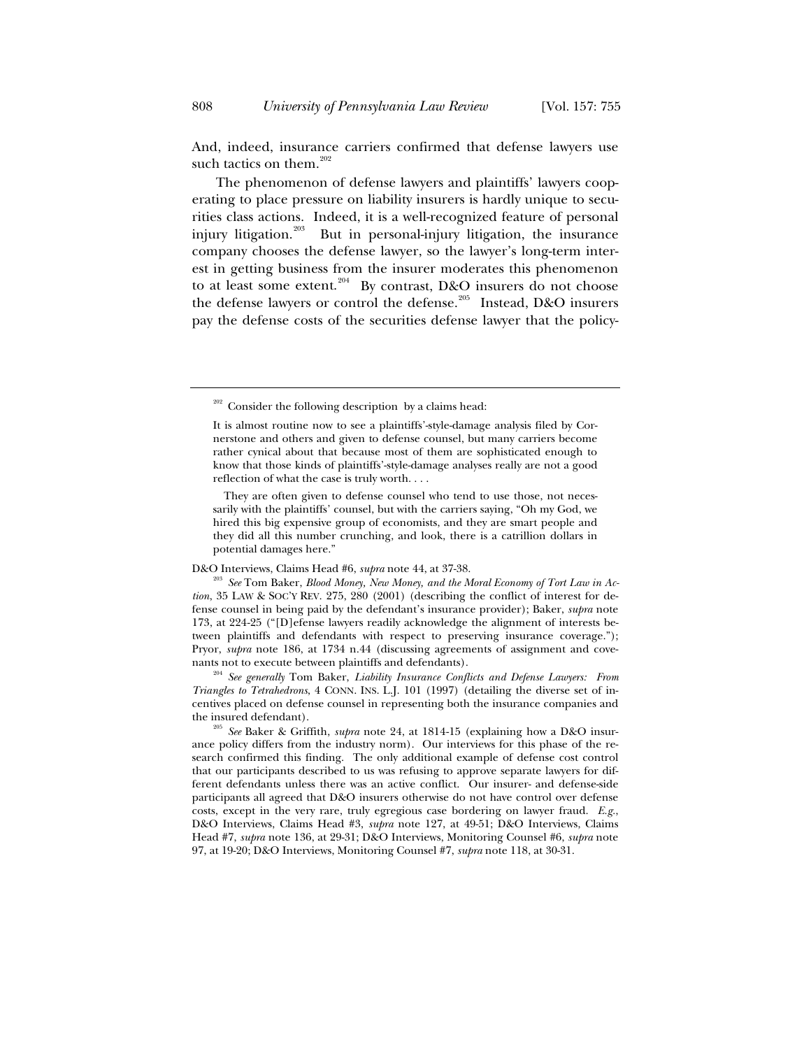And, indeed, insurance carriers confirmed that defense lawyers use such tactics on them.[202]

The phenomenon of defense lawyers and plaintiffs' lawyers cooperating to place pressure on liability insurers is hardly unique to securities class actions. Indeed, it is a well-recognized feature of personal injury litigation.[203] But in personal-injury litigation, the insurance company chooses the defense lawyer, so the lawyer's long-term interest in getting business from the insurer moderates this phenomenon to at least some extent.[204] By contrast, D&O insurers do not choose the defense lawyers or control the defense.[205] Instead, D&O insurers pay the defense costs of the securities defense lawyer that the policy-

---

[202] Consider the following description by a claims head:

> It is almost routine now to see a plaintiffs'-style-damage analysis filed by Cornerstone and others and given to defense counsel, but many carriers become rather cynical about that because most of them are sophisticated enough to know that those kinds of plaintiffs'-style-damage analyses really are not a good reflection of what the case is truly worth. . . .
>
> They are often given to defense counsel who tend to use those, not necessarily with the plaintiffs' counsel, but with the carriers saying, "Oh my God, we hired this big expensive group of economists, and they are smart people and they did all this number crunching, and look, there is a catrillion dollars in potential damages here."

D&O Interviews, Claims Head #6, *supra* note 44, at 37-38.

[203] *See* Tom Baker, *Blood Money, New Money, and the Moral Economy of Tort Law in Action*, 35 LAW & SOC'Y REV. 275, 280 (2001) (describing the conflict of interest for defense counsel in being paid by the defendant's insurance provider); Baker, *supra* note 173, at 224-25 ("[D]efense lawyers readily acknowledge the alignment of interests between plaintiffs and defendants with respect to preserving insurance coverage."); Pryor, *supra* note 186, at 1734 n.44 (discussing agreements of assignment and covenants not to execute between plaintiffs and defendants).

[204] *See generally* Tom Baker, *Liability Insurance Conflicts and Defense Lawyers: From Triangles to Tetrahedrons*, 4 CONN. INS. L.J. 101 (1997) (detailing the diverse set of incentives placed on defense counsel in representing both the insurance companies and the insured defendant).

[205] *See* Baker & Griffith, *supra* note 24, at 1814-15 (explaining how a D&O insurance policy differs from the industry norm). Our interviews for this phase of the research confirmed this finding. The only additional example of defense cost control that our participants described to us was refusing to approve separate lawyers for different defendants unless there was an active conflict. Our insurer- and defense-side participants all agreed that D&O insurers otherwise do not have control over defense costs, except in the very rare, truly egregious case bordering on lawyer fraud. *E.g.*, D&O Interviews, Claims Head #3, *supra* note 127, at 49-51; D&O Interviews, Claims Head #7, *supra* note 136, at 29-31; D&O Interviews, Monitoring Counsel #6, *supra* note 97, at 19-20; D&O Interviews, Monitoring Counsel #7, *supra* note 118, at 30-31.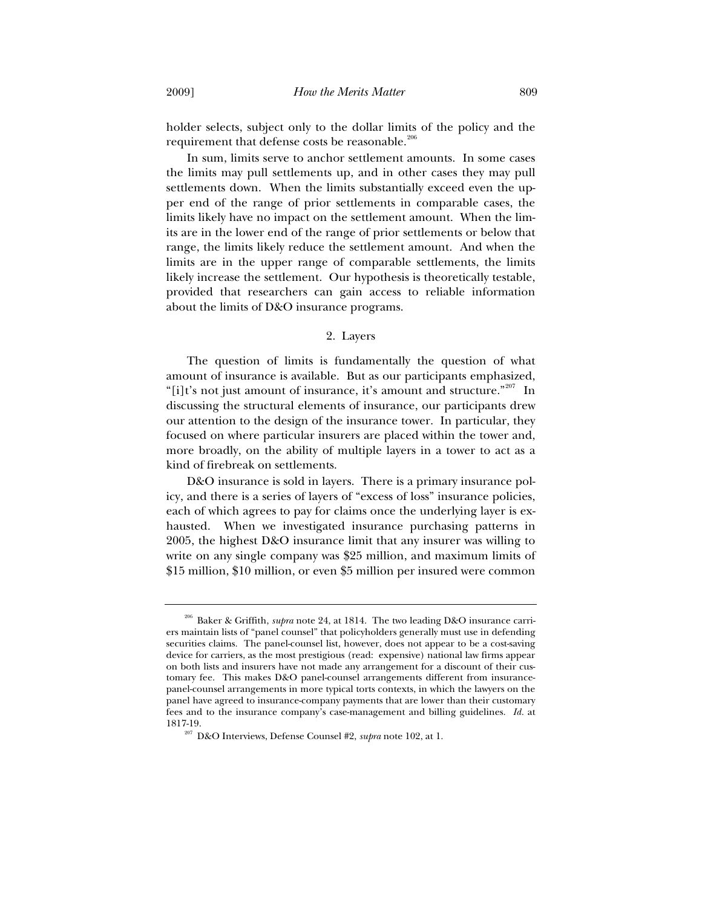holder selects, subject only to the dollar limits of the policy and the requirement that defense costs be reasonable.[206]

In sum, limits serve to anchor settlement amounts. In some cases the limits may pull settlements up, and in other cases they may pull settlements down. When the limits substantially exceed even the upper end of the range of prior settlements in comparable cases, the limits likely have no impact on the settlement amount. When the limits are in the lower end of the range of prior settlements or below that range, the limits likely reduce the settlement amount. And when the limits are in the upper range of comparable settlements, the limits likely increase the settlement. Our hypothesis is theoretically testable, provided that researchers can gain access to reliable information about the limits of D&O insurance programs.

### 2. Layers

The question of limits is fundamentally the question of what amount of insurance is available. But as our participants emphasized, "[i]t's not just amount of insurance, it's amount and structure."[207] In discussing the structural elements of insurance, our participants drew our attention to the design of the insurance tower. In particular, they focused on where particular insurers are placed within the tower and, more broadly, on the ability of multiple layers in a tower to act as a kind of firebreak on settlements.

D&O insurance is sold in layers. There is a primary insurance policy, and there is a series of layers of "excess of loss" insurance policies, each of which agrees to pay for claims once the underlying layer is exhausted. When we investigated insurance purchasing patterns in 2005, the highest D&O insurance limit that any insurer was willing to write on any single company was $25 million, and maximum limits of $15 million, $10 million, or even $5 million per insured were common

---

[206] Baker & Griffith, *supra* note 24, at 1814. The two leading D&O insurance carriers maintain lists of "panel counsel" that policyholders generally must use in defending securities claims. The panel-counsel list, however, does not appear to be a cost-saving device for carriers, as the most prestigious (read: expensive) national law firms appear on both lists and insurers have not made any arrangement for a discount of their customary fee. This makes D&O panel-counsel arrangements different from insurance-panel-counsel arrangements in more typical torts contexts, in which the lawyers on the panel have agreed to insurance-company payments that are lower than their customary fees and to the insurance company's case-management and billing guidelines. *Id.* at 1817-19.

[207] D&O Interviews, Defense Counsel #2, *supra* note 102, at 1.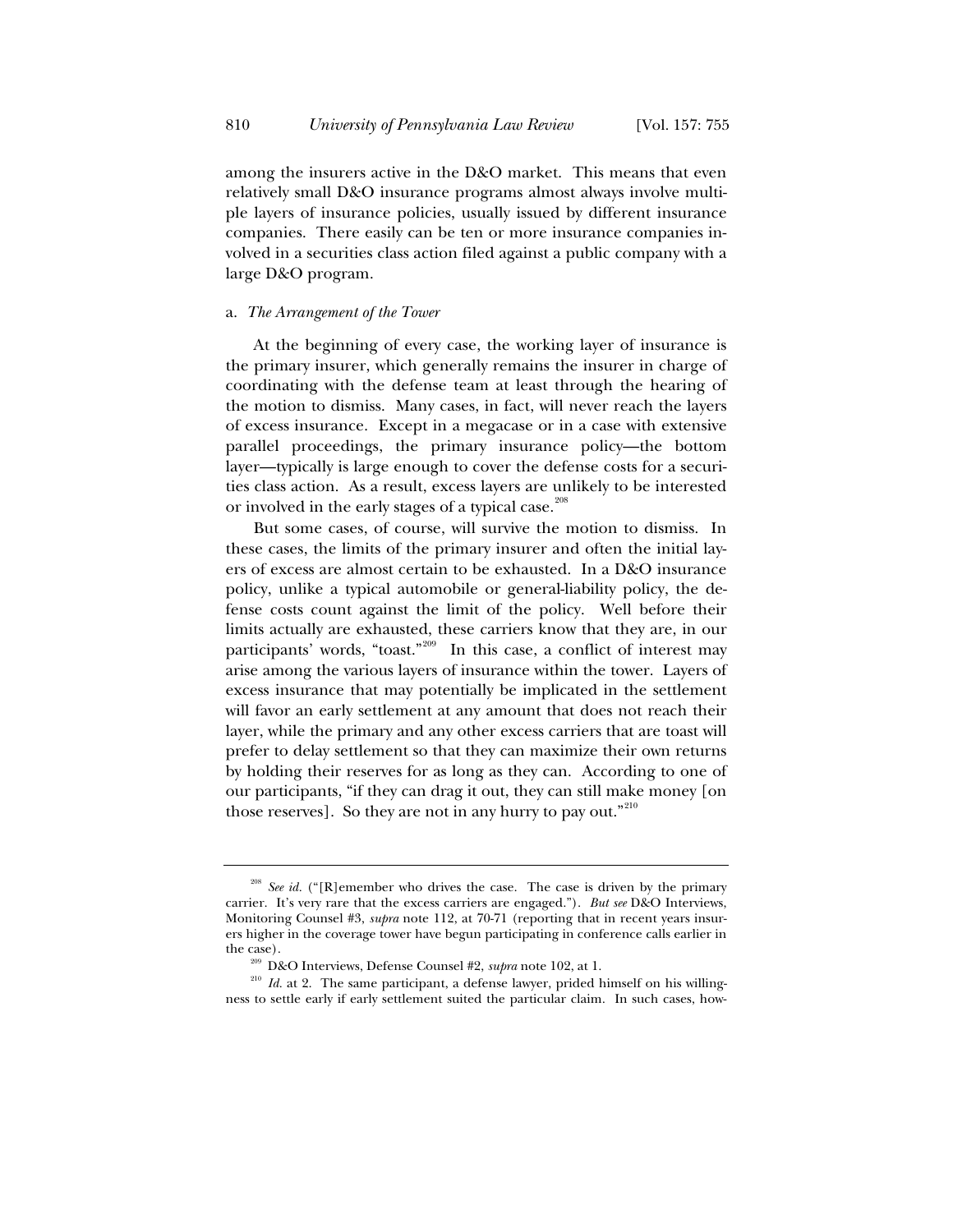among the insurers active in the D&O market. This means that even relatively small D&O insurance programs almost always involve multiple layers of insurance policies, usually issued by different insurance companies. There easily can be ten or more insurance companies involved in a securities class action filed against a public company with a large D&O program.

a. *The Arrangement of the Tower*

At the beginning of every case, the working layer of insurance is the primary insurer, which generally remains the insurer in charge of coordinating with the defense team at least through the hearing of the motion to dismiss. Many cases, in fact, will never reach the layers of excess insurance. Except in a megacase or in a case with extensive parallel proceedings, the primary insurance policy—the bottom layer—typically is large enough to cover the defense costs for a securities class action. As a result, excess layers are unlikely to be interested or involved in the early stages of a typical case.[208]

But some cases, of course, will survive the motion to dismiss. In these cases, the limits of the primary insurer and often the initial layers of excess are almost certain to be exhausted. In a D&O insurance policy, unlike a typical automobile or general-liability policy, the defense costs count against the limit of the policy. Well before their limits actually are exhausted, these carriers know that they are, in our participants' words, "toast."[209] In this case, a conflict of interest may arise among the various layers of insurance within the tower. Layers of excess insurance that may potentially be implicated in the settlement will favor an early settlement at any amount that does not reach their layer, while the primary and any other excess carriers that are toast will prefer to delay settlement so that they can maximize their own returns by holding their reserves for as long as they can. According to one of our participants, "if they can drag it out, they can still make money [on those reserves]. So they are not in any hurry to pay out."[210]

---

[208] *See id.* ("[R]emember who drives the case. The case is driven by the primary carrier. It's very rare that the excess carriers are engaged."). *But see* D&O Interviews, Monitoring Counsel #3, *supra* note 112, at 70-71 (reporting that in recent years insurers higher in the coverage tower have begun participating in conference calls earlier in the case).

[209] D&O Interviews, Defense Counsel #2, *supra* note 102, at 1.

[210] *Id.* at 2. The same participant, a defense lawyer, prided himself on his willingness to settle early if early settlement suited the particular claim. In such cases, how-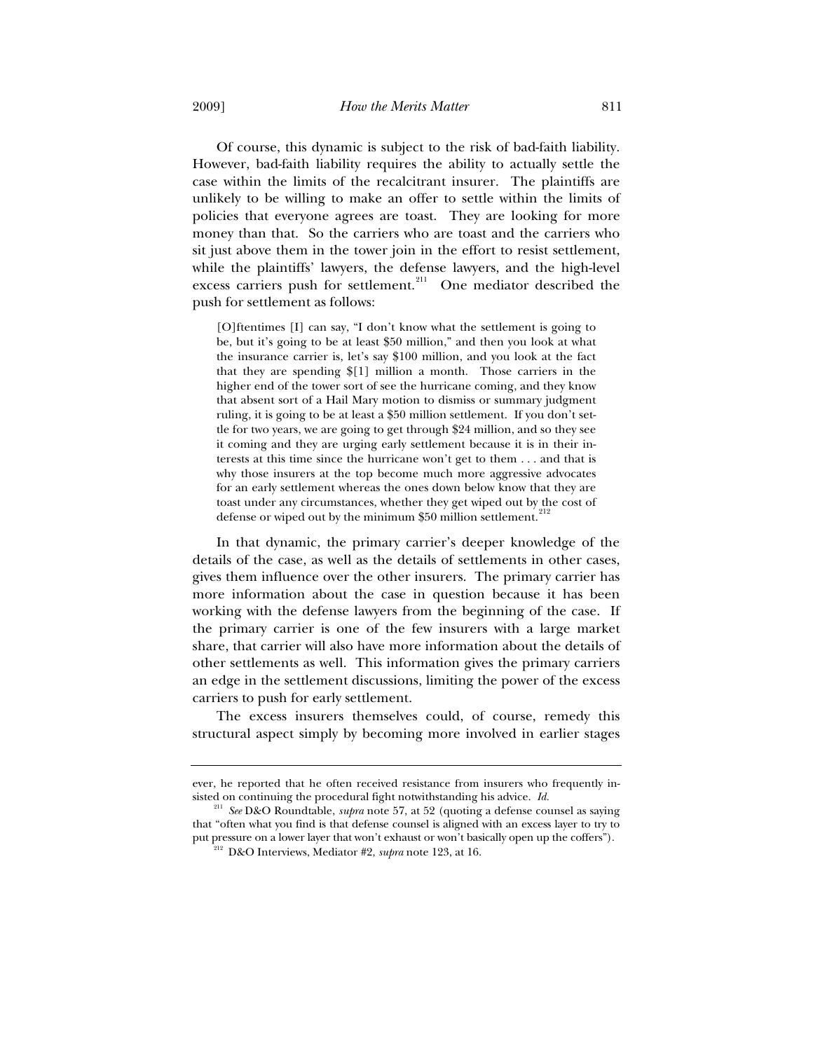Of course, this dynamic is subject to the risk of bad-faith liability. However, bad-faith liability requires the ability to actually settle the case within the limits of the recalcitrant insurer. The plaintiffs are unlikely to be willing to make an offer to settle within the limits of policies that everyone agrees are toast. They are looking for more money than that. So the carriers who are toast and the carriers who sit just above them in the tower join in the effort to resist settlement, while the plaintiffs' lawyers, the defense lawyers, and the high-level excess carriers push for settlement.[211] One mediator described the push for settlement as follows:

> [O]ftentimes [I] can say, "I don't know what the settlement is going to be, but it's going to be at least $50 million," and then you look at what the insurance carrier is, let's say $100 million, and you look at the fact that they are spending $[1] million a month. Those carriers in the higher end of the tower sort of see the hurricane coming, and they know that absent sort of a Hail Mary motion to dismiss or summary judgment ruling, it is going to be at least a $50 million settlement. If you don't settle for two years, we are going to get through $24 million, and so they see it coming and they are urging early settlement because it is in their interests at this time since the hurricane won't get to them . . . and that is why those insurers at the top become much more aggressive advocates for an early settlement whereas the ones down below know that they are toast under any circumstances, whether they get wiped out by the cost of defense or wiped out by the minimum $50 million settlement.[212]

In that dynamic, the primary carrier's deeper knowledge of the details of the case, as well as the details of settlements in other cases, gives them influence over the other insurers. The primary carrier has more information about the case in question because it has been working with the defense lawyers from the beginning of the case. If the primary carrier is one of the few insurers with a large market share, that carrier will also have more information about the details of other settlements as well. This information gives the primary carriers an edge in the settlement discussions, limiting the power of the excess carriers to push for early settlement.

The excess insurers themselves could, of course, remedy this structural aspect simply by becoming more involved in earlier stages

---

ever, he reported that he often received resistance from insurers who frequently insisted on continuing the procedural fight notwithstanding his advice. *Id.*

[211] *See* D&O Roundtable, *supra* note 57, at 52 (quoting a defense counsel as saying that "often what you find is that defense counsel is aligned with an excess layer to try to put pressure on a lower layer that won't exhaust or won't basically open up the coffers").

[212] D&O Interviews, Mediator #2, *supra* note 123, at 16.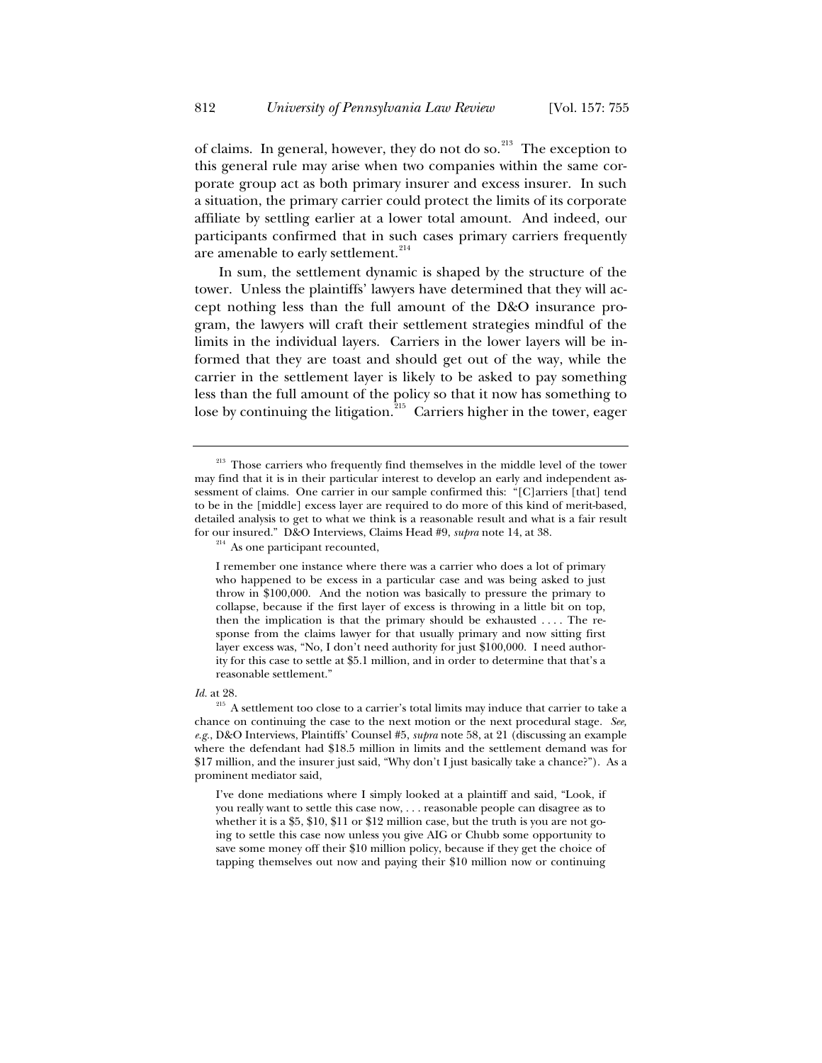of claims. In general, however, they do not do so.[213] The exception to this general rule may arise when two companies within the same corporate group act as both primary insurer and excess insurer. In such a situation, the primary carrier could protect the limits of its corporate affiliate by settling earlier at a lower total amount. And indeed, our participants confirmed that in such cases primary carriers frequently are amenable to early settlement.[214]

In sum, the settlement dynamic is shaped by the structure of the tower. Unless the plaintiffs' lawyers have determined that they will accept nothing less than the full amount of the D&O insurance program, the lawyers will craft their settlement strategies mindful of the limits in the individual layers. Carriers in the lower layers will be informed that they are toast and should get out of the way, while the carrier in the settlement layer is likely to be asked to pay something less than the full amount of the policy so that it now has something to lose by continuing the litigation.[215] Carriers higher in the tower, eager

---

[213] Those carriers who frequently find themselves in the middle level of the tower may find that it is in their particular interest to develop an early and independent assessment of claims. One carrier in our sample confirmed this: "[C]arriers [that] tend to be in the [middle] excess layer are required to do more of this kind of merit-based, detailed analysis to get to what we think is a reasonable result and what is a fair result for our insured." D&O Interviews, Claims Head #9, *supra* note 14, at 38.

[214] As one participant recounted,

> I remember one instance where there was a carrier who does a lot of primary who happened to be excess in a particular case and was being asked to just throw in $100,000. And the notion was basically to pressure the primary to collapse, because if the first layer of excess is throwing in a little bit on top, then the implication is that the primary should be exhausted . . . . The response from the claims lawyer for that usually primary and now sitting first layer excess was, "No, I don't need authority for just $100,000. I need authority for this case to settle at $5.1 million, and in order to determine that that's a reasonable settlement."

*Id.* at 28.

[215] A settlement too close to a carrier's total limits may induce that carrier to take a chance on continuing the case to the next motion or the next procedural stage. *See, e.g.*, D&O Interviews, Plaintiffs' Counsel #5, *supra* note 58, at 21 (discussing an example where the defendant had $18.5 million in limits and the settlement demand was for $17 million, and the insurer just said, "Why don't I just basically take a chance?"). As a prominent mediator said,

> I've done mediations where I simply looked at a plaintiff and said, "Look, if you really want to settle this case now, . . . reasonable people can disagree as to whether it is a $5, $10, $11 or $12 million case, but the truth is you are not going to settle this case now unless you give AIG or Chubb some opportunity to save some money off their $10 million policy, because if they get the choice of tapping themselves out now and paying their $10 million now or continuing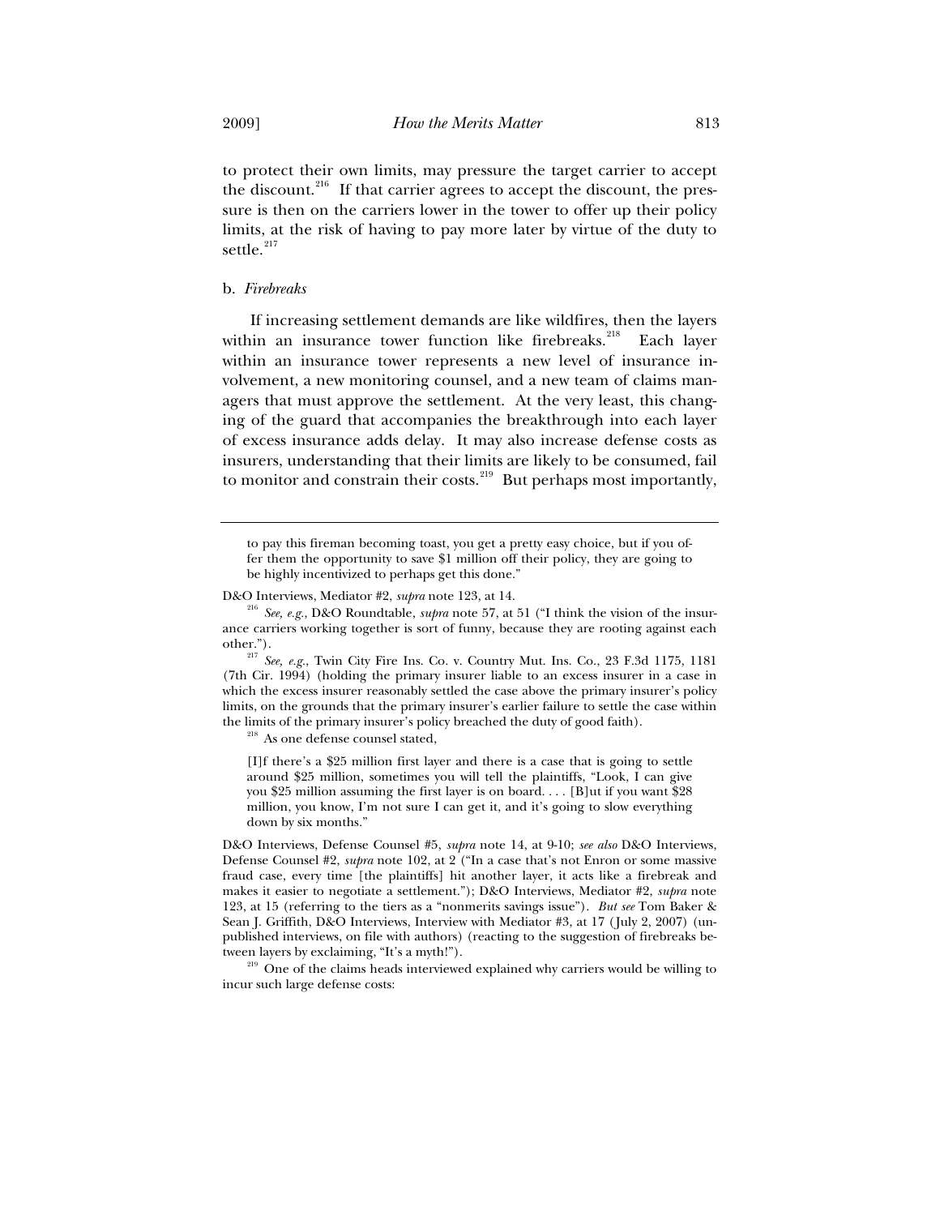to protect their own limits, may pressure the target carrier to accept the discount.[216] If that carrier agrees to accept the discount, the pressure is then on the carriers lower in the tower to offer up their policy limits, at the risk of having to pay more later by virtue of the duty to settle.[217]

b. *Firebreaks*

If increasing settlement demands are like wildfires, then the layers within an insurance tower function like firebreaks.[218] Each layer within an insurance tower represents a new level of insurance involvement, a new monitoring counsel, and a new team of claims managers that must approve the settlement. At the very least, this changing of the guard that accompanies the breakthrough into each layer of excess insurance adds delay. It may also increase defense costs as insurers, understanding that their limits are likely to be consumed, fail to monitor and constrain their costs.[219] But perhaps most importantly,

---

> to pay this fireman becoming toast, you get a pretty easy choice, but if you offer them the opportunity to save $1 million off their policy, they are going to be highly incentivized to perhaps get this done."

D&O Interviews, Mediator #2, *supra* note 123, at 14.

[216] *See, e.g.*, D&O Roundtable, *supra* note 57, at 51 ("I think the vision of the insurance carriers working together is sort of funny, because they are rooting against each other.").

[217] *See, e.g.*, Twin City Fire Ins. Co. v. Country Mut. Ins. Co., 23 F.3d 1175, 1181 (7th Cir. 1994) (holding the primary insurer liable to an excess insurer in a case in which the excess insurer reasonably settled the case above the primary insurer's policy limits, on the grounds that the primary insurer's earlier failure to settle the case within the limits of the primary insurer's policy breached the duty of good faith).

[218] As one defense counsel stated,

> [I]f there's a $25 million first layer and there is a case that is going to settle around $25 million, sometimes you will tell the plaintiffs, "Look, I can give you $25 million assuming the first layer is on board. . . . [B]ut if you want $28 million, you know, I'm not sure I can get it, and it's going to slow everything down by six months."

D&O Interviews, Defense Counsel #5, *supra* note 14, at 9-10; *see also* D&O Interviews, Defense Counsel #2, *supra* note 102, at 2 ("In a case that's not Enron or some massive fraud case, every time [the plaintiffs] hit another layer, it acts like a firebreak and makes it easier to negotiate a settlement."); D&O Interviews, Mediator #2, *supra* note 123, at 15 (referring to the tiers as a "nonmerits savings issue"). *But see* Tom Baker & Sean J. Griffith, D&O Interviews, Interview with Mediator #3, at 17 (July 2, 2007) (unpublished interviews, on file with authors) (reacting to the suggestion of firebreaks between layers by exclaiming, "It's a myth!").

[219] One of the claims heads interviewed explained why carriers would be willing to incur such large defense costs: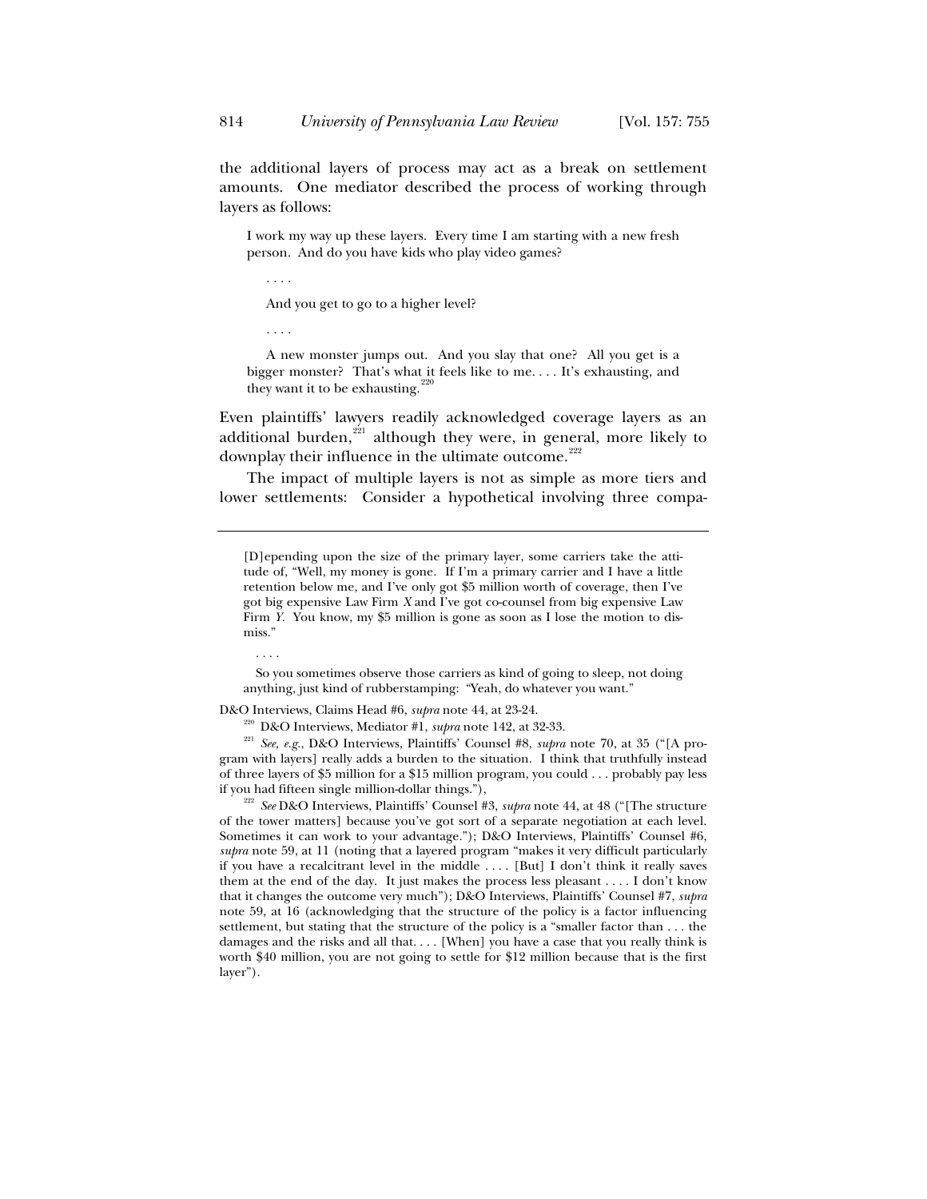the additional layers of process may act as a break on settlement amounts. One mediator described the process of working through layers as follows:

> I work my way up these layers. Every time I am starting with a new fresh person. And do you have kids who play video games?
>
> . . . .
>
> And you get to go to a higher level?
>
> . . . .
>
> A new monster jumps out. And you slay that one? All you get is a bigger monster? That's what it feels like to me. . . . It's exhausting, and they want it to be exhausting.[220]

Even plaintiffs' lawyers readily acknowledged coverage layers as an additional burden,[221] although they were, in general, more likely to downplay their influence in the ultimate outcome.[222]

The impact of multiple layers is not as simple as more tiers and lower settlements: Consider a hypothetical involving three compa-

---

> [D]epending upon the size of the primary layer, some carriers take the attitude of, "Well, my money is gone. If I'm a primary carrier and I have a little retention below me, and I've only got $5 million worth of coverage, then I've got big expensive Law Firm *X* and I've got co-counsel from big expensive Law Firm *Y*. You know, my $5 million is gone as soon as I lose the motion to dismiss."
>
> . . . .
>
> So you sometimes observe those carriers as kind of going to sleep, not doing anything, just kind of rubberstamping: "Yeah, do whatever you want."

D&O Interviews, Claims Head #6, *supra* note 44, at 23-24.

[220] D&O Interviews, Mediator #1, *supra* note 142, at 32-33.

[221] *See, e.g.*, D&O Interviews, Plaintiffs' Counsel #8, *supra* note 70, at 35 ("[A program with layers] really adds a burden to the situation. I think that truthfully instead of three layers of $5 million for a $15 million program, you could . . . probably pay less if you had fifteen single million-dollar things."),

[222] *See* D&O Interviews, Plaintiffs' Counsel #3, *supra* note 44, at 48 ("[The structure of the tower matters] because you've got sort of a separate negotiation at each level. Sometimes it can work to your advantage."); D&O Interviews, Plaintiffs' Counsel #6, *supra* note 59, at 11 (noting that a layered program "makes it very difficult particularly if you have a recalcitrant level in the middle . . . . [But] I don't think it really saves them at the end of the day. It just makes the process less pleasant . . . . I don't know that it changes the outcome very much"); D&O Interviews, Plaintiffs' Counsel #7, *supra* note 59, at 16 (acknowledging that the structure of the policy is a factor influencing settlement, but stating that the structure of the policy is a "smaller factor than . . . the damages and the risks and all that. . . . [When] you have a case that you really think is worth $40 million, you are not going to settle for $12 million because that is the first layer").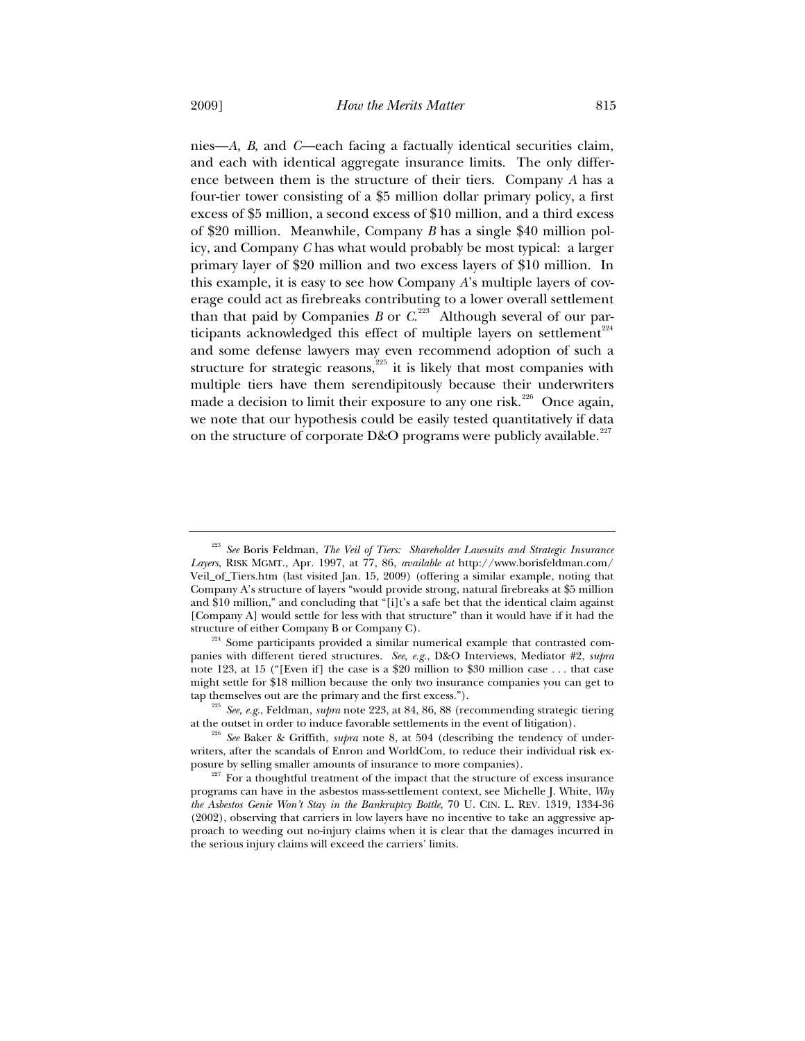nies—*A*, *B*, and *C*—each facing a factually identical securities claim, and each with identical aggregate insurance limits. The only difference between them is the structure of their tiers. Company *A* has a four-tier tower consisting of a $5 million dollar primary policy, a first excess of $5 million, a second excess of $10 million, and a third excess of $20 million. Meanwhile, Company *B* has a single $40 million policy, and Company *C* has what would probably be most typical: a larger primary layer of $20 million and two excess layers of $10 million. In this example, it is easy to see how Company *A*'s multiple layers of coverage could act as firebreaks contributing to a lower overall settlement than that paid by Companies *B* or *C*.[223] Although several of our participants acknowledged this effect of multiple layers on settlement[224] and some defense lawyers may even recommend adoption of such a structure for strategic reasons,[225] it is likely that most companies with multiple tiers have them serendipitously because their underwriters made a decision to limit their exposure to any one risk.[226] Once again, we note that our hypothesis could be easily tested quantitatively if data on the structure of corporate D&O programs were publicly available.[227]

---

[223] *See* Boris Feldman, *The Veil of Tiers: Shareholder Lawsuits and Strategic Insurance Layers*, RISK MGMT., Apr. 1997, at 77, 86, *available at* http://www.borisfeldman.com/Veil_of_Tiers.htm (last visited Jan. 15, 2009) (offering a similar example, noting that Company A's structure of layers "would provide strong, natural firebreaks at $5 million and $10 million," and concluding that "[i]t's a safe bet that the identical claim against [Company A] would settle for less with that structure" than it would have if it had the structure of either Company B or Company C).

[224] Some participants provided a similar numerical example that contrasted companies with different tiered structures. *See, e.g.*, D&O Interviews, Mediator #2, *supra* note 123, at 15 ("[Even if] the case is a $20 million to $30 million case . . . that case might settle for $18 million because the only two insurance companies you can get to tap themselves out are the primary and the first excess.").

[225] *See, e.g.*, Feldman, *supra* note 223, at 84, 86, 88 (recommending strategic tiering at the outset in order to induce favorable settlements in the event of litigation).

[226] *See* Baker & Griffith, *supra* note 8, at 504 (describing the tendency of underwriters, after the scandals of Enron and WorldCom, to reduce their individual risk exposure by selling smaller amounts of insurance to more companies).

[227] For a thoughtful treatment of the impact that the structure of excess insurance programs can have in the asbestos mass-settlement context, see Michelle J. White, *Why the Asbestos Genie Won't Stay in the Bankruptcy Bottle*, 70 U. CIN. L. REV. 1319, 1334-36 (2002), observing that carriers in low layers have no incentive to take an aggressive approach to weeding out no-injury claims when it is clear that the damages incurred in the serious injury claims will exceed the carriers' limits.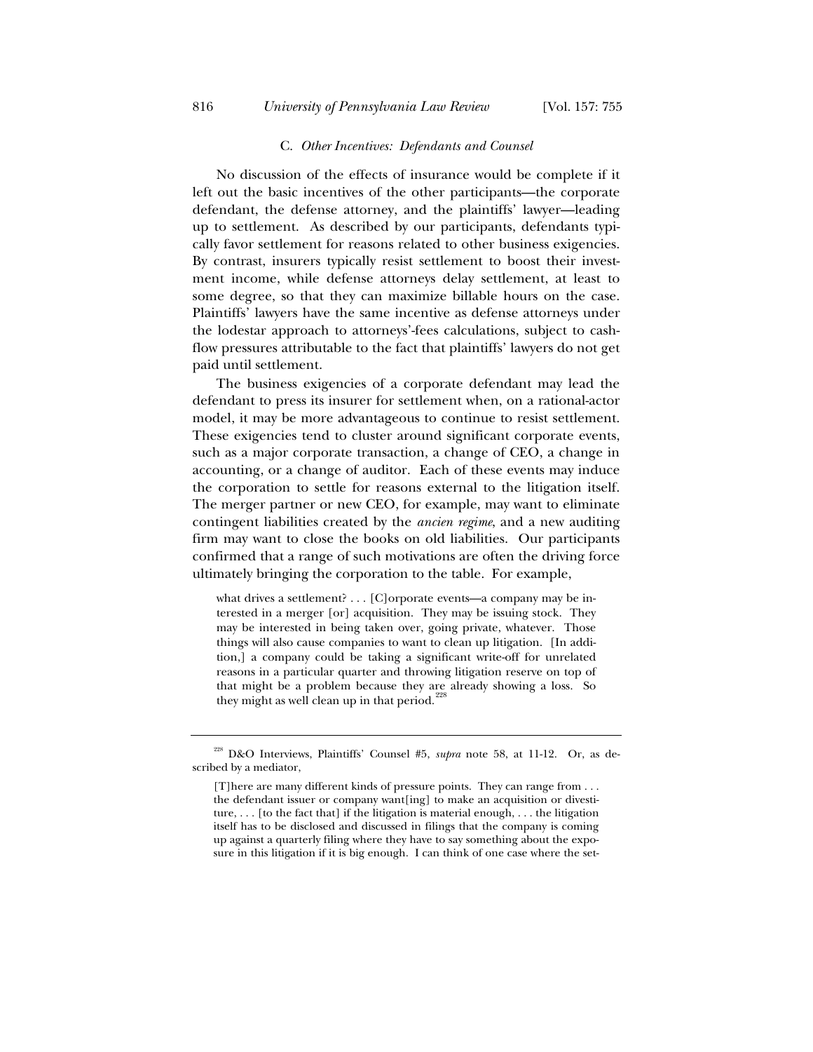### C. *Other Incentives: Defendants and Counsel*

No discussion of the effects of insurance would be complete if it left out the basic incentives of the other participants—the corporate defendant, the defense attorney, and the plaintiffs' lawyer—leading up to settlement. As described by our participants, defendants typically favor settlement for reasons related to other business exigencies. By contrast, insurers typically resist settlement to boost their investment income, while defense attorneys delay settlement, at least to some degree, so that they can maximize billable hours on the case. Plaintiffs' lawyers have the same incentive as defense attorneys under the lodestar approach to attorneys'-fees calculations, subject to cash-flow pressures attributable to the fact that plaintiffs' lawyers do not get paid until settlement.

The business exigencies of a corporate defendant may lead the defendant to press its insurer for settlement when, on a rational-actor model, it may be more advantageous to continue to resist settlement. These exigencies tend to cluster around significant corporate events, such as a major corporate transaction, a change of CEO, a change in accounting, or a change of auditor. Each of these events may induce the corporation to settle for reasons external to the litigation itself. The merger partner or new CEO, for example, may want to eliminate contingent liabilities created by the *ancien regime*, and a new auditing firm may want to close the books on old liabilities. Our participants confirmed that a range of such motivations are often the driving force ultimately bringing the corporation to the table. For example,

> what drives a settlement? . . . [C]orporate events—a company may be interested in a merger [or] acquisition. They may be issuing stock. They may be interested in being taken over, going private, whatever. Those things will also cause companies to want to clean up litigation. [In addition,] a company could be taking a significant write-off for unrelated reasons in a particular quarter and throwing litigation reserve on top of that might be a problem because they are already showing a loss. So they might as well clean up in that period.[228]

---

[228] D&O Interviews, Plaintiffs' Counsel #5, *supra* note 58, at 11-12. Or, as described by a mediator,

> [T]here are many different kinds of pressure points. They can range from . . . the defendant issuer or company want[ing] to make an acquisition or divestiture, . . . [to the fact that] if the litigation is material enough, . . . the litigation itself has to be disclosed and discussed in filings that the company is coming up against a quarterly filing where they have to say something about the exposure in this litigation if it is big enough. I can think of one case where the set-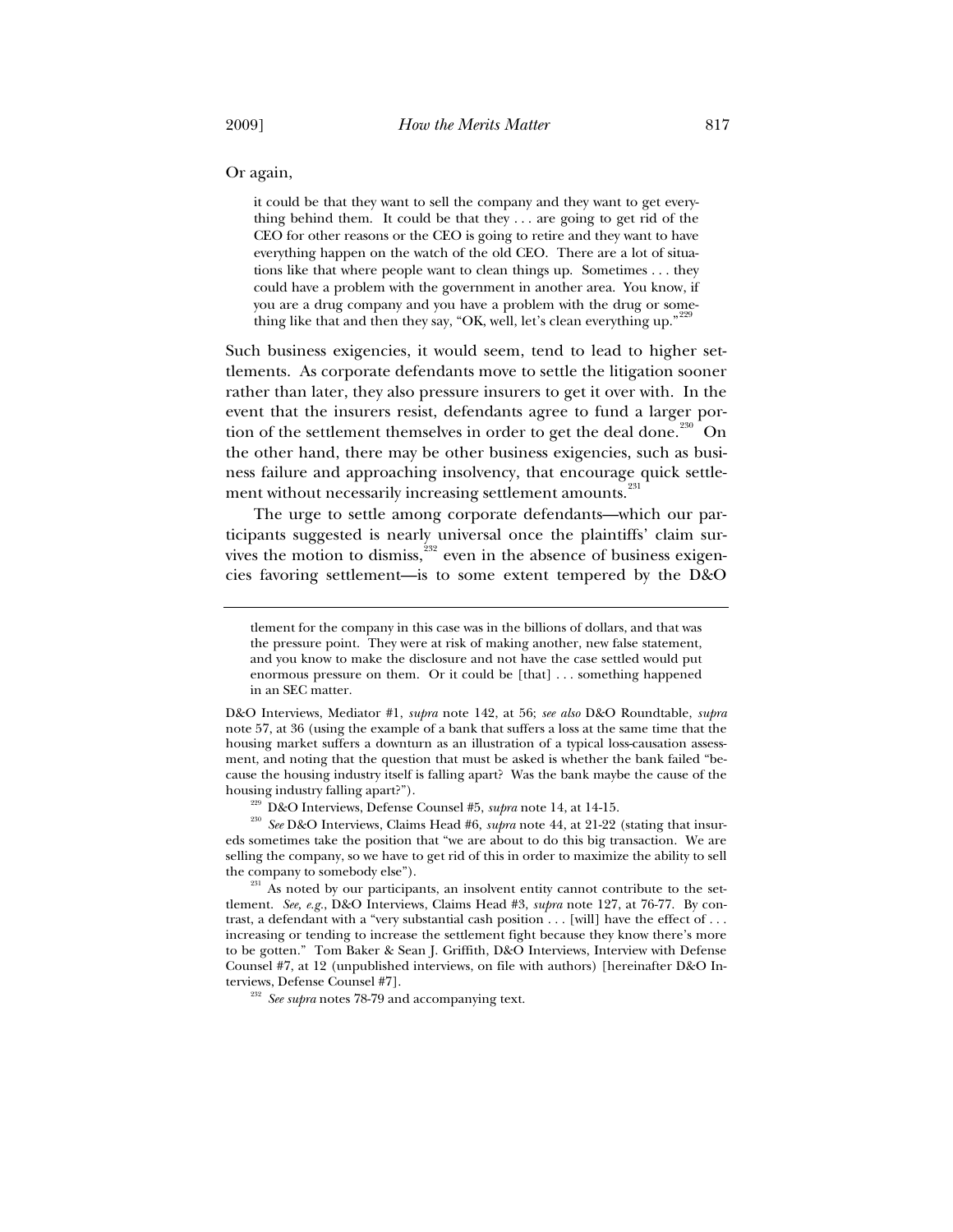Or again,

> it could be that they want to sell the company and they want to get everything behind them. It could be that they . . . are going to get rid of the CEO for other reasons or the CEO is going to retire and they want to have everything happen on the watch of the old CEO. There are a lot of situations like that where people want to clean things up. Sometimes . . . they could have a problem with the government in another area. You know, if you are a drug company and you have a problem with the drug or something like that and then they say, "OK, well, let's clean everything up."[229]

Such business exigencies, it would seem, tend to lead to higher settlements. As corporate defendants move to settle the litigation sooner rather than later, they also pressure insurers to get it over with. In the event that the insurers resist, defendants agree to fund a larger portion of the settlement themselves in order to get the deal done.[230] On the other hand, there may be other business exigencies, such as business failure and approaching insolvency, that encourage quick settlement without necessarily increasing settlement amounts.[231]

The urge to settle among corporate defendants—which our participants suggested is nearly universal once the plaintiffs' claim survives the motion to dismiss,[232] even in the absence of business exigencies favoring settlement—is to some extent tempered by the D&O

---

> tlement for the company in this case was in the billions of dollars, and that was the pressure point. They were at risk of making another, new false statement, and you know to make the disclosure and not have the case settled would put enormous pressure on them. Or it could be [that] . . . something happened in an SEC matter.

D&O Interviews, Mediator #1, *supra* note 142, at 56; *see also* D&O Roundtable, *supra* note 57, at 36 (using the example of a bank that suffers a loss at the same time that the housing market suffers a downturn as an illustration of a typical loss-causation assessment, and noting that the question that must be asked is whether the bank failed "because the housing industry itself is falling apart? Was the bank maybe the cause of the housing industry falling apart?").

[229] D&O Interviews, Defense Counsel #5, *supra* note 14, at 14-15.

[230] *See* D&O Interviews, Claims Head #6, *supra* note 44, at 21-22 (stating that insureds sometimes take the position that "we are about to do this big transaction. We are selling the company, so we have to get rid of this in order to maximize the ability to sell the company to somebody else").

[231] As noted by our participants, an insolvent entity cannot contribute to the settlement. *See, e.g.*, D&O Interviews, Claims Head #3, *supra* note 127, at 76-77. By contrast, a defendant with a "very substantial cash position . . . [will] have the effect of . . . increasing or tending to increase the settlement fight because they know there's more to be gotten." Tom Baker & Sean J. Griffith, D&O Interviews, Interview with Defense Counsel #7, at 12 (unpublished interviews, on file with authors) [hereinafter D&O Interviews, Defense Counsel #7].

[232] *See supra* notes 78-79 and accompanying text.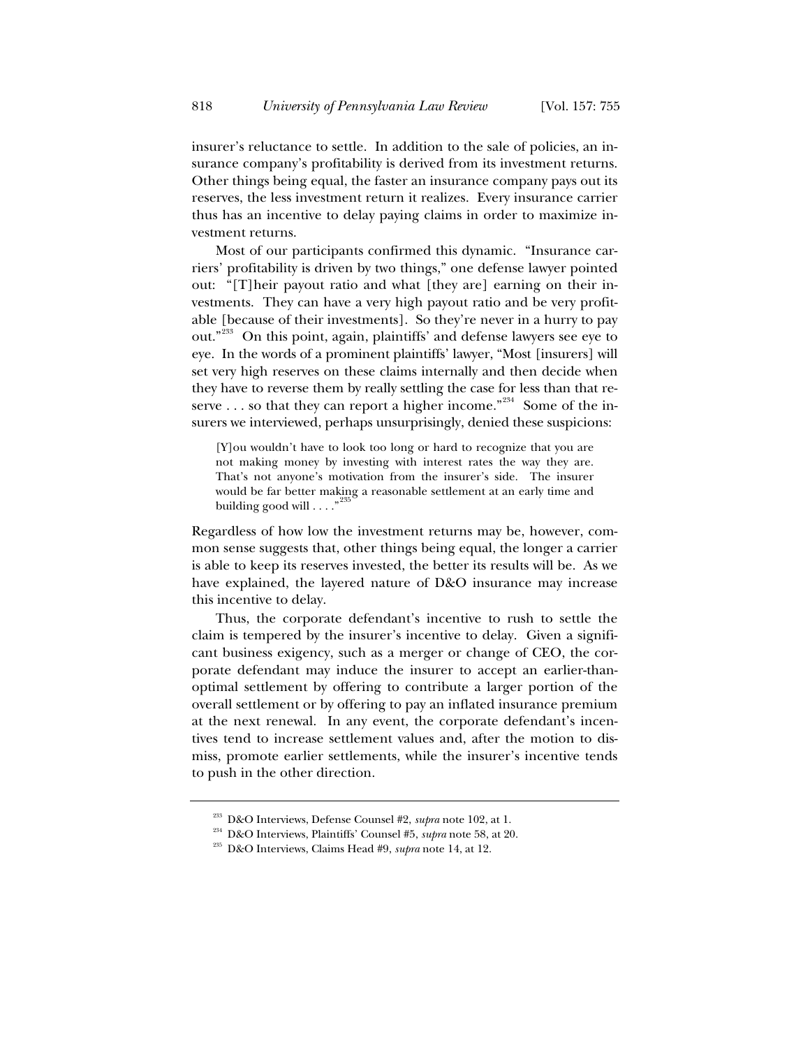insurer's reluctance to settle. In addition to the sale of policies, an insurance company's profitability is derived from its investment returns. Other things being equal, the faster an insurance company pays out its reserves, the less investment return it realizes. Every insurance carrier thus has an incentive to delay paying claims in order to maximize investment returns.

Most of our participants confirmed this dynamic. "Insurance carriers' profitability is driven by two things," one defense lawyer pointed out: "[T]heir payout ratio and what [they are] earning on their investments. They can have a very high payout ratio and be very profitable [because of their investments]. So they're never in a hurry to pay out."[233] On this point, again, plaintiffs' and defense lawyers see eye to eye. In the words of a prominent plaintiffs' lawyer, "Most [insurers] will set very high reserves on these claims internally and then decide when they have to reverse them by really settling the case for less than that reserve . . . so that they can report a higher income."[234] Some of the insurers we interviewed, perhaps unsurprisingly, denied these suspicions:

> [Y]ou wouldn't have to look too long or hard to recognize that you are not making money by investing with interest rates the way they are. That's not anyone's motivation from the insurer's side. The insurer would be far better making a reasonable settlement at an early time and building good will . . . ."[235]

Regardless of how low the investment returns may be, however, common sense suggests that, other things being equal, the longer a carrier is able to keep its reserves invested, the better its results will be. As we have explained, the layered nature of D&O insurance may increase this incentive to delay.

Thus, the corporate defendant's incentive to rush to settle the claim is tempered by the insurer's incentive to delay. Given a significant business exigency, such as a merger or change of CEO, the corporate defendant may induce the insurer to accept an earlier-than-optimal settlement by offering to contribute a larger portion of the overall settlement or by offering to pay an inflated insurance premium at the next renewal. In any event, the corporate defendant's incentives tend to increase settlement values and, after the motion to dismiss, promote earlier settlements, while the insurer's incentive tends to push in the other direction.

---

[233] D&O Interviews, Defense Counsel #2, *supra* note 102, at 1.

[234] D&O Interviews, Plaintiffs' Counsel #5, *supra* note 58, at 20.

[235] D&O Interviews, Claims Head #9, *supra* note 14, at 12.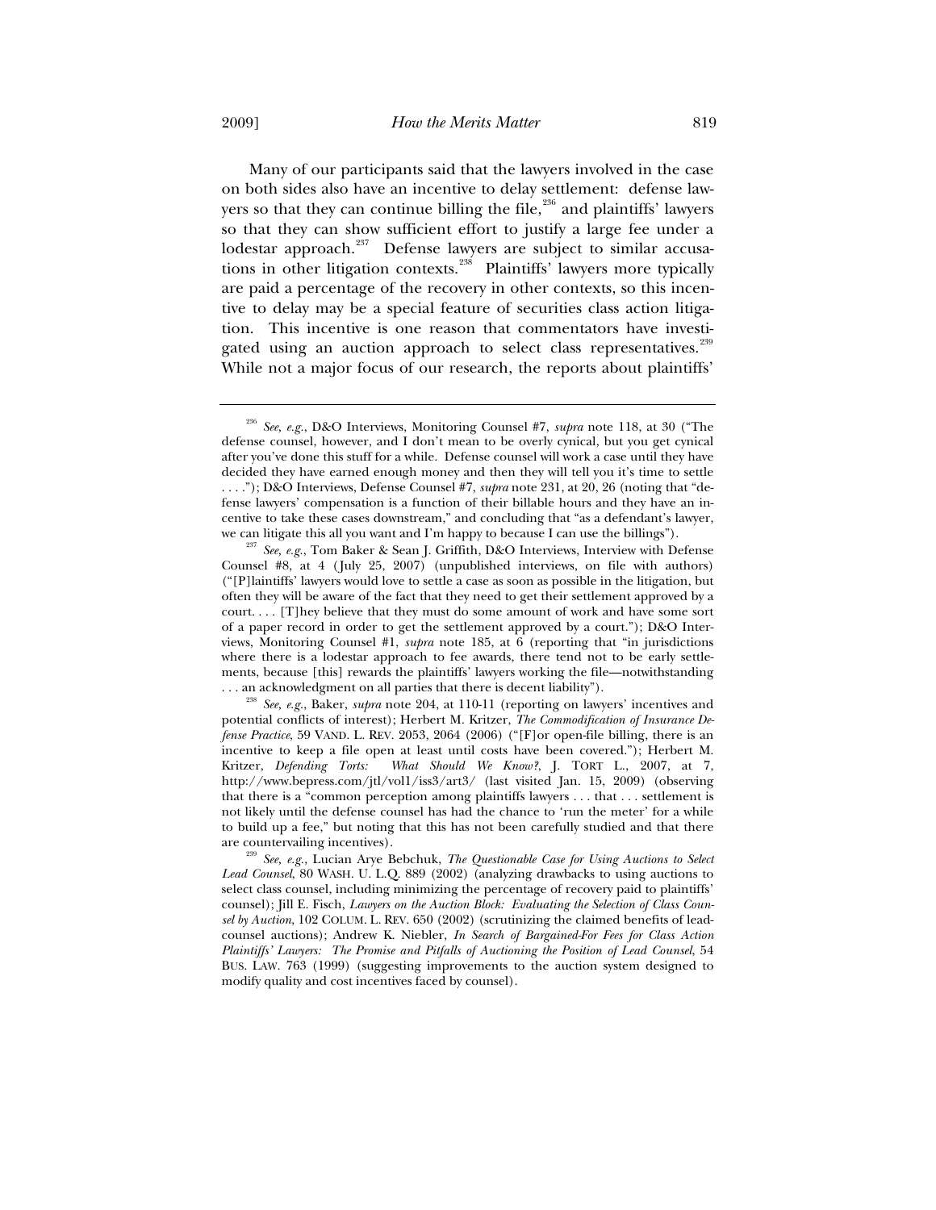Many of our participants said that the lawyers involved in the case on both sides also have an incentive to delay settlement: defense lawyers so that they can continue billing the file,[236] and plaintiffs' lawyers so that they can show sufficient effort to justify a large fee under a lodestar approach.[237] Defense lawyers are subject to similar accusations in other litigation contexts.[238] Plaintiffs' lawyers more typically are paid a percentage of the recovery in other contexts, so this incentive to delay may be a special feature of securities class action litigation. This incentive is one reason that commentators have investigated using an auction approach to select class representatives.[239] While not a major focus of our research, the reports about plaintiffs'

---

[236] *See, e.g.*, D&O Interviews, Monitoring Counsel #7, *supra* note 118, at 30 ("The defense counsel, however, and I don't mean to be overly cynical, but you get cynical after you've done this stuff for a while. Defense counsel will work a case until they have decided they have earned enough money and then they will tell you it's time to settle . . . ."); D&O Interviews, Defense Counsel #7, *supra* note 231, at 20, 26 (noting that "defense lawyers' compensation is a function of their billable hours and they have an incentive to take these cases downstream," and concluding that "as a defendant's lawyer, we can litigate this all you want and I'm happy to because I can use the billings").

[237] *See, e.g.*, Tom Baker & Sean J. Griffith, D&O Interviews, Interview with Defense Counsel #8, at 4 (July 25, 2007) (unpublished interviews, on file with authors) ("[P]laintiffs' lawyers would love to settle a case as soon as possible in the litigation, but often they will be aware of the fact that they need to get their settlement approved by a court. . . . [T]hey believe that they must do some amount of work and have some sort of a paper record in order to get the settlement approved by a court."); D&O Interviews, Monitoring Counsel #1, *supra* note 185, at 6 (reporting that "in jurisdictions where there is a lodestar approach to fee awards, there tend not to be early settlements, because [this] rewards the plaintiffs' lawyers working the file—notwithstanding . . . an acknowledgment on all parties that there is decent liability").

[238] *See, e.g.*, Baker, *supra* note 204, at 110-11 (reporting on lawyers' incentives and potential conflicts of interest); Herbert M. Kritzer, *The Commodification of Insurance Defense Practice*, 59 VAND. L. REV. 2053, 2064 (2006) ("[F]or open-file billing, there is an incentive to keep a file open at least until costs have been covered."); Herbert M. Kritzer, *Defending Torts: What Should We Know?*, J. TORT L., 2007, at 7, http://www.bepress.com/jtl/vol1/iss3/art3/ (last visited Jan. 15, 2009) (observing that there is a "common perception among plaintiffs lawyers . . . that . . . settlement is not likely until the defense counsel has had the chance to 'run the meter' for a while to build up a fee," but noting that this has not been carefully studied and that there are countervailing incentives).

[239] *See, e.g.*, Lucian Arye Bebchuk, *The Questionable Case for Using Auctions to Select Lead Counsel*, 80 WASH. U. L.Q. 889 (2002) (analyzing drawbacks to using auctions to select class counsel, including minimizing the percentage of recovery paid to plaintiffs' counsel); Jill E. Fisch, *Lawyers on the Auction Block: Evaluating the Selection of Class Counsel by Auction*, 102 COLUM. L. REV. 650 (2002) (scrutinizing the claimed benefits of lead-counsel auctions); Andrew K. Niebler, *In Search of Bargained-For Fees for Class Action Plaintiffs' Lawyers: The Promise and Pitfalls of Auctioning the Position of Lead Counsel*, 54 BUS. LAW. 763 (1999) (suggesting improvements to the auction system designed to modify quality and cost incentives faced by counsel).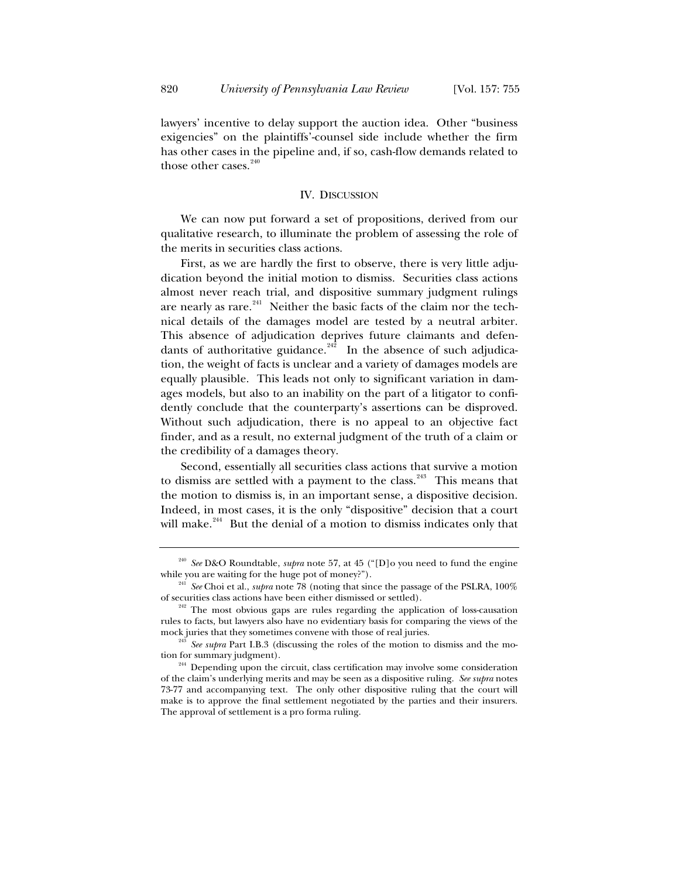lawyers' incentive to delay support the auction idea. Other "business exigencies" on the plaintiffs'-counsel side include whether the firm has other cases in the pipeline and, if so, cash-flow demands related to those other cases.[240]

## IV. DISCUSSION

We can now put forward a set of propositions, derived from our qualitative research, to illuminate the problem of assessing the role of the merits in securities class actions.

First, as we are hardly the first to observe, there is very little adjudication beyond the initial motion to dismiss. Securities class actions almost never reach trial, and dispositive summary judgment rulings are nearly as rare.[241] Neither the basic facts of the claim nor the technical details of the damages model are tested by a neutral arbiter. This absence of adjudication deprives future claimants and defendants of authoritative guidance.[242] In the absence of such adjudication, the weight of facts is unclear and a variety of damages models are equally plausible. This leads not only to significant variation in damages models, but also to an inability on the part of a litigator to confidently conclude that the counterparty's assertions can be disproved. Without such adjudication, there is no appeal to an objective fact finder, and as a result, no external judgment of the truth of a claim or the credibility of a damages theory.

Second, essentially all securities class actions that survive a motion to dismiss are settled with a payment to the class.[243] This means that the motion to dismiss is, in an important sense, a dispositive decision. Indeed, in most cases, it is the only "dispositive" decision that a court will make.[244] But the denial of a motion to dismiss indicates only that

---

[240] *See* D&O Roundtable, *supra* note 57, at 45 ("[D]o you need to fund the engine while you are waiting for the huge pot of money?").

[241] *See* Choi et al., *supra* note 78 (noting that since the passage of the PSLRA, 100% of securities class actions have been either dismissed or settled).

[242] The most obvious gaps are rules regarding the application of loss-causation rules to facts, but lawyers also have no evidentiary basis for comparing the views of the mock juries that they sometimes convene with those of real juries.

[243] *See supra* Part I.B.3 (discussing the roles of the motion to dismiss and the motion for summary judgment).

[244] Depending upon the circuit, class certification may involve some consideration of the claim's underlying merits and may be seen as a dispositive ruling. *See supra* notes 73-77 and accompanying text. The only other dispositive ruling that the court will make is to approve the final settlement negotiated by the parties and their insurers. The approval of settlement is a pro forma ruling.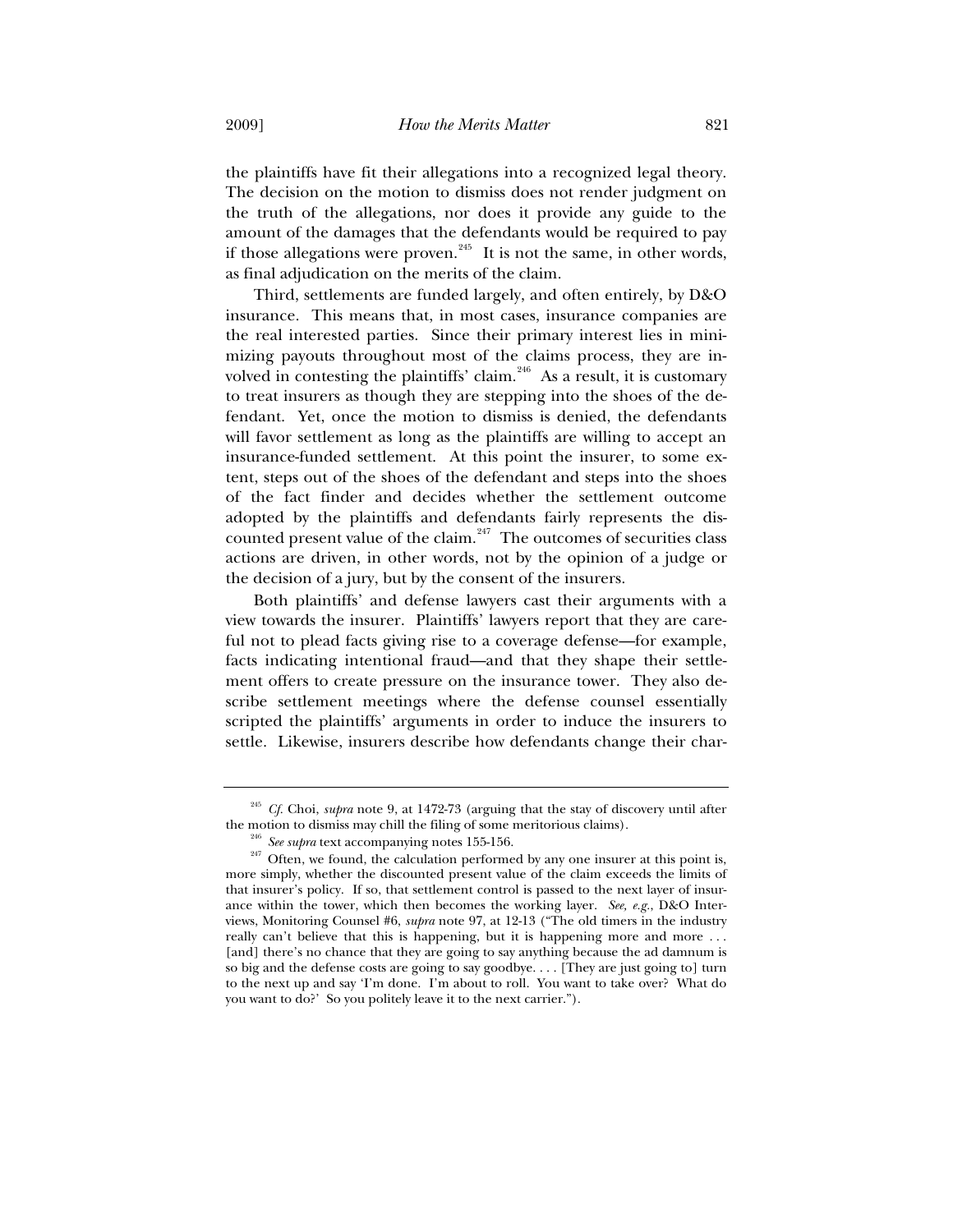the plaintiffs have fit their allegations into a recognized legal theory. The decision on the motion to dismiss does not render judgment on the truth of the allegations, nor does it provide any guide to the amount of the damages that the defendants would be required to pay if those allegations were proven.[245] It is not the same, in other words, as final adjudication on the merits of the claim.

Third, settlements are funded largely, and often entirely, by D&O insurance. This means that, in most cases, insurance companies are the real interested parties. Since their primary interest lies in minimizing payouts throughout most of the claims process, they are involved in contesting the plaintiffs' claim.[246] As a result, it is customary to treat insurers as though they are stepping into the shoes of the defendant. Yet, once the motion to dismiss is denied, the defendants will favor settlement as long as the plaintiffs are willing to accept an insurance-funded settlement. At this point the insurer, to some extent, steps out of the shoes of the defendant and steps into the shoes of the fact finder and decides whether the settlement outcome adopted by the plaintiffs and defendants fairly represents the discounted present value of the claim.[247] The outcomes of securities class actions are driven, in other words, not by the opinion of a judge or the decision of a jury, but by the consent of the insurers.

Both plaintiffs' and defense lawyers cast their arguments with a view towards the insurer. Plaintiffs' lawyers report that they are careful not to plead facts giving rise to a coverage defense—for example, facts indicating intentional fraud—and that they shape their settlement offers to create pressure on the insurance tower. They also describe settlement meetings where the defense counsel essentially scripted the plaintiffs' arguments in order to induce the insurers to settle. Likewise, insurers describe how defendants change their char-

---

[245] *Cf.* Choi, *supra* note 9, at 1472-73 (arguing that the stay of discovery until after the motion to dismiss may chill the filing of some meritorious claims).

[246] *See supra* text accompanying notes 155-156.

[247] Often, we found, the calculation performed by any one insurer at this point is, more simply, whether the discounted present value of the claim exceeds the limits of that insurer's policy. If so, that settlement control is passed to the next layer of insurance within the tower, which then becomes the working layer. *See, e.g.*, D&O Interviews, Monitoring Counsel #6, *supra* note 97, at 12-13 ("The old timers in the industry really can't believe that this is happening, but it is happening more and more . . . [and] there's no chance that they are going to say anything because the ad damnum is so big and the defense costs are going to say goodbye. . . . [They are just going to] turn to the next up and say 'I'm done. I'm about to roll. You want to take over? What do you want to do?' So you politely leave it to the next carrier.").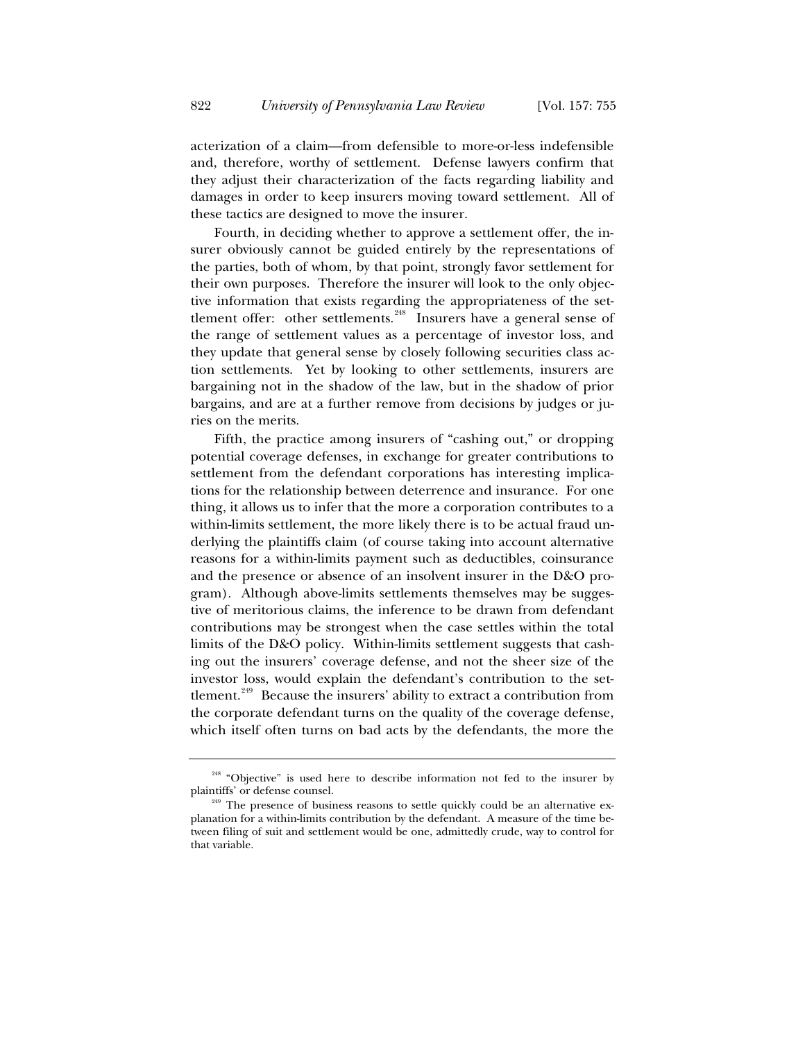acterization of a claim—from defensible to more-or-less indefensible and, therefore, worthy of settlement. Defense lawyers confirm that they adjust their characterization of the facts regarding liability and damages in order to keep insurers moving toward settlement. All of these tactics are designed to move the insurer.

Fourth, in deciding whether to approve a settlement offer, the insurer obviously cannot be guided entirely by the representations of the parties, both of whom, by that point, strongly favor settlement for their own purposes. Therefore the insurer will look to the only objective information that exists regarding the appropriateness of the settlement offer: other settlements.[248] Insurers have a general sense of the range of settlement values as a percentage of investor loss, and they update that general sense by closely following securities class action settlements. Yet by looking to other settlements, insurers are bargaining not in the shadow of the law, but in the shadow of prior bargains, and are at a further remove from decisions by judges or juries on the merits.

Fifth, the practice among insurers of "cashing out," or dropping potential coverage defenses, in exchange for greater contributions to settlement from the defendant corporations has interesting implications for the relationship between deterrence and insurance. For one thing, it allows us to infer that the more a corporation contributes to a within-limits settlement, the more likely there is to be actual fraud underlying the plaintiffs claim (of course taking into account alternative reasons for a within-limits payment such as deductibles, coinsurance and the presence or absence of an insolvent insurer in the D&O program). Although above-limits settlements themselves may be suggestive of meritorious claims, the inference to be drawn from defendant contributions may be strongest when the case settles within the total limits of the D&O policy. Within-limits settlement suggests that cashing out the insurers' coverage defense, and not the sheer size of the investor loss, would explain the defendant's contribution to the settlement.[249] Because the insurers' ability to extract a contribution from the corporate defendant turns on the quality of the coverage defense, which itself often turns on bad acts by the defendants, the more the

[248] "Objective" is used here to describe information not fed to the insurer by plaintiffs' or defense counsel.

[249] The presence of business reasons to settle quickly could be an alternative explanation for a within-limits contribution by the defendant. A measure of the time between filing of suit and settlement would be one, admittedly crude, way to control for that variable.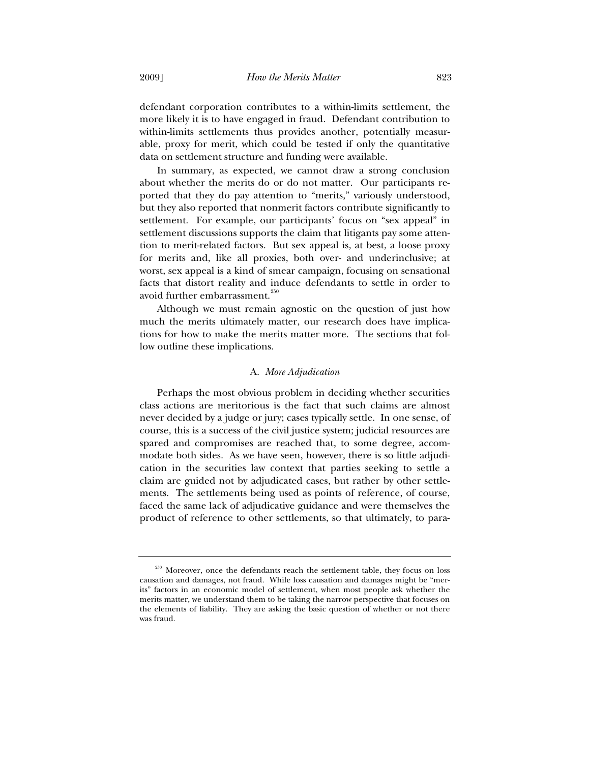defendant corporation contributes to a within-limits settlement, the more likely it is to have engaged in fraud. Defendant contribution to within-limits settlements thus provides another, potentially measurable, proxy for merit, which could be tested if only the quantitative data on settlement structure and funding were available.

In summary, as expected, we cannot draw a strong conclusion about whether the merits do or do not matter. Our participants reported that they do pay attention to "merits," variously understood, but they also reported that nonmerit factors contribute significantly to settlement. For example, our participants' focus on "sex appeal" in settlement discussions supports the claim that litigants pay some attention to merit-related factors. But sex appeal is, at best, a loose proxy for merits and, like all proxies, both over- and underinclusive; at worst, sex appeal is a kind of smear campaign, focusing on sensational facts that distort reality and induce defendants to settle in order to avoid further embarrassment.[250]

Although we must remain agnostic on the question of just how much the merits ultimately matter, our research does have implications for how to make the merits matter more. The sections that follow outline these implications.

### A. *More Adjudication*

Perhaps the most obvious problem in deciding whether securities class actions are meritorious is the fact that such claims are almost never decided by a judge or jury; cases typically settle. In one sense, of course, this is a success of the civil justice system; judicial resources are spared and compromises are reached that, to some degree, accommodate both sides. As we have seen, however, there is so little adjudication in the securities law context that parties seeking to settle a claim are guided not by adjudicated cases, but rather by other settlements. The settlements being used as points of reference, of course, faced the same lack of adjudicative guidance and were themselves the product of reference to other settlements, so that ultimately, to para-

[250] Moreover, once the defendants reach the settlement table, they focus on loss causation and damages, not fraud. While loss causation and damages might be "merits" factors in an economic model of settlement, when most people ask whether the merits matter, we understand them to be taking the narrow perspective that focuses on the elements of liability. They are asking the basic question of whether or not there was fraud.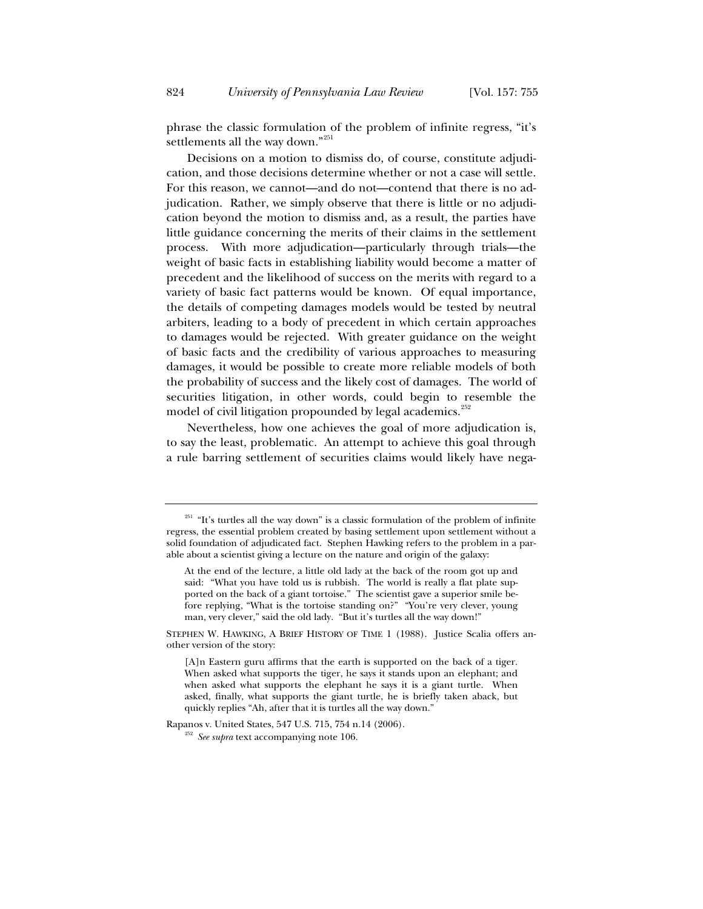phrase the classic formulation of the problem of infinite regress, "it's settlements all the way down."[251]

Decisions on a motion to dismiss do, of course, constitute adjudication, and those decisions determine whether or not a case will settle. For this reason, we cannot—and do not—contend that there is no adjudication. Rather, we simply observe that there is little or no adjudication beyond the motion to dismiss and, as a result, the parties have little guidance concerning the merits of their claims in the settlement process. With more adjudication—particularly through trials—the weight of basic facts in establishing liability would become a matter of precedent and the likelihood of success on the merits with regard to a variety of basic fact patterns would be known. Of equal importance, the details of competing damages models would be tested by neutral arbiters, leading to a body of precedent in which certain approaches to damages would be rejected. With greater guidance on the weight of basic facts and the credibility of various approaches to measuring damages, it would be possible to create more reliable models of both the probability of success and the likely cost of damages. The world of securities litigation, in other words, could begin to resemble the model of civil litigation propounded by legal academics.[252]

Nevertheless, how one achieves the goal of more adjudication is, to say the least, problematic. An attempt to achieve this goal through a rule barring settlement of securities claims would likely have nega-

---

[251] "It's turtles all the way down" is a classic formulation of the problem of infinite regress, the essential problem created by basing settlement upon settlement without a solid foundation of adjudicated fact. Stephen Hawking refers to the problem in a parable about a scientist giving a lecture on the nature and origin of the galaxy:

> At the end of the lecture, a little old lady at the back of the room got up and said: "What you have told us is rubbish. The world is really a flat plate supported on the back of a giant tortoise." The scientist gave a superior smile before replying, "What is the tortoise standing on?" "You're very clever, young man, very clever," said the old lady. "But it's turtles all the way down!"

STEPHEN W. HAWKING, A BRIEF HISTORY OF TIME 1 (1988). Justice Scalia offers another version of the story:

> [A]n Eastern guru affirms that the earth is supported on the back of a tiger. When asked what supports the tiger, he says it stands upon an elephant; and when asked what supports the elephant he says it is a giant turtle. When asked, finally, what supports the giant turtle, he is briefly taken aback, but quickly replies "Ah, after that it is turtles all the way down."

Rapanos v. United States, 547 U.S. 715, 754 n.14 (2006).

[252] *See supra* text accompanying note 106.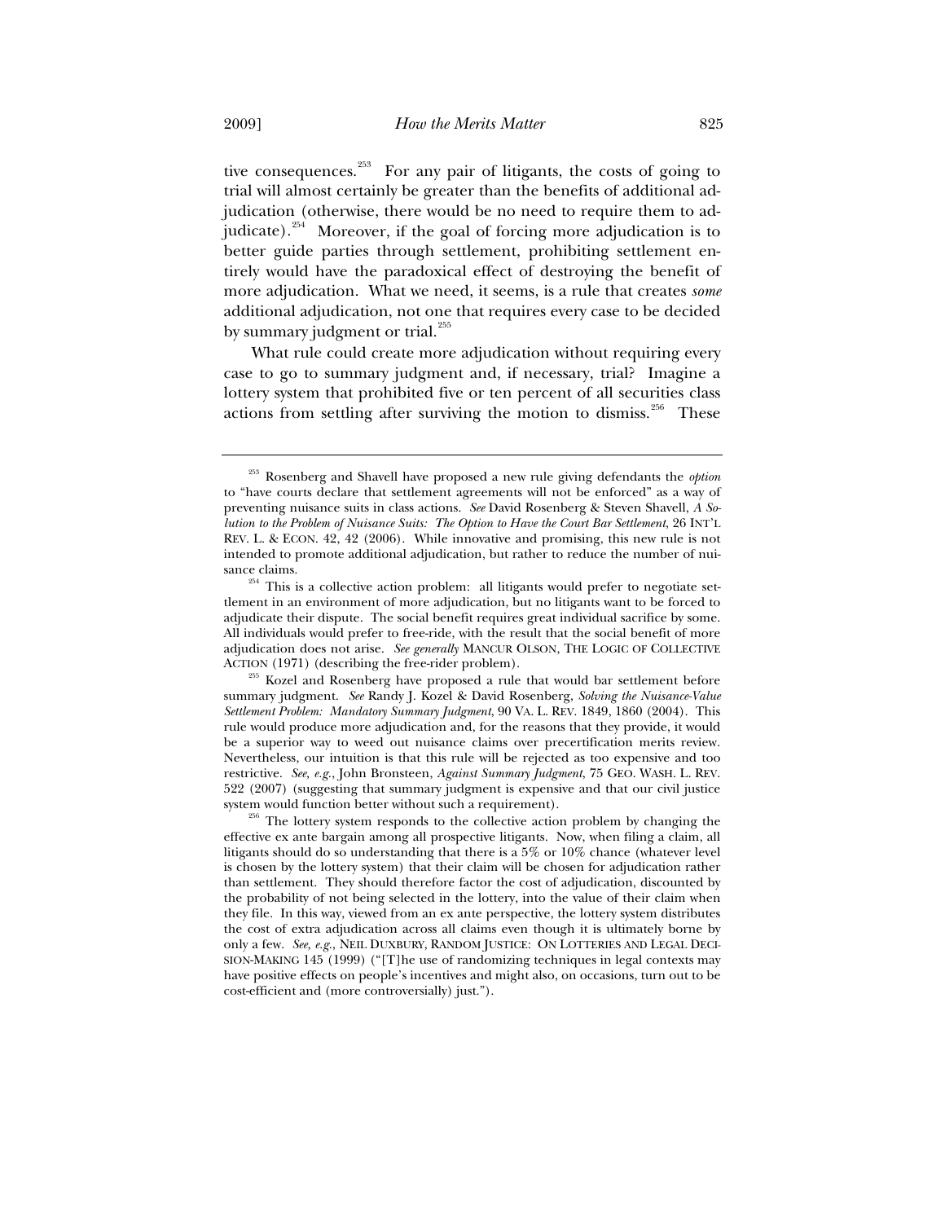tive consequences.[253] For any pair of litigants, the costs of going to trial will almost certainly be greater than the benefits of additional adjudication (otherwise, there would be no need to require them to adjudicate).[254] Moreover, if the goal of forcing more adjudication is to better guide parties through settlement, prohibiting settlement entirely would have the paradoxical effect of destroying the benefit of more adjudication. What we need, it seems, is a rule that creates *some* additional adjudication, not one that requires every case to be decided by summary judgment or trial.[255]

What rule could create more adjudication without requiring every case to go to summary judgment and, if necessary, trial? Imagine a lottery system that prohibited five or ten percent of all securities class actions from settling after surviving the motion to dismiss.[256] These

---

[253] Rosenberg and Shavell have proposed a new rule giving defendants the *option* to "have courts declare that settlement agreements will not be enforced" as a way of preventing nuisance suits in class actions. *See* David Rosenberg & Steven Shavell, *A Solution to the Problem of Nuisance Suits: The Option to Have the Court Bar Settlement*, 26 INT'L REV. L. & ECON. 42, 42 (2006). While innovative and promising, this new rule is not intended to promote additional adjudication, but rather to reduce the number of nuisance claims.

[254] This is a collective action problem: all litigants would prefer to negotiate settlement in an environment of more adjudication, but no litigants want to be forced to adjudicate their dispute. The social benefit requires great individual sacrifice by some. All individuals would prefer to free-ride, with the result that the social benefit of more adjudication does not arise. *See generally* MANCUR OLSON, THE LOGIC OF COLLECTIVE ACTION (1971) (describing the free-rider problem).

[255] Kozel and Rosenberg have proposed a rule that would bar settlement before summary judgment. *See* Randy J. Kozel & David Rosenberg, *Solving the Nuisance-Value Settlement Problem: Mandatory Summary Judgment*, 90 VA. L. REV. 1849, 1860 (2004). This rule would produce more adjudication and, for the reasons that they provide, it would be a superior way to weed out nuisance claims over precertification merits review. Nevertheless, our intuition is that this rule will be rejected as too expensive and too restrictive. *See, e.g.*, John Bronsteen, *Against Summary Judgment*, 75 GEO. WASH. L. REV. 522 (2007) (suggesting that summary judgment is expensive and that our civil justice system would function better without such a requirement).

[256] The lottery system responds to the collective action problem by changing the effective ex ante bargain among all prospective litigants. Now, when filing a claim, all litigants should do so understanding that there is a 5% or 10% chance (whatever level is chosen by the lottery system) that their claim will be chosen for adjudication rather than settlement. They should therefore factor the cost of adjudication, discounted by the probability of not being selected in the lottery, into the value of their claim when they file. In this way, viewed from an ex ante perspective, the lottery system distributes the cost of extra adjudication across all claims even though it is ultimately borne by only a few. *See, e.g.*, NEIL DUXBURY, RANDOM JUSTICE: ON LOTTERIES AND LEGAL DECISION-MAKING 145 (1999) ("[T]he use of randomizing techniques in legal contexts may have positive effects on people's incentives and might also, on occasions, turn out to be cost-efficient and (more controversially) just.").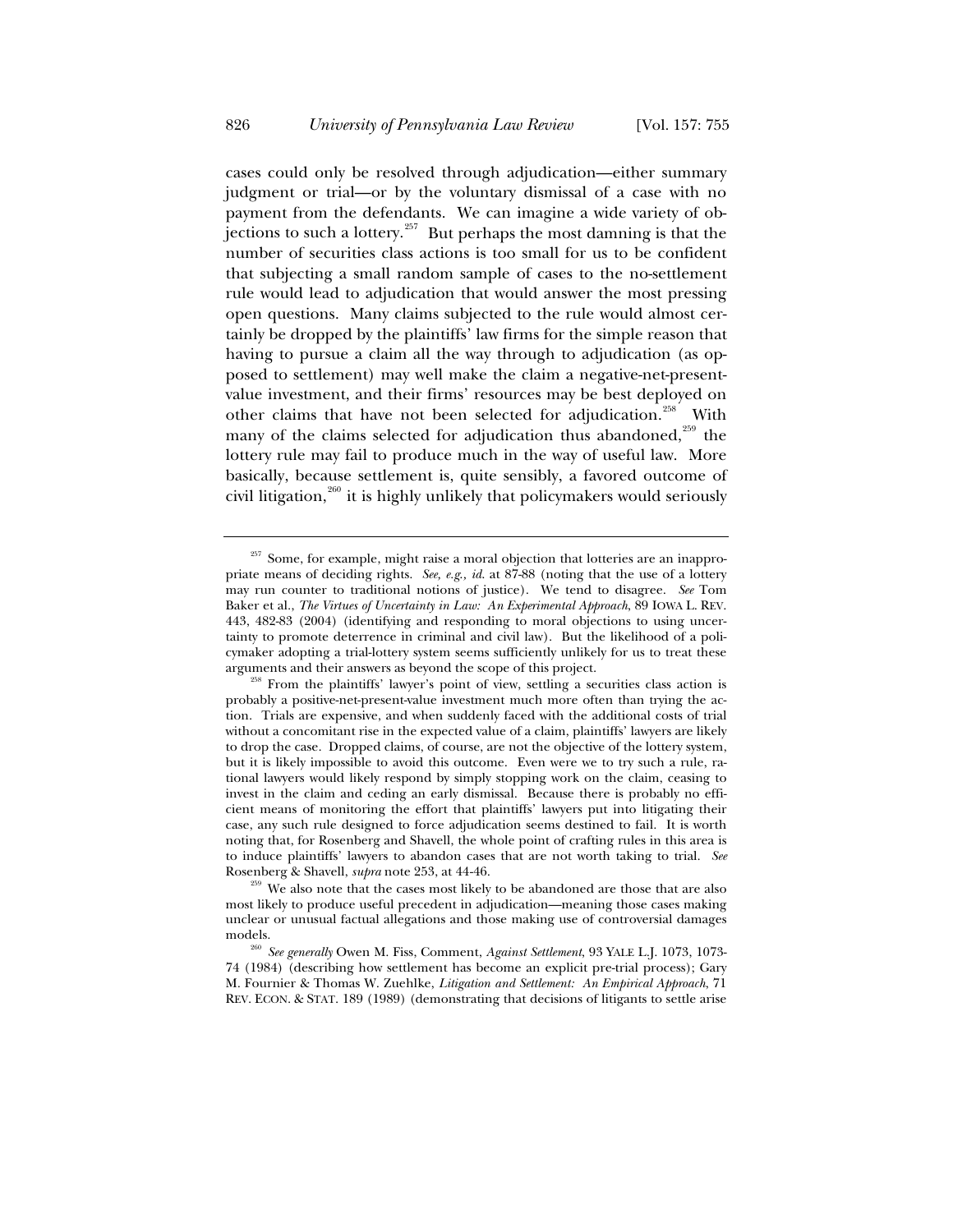cases could only be resolved through adjudication—either summary judgment or trial—or by the voluntary dismissal of a case with no payment from the defendants. We can imagine a wide variety of objections to such a lottery.[257] But perhaps the most damning is that the number of securities class actions is too small for us to be confident that subjecting a small random sample of cases to the no-settlement rule would lead to adjudication that would answer the most pressing open questions. Many claims subjected to the rule would almost certainly be dropped by the plaintiffs' law firms for the simple reason that having to pursue a claim all the way through to adjudication (as opposed to settlement) may well make the claim a negative-net-present-value investment, and their firms' resources may be best deployed on other claims that have not been selected for adjudication.[258] With many of the claims selected for adjudication thus abandoned,[259] the lottery rule may fail to produce much in the way of useful law. More basically, because settlement is, quite sensibly, a favored outcome of civil litigation,[260] it is highly unlikely that policymakers would seriously

[257] Some, for example, might raise a moral objection that lotteries are an inappropriate means of deciding rights. *See, e.g., id.* at 87-88 (noting that the use of a lottery may run counter to traditional notions of justice). We tend to disagree. *See* Tom Baker et al., *The Virtues of Uncertainty in Law: An Experimental Approach*, 89 IOWA L. REV. 443, 482-83 (2004) (identifying and responding to moral objections to using uncertainty to promote deterrence in criminal and civil law). But the likelihood of a policymaker adopting a trial-lottery system seems sufficiently unlikely for us to treat these arguments and their answers as beyond the scope of this project.

[258] From the plaintiffs' lawyer's point of view, settling a securities class action is probably a positive-net-present-value investment much more often than trying the action. Trials are expensive, and when suddenly faced with the additional costs of trial without a concomitant rise in the expected value of a claim, plaintiffs' lawyers are likely to drop the case. Dropped claims, of course, are not the objective of the lottery system, but it is likely impossible to avoid this outcome. Even were we to try such a rule, rational lawyers would likely respond by simply stopping work on the claim, ceasing to invest in the claim and ceding an early dismissal. Because there is probably no efficient means of monitoring the effort that plaintiffs' lawyers put into litigating their case, any such rule designed to force adjudication seems destined to fail. It is worth noting that, for Rosenberg and Shavell, the whole point of crafting rules in this area is to induce plaintiffs' lawyers to abandon cases that are not worth taking to trial. *See* Rosenberg & Shavell, *supra* note 253, at 44-46.

[259] We also note that the cases most likely to be abandoned are those that are also most likely to produce useful precedent in adjudication—meaning those cases making unclear or unusual factual allegations and those making use of controversial damages models.

[260] *See generally* Owen M. Fiss, Comment, *Against Settlement*, 93 YALE L.J. 1073, 1073-74 (1984) (describing how settlement has become an explicit pre-trial process); Gary M. Fournier & Thomas W. Zuehlke, *Litigation and Settlement: An Empirical Approach*, 71 REV. ECON. & STAT. 189 (1989) (demonstrating that decisions of litigants to settle arise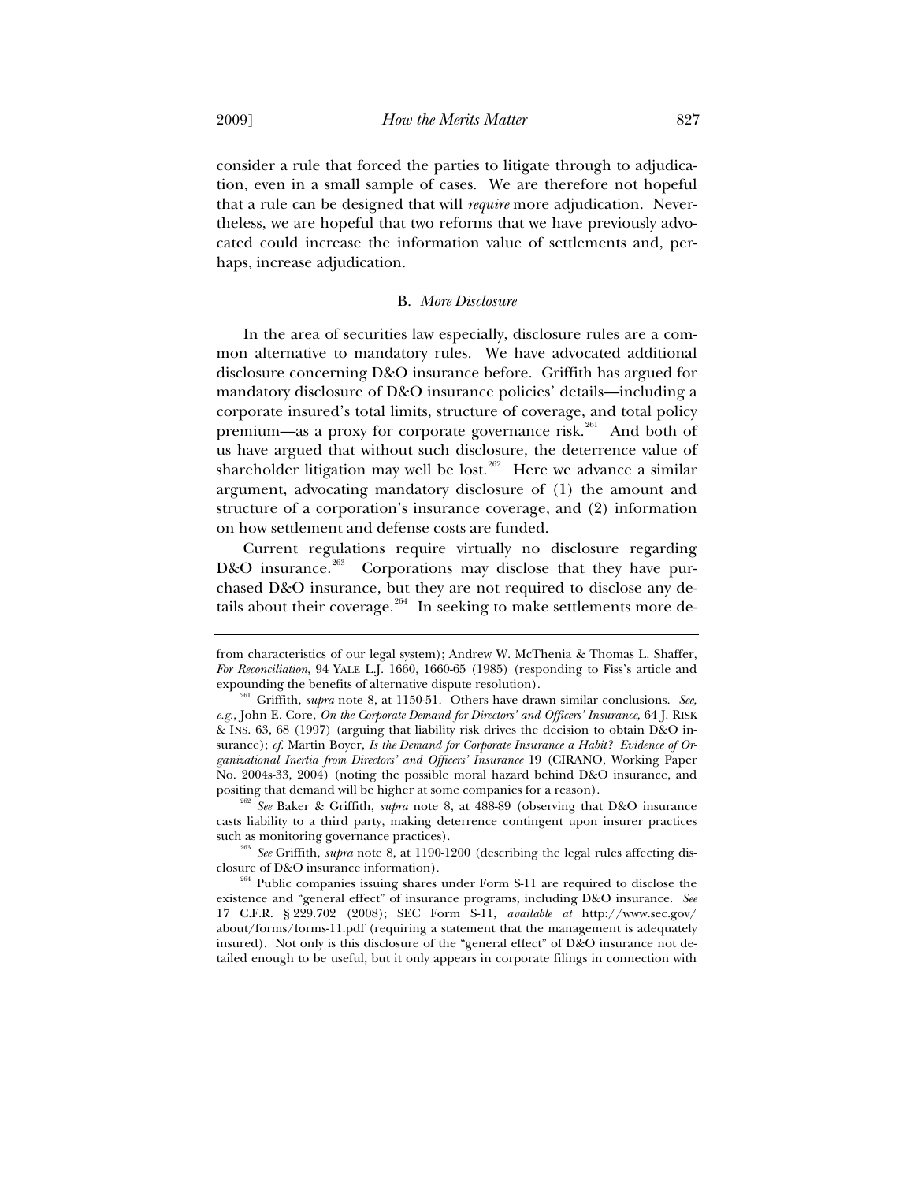consider a rule that forced the parties to litigate through to adjudication, even in a small sample of cases. We are therefore not hopeful that a rule can be designed that will *require* more adjudication. Nevertheless, we are hopeful that two reforms that we have previously advocated could increase the information value of settlements and, perhaps, increase adjudication.

## B. *More Disclosure*

In the area of securities law especially, disclosure rules are a common alternative to mandatory rules. We have advocated additional disclosure concerning D&O insurance before. Griffith has argued for mandatory disclosure of D&O insurance policies' details—including a corporate insured's total limits, structure of coverage, and total policy premium—as a proxy for corporate governance risk.[261] And both of us have argued that without such disclosure, the deterrence value of shareholder litigation may well be lost.[262] Here we advance a similar argument, advocating mandatory disclosure of (1) the amount and structure of a corporation's insurance coverage, and (2) information on how settlement and defense costs are funded.

Current regulations require virtually no disclosure regarding D&O insurance.[263] Corporations may disclose that they have purchased D&O insurance, but they are not required to disclose any details about their coverage.[264] In seeking to make settlements more de-

---

from characteristics of our legal system); Andrew W. McThenia & Thomas L. Shaffer, *For Reconciliation*, 94 YALE L.J. 1660, 1660-65 (1985) (responding to Fiss's article and expounding the benefits of alternative dispute resolution).

[261] Griffith, *supra* note 8, at 1150-51. Others have drawn similar conclusions. *See, e.g.*, John E. Core, *On the Corporate Demand for Directors' and Officers' Insurance*, 64 J. RISK & INS. 63, 68 (1997) (arguing that liability risk drives the decision to obtain D&O insurance); *cf.* Martin Boyer, *Is the Demand for Corporate Insurance a Habit? Evidence of Organizational Inertia from Directors' and Officers' Insurance* 19 (CIRANO, Working Paper No. 2004s-33, 2004) (noting the possible moral hazard behind D&O insurance, and positing that demand will be higher at some companies for a reason).

[262] *See* Baker & Griffith, *supra* note 8, at 488-89 (observing that D&O insurance casts liability to a third party, making deterrence contingent upon insurer practices such as monitoring governance practices).

[263] *See* Griffith, *supra* note 8, at 1190-1200 (describing the legal rules affecting disclosure of D&O insurance information).

[264] Public companies issuing shares under Form S-11 are required to disclose the existence and "general effect" of insurance programs, including D&O insurance. *See* 17 C.F.R. § 229.702 (2008); SEC Form S-11, *available at* http://www.sec.gov/about/forms/forms-11.pdf (requiring a statement that the management is adequately insured). Not only is this disclosure of the "general effect" of D&O insurance not detailed enough to be useful, but it only appears in corporate filings in connection with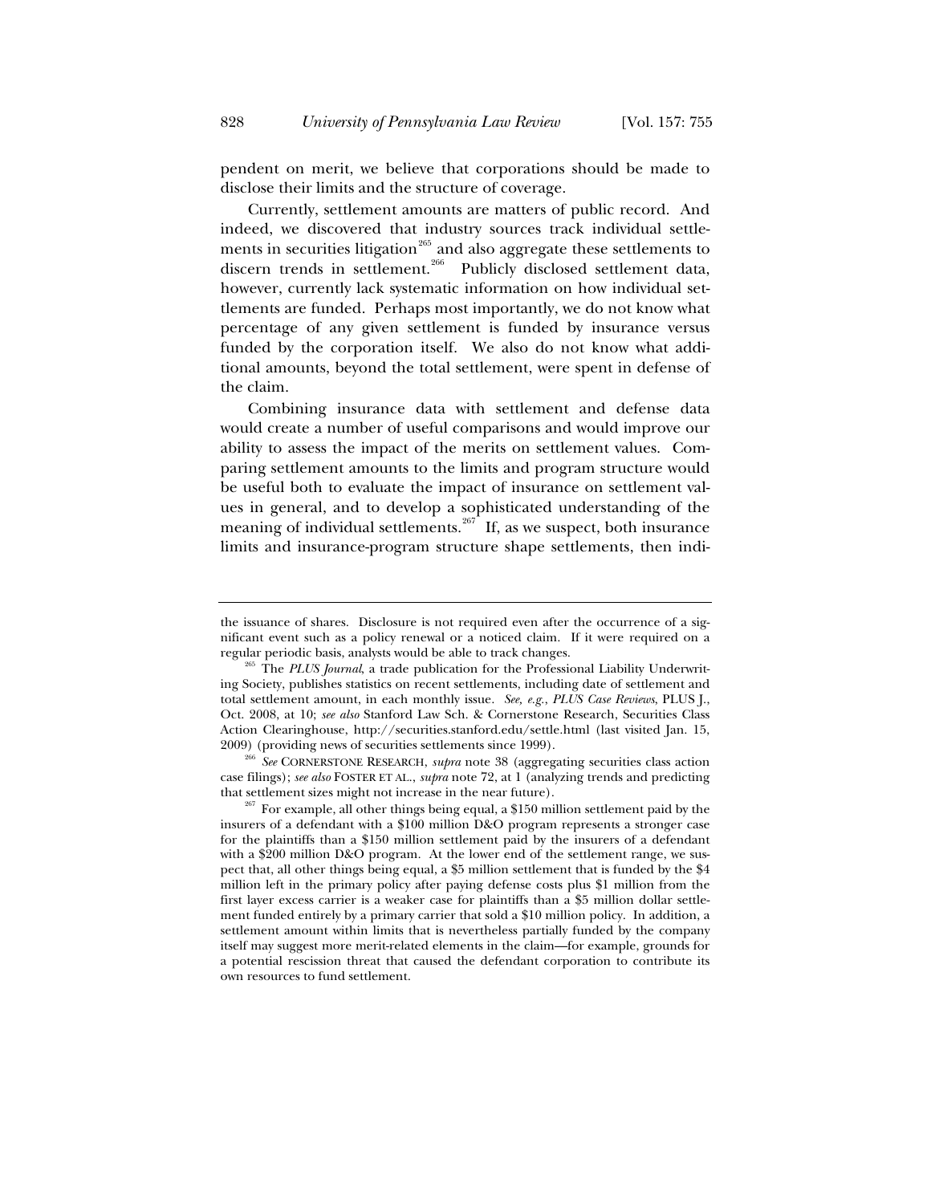pendent on merit, we believe that corporations should be made to disclose their limits and the structure of coverage.

Currently, settlement amounts are matters of public record. And indeed, we discovered that industry sources track individual settlements in securities litigation[265] and also aggregate these settlements to discern trends in settlement.[266] Publicly disclosed settlement data, however, currently lack systematic information on how individual settlements are funded. Perhaps most importantly, we do not know what percentage of any given settlement is funded by insurance versus funded by the corporation itself. We also do not know what additional amounts, beyond the total settlement, were spent in defense of the claim.

Combining insurance data with settlement and defense data would create a number of useful comparisons and would improve our ability to assess the impact of the merits on settlement values. Comparing settlement amounts to the limits and program structure would be useful both to evaluate the impact of insurance on settlement values in general, and to develop a sophisticated understanding of the meaning of individual settlements.[267] If, as we suspect, both insurance limits and insurance-program structure shape settlements, then indi-

---

the issuance of shares. Disclosure is not required even after the occurrence of a significant event such as a policy renewal or a noticed claim. If it were required on a regular periodic basis, analysts would be able to track changes.

[265] The *PLUS Journal*, a trade publication for the Professional Liability Underwriting Society, publishes statistics on recent settlements, including date of settlement and total settlement amount, in each monthly issue. *See, e.g.*, *PLUS Case Reviews*, PLUS J., Oct. 2008, at 10; *see also* Stanford Law Sch. & Cornerstone Research, Securities Class Action Clearinghouse, http://securities.stanford.edu/settle.html (last visited Jan. 15, 2009) (providing news of securities settlements since 1999).

[266] *See* CORNERSTONE RESEARCH, *supra* note 38 (aggregating securities class action case filings); *see also* FOSTER ET AL., *supra* note 72, at 1 (analyzing trends and predicting that settlement sizes might not increase in the near future).

[267] For example, all other things being equal, a \$150 million settlement paid by the insurers of a defendant with a \$100 million D&O program represents a stronger case for the plaintiffs than a \$150 million settlement paid by the insurers of a defendant with a \$200 million D&O program. At the lower end of the settlement range, we suspect that, all other things being equal, a \$5 million settlement that is funded by the \$4 million left in the primary policy after paying defense costs plus \$1 million from the first layer excess carrier is a weaker case for plaintiffs than a \$5 million dollar settlement funded entirely by a primary carrier that sold a \$10 million policy. In addition, a settlement amount within limits that is nevertheless partially funded by the company itself may suggest more merit-related elements in the claim—for example, grounds for a potential rescission threat that caused the defendant corporation to contribute its own resources to fund settlement.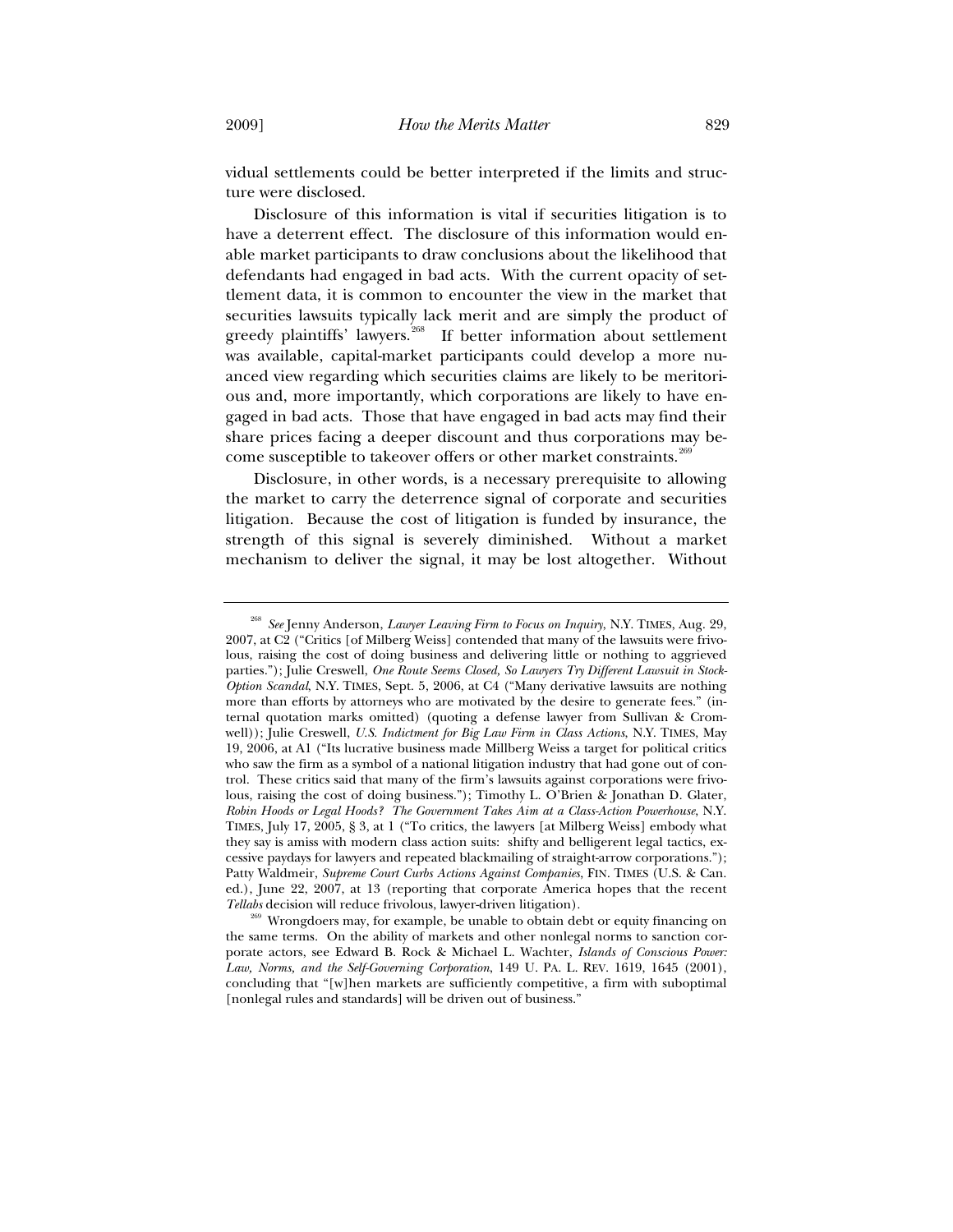vidual settlements could be better interpreted if the limits and structure were disclosed.

Disclosure of this information is vital if securities litigation is to have a deterrent effect. The disclosure of this information would enable market participants to draw conclusions about the likelihood that defendants had engaged in bad acts. With the current opacity of settlement data, it is common to encounter the view in the market that securities lawsuits typically lack merit and are simply the product of greedy plaintiffs' lawyers.[268] If better information about settlement was available, capital-market participants could develop a more nuanced view regarding which securities claims are likely to be meritorious and, more importantly, which corporations are likely to have engaged in bad acts. Those that have engaged in bad acts may find their share prices facing a deeper discount and thus corporations may become susceptible to takeover offers or other market constraints.[269]

Disclosure, in other words, is a necessary prerequisite to allowing the market to carry the deterrence signal of corporate and securities litigation. Because the cost of litigation is funded by insurance, the strength of this signal is severely diminished. Without a market mechanism to deliver the signal, it may be lost altogether. Without

---

[268] *See* Jenny Anderson, *Lawyer Leaving Firm to Focus on Inquiry*, N.Y. TIMES, Aug. 29, 2007, at C2 ("Critics [of Milberg Weiss] contended that many of the lawsuits were frivolous, raising the cost of doing business and delivering little or nothing to aggrieved parties."); Julie Creswell, *One Route Seems Closed, So Lawyers Try Different Lawsuit in Stock-Option Scandal*, N.Y. TIMES, Sept. 5, 2006, at C4 ("Many derivative lawsuits are nothing more than efforts by attorneys who are motivated by the desire to generate fees." (internal quotation marks omitted) (quoting a defense lawyer from Sullivan & Cromwell)); Julie Creswell, *U.S. Indictment for Big Law Firm in Class Actions*, N.Y. TIMES, May 19, 2006, at A1 ("Its lucrative business made Millberg Weiss a target for political critics who saw the firm as a symbol of a national litigation industry that had gone out of control. These critics said that many of the firm's lawsuits against corporations were frivolous, raising the cost of doing business."); Timothy L. O'Brien & Jonathan D. Glater, *Robin Hoods or Legal Hoods? The Government Takes Aim at a Class-Action Powerhouse*, N.Y. TIMES, July 17, 2005, § 3, at 1 ("To critics, the lawyers [at Milberg Weiss] embody what they say is amiss with modern class action suits: shifty and belligerent legal tactics, excessive paydays for lawyers and repeated blackmailing of straight-arrow corporations."); Patty Waldmeir, *Supreme Court Curbs Actions Against Companies*, FIN. TIMES (U.S. & Can. ed.), June 22, 2007, at 13 (reporting that corporate America hopes that the recent *Tellabs* decision will reduce frivolous, lawyer-driven litigation).

[269] Wrongdoers may, for example, be unable to obtain debt or equity financing on the same terms. On the ability of markets and other nonlegal norms to sanction corporate actors, see Edward B. Rock & Michael L. Wachter, *Islands of Conscious Power: Law, Norms, and the Self-Governing Corporation*, 149 U. PA. L. REV. 1619, 1645 (2001), concluding that "[w]hen markets are sufficiently competitive, a firm with suboptimal [nonlegal rules and standards] will be driven out of business."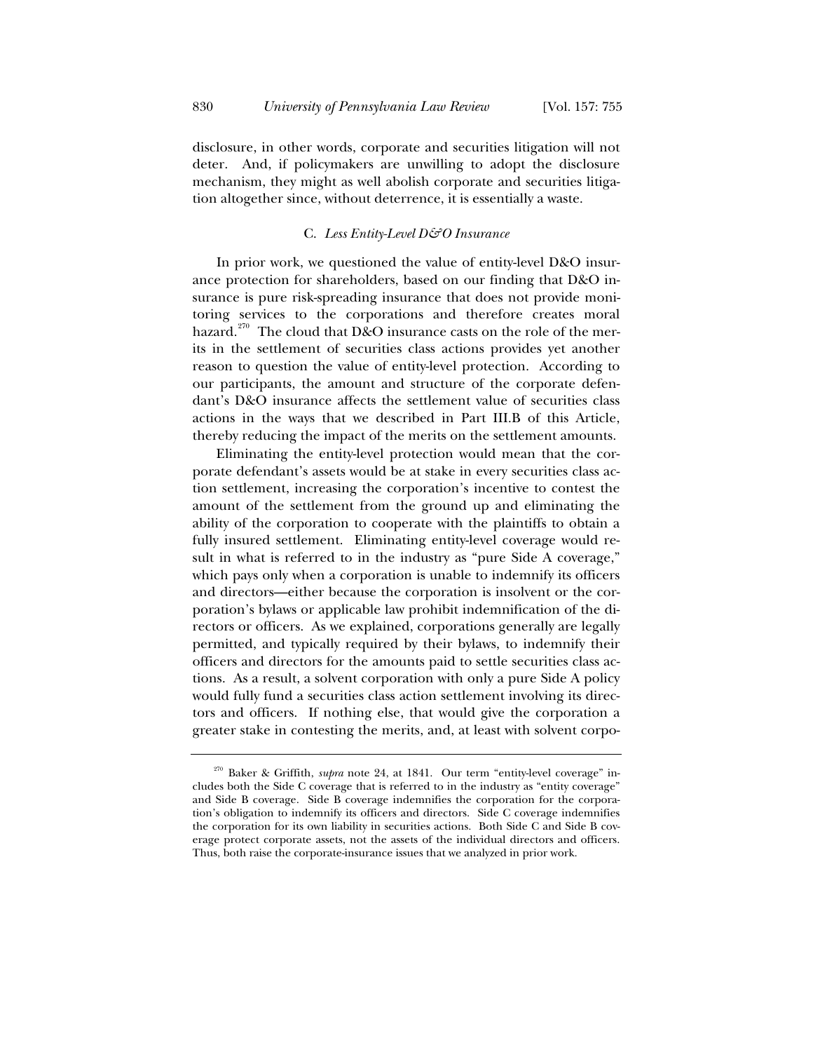disclosure, in other words, corporate and securities litigation will not deter. And, if policymakers are unwilling to adopt the disclosure mechanism, they might as well abolish corporate and securities litigation altogether since, without deterrence, it is essentially a waste.

### C. *Less Entity-Level D&O Insurance*

In prior work, we questioned the value of entity-level D&O insurance protection for shareholders, based on our finding that D&O insurance is pure risk-spreading insurance that does not provide monitoring services to the corporations and therefore creates moral hazard.[270] The cloud that D&O insurance casts on the role of the merits in the settlement of securities class actions provides yet another reason to question the value of entity-level protection. According to our participants, the amount and structure of the corporate defendant's D&O insurance affects the settlement value of securities class actions in the ways that we described in Part III.B of this Article, thereby reducing the impact of the merits on the settlement amounts.

Eliminating the entity-level protection would mean that the corporate defendant's assets would be at stake in every securities class action settlement, increasing the corporation's incentive to contest the amount of the settlement from the ground up and eliminating the ability of the corporation to cooperate with the plaintiffs to obtain a fully insured settlement. Eliminating entity-level coverage would result in what is referred to in the industry as "pure Side A coverage," which pays only when a corporation is unable to indemnify its officers and directors—either because the corporation is insolvent or the corporation's bylaws or applicable law prohibit indemnification of the directors or officers. As we explained, corporations generally are legally permitted, and typically required by their bylaws, to indemnify their officers and directors for the amounts paid to settle securities class actions. As a result, a solvent corporation with only a pure Side A policy would fully fund a securities class action settlement involving its directors and officers. If nothing else, that would give the corporation a greater stake in contesting the merits, and, at least with solvent corpo-

---

[270] Baker & Griffith, *supra* note 24, at 1841. Our term "entity-level coverage" includes both the Side C coverage that is referred to in the industry as "entity coverage" and Side B coverage. Side B coverage indemnifies the corporation for the corporation's obligation to indemnify its officers and directors. Side C coverage indemnifies the corporation for its own liability in securities actions. Both Side C and Side B coverage protect corporate assets, not the assets of the individual directors and officers. Thus, both raise the corporate-insurance issues that we analyzed in prior work.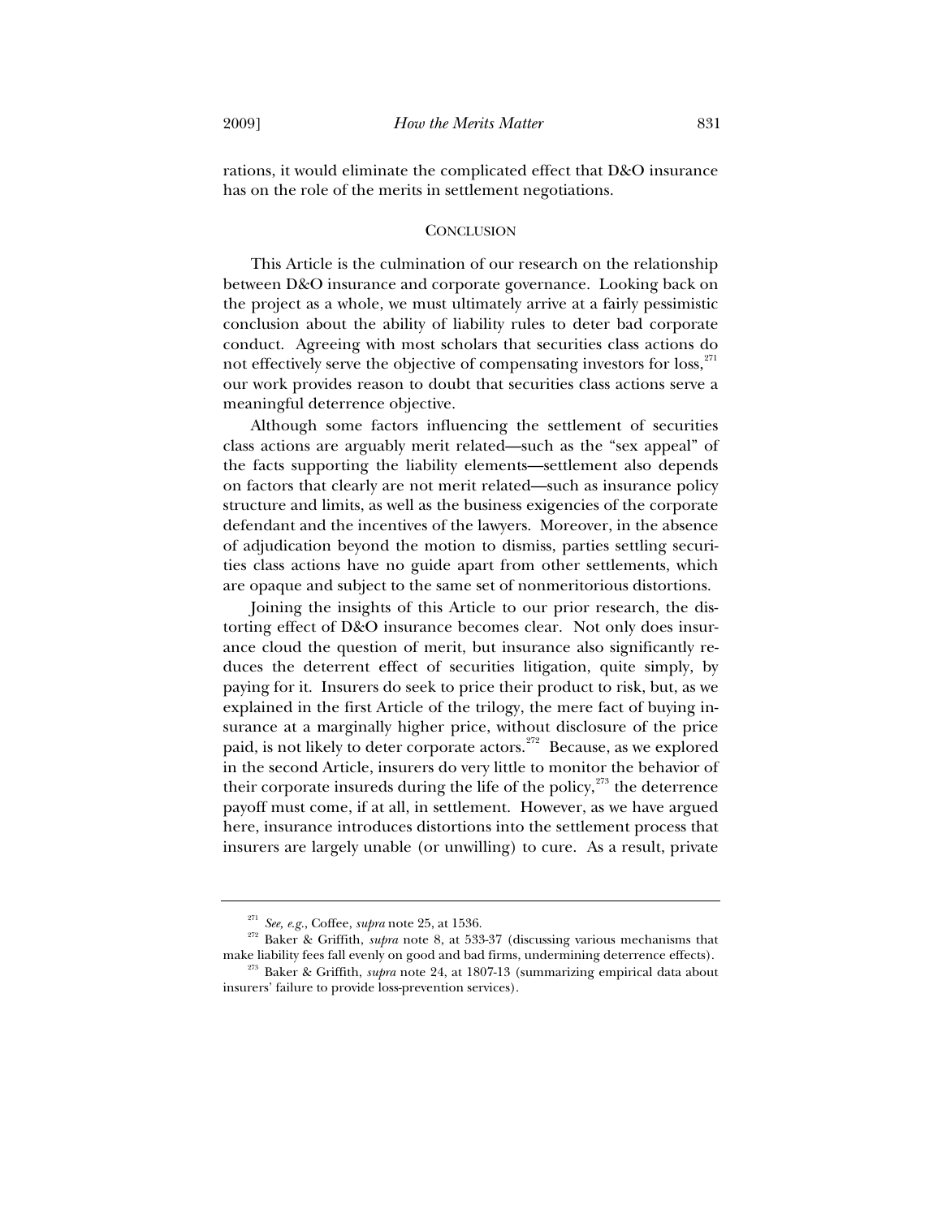rations, it would eliminate the complicated effect that D&O insurance has on the role of the merits in settlement negotiations.

## CONCLUSION

This Article is the culmination of our research on the relationship between D&O insurance and corporate governance. Looking back on the project as a whole, we must ultimately arrive at a fairly pessimistic conclusion about the ability of liability rules to deter bad corporate conduct. Agreeing with most scholars that securities class actions do not effectively serve the objective of compensating investors for loss,[271] our work provides reason to doubt that securities class actions serve a meaningful deterrence objective.

Although some factors influencing the settlement of securities class actions are arguably merit related—such as the "sex appeal" of the facts supporting the liability elements—settlement also depends on factors that clearly are not merit related—such as insurance policy structure and limits, as well as the business exigencies of the corporate defendant and the incentives of the lawyers. Moreover, in the absence of adjudication beyond the motion to dismiss, parties settling securities class actions have no guide apart from other settlements, which are opaque and subject to the same set of nonmeritorious distortions.

Joining the insights of this Article to our prior research, the distorting effect of D&O insurance becomes clear. Not only does insurance cloud the question of merit, but insurance also significantly reduces the deterrent effect of securities litigation, quite simply, by paying for it. Insurers do seek to price their product to risk, but, as we explained in the first Article of the trilogy, the mere fact of buying insurance at a marginally higher price, without disclosure of the price paid, is not likely to deter corporate actors.[272] Because, as we explored in the second Article, insurers do very little to monitor the behavior of their corporate insureds during the life of the policy,[273] the deterrence payoff must come, if at all, in settlement. However, as we have argued here, insurance introduces distortions into the settlement process that insurers are largely unable (or unwilling) to cure. As a result, private

---

[271] *See, e.g.*, Coffee, *supra* note 25, at 1536.

[272] Baker & Griffith, *supra* note 8, at 533-37 (discussing various mechanisms that make liability fees fall evenly on good and bad firms, undermining deterrence effects).

[273] Baker & Griffith, *supra* note 24, at 1807-13 (summarizing empirical data about insurers' failure to provide loss-prevention services).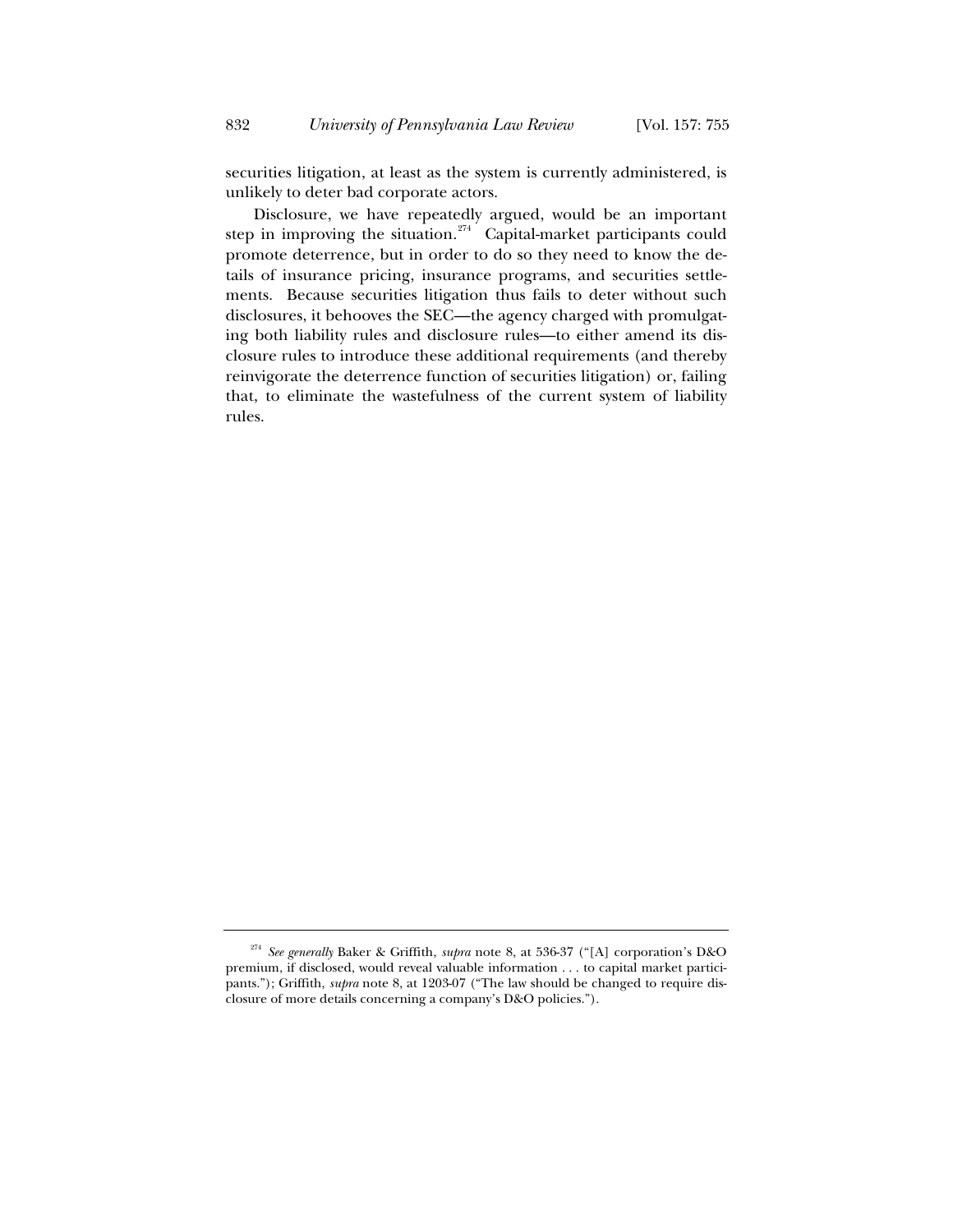securities litigation, at least as the system is currently administered, is unlikely to deter bad corporate actors.

Disclosure, we have repeatedly argued, would be an important step in improving the situation.[274] Capital-market participants could promote deterrence, but in order to do so they need to know the details of insurance pricing, insurance programs, and securities settlements. Because securities litigation thus fails to deter without such disclosures, it behooves the SEC—the agency charged with promulgating both liability rules and disclosure rules—to either amend its disclosure rules to introduce these additional requirements (and thereby reinvigorate the deterrence function of securities litigation) or, failing that, to eliminate the wastefulness of the current system of liability rules.

---

[274] *See generally* Baker & Griffith, *supra* note 8, at 536-37 ("[A] corporation's D&O premium, if disclosed, would reveal valuable information . . . to capital market participants."); Griffith, *supra* note 8, at 1203-07 ("The law should be changed to require disclosure of more details concerning a company's D&O policies.").